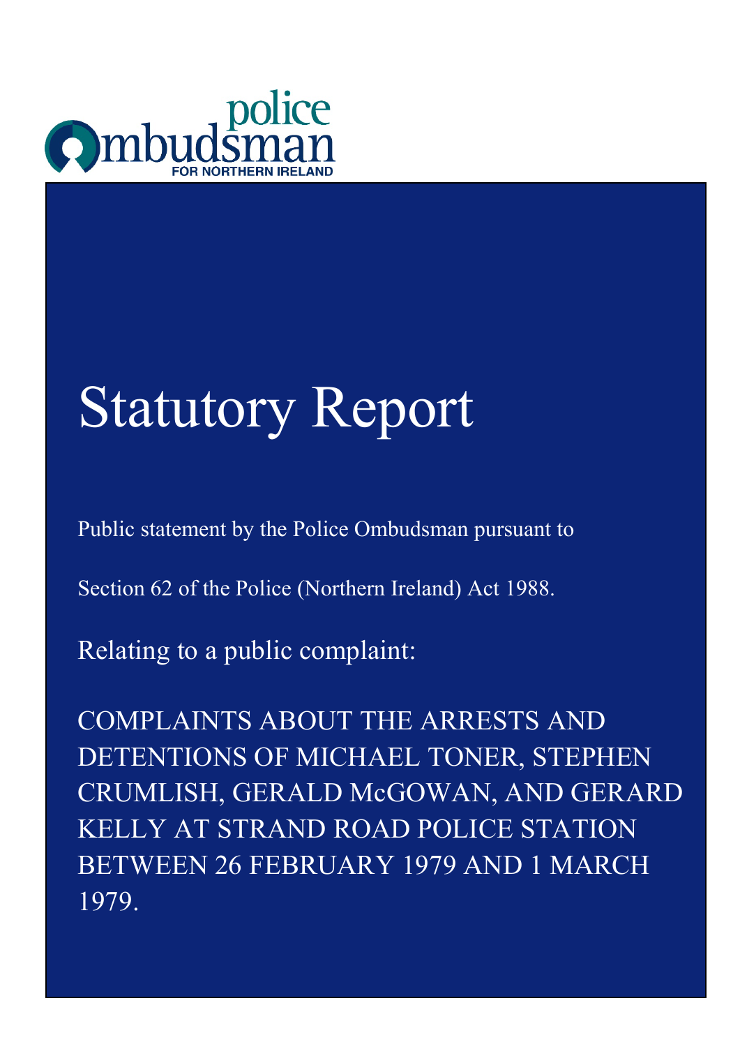police Ombudsman FOR NORTHERN IRELAND

# Statutory Report

Public statement by the Police Ombudsman pursuant to

Section 62 of the Police (Northern Ireland) Act 1988.

Relating to a public complaint:

COMPLAINTS ABOUT THE ARRESTS AND DETENTIONS OF MICHAEL TONER, STEPHEN CRUMLISH, GERALD McGOWAN, AND GERARD KELLY AT STRAND ROAD POLICE STATION BETWEEN 26 FEBRUARY 1979 AND 1 MARCH 1979.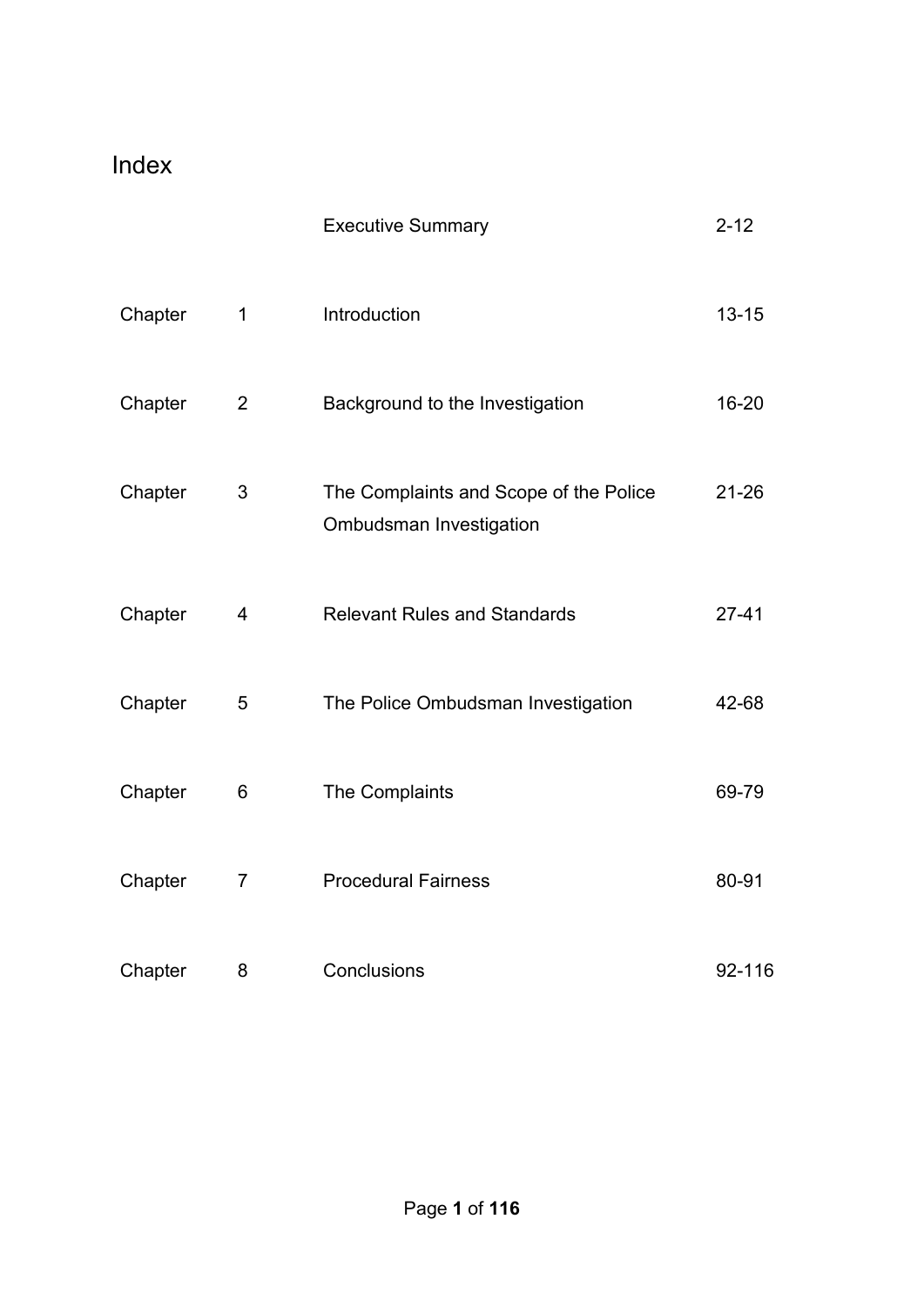# Index

| | | | |
|---|---|---|---|
| | | Executive Summary | 2-12 |
| Chapter | 1 | Introduction | 13-15 |
| Chapter | 2 | Background to the Investigation | 16-20 |
| Chapter | 3 | The Complaints and Scope of the Police Ombudsman Investigation | 21-26 |
| Chapter | 4 | Relevant Rules and Standards | 27-41 |
| Chapter | 5 | The Police Ombudsman Investigation | 42-68 |
| Chapter | 6 | The Complaints | 69-79 |
| Chapter | 7 | Procedural Fairness | 80-91 |
| Chapter | 8 | Conclusions | 92-116 |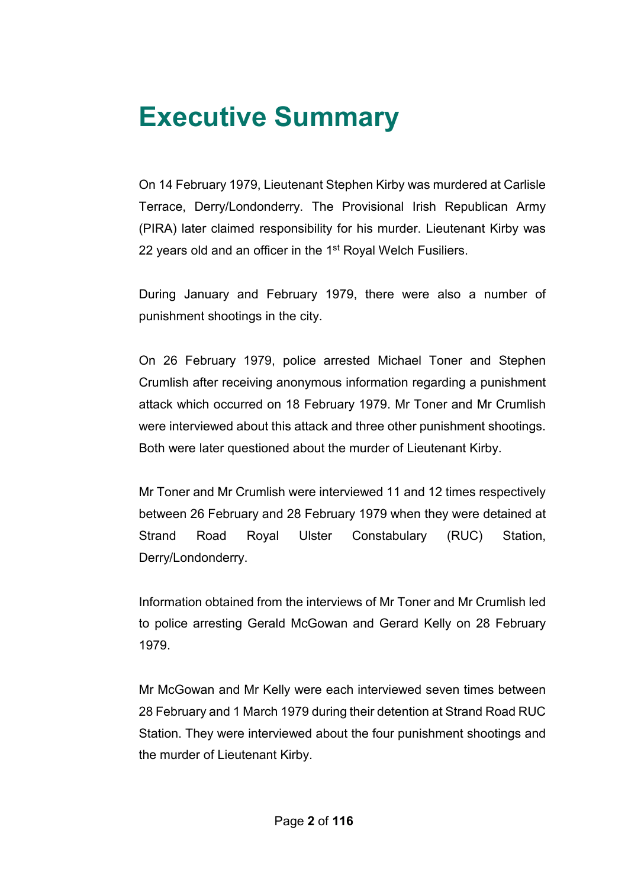# Executive Summary

On 14 February 1979, Lieutenant Stephen Kirby was murdered at Carlisle Terrace, Derry/Londonderry. The Provisional Irish Republican Army (PIRA) later claimed responsibility for his murder. Lieutenant Kirby was 22 years old and an officer in the 1st Royal Welch Fusiliers.

During January and February 1979, there were also a number of punishment shootings in the city.

On 26 February 1979, police arrested Michael Toner and Stephen Crumlish after receiving anonymous information regarding a punishment attack which occurred on 18 February 1979. Mr Toner and Mr Crumlish were interviewed about this attack and three other punishment shootings. Both were later questioned about the murder of Lieutenant Kirby.

Mr Toner and Mr Crumlish were interviewed 11 and 12 times respectively between 26 February and 28 February 1979 when they were detained at Strand Road Royal Ulster Constabulary (RUC) Station, Derry/Londonderry.

Information obtained from the interviews of Mr Toner and Mr Crumlish led to police arresting Gerald McGowan and Gerard Kelly on 28 February 1979.

Mr McGowan and Mr Kelly were each interviewed seven times between 28 February and 1 March 1979 during their detention at Strand Road RUC Station. They were interviewed about the four punishment shootings and the murder of Lieutenant Kirby.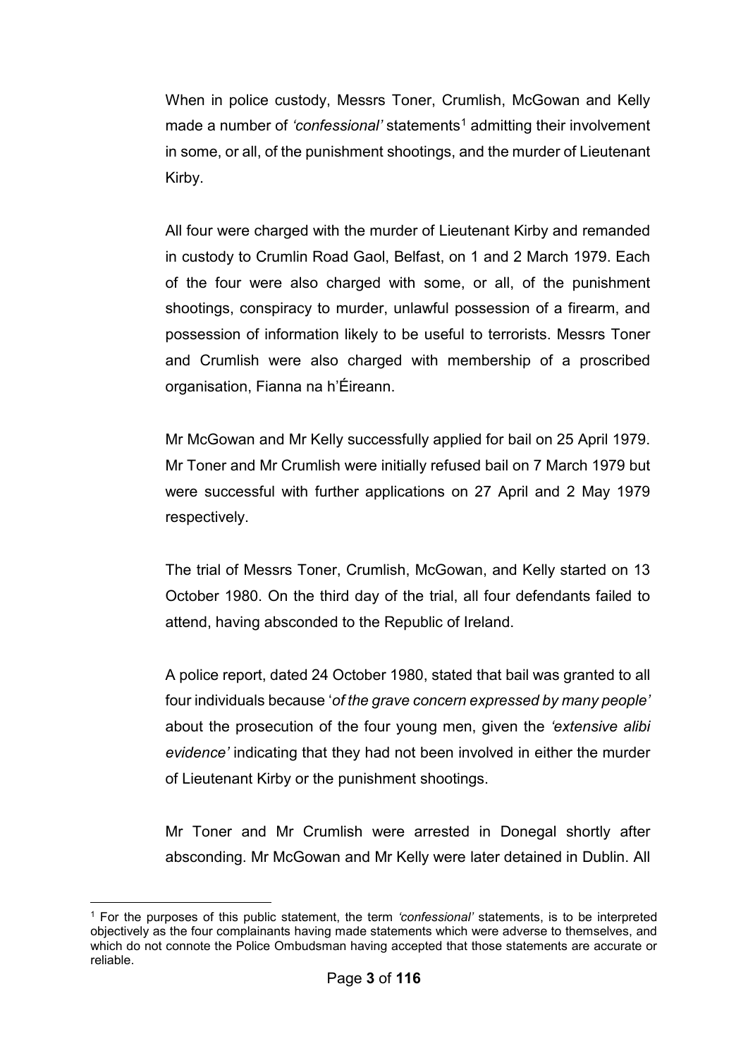When in police custody, Messrs Toner, Crumlish, McGowan and Kelly made a number of *'confessional'* statements[1] admitting their involvement in some, or all, of the punishment shootings, and the murder of Lieutenant Kirby.

All four were charged with the murder of Lieutenant Kirby and remanded in custody to Crumlin Road Gaol, Belfast, on 1 and 2 March 1979. Each of the four were also charged with some, or all, of the punishment shootings, conspiracy to murder, unlawful possession of a firearm, and possession of information likely to be useful to terrorists. Messrs Toner and Crumlish were also charged with membership of a proscribed organisation, Fianna na h'Éireann.

Mr McGowan and Mr Kelly successfully applied for bail on 25 April 1979. Mr Toner and Mr Crumlish were initially refused bail on 7 March 1979 but were successful with further applications on 27 April and 2 May 1979 respectively.

The trial of Messrs Toner, Crumlish, McGowan, and Kelly started on 13 October 1980. On the third day of the trial, all four defendants failed to attend, having absconded to the Republic of Ireland.

A police report, dated 24 October 1980, stated that bail was granted to all four individuals because '*of the grave concern expressed by many people'* about the prosecution of the four young men, given the *'extensive alibi evidence'* indicating that they had not been involved in either the murder of Lieutenant Kirby or the punishment shootings.

Mr Toner and Mr Crumlish were arrested in Donegal shortly after absconding. Mr McGowan and Mr Kelly were later detained in Dublin. All

[1] For the purposes of this public statement, the term *'confessional'* statements, is to be interpreted objectively as the four complainants having made statements which were adverse to themselves, and which do not connote the Police Ombudsman having accepted that those statements are accurate or reliable.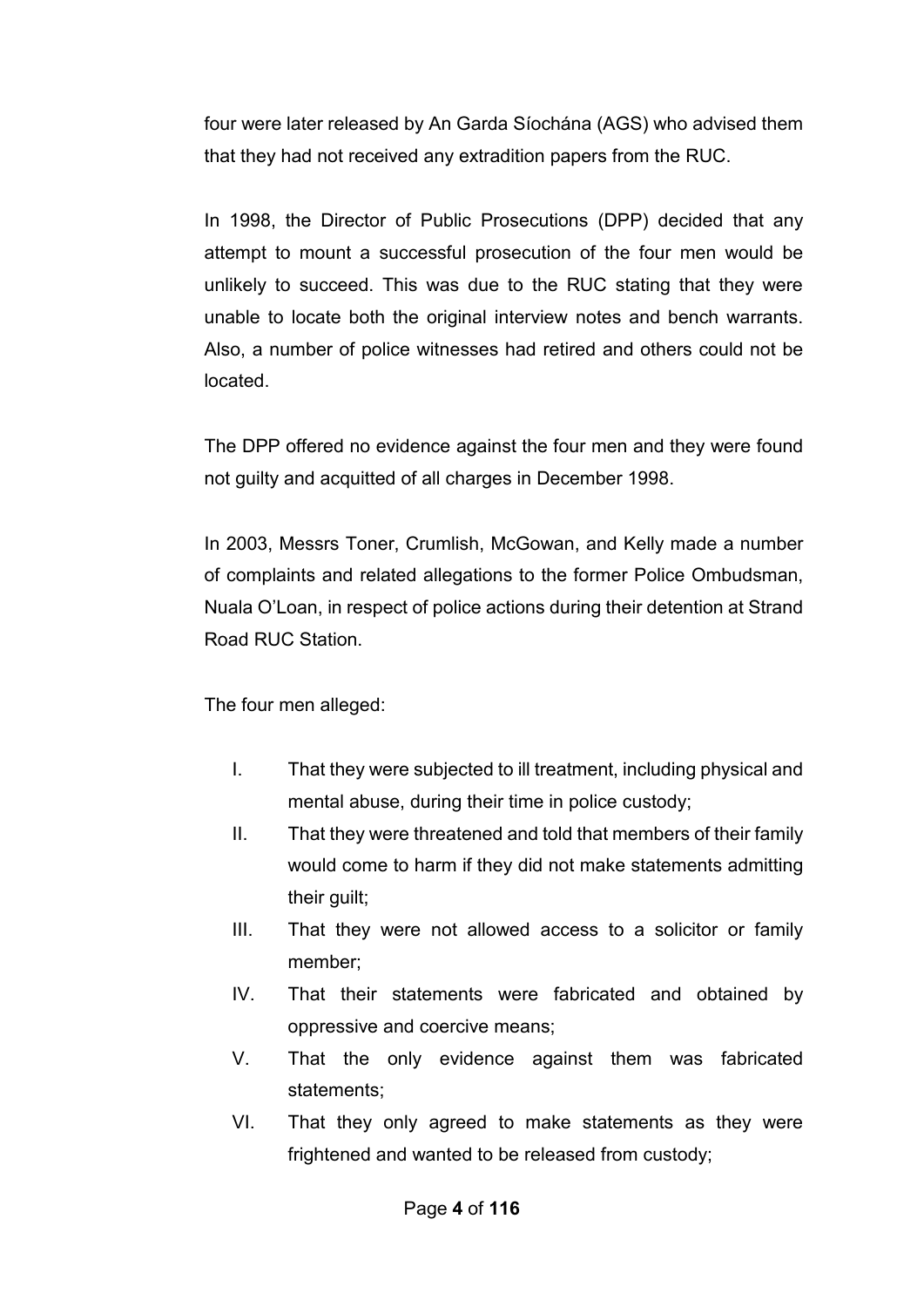four were later released by An Garda Síochána (AGS) who advised them that they had not received any extradition papers from the RUC.

In 1998, the Director of Public Prosecutions (DPP) decided that any attempt to mount a successful prosecution of the four men would be unlikely to succeed. This was due to the RUC stating that they were unable to locate both the original interview notes and bench warrants. Also, a number of police witnesses had retired and others could not be located.

The DPP offered no evidence against the four men and they were found not guilty and acquitted of all charges in December 1998.

In 2003, Messrs Toner, Crumlish, McGowan, and Kelly made a number of complaints and related allegations to the former Police Ombudsman, Nuala O'Loan, in respect of police actions during their detention at Strand Road RUC Station.

The four men alleged:

I. That they were subjected to ill treatment, including physical and mental abuse, during their time in police custody;

II. That they were threatened and told that members of their family would come to harm if they did not make statements admitting their guilt;

III. That they were not allowed access to a solicitor or family member;

IV. That their statements were fabricated and obtained by oppressive and coercive means;

V. That the only evidence against them was fabricated statements;

VI. That they only agreed to make statements as they were frightened and wanted to be released from custody;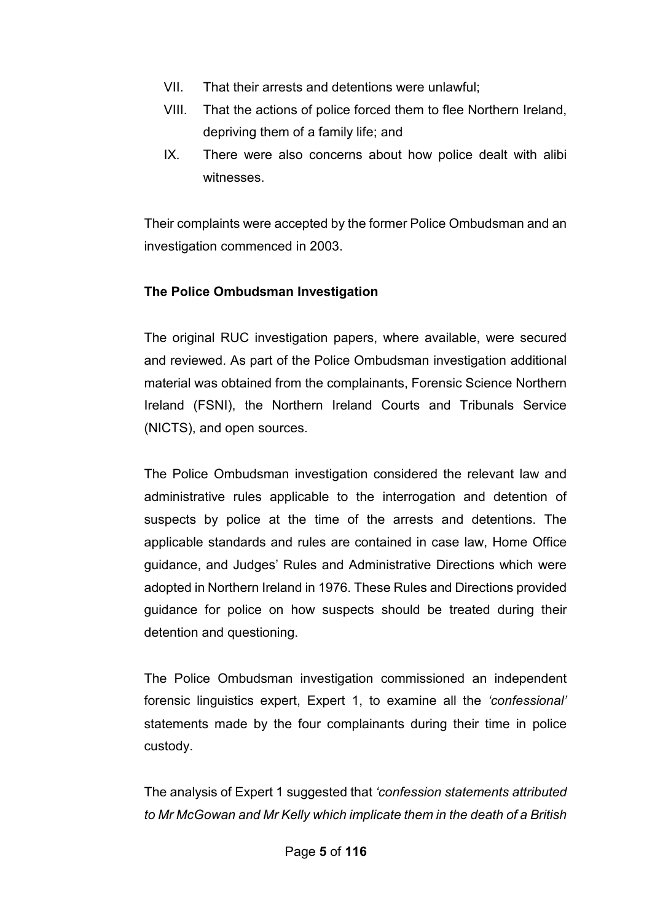VII. That their arrests and detentions were unlawful;

VIII. That the actions of police forced them to flee Northern Ireland, depriving them of a family life; and

IX. There were also concerns about how police dealt with alibi witnesses.

Their complaints were accepted by the former Police Ombudsman and an investigation commenced in 2003.

**The Police Ombudsman Investigation**

The original RUC investigation papers, where available, were secured and reviewed. As part of the Police Ombudsman investigation additional material was obtained from the complainants, Forensic Science Northern Ireland (FSNI), the Northern Ireland Courts and Tribunals Service (NICTS), and open sources.

The Police Ombudsman investigation considered the relevant law and administrative rules applicable to the interrogation and detention of suspects by police at the time of the arrests and detentions. The applicable standards and rules are contained in case law, Home Office guidance, and Judges' Rules and Administrative Directions which were adopted in Northern Ireland in 1976. These Rules and Directions provided guidance for police on how suspects should be treated during their detention and questioning.

The Police Ombudsman investigation commissioned an independent forensic linguistics expert, Expert 1, to examine all the *'confessional'* statements made by the four complainants during their time in police custody.

The analysis of Expert 1 suggested that *'confession statements attributed to Mr McGowan and Mr Kelly which implicate them in the death of a British*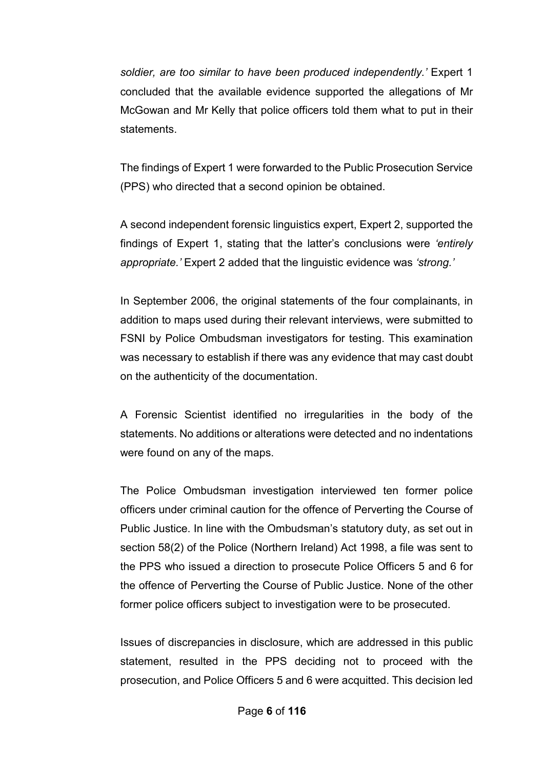*soldier, are too similar to have been produced independently.'* Expert 1 concluded that the available evidence supported the allegations of Mr McGowan and Mr Kelly that police officers told them what to put in their statements.

The findings of Expert 1 were forwarded to the Public Prosecution Service (PPS) who directed that a second opinion be obtained.

A second independent forensic linguistics expert, Expert 2, supported the findings of Expert 1, stating that the latter's conclusions were *'entirely appropriate.'* Expert 2 added that the linguistic evidence was *'strong.'*

In September 2006, the original statements of the four complainants, in addition to maps used during their relevant interviews, were submitted to FSNI by Police Ombudsman investigators for testing. This examination was necessary to establish if there was any evidence that may cast doubt on the authenticity of the documentation.

A Forensic Scientist identified no irregularities in the body of the statements. No additions or alterations were detected and no indentations were found on any of the maps.

The Police Ombudsman investigation interviewed ten former police officers under criminal caution for the offence of Perverting the Course of Public Justice. In line with the Ombudsman's statutory duty, as set out in section 58(2) of the Police (Northern Ireland) Act 1998, a file was sent to the PPS who issued a direction to prosecute Police Officers 5 and 6 for the offence of Perverting the Course of Public Justice. None of the other former police officers subject to investigation were to be prosecuted.

Issues of discrepancies in disclosure, which are addressed in this public statement, resulted in the PPS deciding not to proceed with the prosecution, and Police Officers 5 and 6 were acquitted. This decision led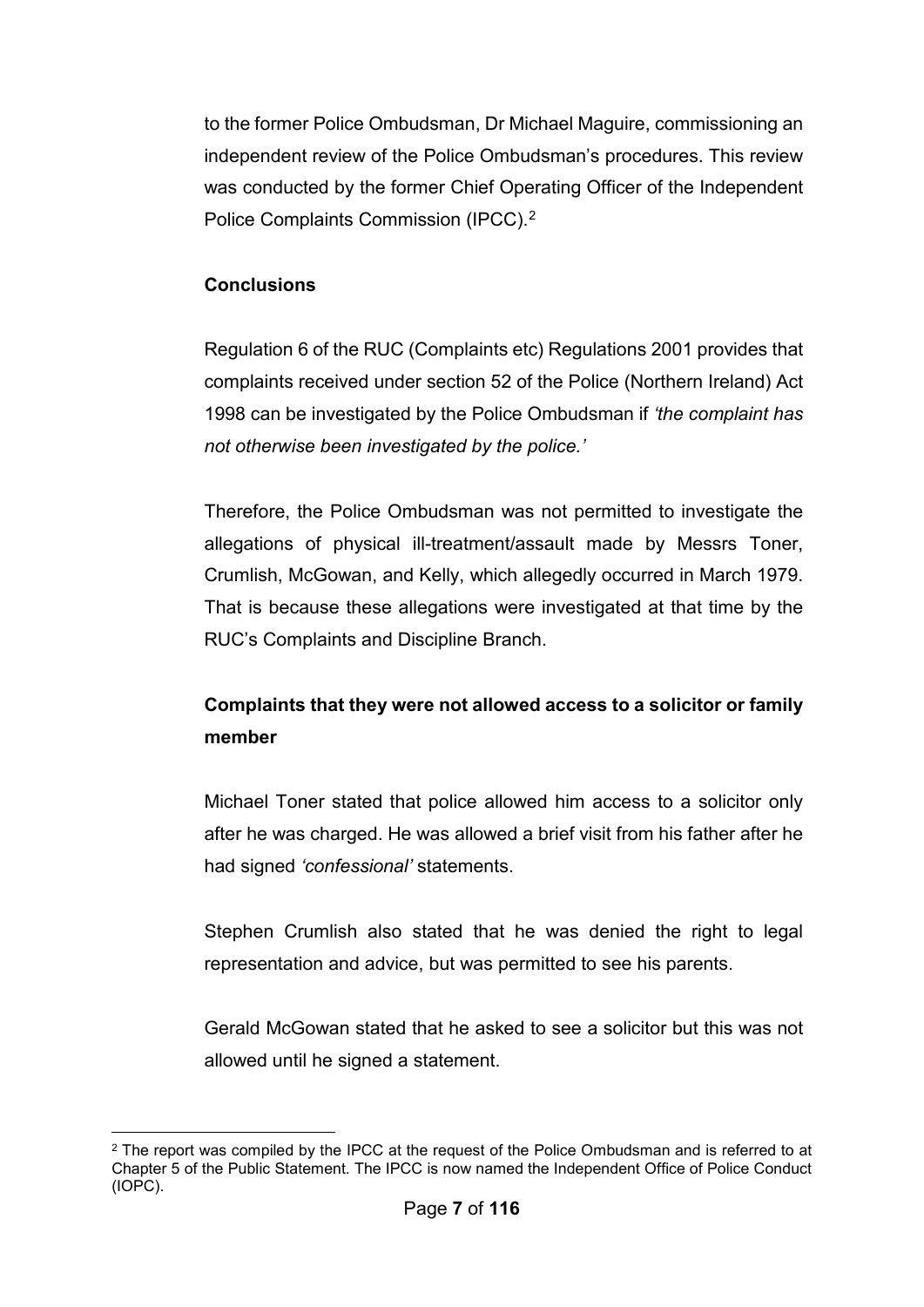to the former Police Ombudsman, Dr Michael Maguire, commissioning an independent review of the Police Ombudsman's procedures. This review was conducted by the former Chief Operating Officer of the Independent Police Complaints Commission (IPCC).[2]

**Conclusions**

Regulation 6 of the RUC (Complaints etc) Regulations 2001 provides that complaints received under section 52 of the Police (Northern Ireland) Act 1998 can be investigated by the Police Ombudsman if *'the complaint has not otherwise been investigated by the police.'*

Therefore, the Police Ombudsman was not permitted to investigate the allegations of physical ill-treatment/assault made by Messrs Toner, Crumlish, McGowan, and Kelly, which allegedly occurred in March 1979. That is because these allegations were investigated at that time by the RUC's Complaints and Discipline Branch.

**Complaints that they were not allowed access to a solicitor or family member**

Michael Toner stated that police allowed him access to a solicitor only after he was charged. He was allowed a brief visit from his father after he had signed *'confessional'* statements.

Stephen Crumlish also stated that he was denied the right to legal representation and advice, but was permitted to see his parents.

Gerald McGowan stated that he asked to see a solicitor but this was not allowed until he signed a statement.

[2] The report was compiled by the IPCC at the request of the Police Ombudsman and is referred to at Chapter 5 of the Public Statement. The IPCC is now named the Independent Office of Police Conduct (IOPC).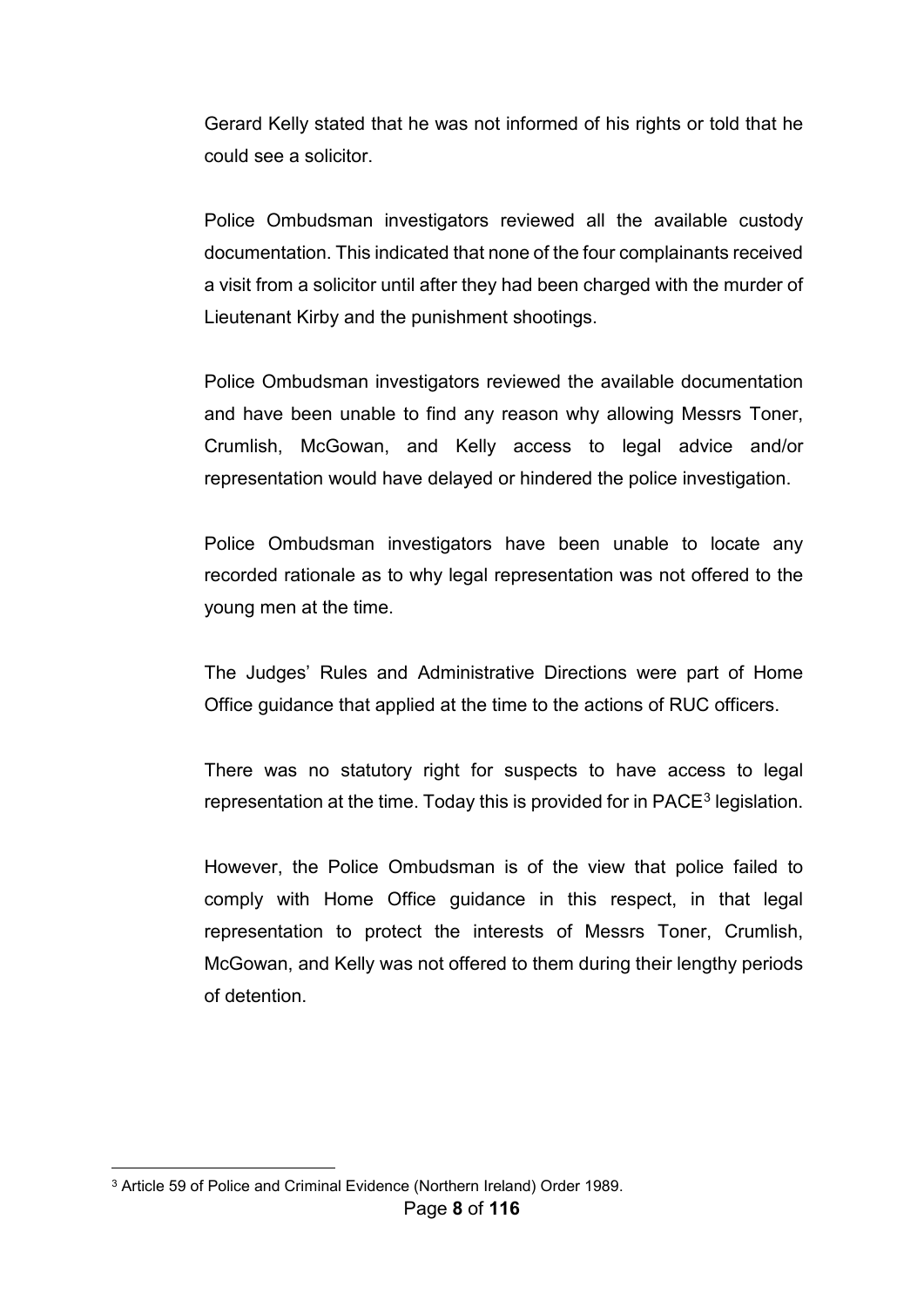Gerard Kelly stated that he was not informed of his rights or told that he could see a solicitor.

Police Ombudsman investigators reviewed all the available custody documentation. This indicated that none of the four complainants received a visit from a solicitor until after they had been charged with the murder of Lieutenant Kirby and the punishment shootings.

Police Ombudsman investigators reviewed the available documentation and have been unable to find any reason why allowing Messrs Toner, Crumlish, McGowan, and Kelly access to legal advice and/or representation would have delayed or hindered the police investigation.

Police Ombudsman investigators have been unable to locate any recorded rationale as to why legal representation was not offered to the young men at the time.

The Judges' Rules and Administrative Directions were part of Home Office guidance that applied at the time to the actions of RUC officers.

There was no statutory right for suspects to have access to legal representation at the time. Today this is provided for in PACE[3] legislation.

However, the Police Ombudsman is of the view that police failed to comply with Home Office guidance in this respect, in that legal representation to protect the interests of Messrs Toner, Crumlish, McGowan, and Kelly was not offered to them during their lengthy periods of detention.

[3] Article 59 of Police and Criminal Evidence (Northern Ireland) Order 1989.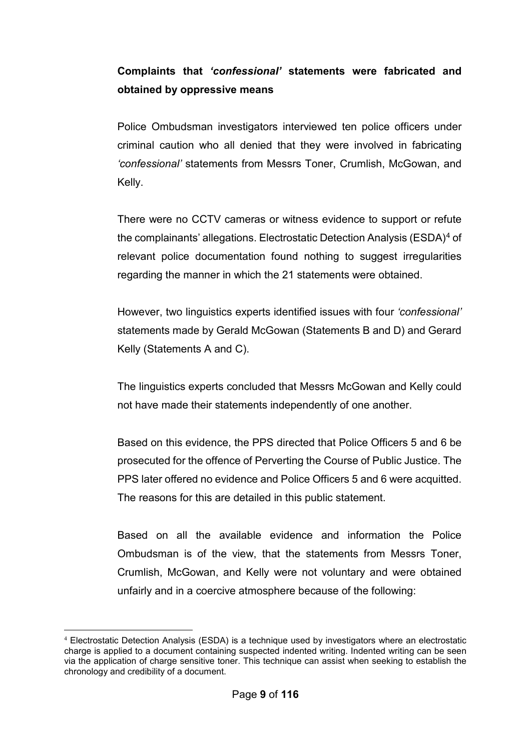**Complaints that *'confessional'* statements were fabricated and obtained by oppressive means**

Police Ombudsman investigators interviewed ten police officers under criminal caution who all denied that they were involved in fabricating *'confessional'* statements from Messrs Toner, Crumlish, McGowan, and Kelly.

There were no CCTV cameras or witness evidence to support or refute the complainants' allegations. Electrostatic Detection Analysis (ESDA)[4] of relevant police documentation found nothing to suggest irregularities regarding the manner in which the 21 statements were obtained.

However, two linguistics experts identified issues with four *'confessional'* statements made by Gerald McGowan (Statements B and D) and Gerard Kelly (Statements A and C).

The linguistics experts concluded that Messrs McGowan and Kelly could not have made their statements independently of one another.

Based on this evidence, the PPS directed that Police Officers 5 and 6 be prosecuted for the offence of Perverting the Course of Public Justice. The PPS later offered no evidence and Police Officers 5 and 6 were acquitted. The reasons for this are detailed in this public statement.

Based on all the available evidence and information the Police Ombudsman is of the view, that the statements from Messrs Toner, Crumlish, McGowan, and Kelly were not voluntary and were obtained unfairly and in a coercive atmosphere because of the following:

[4] Electrostatic Detection Analysis (ESDA) is a technique used by investigators where an electrostatic charge is applied to a document containing suspected indented writing. Indented writing can be seen via the application of charge sensitive toner. This technique can assist when seeking to establish the chronology and credibility of a document.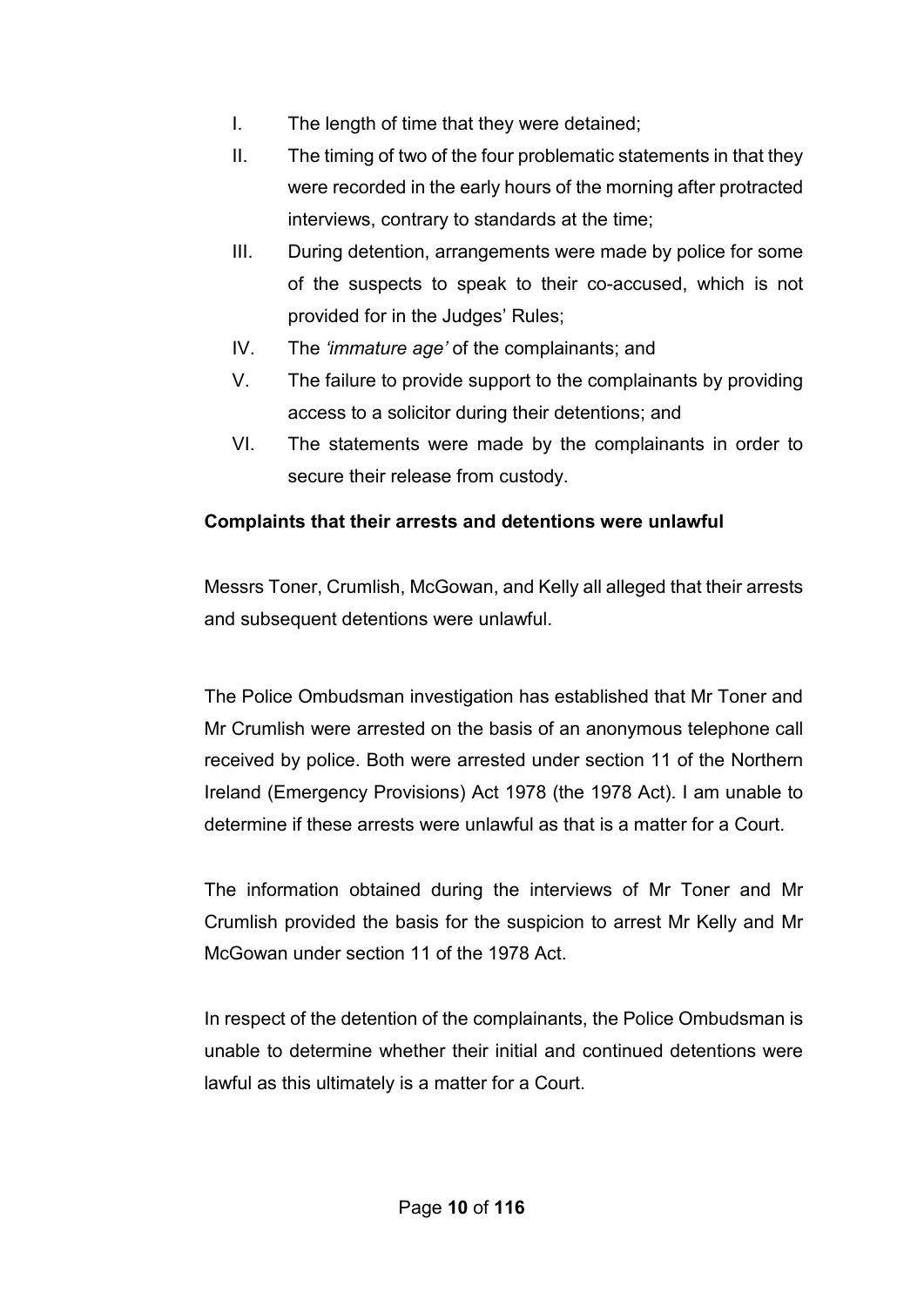I. The length of time that they were detained;

II. The timing of two of the four problematic statements in that they were recorded in the early hours of the morning after protracted interviews, contrary to standards at the time;

III. During detention, arrangements were made by police for some of the suspects to speak to their co-accused, which is not provided for in the Judges' Rules;

IV. The *'immature age'* of the complainants; and

V. The failure to provide support to the complainants by providing access to a solicitor during their detentions; and

VI. The statements were made by the complainants in order to secure their release from custody.

**Complaints that their arrests and detentions were unlawful**

Messrs Toner, Crumlish, McGowan, and Kelly all alleged that their arrests and subsequent detentions were unlawful.

The Police Ombudsman investigation has established that Mr Toner and Mr Crumlish were arrested on the basis of an anonymous telephone call received by police. Both were arrested under section 11 of the Northern Ireland (Emergency Provisions) Act 1978 (the 1978 Act). I am unable to determine if these arrests were unlawful as that is a matter for a Court.

The information obtained during the interviews of Mr Toner and Mr Crumlish provided the basis for the suspicion to arrest Mr Kelly and Mr McGowan under section 11 of the 1978 Act.

In respect of the detention of the complainants, the Police Ombudsman is unable to determine whether their initial and continued detentions were lawful as this ultimately is a matter for a Court.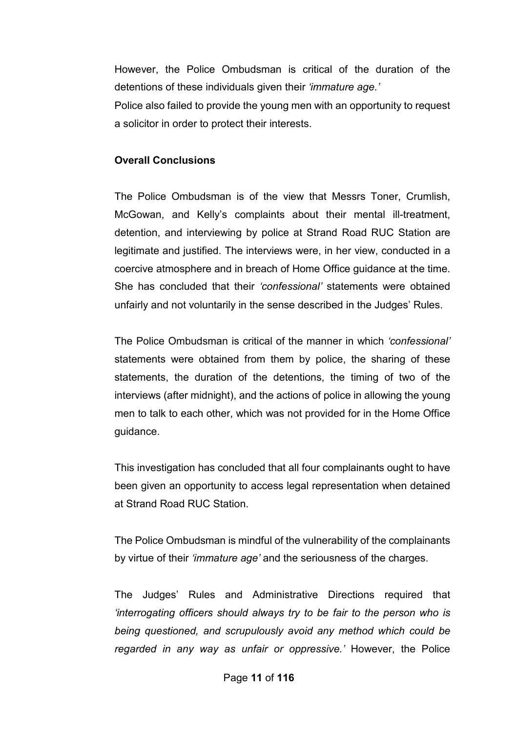However, the Police Ombudsman is critical of the duration of the detentions of these individuals given their *'immature age.'*
Police also failed to provide the young men with an opportunity to request a solicitor in order to protect their interests.

**Overall Conclusions**

The Police Ombudsman is of the view that Messrs Toner, Crumlish, McGowan, and Kelly's complaints about their mental ill-treatment, detention, and interviewing by police at Strand Road RUC Station are legitimate and justified. The interviews were, in her view, conducted in a coercive atmosphere and in breach of Home Office guidance at the time. She has concluded that their *'confessional'* statements were obtained unfairly and not voluntarily in the sense described in the Judges' Rules.

The Police Ombudsman is critical of the manner in which *'confessional'* statements were obtained from them by police, the sharing of these statements, the duration of the detentions, the timing of two of the interviews (after midnight), and the actions of police in allowing the young men to talk to each other, which was not provided for in the Home Office guidance.

This investigation has concluded that all four complainants ought to have been given an opportunity to access legal representation when detained at Strand Road RUC Station.

The Police Ombudsman is mindful of the vulnerability of the complainants by virtue of their *'immature age'* and the seriousness of the charges.

The Judges' Rules and Administrative Directions required that *'interrogating officers should always try to be fair to the person who is being questioned, and scrupulously avoid any method which could be regarded in any way as unfair or oppressive.'* However, the Police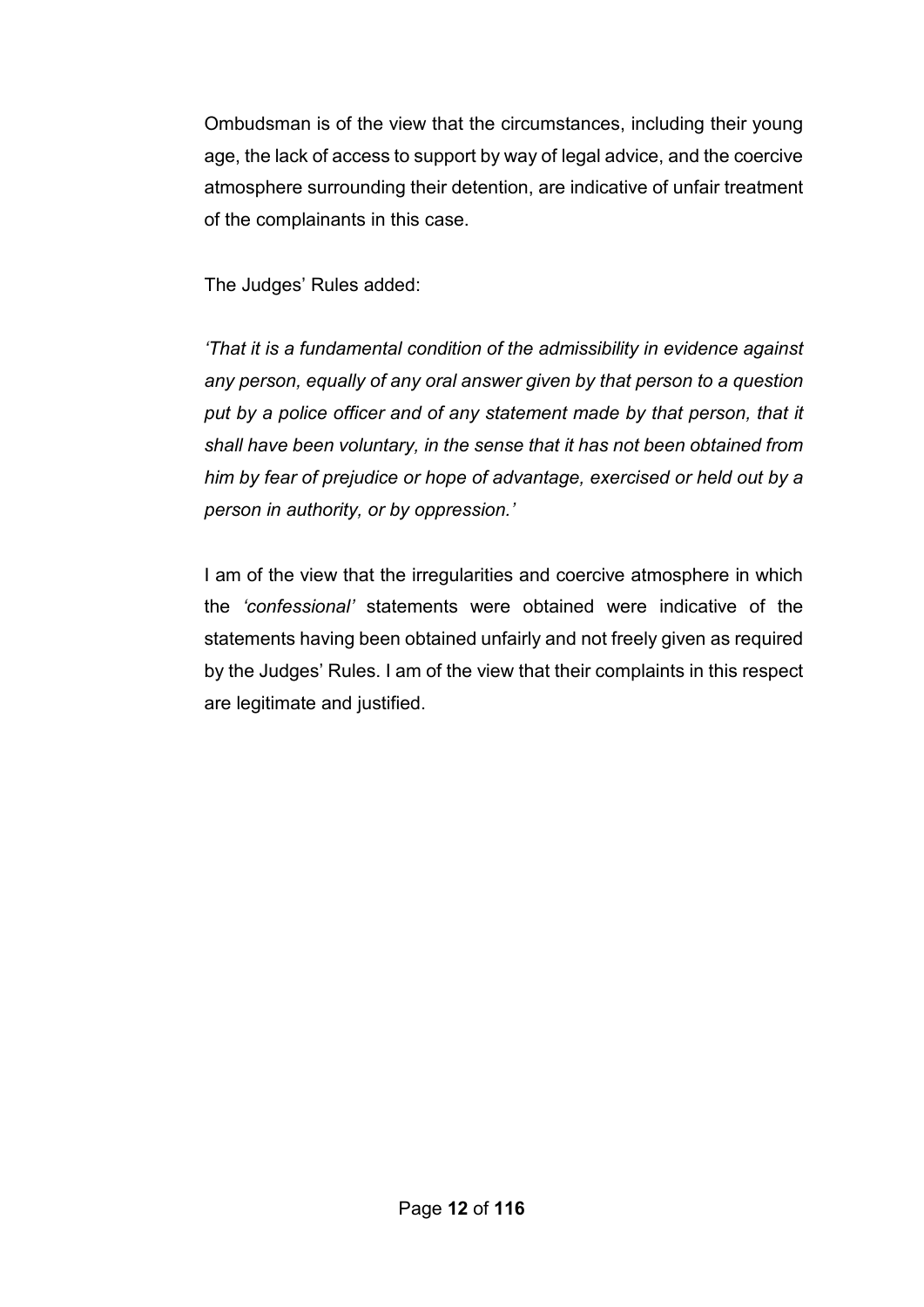Ombudsman is of the view that the circumstances, including their young age, the lack of access to support by way of legal advice, and the coercive atmosphere surrounding their detention, are indicative of unfair treatment of the complainants in this case.

The Judges' Rules added:

*'That it is a fundamental condition of the admissibility in evidence against any person, equally of any oral answer given by that person to a question put by a police officer and of any statement made by that person, that it shall have been voluntary, in the sense that it has not been obtained from him by fear of prejudice or hope of advantage, exercised or held out by a person in authority, or by oppression.'*

I am of the view that the irregularities and coercive atmosphere in which the *'confessional'* statements were obtained were indicative of the statements having been obtained unfairly and not freely given as required by the Judges' Rules. I am of the view that their complaints in this respect are legitimate and justified.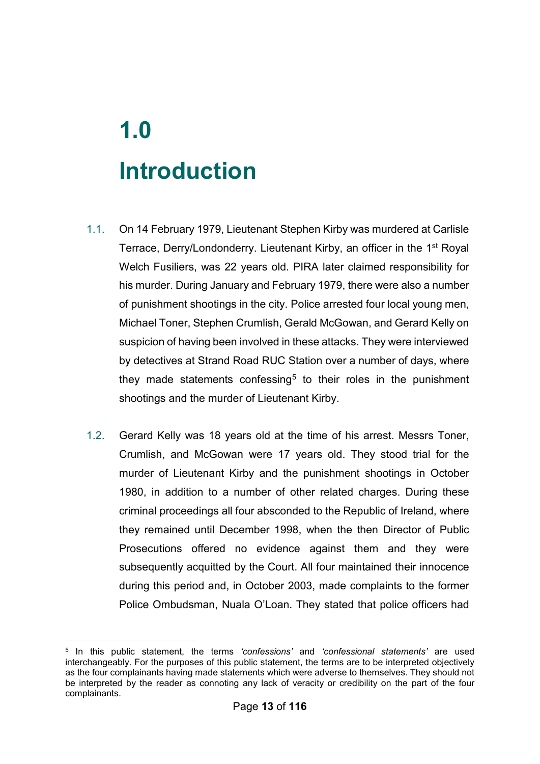# 1.0

# Introduction

1.1. On 14 February 1979, Lieutenant Stephen Kirby was murdered at Carlisle Terrace, Derry/Londonderry. Lieutenant Kirby, an officer in the 1st Royal Welch Fusiliers, was 22 years old. PIRA later claimed responsibility for his murder. During January and February 1979, there were also a number of punishment shootings in the city. Police arrested four local young men, Michael Toner, Stephen Crumlish, Gerald McGowan, and Gerard Kelly on suspicion of having been involved in these attacks. They were interviewed by detectives at Strand Road RUC Station over a number of days, where they made statements confessing[5] to their roles in the punishment shootings and the murder of Lieutenant Kirby.

1.2. Gerard Kelly was 18 years old at the time of his arrest. Messrs Toner, Crumlish, and McGowan were 17 years old. They stood trial for the murder of Lieutenant Kirby and the punishment shootings in October 1980, in addition to a number of other related charges. During these criminal proceedings all four absconded to the Republic of Ireland, where they remained until December 1998, when the then Director of Public Prosecutions offered no evidence against them and they were subsequently acquitted by the Court. All four maintained their innocence during this period and, in October 2003, made complaints to the former Police Ombudsman, Nuala O'Loan. They stated that police officers had

---

[5] In this public statement, the terms *'confessions'* and *'confessional statements'* are used interchangeably. For the purposes of this public statement, the terms are to be interpreted objectively as the four complainants having made statements which were adverse to themselves. They should not be interpreted by the reader as connoting any lack of veracity or credibility on the part of the four complainants.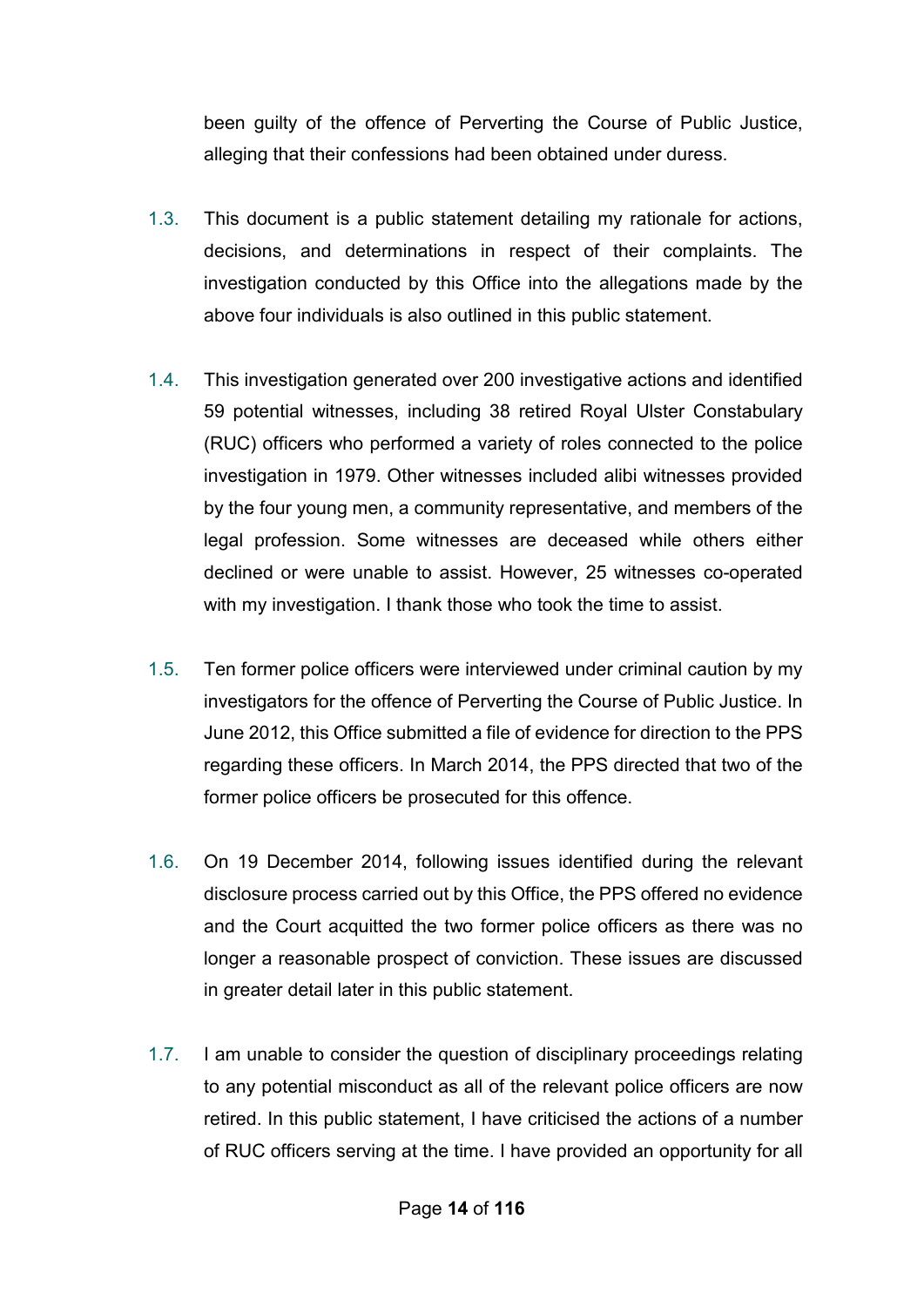been guilty of the offence of Perverting the Course of Public Justice, alleging that their confessions had been obtained under duress.

1.3. This document is a public statement detailing my rationale for actions, decisions, and determinations in respect of their complaints. The investigation conducted by this Office into the allegations made by the above four individuals is also outlined in this public statement.

1.4. This investigation generated over 200 investigative actions and identified 59 potential witnesses, including 38 retired Royal Ulster Constabulary (RUC) officers who performed a variety of roles connected to the police investigation in 1979. Other witnesses included alibi witnesses provided by the four young men, a community representative, and members of the legal profession. Some witnesses are deceased while others either declined or were unable to assist. However, 25 witnesses co-operated with my investigation. I thank those who took the time to assist.

1.5. Ten former police officers were interviewed under criminal caution by my investigators for the offence of Perverting the Course of Public Justice. In June 2012, this Office submitted a file of evidence for direction to the PPS regarding these officers. In March 2014, the PPS directed that two of the former police officers be prosecuted for this offence.

1.6. On 19 December 2014, following issues identified during the relevant disclosure process carried out by this Office, the PPS offered no evidence and the Court acquitted the two former police officers as there was no longer a reasonable prospect of conviction. These issues are discussed in greater detail later in this public statement.

1.7. I am unable to consider the question of disciplinary proceedings relating to any potential misconduct as all of the relevant police officers are now retired. In this public statement, I have criticised the actions of a number of RUC officers serving at the time. I have provided an opportunity for all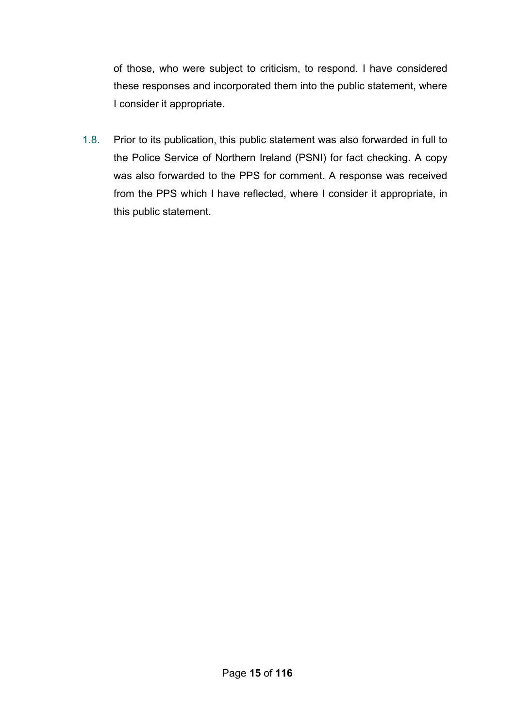of those, who were subject to criticism, to respond. I have considered these responses and incorporated them into the public statement, where I consider it appropriate.

1.8. Prior to its publication, this public statement was also forwarded in full to the Police Service of Northern Ireland (PSNI) for fact checking. A copy was also forwarded to the PPS for comment. A response was received from the PPS which I have reflected, where I consider it appropriate, in this public statement.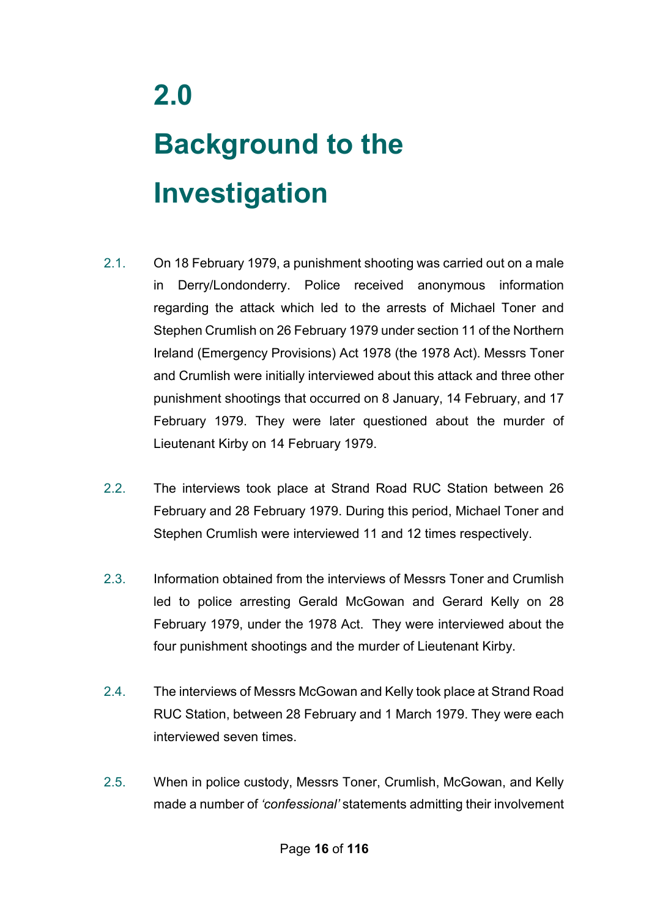# 2.0 Background to the Investigation

2.1. On 18 February 1979, a punishment shooting was carried out on a male in Derry/Londonderry. Police received anonymous information regarding the attack which led to the arrests of Michael Toner and Stephen Crumlish on 26 February 1979 under section 11 of the Northern Ireland (Emergency Provisions) Act 1978 (the 1978 Act). Messrs Toner and Crumlish were initially interviewed about this attack and three other punishment shootings that occurred on 8 January, 14 February, and 17 February 1979. They were later questioned about the murder of Lieutenant Kirby on 14 February 1979.

2.2. The interviews took place at Strand Road RUC Station between 26 February and 28 February 1979. During this period, Michael Toner and Stephen Crumlish were interviewed 11 and 12 times respectively.

2.3. Information obtained from the interviews of Messrs Toner and Crumlish led to police arresting Gerald McGowan and Gerard Kelly on 28 February 1979, under the 1978 Act. They were interviewed about the four punishment shootings and the murder of Lieutenant Kirby.

2.4. The interviews of Messrs McGowan and Kelly took place at Strand Road RUC Station, between 28 February and 1 March 1979. They were each interviewed seven times.

2.5. When in police custody, Messrs Toner, Crumlish, McGowan, and Kelly made a number of *'confessional'* statements admitting their involvement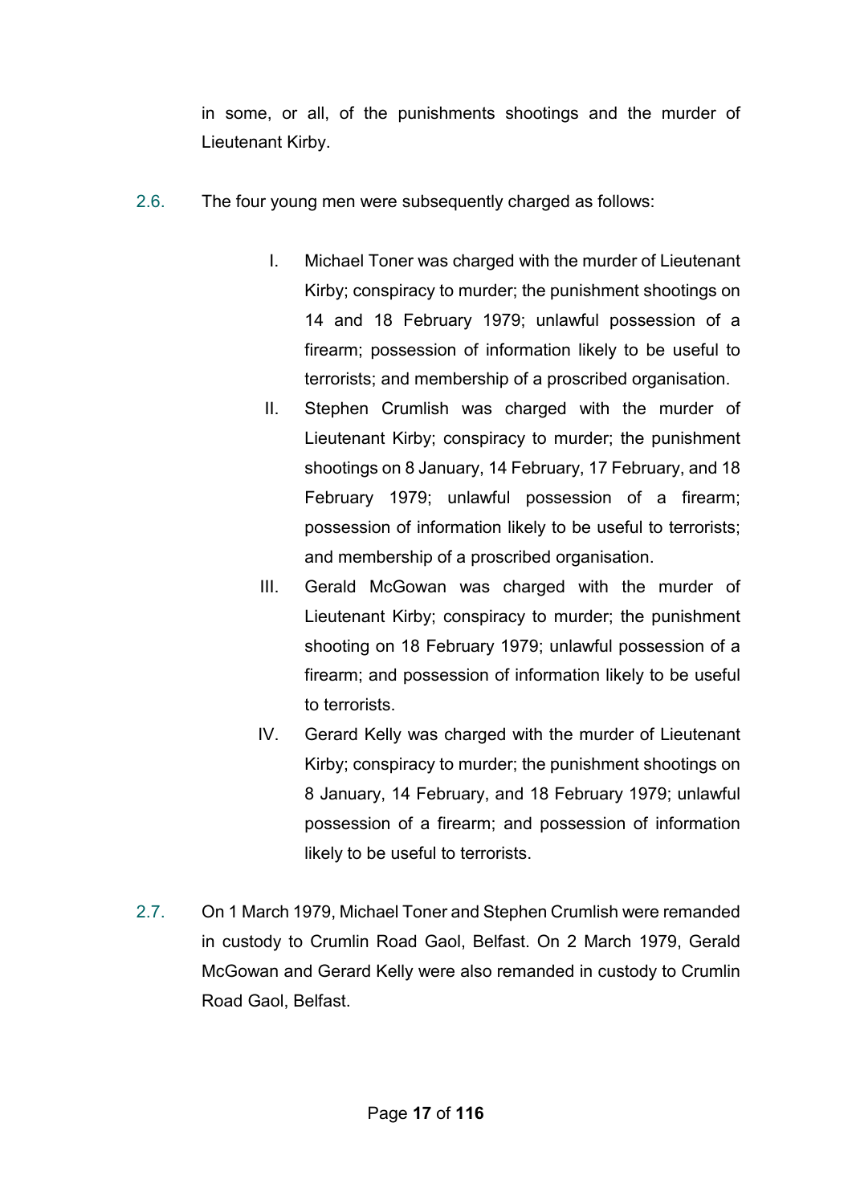in some, or all, of the punishments shootings and the murder of Lieutenant Kirby.

2.6. The four young men were subsequently charged as follows:

I. Michael Toner was charged with the murder of Lieutenant Kirby; conspiracy to murder; the punishment shootings on 14 and 18 February 1979; unlawful possession of a firearm; possession of information likely to be useful to terrorists; and membership of a proscribed organisation.

II. Stephen Crumlish was charged with the murder of Lieutenant Kirby; conspiracy to murder; the punishment shootings on 8 January, 14 February, 17 February, and 18 February 1979; unlawful possession of a firearm; possession of information likely to be useful to terrorists; and membership of a proscribed organisation.

III. Gerald McGowan was charged with the murder of Lieutenant Kirby; conspiracy to murder; the punishment shooting on 18 February 1979; unlawful possession of a firearm; and possession of information likely to be useful to terrorists.

IV. Gerard Kelly was charged with the murder of Lieutenant Kirby; conspiracy to murder; the punishment shootings on 8 January, 14 February, and 18 February 1979; unlawful possession of a firearm; and possession of information likely to be useful to terrorists.

2.7. On 1 March 1979, Michael Toner and Stephen Crumlish were remanded in custody to Crumlin Road Gaol, Belfast. On 2 March 1979, Gerald McGowan and Gerard Kelly were also remanded in custody to Crumlin Road Gaol, Belfast.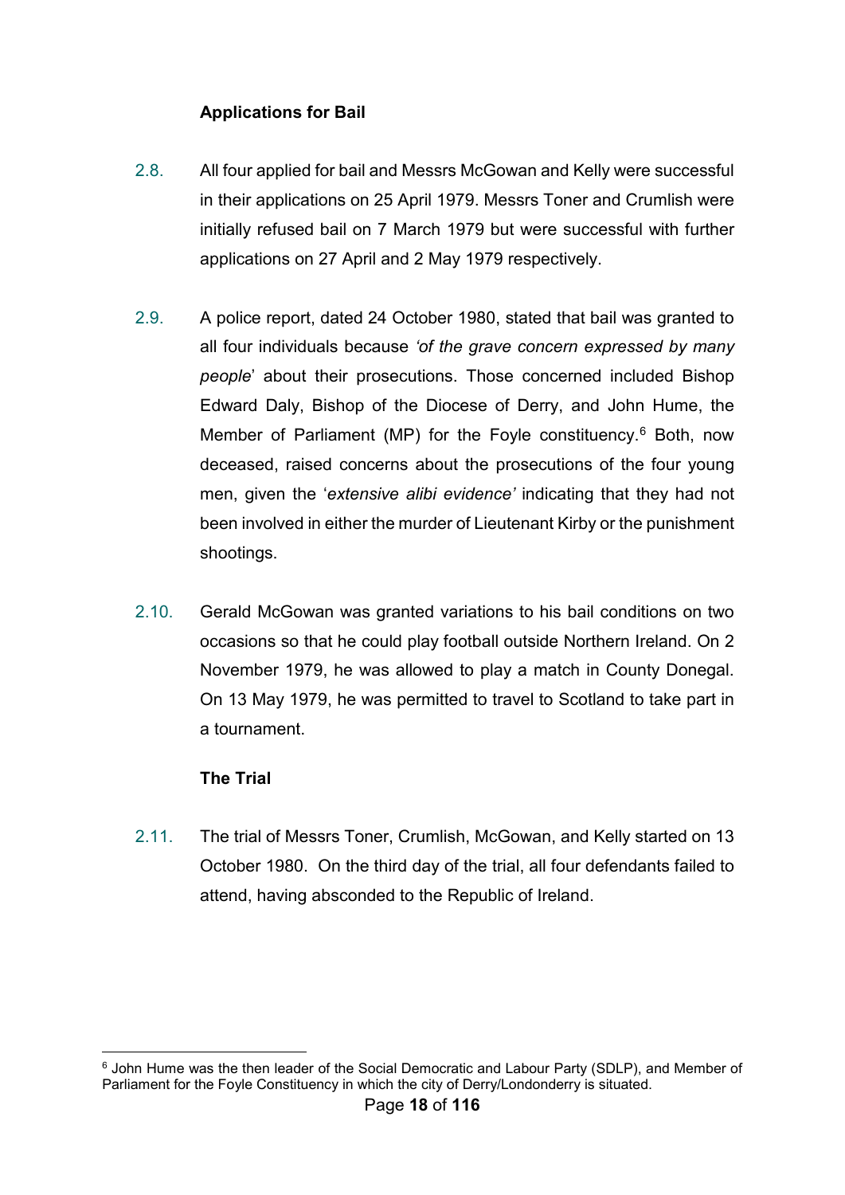### Applications for Bail

2.8. All four applied for bail and Messrs McGowan and Kelly were successful in their applications on 25 April 1979. Messrs Toner and Crumlish were initially refused bail on 7 March 1979 but were successful with further applications on 27 April and 2 May 1979 respectively.

2.9. A police report, dated 24 October 1980, stated that bail was granted to all four individuals because *'of the grave concern expressed by many people'* about their prosecutions. Those concerned included Bishop Edward Daly, Bishop of the Diocese of Derry, and John Hume, the Member of Parliament (MP) for the Foyle constituency.[6] Both, now deceased, raised concerns about the prosecutions of the four young men, given the '*extensive alibi evidence'* indicating that they had not been involved in either the murder of Lieutenant Kirby or the punishment shootings.

2.10. Gerald McGowan was granted variations to his bail conditions on two occasions so that he could play football outside Northern Ireland. On 2 November 1979, he was allowed to play a match in County Donegal. On 13 May 1979, he was permitted to travel to Scotland to take part in a tournament.

### The Trial

2.11. The trial of Messrs Toner, Crumlish, McGowan, and Kelly started on 13 October 1980. On the third day of the trial, all four defendants failed to attend, having absconded to the Republic of Ireland.

---

[6] John Hume was the then leader of the Social Democratic and Labour Party (SDLP), and Member of Parliament for the Foyle Constituency in which the city of Derry/Londonderry is situated.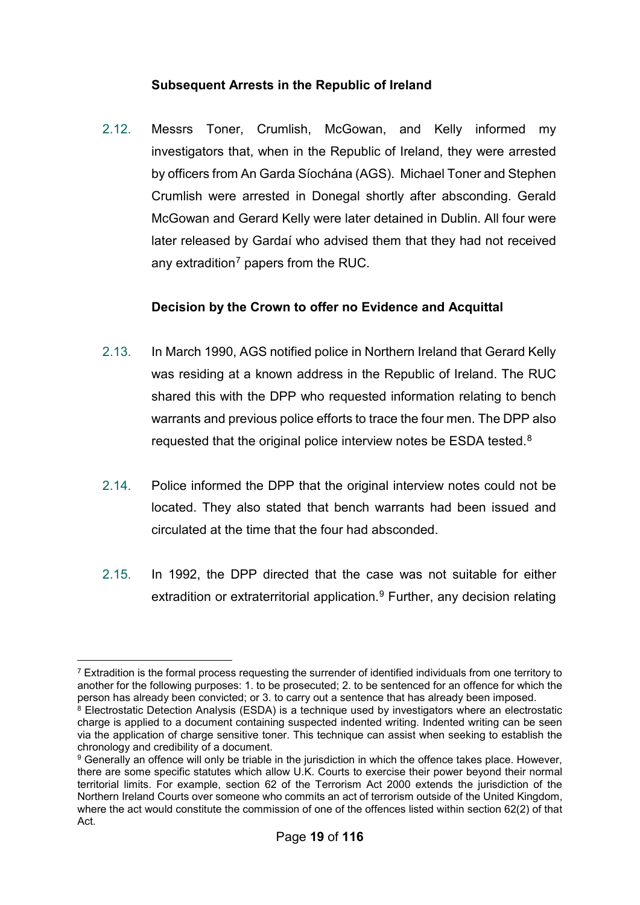### Subsequent Arrests in the Republic of Ireland

2.12. Messrs Toner, Crumlish, McGowan, and Kelly informed my investigators that, when in the Republic of Ireland, they were arrested by officers from An Garda Síochána (AGS). Michael Toner and Stephen Crumlish were arrested in Donegal shortly after absconding. Gerald McGowan and Gerard Kelly were later detained in Dublin. All four were later released by Gardaí who advised them that they had not received any extradition[7] papers from the RUC.

### Decision by the Crown to offer no Evidence and Acquittal

2.13. In March 1990, AGS notified police in Northern Ireland that Gerard Kelly was residing at a known address in the Republic of Ireland. The RUC shared this with the DPP who requested information relating to bench warrants and previous police efforts to trace the four men. The DPP also requested that the original police interview notes be ESDA tested.[8]

2.14. Police informed the DPP that the original interview notes could not be located. They also stated that bench warrants had been issued and circulated at the time that the four had absconded.

2.15. In 1992, the DPP directed that the case was not suitable for either extradition or extraterritorial application.[9] Further, any decision relating

---

[7] Extradition is the formal process requesting the surrender of identified individuals from one territory to another for the following purposes: 1. to be prosecuted; 2. to be sentenced for an offence for which the person has already been convicted; or 3. to carry out a sentence that has already been imposed.

[8] Electrostatic Detection Analysis (ESDA) is a technique used by investigators where an electrostatic charge is applied to a document containing suspected indented writing. Indented writing can be seen via the application of charge sensitive toner. This technique can assist when seeking to establish the chronology and credibility of a document.

[9] Generally an offence will only be triable in the jurisdiction in which the offence takes place. However, there are some specific statutes which allow U.K. Courts to exercise their power beyond their normal territorial limits. For example, section 62 of the Terrorism Act 2000 extends the jurisdiction of the Northern Ireland Courts over someone who commits an act of terrorism outside of the United Kingdom, where the act would constitute the commission of one of the offences listed within section 62(2) of that Act.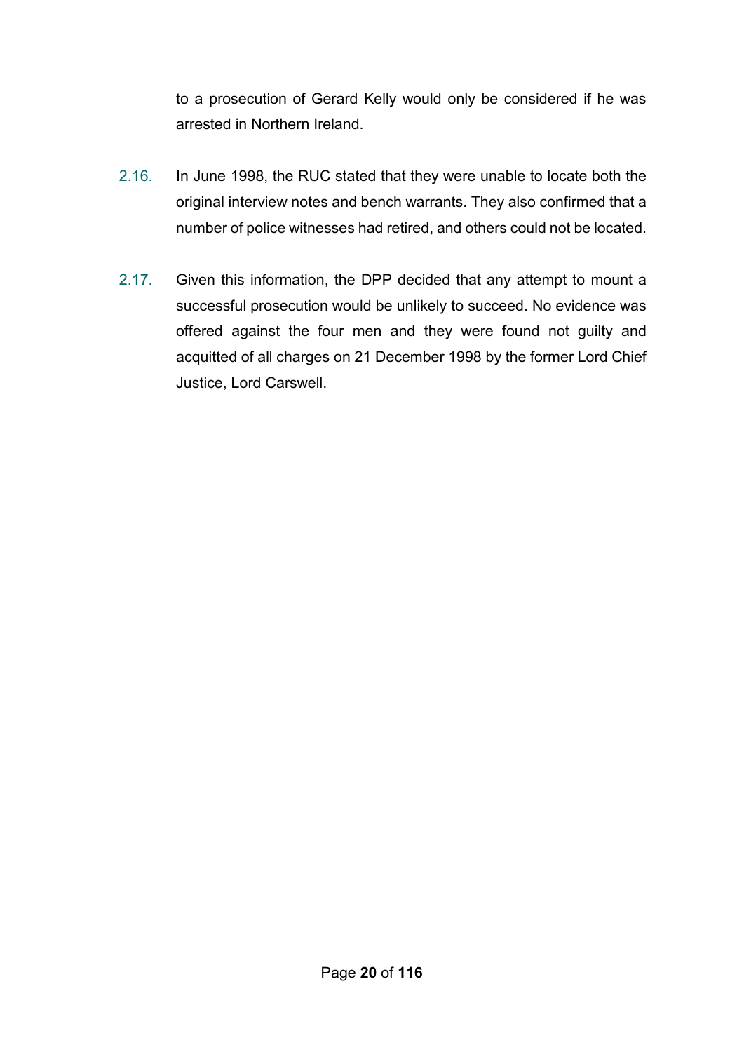to a prosecution of Gerard Kelly would only be considered if he was arrested in Northern Ireland.

2.16. In June 1998, the RUC stated that they were unable to locate both the original interview notes and bench warrants. They also confirmed that a number of police witnesses had retired, and others could not be located.

2.17. Given this information, the DPP decided that any attempt to mount a successful prosecution would be unlikely to succeed. No evidence was offered against the four men and they were found not guilty and acquitted of all charges on 21 December 1998 by the former Lord Chief Justice, Lord Carswell.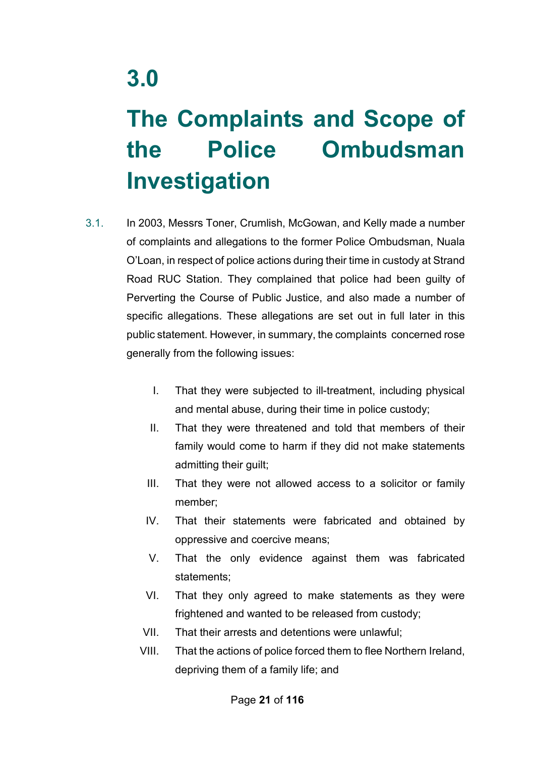# 3.0

# The Complaints and Scope of the Police Ombudsman Investigation

3.1. In 2003, Messrs Toner, Crumlish, McGowan, and Kelly made a number of complaints and allegations to the former Police Ombudsman, Nuala O'Loan, in respect of police actions during their time in custody at Strand Road RUC Station. They complained that police had been guilty of Perverting the Course of Public Justice, and also made a number of specific allegations. These allegations are set out in full later in this public statement. However, in summary, the complaints concerned rose generally from the following issues:

I. That they were subjected to ill-treatment, including physical and mental abuse, during their time in police custody;

II. That they were threatened and told that members of their family would come to harm if they did not make statements admitting their guilt;

III. That they were not allowed access to a solicitor or family member;

IV. That their statements were fabricated and obtained by oppressive and coercive means;

V. That the only evidence against them was fabricated statements;

VI. That they only agreed to make statements as they were frightened and wanted to be released from custody;

VII. That their arrests and detentions were unlawful;

VIII. That the actions of police forced them to flee Northern Ireland, depriving them of a family life; and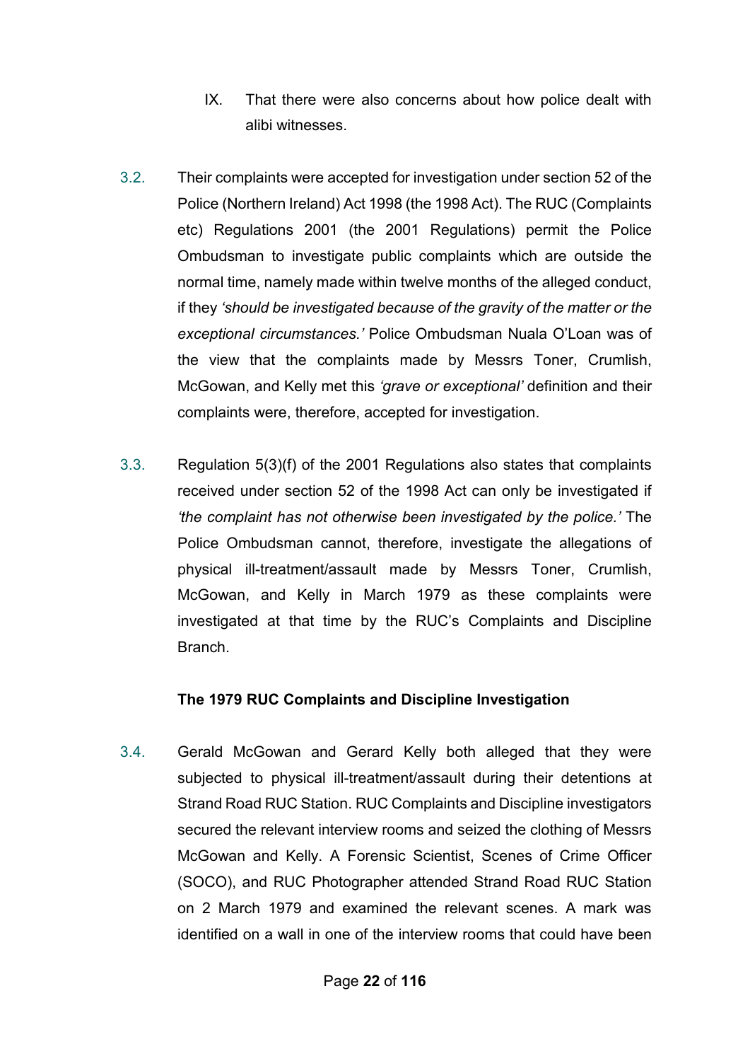IX. That there were also concerns about how police dealt with alibi witnesses.

3.2. Their complaints were accepted for investigation under section 52 of the Police (Northern Ireland) Act 1998 (the 1998 Act). The RUC (Complaints etc) Regulations 2001 (the 2001 Regulations) permit the Police Ombudsman to investigate public complaints which are outside the normal time, namely made within twelve months of the alleged conduct, if they *'should be investigated because of the gravity of the matter or the exceptional circumstances.'* Police Ombudsman Nuala O'Loan was of the view that the complaints made by Messrs Toner, Crumlish, McGowan, and Kelly met this *'grave or exceptional'* definition and their complaints were, therefore, accepted for investigation.

3.3. Regulation 5(3)(f) of the 2001 Regulations also states that complaints received under section 52 of the 1998 Act can only be investigated if *'the complaint has not otherwise been investigated by the police.'* The Police Ombudsman cannot, therefore, investigate the allegations of physical ill-treatment/assault made by Messrs Toner, Crumlish, McGowan, and Kelly in March 1979 as these complaints were investigated at that time by the RUC's Complaints and Discipline Branch.

**The 1979 RUC Complaints and Discipline Investigation**

3.4. Gerald McGowan and Gerard Kelly both alleged that they were subjected to physical ill-treatment/assault during their detentions at Strand Road RUC Station. RUC Complaints and Discipline investigators secured the relevant interview rooms and seized the clothing of Messrs McGowan and Kelly. A Forensic Scientist, Scenes of Crime Officer (SOCO), and RUC Photographer attended Strand Road RUC Station on 2 March 1979 and examined the relevant scenes. A mark was identified on a wall in one of the interview rooms that could have been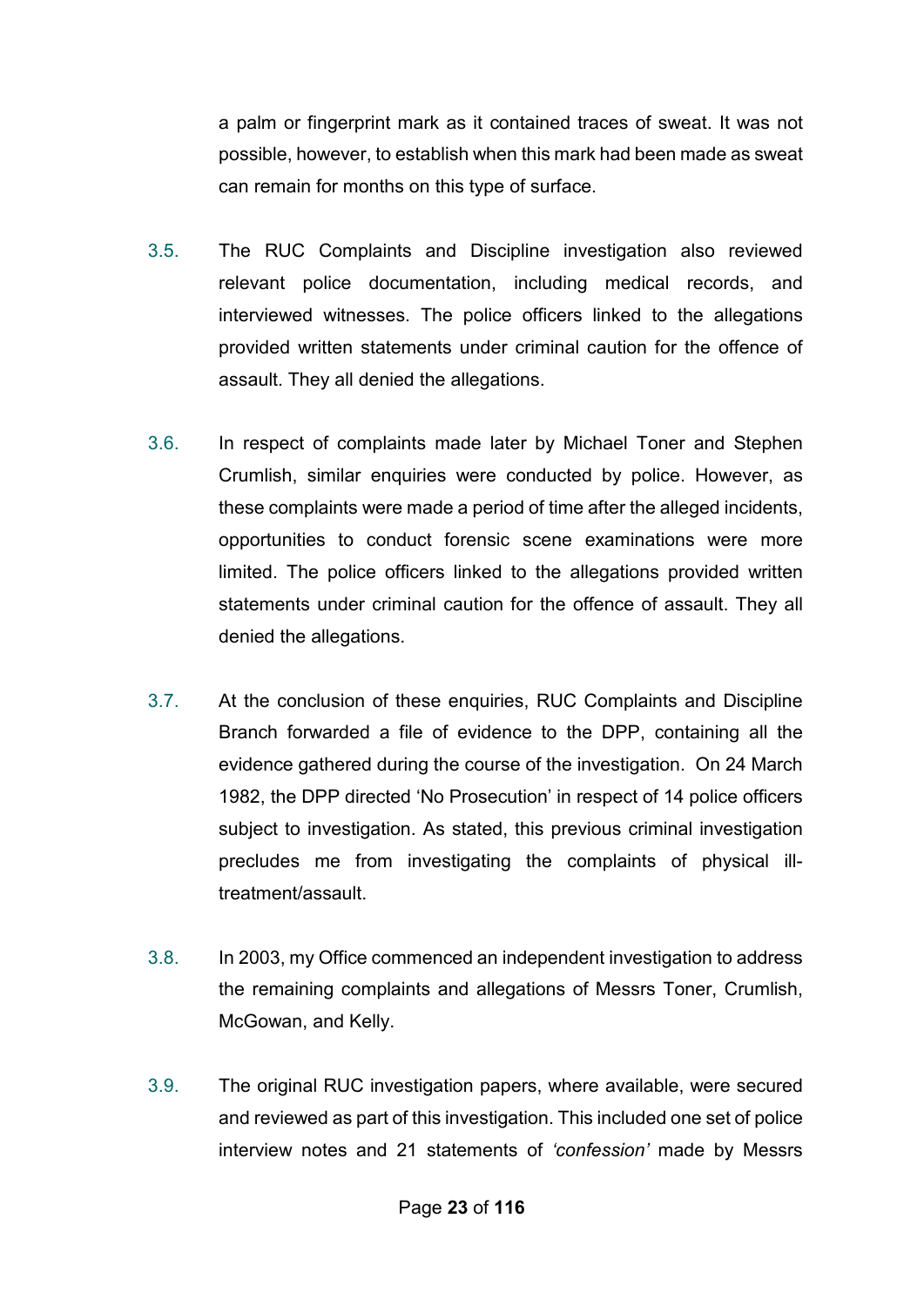a palm or fingerprint mark as it contained traces of sweat. It was not possible, however, to establish when this mark had been made as sweat can remain for months on this type of surface.

3.5. The RUC Complaints and Discipline investigation also reviewed relevant police documentation, including medical records, and interviewed witnesses. The police officers linked to the allegations provided written statements under criminal caution for the offence of assault. They all denied the allegations.

3.6. In respect of complaints made later by Michael Toner and Stephen Crumlish, similar enquiries were conducted by police. However, as these complaints were made a period of time after the alleged incidents, opportunities to conduct forensic scene examinations were more limited. The police officers linked to the allegations provided written statements under criminal caution for the offence of assault. They all denied the allegations.

3.7. At the conclusion of these enquiries, RUC Complaints and Discipline Branch forwarded a file of evidence to the DPP, containing all the evidence gathered during the course of the investigation. On 24 March 1982, the DPP directed 'No Prosecution' in respect of 14 police officers subject to investigation. As stated, this previous criminal investigation precludes me from investigating the complaints of physical ill-treatment/assault.

3.8. In 2003, my Office commenced an independent investigation to address the remaining complaints and allegations of Messrs Toner, Crumlish, McGowan, and Kelly.

3.9. The original RUC investigation papers, where available, were secured and reviewed as part of this investigation. This included one set of police interview notes and 21 statements of *'confession'* made by Messrs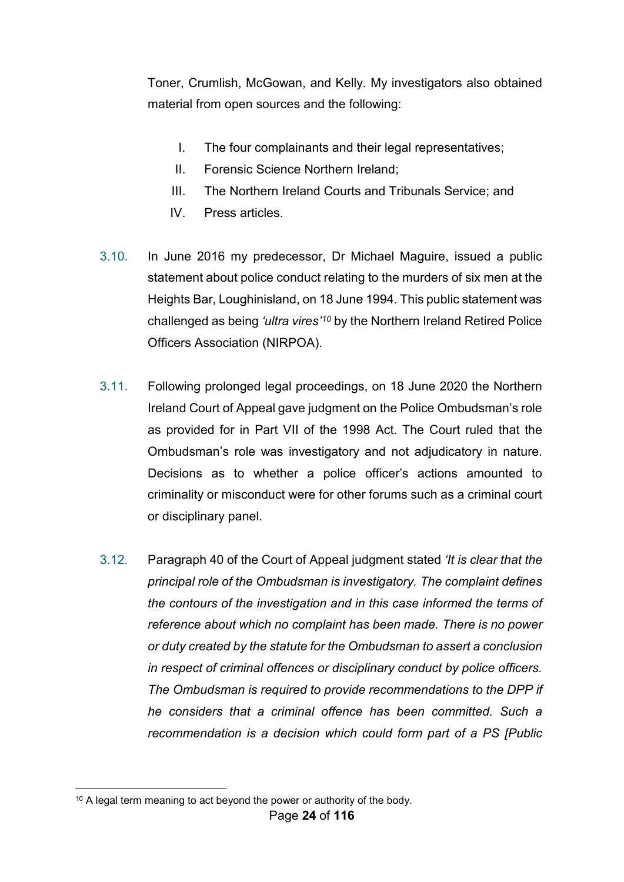Toner, Crumlish, McGowan, and Kelly. My investigators also obtained material from open sources and the following:

I. The four complainants and their legal representatives;

II. Forensic Science Northern Ireland;

III. The Northern Ireland Courts and Tribunals Service; and

IV. Press articles.

3.10. In June 2016 my predecessor, Dr Michael Maguire, issued a public statement about police conduct relating to the murders of six men at the Heights Bar, Loughinisland, on 18 June 1994. This public statement was challenged as being *'ultra vires'*[10] by the Northern Ireland Retired Police Officers Association (NIRPOA).

3.11. Following prolonged legal proceedings, on 18 June 2020 the Northern Ireland Court of Appeal gave judgment on the Police Ombudsman's role as provided for in Part VII of the 1998 Act. The Court ruled that the Ombudsman's role was investigatory and not adjudicatory in nature. Decisions as to whether a police officer's actions amounted to criminality or misconduct were for other forums such as a criminal court or disciplinary panel.

3.12. Paragraph 40 of the Court of Appeal judgment stated *'It is clear that the principal role of the Ombudsman is investigatory. The complaint defines the contours of the investigation and in this case informed the terms of reference about which no complaint has been made. There is no power or duty created by the statute for the Ombudsman to assert a conclusion in respect of criminal offences or disciplinary conduct by police officers. The Ombudsman is required to provide recommendations to the DPP if he considers that a criminal offence has been committed. Such a recommendation is a decision which could form part of a PS [Public*

[10] A legal term meaning to act beyond the power or authority of the body.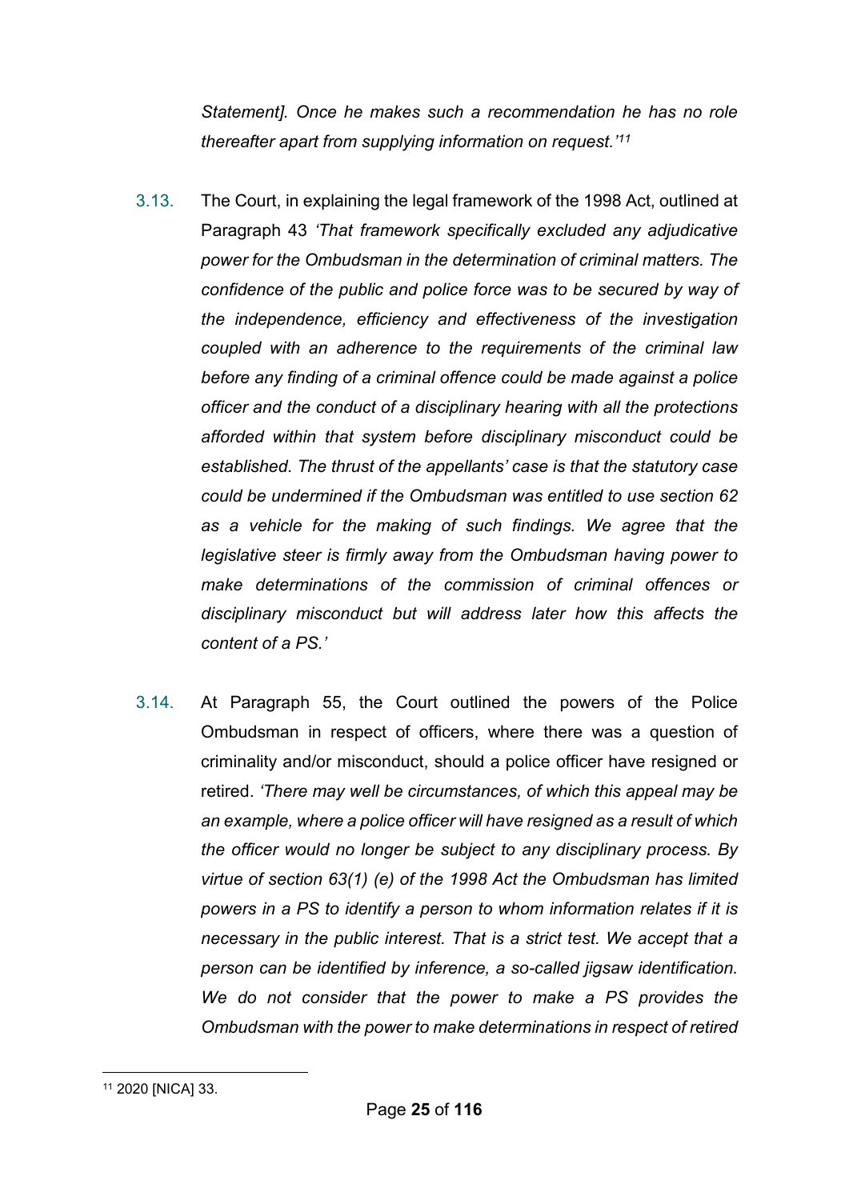*Statement]. Once he makes such a recommendation he has no role thereafter apart from supplying information on request.'*[11]

3.13. The Court, in explaining the legal framework of the 1998 Act, outlined at Paragraph 43 *'That framework specifically excluded any adjudicative power for the Ombudsman in the determination of criminal matters. The confidence of the public and police force was to be secured by way of the independence, efficiency and effectiveness of the investigation coupled with an adherence to the requirements of the criminal law before any finding of a criminal offence could be made against a police officer and the conduct of a disciplinary hearing with all the protections afforded within that system before disciplinary misconduct could be established. The thrust of the appellants' case is that the statutory case could be undermined if the Ombudsman was entitled to use section 62 as a vehicle for the making of such findings. We agree that the legislative steer is firmly away from the Ombudsman having power to make determinations of the commission of criminal offences or disciplinary misconduct but will address later how this affects the content of a PS.'*

3.14. At Paragraph 55, the Court outlined the powers of the Police Ombudsman in respect of officers, where there was a question of criminality and/or misconduct, should a police officer have resigned or retired. *'There may well be circumstances, of which this appeal may be an example, where a police officer will have resigned as a result of which the officer would no longer be subject to any disciplinary process. By virtue of section 63(1) (e) of the 1998 Act the Ombudsman has limited powers in a PS to identify a person to whom information relates if it is necessary in the public interest. That is a strict test. We accept that a person can be identified by inference, a so-called jigsaw identification. We do not consider that the power to make a PS provides the Ombudsman with the power to make determinations in respect of retired*

---

[11] 2020 [NICA] 33.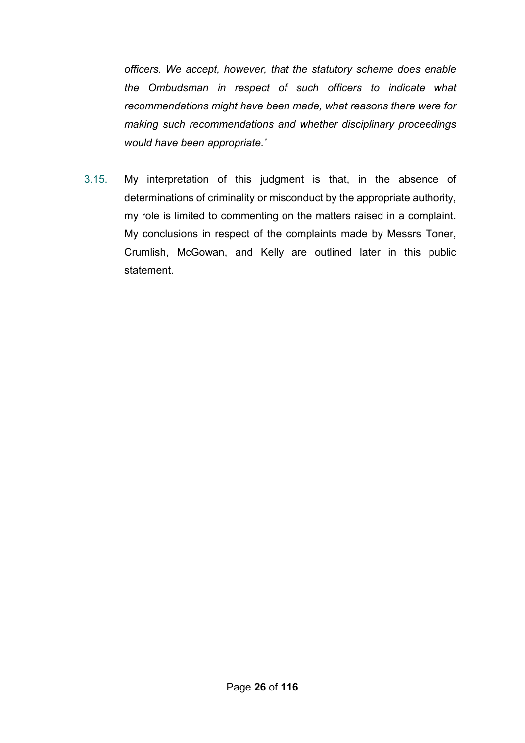*officers. We accept, however, that the statutory scheme does enable the Ombudsman in respect of such officers to indicate what recommendations might have been made, what reasons there were for making such recommendations and whether disciplinary proceedings would have been appropriate.'*

3.15. My interpretation of this judgment is that, in the absence of determinations of criminality or misconduct by the appropriate authority, my role is limited to commenting on the matters raised in a complaint. My conclusions in respect of the complaints made by Messrs Toner, Crumlish, McGowan, and Kelly are outlined later in this public statement.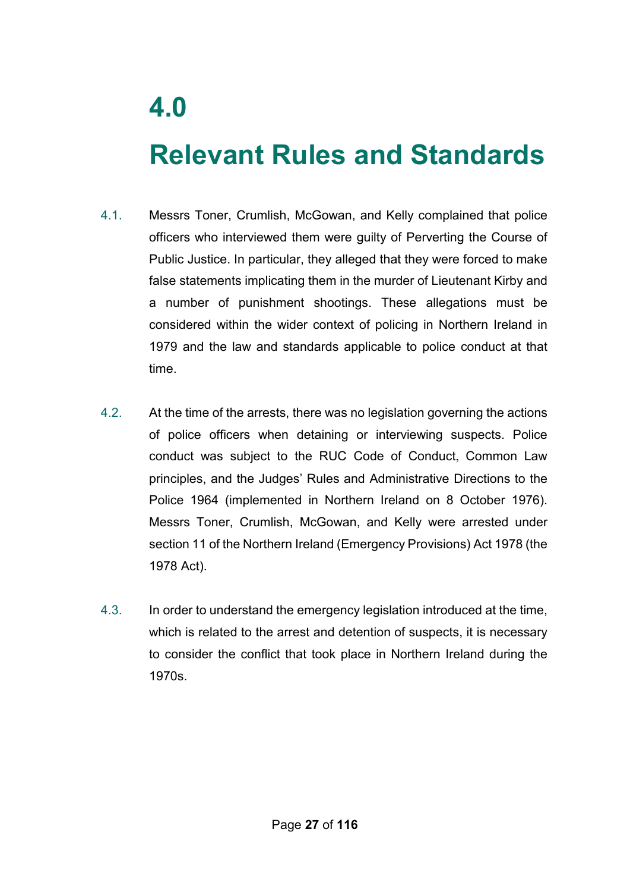# 4.0

# Relevant Rules and Standards

4.1. Messrs Toner, Crumlish, McGowan, and Kelly complained that police officers who interviewed them were guilty of Perverting the Course of Public Justice. In particular, they alleged that they were forced to make false statements implicating them in the murder of Lieutenant Kirby and a number of punishment shootings. These allegations must be considered within the wider context of policing in Northern Ireland in 1979 and the law and standards applicable to police conduct at that time.

4.2. At the time of the arrests, there was no legislation governing the actions of police officers when detaining or interviewing suspects. Police conduct was subject to the RUC Code of Conduct, Common Law principles, and the Judges' Rules and Administrative Directions to the Police 1964 (implemented in Northern Ireland on 8 October 1976). Messrs Toner, Crumlish, McGowan, and Kelly were arrested under section 11 of the Northern Ireland (Emergency Provisions) Act 1978 (the 1978 Act).

4.3. In order to understand the emergency legislation introduced at the time, which is related to the arrest and detention of suspects, it is necessary to consider the conflict that took place in Northern Ireland during the 1970s.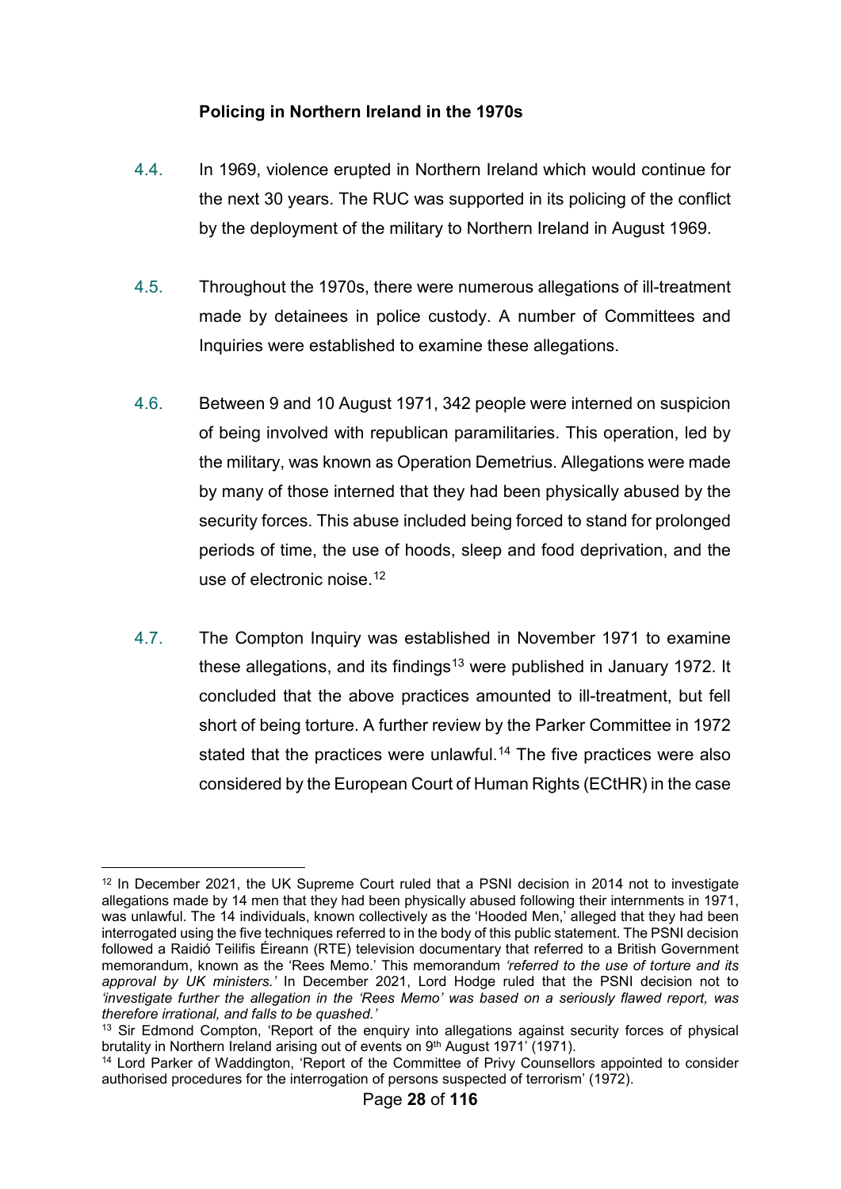### Policing in Northern Ireland in the 1970s

4.4. In 1969, violence erupted in Northern Ireland which would continue for the next 30 years. The RUC was supported in its policing of the conflict by the deployment of the military to Northern Ireland in August 1969.

4.5. Throughout the 1970s, there were numerous allegations of ill-treatment made by detainees in police custody. A number of Committees and Inquiries were established to examine these allegations.

4.6. Between 9 and 10 August 1971, 342 people were interned on suspicion of being involved with republican paramilitaries. This operation, led by the military, was known as Operation Demetrius. Allegations were made by many of those interned that they had been physically abused by the security forces. This abuse included being forced to stand for prolonged periods of time, the use of hoods, sleep and food deprivation, and the use of electronic noise.[12]

4.7. The Compton Inquiry was established in November 1971 to examine these allegations, and its findings[13] were published in January 1972. It concluded that the above practices amounted to ill-treatment, but fell short of being torture. A further review by the Parker Committee in 1972 stated that the practices were unlawful.[14] The five practices were also considered by the European Court of Human Rights (ECtHR) in the case

---

[12] In December 2021, the UK Supreme Court ruled that a PSNI decision in 2014 not to investigate allegations made by 14 men that they had been physically abused following their internments in 1971, was unlawful. The 14 individuals, known collectively as the 'Hooded Men,' alleged that they had been interrogated using the five techniques referred to in the body of this public statement. The PSNI decision followed a Raidió Teilifís Éireann (RTE) television documentary that referred to a British Government memorandum, known as the 'Rees Memo.' This memorandum *'referred to the use of torture and its approval by UK ministers.'* In December 2021, Lord Hodge ruled that the PSNI decision not to *'investigate further the allegation in the 'Rees Memo' was based on a seriously flawed report, was therefore irrational, and falls to be quashed.'*

[13] Sir Edmond Compton, 'Report of the enquiry into allegations against security forces of physical brutality in Northern Ireland arising out of events on 9th August 1971' (1971).

[14] Lord Parker of Waddington, 'Report of the Committee of Privy Counsellors appointed to consider authorised procedures for the interrogation of persons suspected of terrorism' (1972).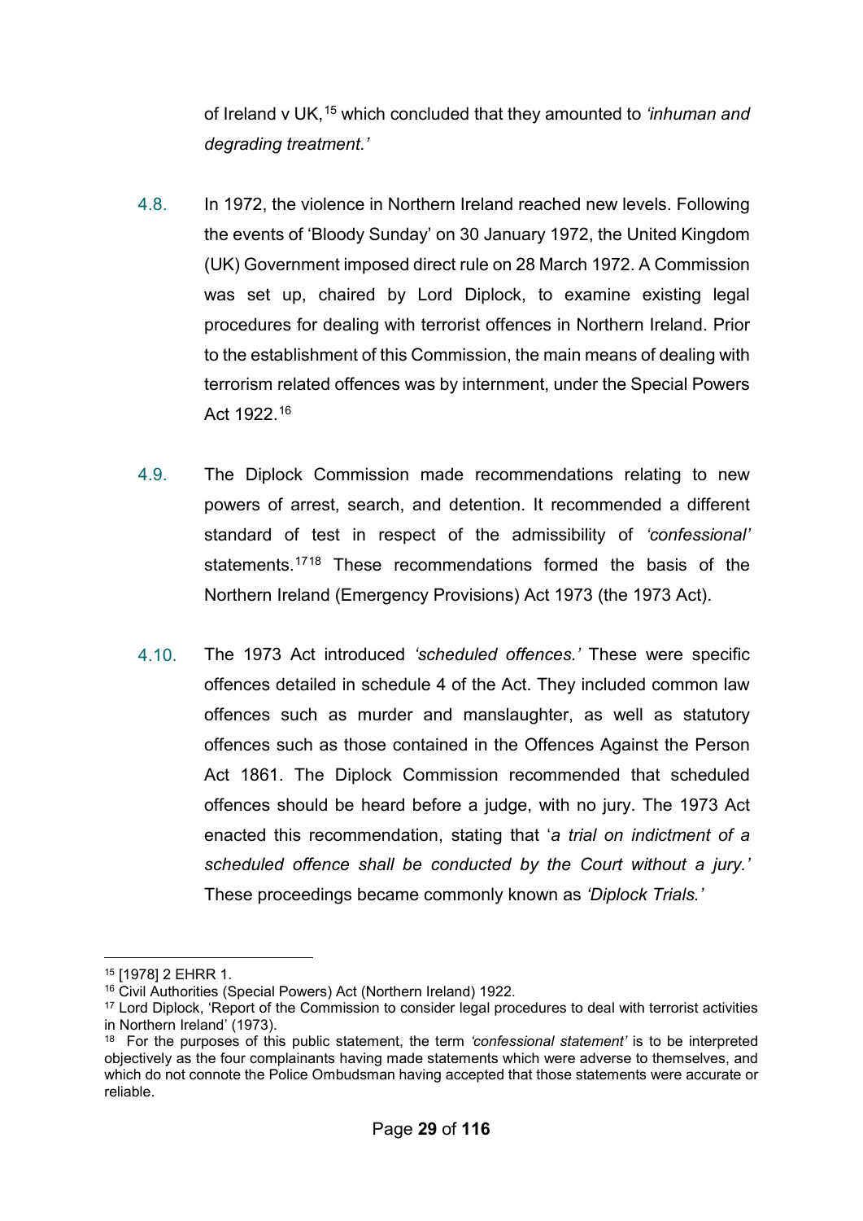of Ireland v UK,[15] which concluded that they amounted to *'inhuman and degrading treatment.'*

4.8. In 1972, the violence in Northern Ireland reached new levels. Following the events of 'Bloody Sunday' on 30 January 1972, the United Kingdom (UK) Government imposed direct rule on 28 March 1972. A Commission was set up, chaired by Lord Diplock, to examine existing legal procedures for dealing with terrorist offences in Northern Ireland. Prior to the establishment of this Commission, the main means of dealing with terrorism related offences was by internment, under the Special Powers Act 1922.[16]

4.9. The Diplock Commission made recommendations relating to new powers of arrest, search, and detention. It recommended a different standard of test in respect of the admissibility of *'confessional'* statements.[17][18] These recommendations formed the basis of the Northern Ireland (Emergency Provisions) Act 1973 (the 1973 Act).

4.10. The 1973 Act introduced *'scheduled offences.'* These were specific offences detailed in schedule 4 of the Act. They included common law offences such as murder and manslaughter, as well as statutory offences such as those contained in the Offences Against the Person Act 1861. The Diplock Commission recommended that scheduled offences should be heard before a judge, with no jury. The 1973 Act enacted this recommendation, stating that '*a trial on indictment of a scheduled offence shall be conducted by the Court without a jury.'* These proceedings became commonly known as *'Diplock Trials.'*

---

[15] [1978] 2 EHRR 1.

[16] Civil Authorities (Special Powers) Act (Northern Ireland) 1922.

[17] Lord Diplock, 'Report of the Commission to consider legal procedures to deal with terrorist activities in Northern Ireland' (1973).

[18] For the purposes of this public statement, the term *'confessional statement'* is to be interpreted objectively as the four complainants having made statements which were adverse to themselves, and which do not connote the Police Ombudsman having accepted that those statements were accurate or reliable.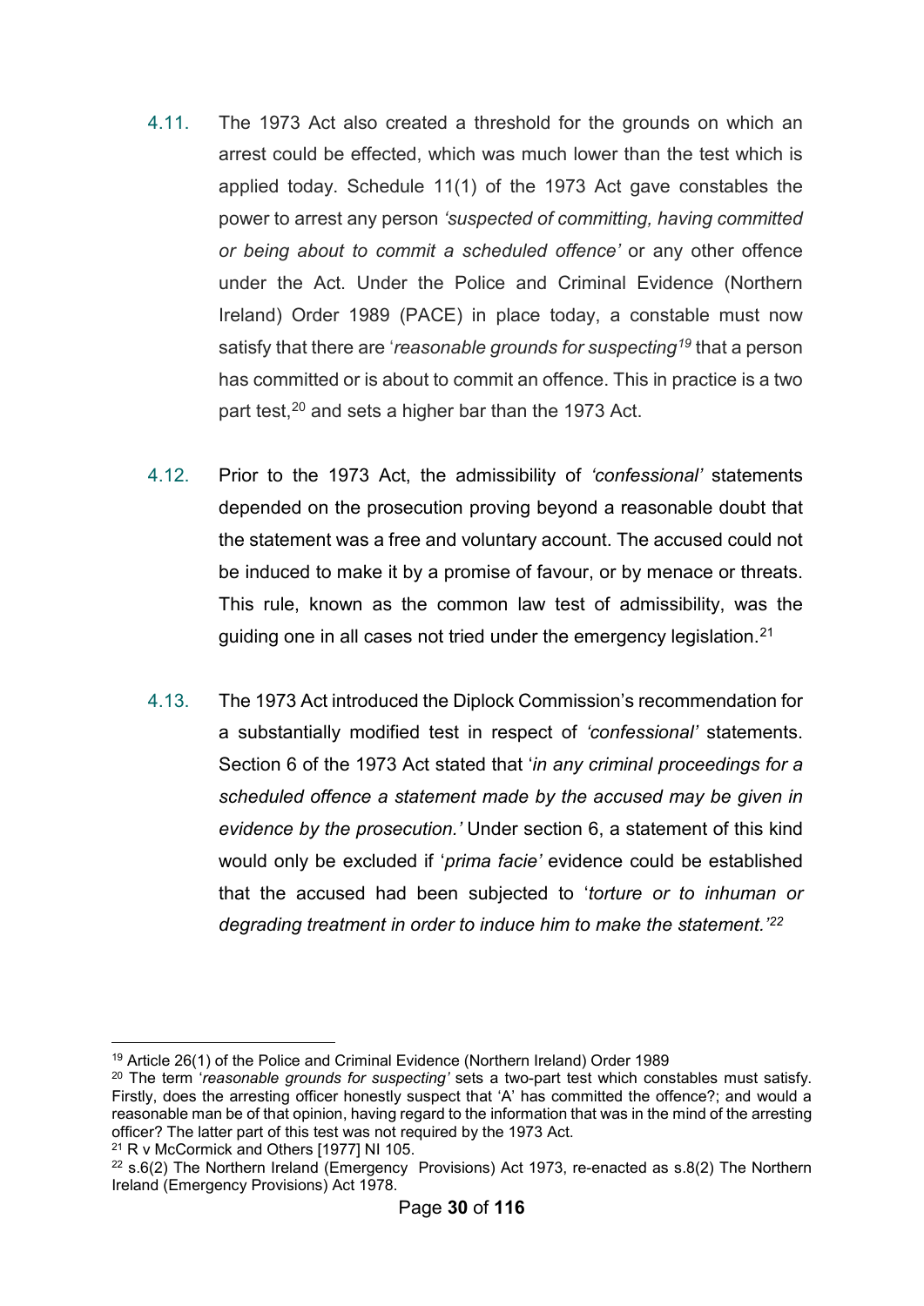4.11. The 1973 Act also created a threshold for the grounds on which an arrest could be effected, which was much lower than the test which is applied today. Schedule 11(1) of the 1973 Act gave constables the power to arrest any person *'suspected of committing, having committed or being about to commit a scheduled offence'* or any other offence under the Act. Under the Police and Criminal Evidence (Northern Ireland) Order 1989 (PACE) in place today, a constable must now satisfy that there are '*reasonable grounds for suspecting*[19] that a person has committed or is about to commit an offence. This in practice is a two part test,[20] and sets a higher bar than the 1973 Act.

4.12. Prior to the 1973 Act, the admissibility of *'confessional'* statements depended on the prosecution proving beyond a reasonable doubt that the statement was a free and voluntary account. The accused could not be induced to make it by a promise of favour, or by menace or threats. This rule, known as the common law test of admissibility, was the guiding one in all cases not tried under the emergency legislation.[21]

4.13. The 1973 Act introduced the Diplock Commission's recommendation for a substantially modified test in respect of *'confessional'* statements. Section 6 of the 1973 Act stated that '*in any criminal proceedings for a scheduled offence a statement made by the accused may be given in evidence by the prosecution.'* Under section 6, a statement of this kind would only be excluded if '*prima facie'* evidence could be established that the accused had been subjected to '*torture or to inhuman or degrading treatment in order to induce him to make the statement.'*[22]

---

[19] Article 26(1) of the Police and Criminal Evidence (Northern Ireland) Order 1989

[20] The term '*reasonable grounds for suspecting'* sets a two-part test which constables must satisfy. Firstly, does the arresting officer honestly suspect that 'A' has committed the offence?; and would a reasonable man be of that opinion, having regard to the information that was in the mind of the arresting officer? The latter part of this test was not required by the 1973 Act.

[21] R v McCormick and Others [1977] NI 105.

[22] s.6(2) The Northern Ireland (Emergency Provisions) Act 1973, re-enacted as s.8(2) The Northern Ireland (Emergency Provisions) Act 1978.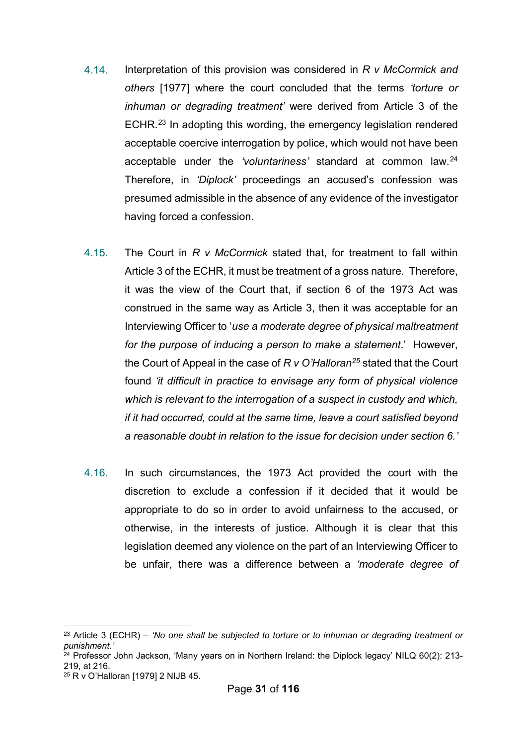4.14. Interpretation of this provision was considered in *R v McCormick and others* [1977] where the court concluded that the terms *'torture or inhuman or degrading treatment'* were derived from Article 3 of the ECHR.[23] In adopting this wording, the emergency legislation rendered acceptable coercive interrogation by police, which would not have been acceptable under the *'voluntariness'* standard at common law.[24] Therefore, in *'Diplock'* proceedings an accused's confession was presumed admissible in the absence of any evidence of the investigator having forced a confession.

4.15. The Court in *R v McCormick* stated that, for treatment to fall within Article 3 of the ECHR, it must be treatment of a gross nature. Therefore, it was the view of the Court that, if section 6 of the 1973 Act was construed in the same way as Article 3, then it was acceptable for an Interviewing Officer to '*use a moderate degree of physical maltreatment for the purpose of inducing a person to make a statement*.' However, the Court of Appeal in the case of *R v O'Halloran*[25] stated that the Court found *'it difficult in practice to envisage any form of physical violence which is relevant to the interrogation of a suspect in custody and which, if it had occurred, could at the same time, leave a court satisfied beyond a reasonable doubt in relation to the issue for decision under section 6.'*

4.16. In such circumstances, the 1973 Act provided the court with the discretion to exclude a confession if it decided that it would be appropriate to do so in order to avoid unfairness to the accused, or otherwise, in the interests of justice. Although it is clear that this legislation deemed any violence on the part of an Interviewing Officer to be unfair, there was a difference between a *'moderate degree of*

---

[23] Article 3 (ECHR) – *'No one shall be subjected to torture or to inhuman or degrading treatment or punishment.'*

[24] Professor John Jackson, 'Many years on in Northern Ireland: the Diplock legacy' NILQ 60(2): 213-219, at 216.

[25] R v O'Halloran [1979] 2 NIJB 45.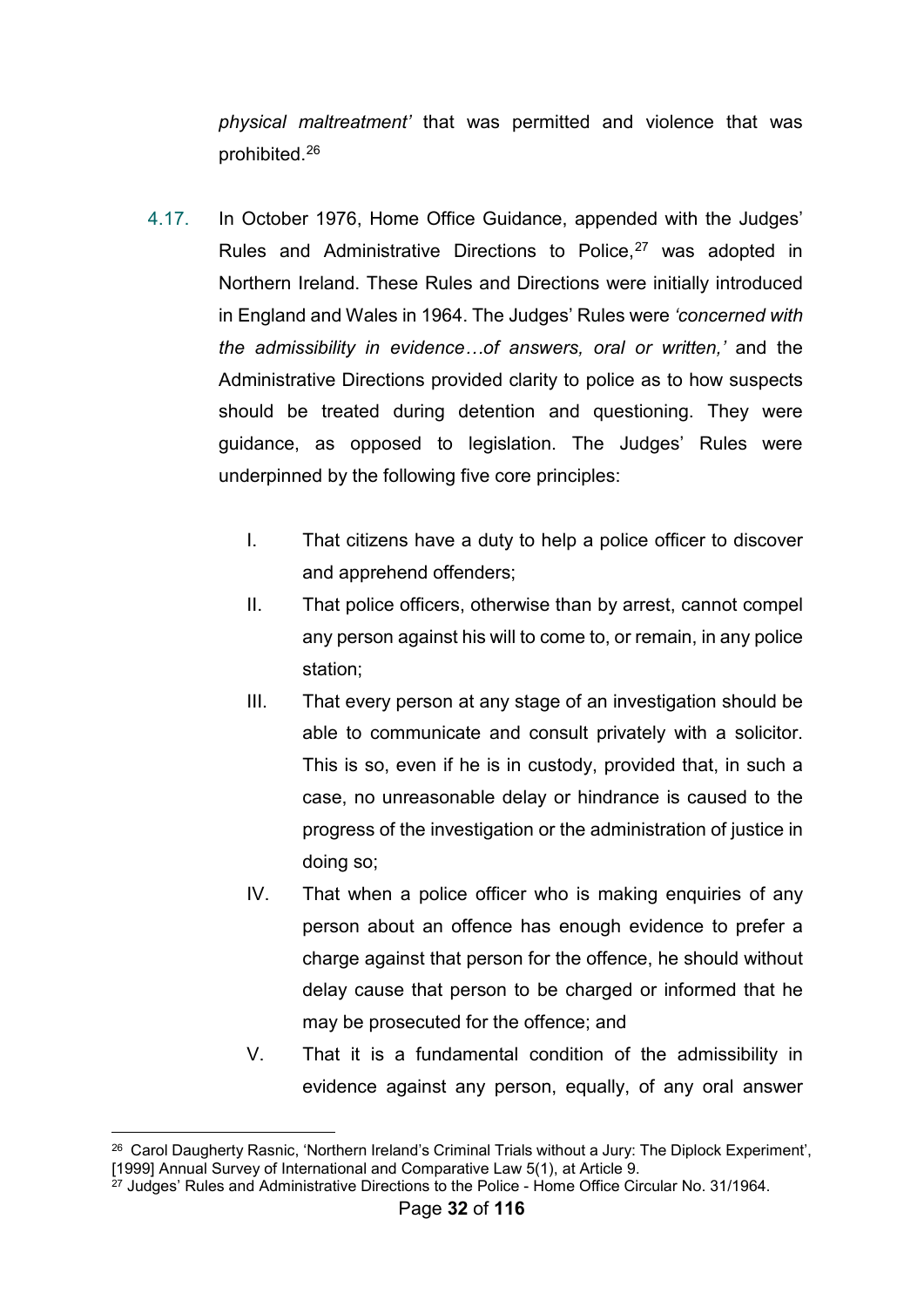*physical maltreatment'* that was permitted and violence that was prohibited.[26]

4.17. In October 1976, Home Office Guidance, appended with the Judges' Rules and Administrative Directions to Police,[27] was adopted in Northern Ireland. These Rules and Directions were initially introduced in England and Wales in 1964. The Judges' Rules were *'concerned with the admissibility in evidence…of answers, oral or written,'* and the Administrative Directions provided clarity to police as to how suspects should be treated during detention and questioning. They were guidance, as opposed to legislation. The Judges' Rules were underpinned by the following five core principles:

I. That citizens have a duty to help a police officer to discover and apprehend offenders;

II. That police officers, otherwise than by arrest, cannot compel any person against his will to come to, or remain, in any police station;

III. That every person at any stage of an investigation should be able to communicate and consult privately with a solicitor. This is so, even if he is in custody, provided that, in such a case, no unreasonable delay or hindrance is caused to the progress of the investigation or the administration of justice in doing so;

IV. That when a police officer who is making enquiries of any person about an offence has enough evidence to prefer a charge against that person for the offence, he should without delay cause that person to be charged or informed that he may be prosecuted for the offence; and

V. That it is a fundamental condition of the admissibility in evidence against any person, equally, of any oral answer

---

[26] Carol Daugherty Rasnic, 'Northern Ireland's Criminal Trials without a Jury: The Diplock Experiment', [1999] Annual Survey of International and Comparative Law 5(1), at Article 9.

[27] Judges' Rules and Administrative Directions to the Police - Home Office Circular No. 31/1964.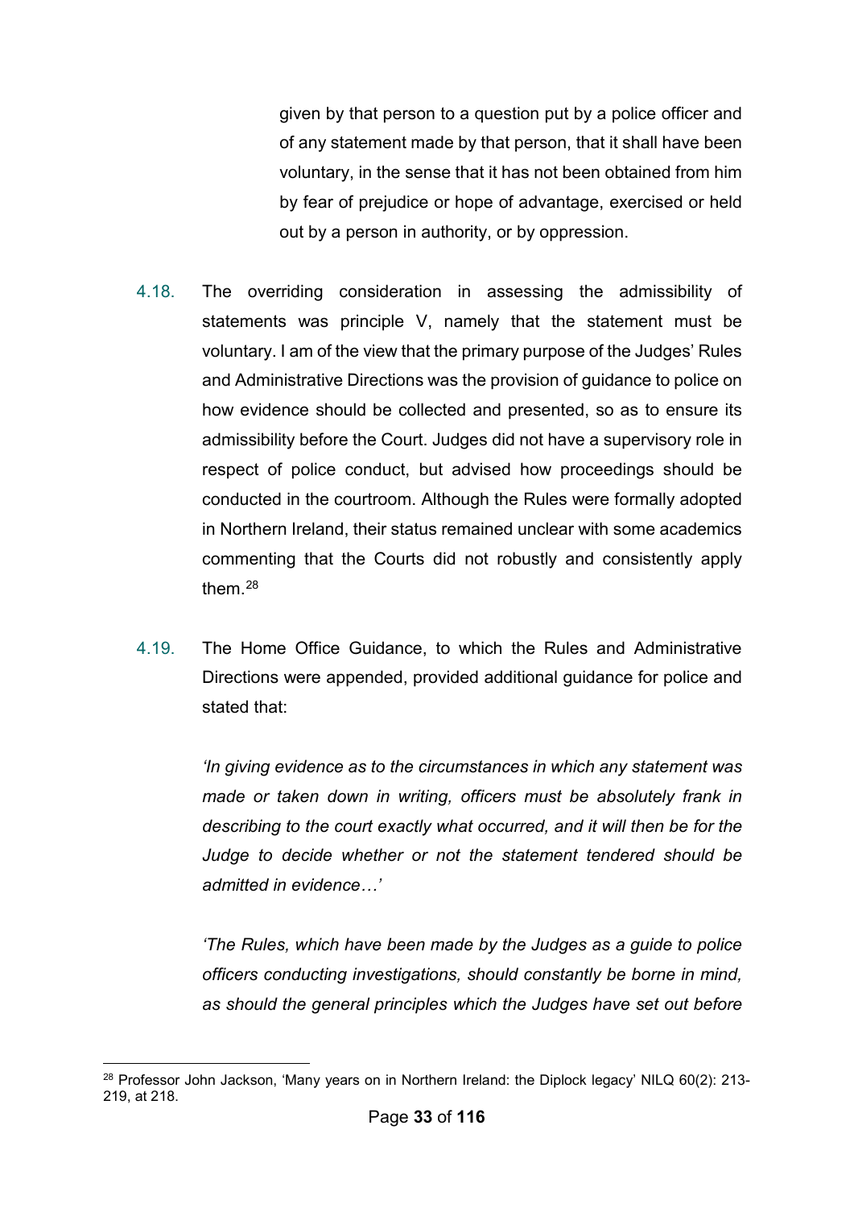given by that person to a question put by a police officer and of any statement made by that person, that it shall have been voluntary, in the sense that it has not been obtained from him by fear of prejudice or hope of advantage, exercised or held out by a person in authority, or by oppression.

4.18. The overriding consideration in assessing the admissibility of statements was principle V, namely that the statement must be voluntary. I am of the view that the primary purpose of the Judges' Rules and Administrative Directions was the provision of guidance to police on how evidence should be collected and presented, so as to ensure its admissibility before the Court. Judges did not have a supervisory role in respect of police conduct, but advised how proceedings should be conducted in the courtroom. Although the Rules were formally adopted in Northern Ireland, their status remained unclear with some academics commenting that the Courts did not robustly and consistently apply them.[28]

4.19. The Home Office Guidance, to which the Rules and Administrative Directions were appended, provided additional guidance for police and stated that:

*'In giving evidence as to the circumstances in which any statement was made or taken down in writing, officers must be absolutely frank in describing to the court exactly what occurred, and it will then be for the Judge to decide whether or not the statement tendered should be admitted in evidence…'*

*'The Rules, which have been made by the Judges as a guide to police officers conducting investigations, should constantly be borne in mind, as should the general principles which the Judges have set out before*

[28] Professor John Jackson, 'Many years on in Northern Ireland: the Diplock legacy' NILQ 60(2): 213-219, at 218.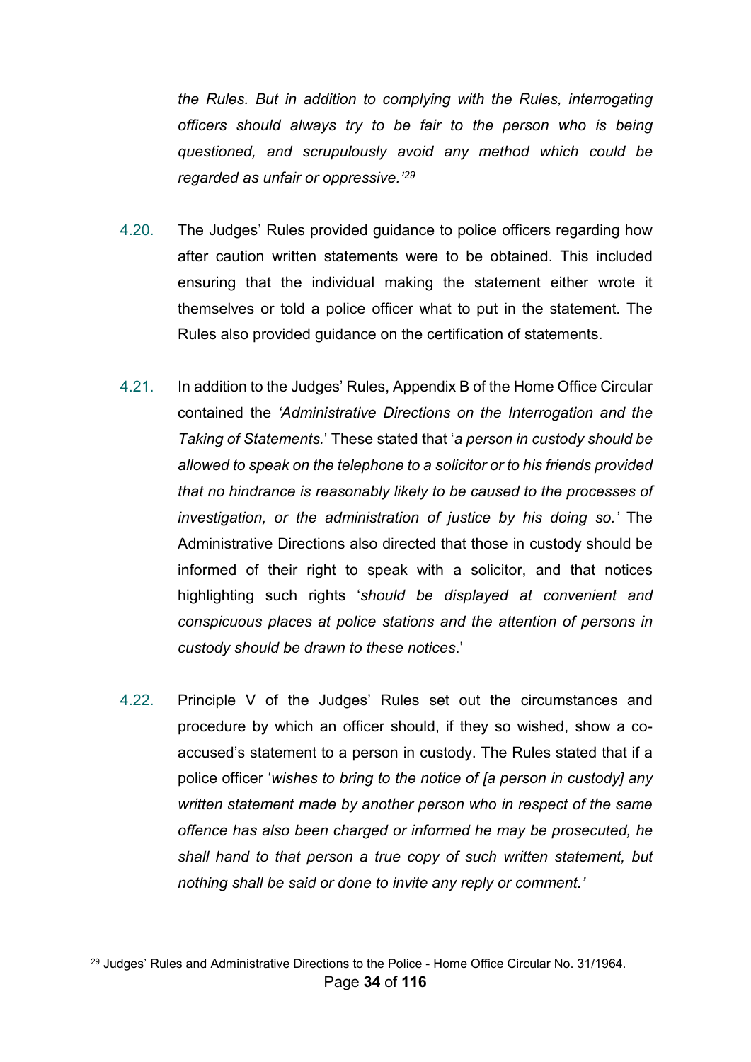*the Rules. But in addition to complying with the Rules, interrogating officers should always try to be fair to the person who is being questioned, and scrupulously avoid any method which could be regarded as unfair or oppressive.'*[29]

4.20. The Judges' Rules provided guidance to police officers regarding how after caution written statements were to be obtained. This included ensuring that the individual making the statement either wrote it themselves or told a police officer what to put in the statement. The Rules also provided guidance on the certification of statements.

4.21. In addition to the Judges' Rules, Appendix B of the Home Office Circular contained the *'Administrative Directions on the Interrogation and the Taking of Statements.'* These stated that '*a person in custody should be allowed to speak on the telephone to a solicitor or to his friends provided that no hindrance is reasonably likely to be caused to the processes of investigation, or the administration of justice by his doing so.'* The Administrative Directions also directed that those in custody should be informed of their right to speak with a solicitor, and that notices highlighting such rights '*should be displayed at convenient and conspicuous places at police stations and the attention of persons in custody should be drawn to these notices*.'

4.22. Principle V of the Judges' Rules set out the circumstances and procedure by which an officer should, if they so wished, show a co-accused's statement to a person in custody. The Rules stated that if a police officer '*wishes to bring to the notice of [a person in custody] any written statement made by another person who in respect of the same offence has also been charged or informed he may be prosecuted, he shall hand to that person a true copy of such written statement, but nothing shall be said or done to invite any reply or comment.'*

[29] Judges' Rules and Administrative Directions to the Police - Home Office Circular No. 31/1964.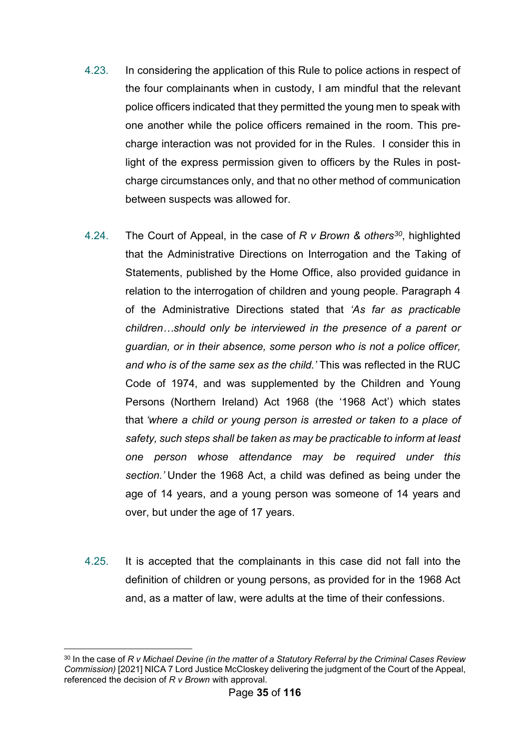4.23. In considering the application of this Rule to police actions in respect of the four complainants when in custody, I am mindful that the relevant police officers indicated that they permitted the young men to speak with one another while the police officers remained in the room. This pre-charge interaction was not provided for in the Rules. I consider this in light of the express permission given to officers by the Rules in post-charge circumstances only, and that no other method of communication between suspects was allowed for.

4.24. The Court of Appeal, in the case of *R v Brown & others*[30], highlighted that the Administrative Directions on Interrogation and the Taking of Statements, published by the Home Office, also provided guidance in relation to the interrogation of children and young people. Paragraph 4 of the Administrative Directions stated that *'As far as practicable children…should only be interviewed in the presence of a parent or guardian, or in their absence, some person who is not a police officer, and who is of the same sex as the child.'* This was reflected in the RUC Code of 1974, and was supplemented by the Children and Young Persons (Northern Ireland) Act 1968 (the '1968 Act') which states that *'where a child or young person is arrested or taken to a place of safety, such steps shall be taken as may be practicable to inform at least one person whose attendance may be required under this section.'* Under the 1968 Act, a child was defined as being under the age of 14 years, and a young person was someone of 14 years and over, but under the age of 17 years.

4.25. It is accepted that the complainants in this case did not fall into the definition of children or young persons, as provided for in the 1968 Act and, as a matter of law, were adults at the time of their confessions.

[30] In the case of *R v Michael Devine (in the matter of a Statutory Referral by the Criminal Cases Review Commission)* [2021] NICA 7 Lord Justice McCloskey delivering the judgment of the Court of the Appeal, referenced the decision of *R v Brown* with approval.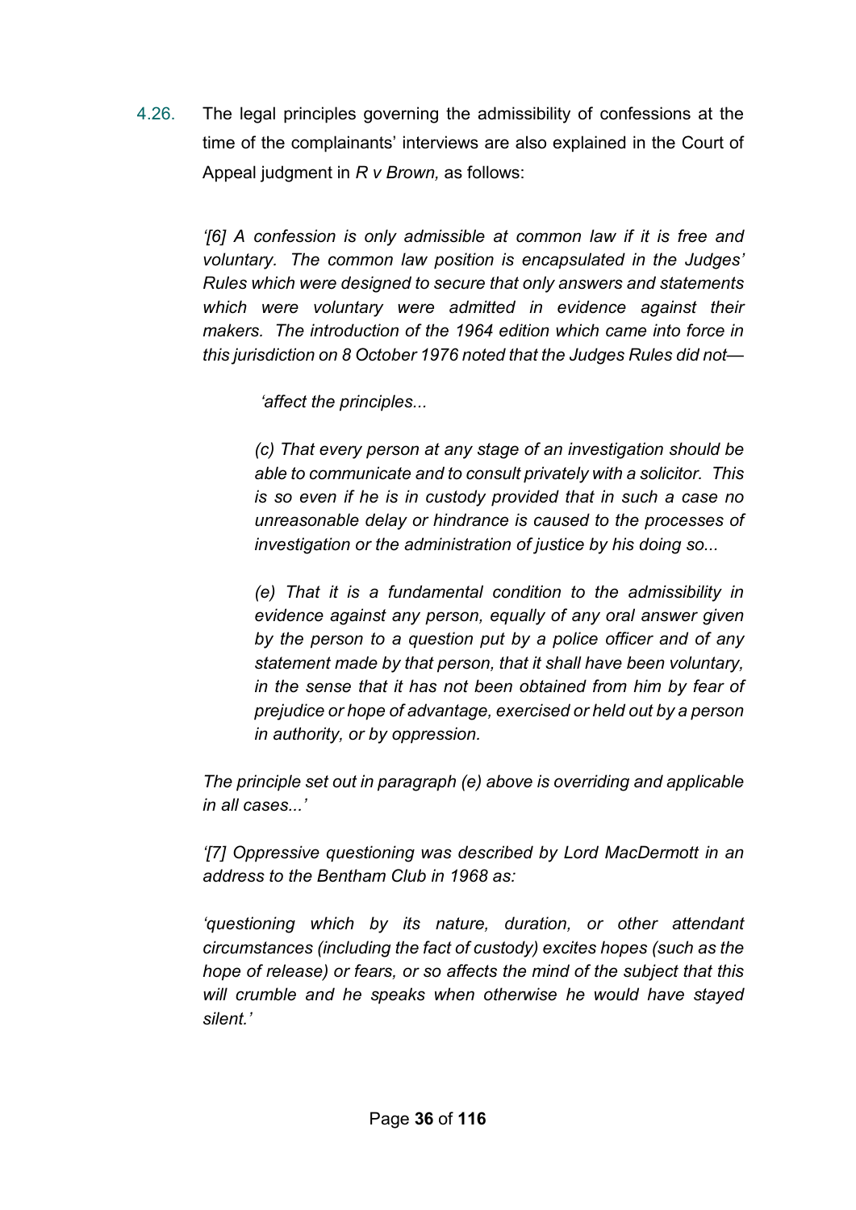4.26. The legal principles governing the admissibility of confessions at the time of the complainants' interviews are also explained in the Court of Appeal judgment in *R v Brown,* as follows:

> *'[6] A confession is only admissible at common law if it is free and voluntary. The common law position is encapsulated in the Judges' Rules which were designed to secure that only answers and statements which were voluntary were admitted in evidence against their makers. The introduction of the 1964 edition which came into force in this jurisdiction on 8 October 1976 noted that the Judges Rules did not—*
>
> > *'affect the principles...*
> >
> > *(c) That every person at any stage of an investigation should be able to communicate and to consult privately with a solicitor. This is so even if he is in custody provided that in such a case no unreasonable delay or hindrance is caused to the processes of investigation or the administration of justice by his doing so...*
> >
> > *(e) That it is a fundamental condition to the admissibility in evidence against any person, equally of any oral answer given by the person to a question put by a police officer and of any statement made by that person, that it shall have been voluntary, in the sense that it has not been obtained from him by fear of prejudice or hope of advantage, exercised or held out by a person in authority, or by oppression.*
>
> *The principle set out in paragraph (e) above is overriding and applicable in all cases...'*
>
> *'[7] Oppressive questioning was described by Lord MacDermott in an address to the Bentham Club in 1968 as:*
>
> *'questioning which by its nature, duration, or other attendant circumstances (including the fact of custody) excites hopes (such as the hope of release) or fears, or so affects the mind of the subject that this will crumble and he speaks when otherwise he would have stayed silent.'*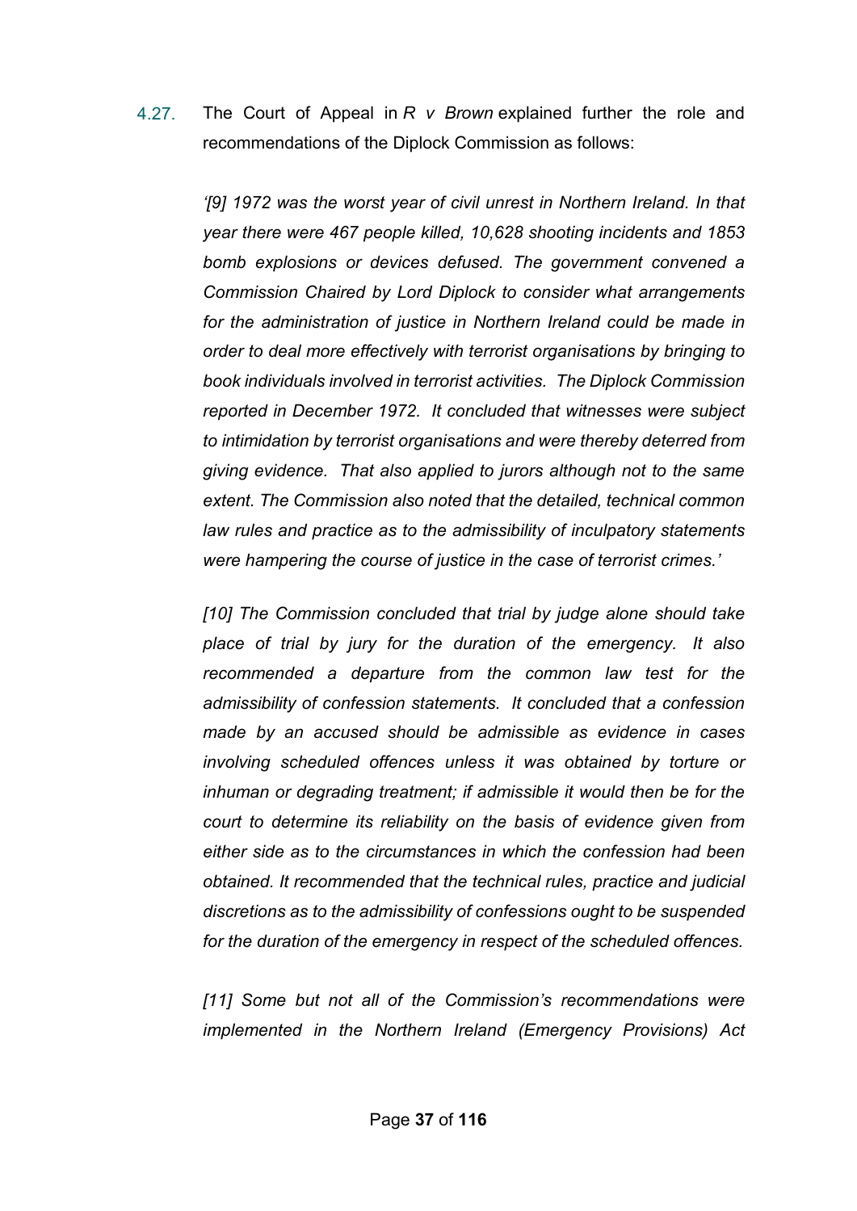4.27. The Court of Appeal in *R v Brown* explained further the role and recommendations of the Diplock Commission as follows:

> *'[9] 1972 was the worst year of civil unrest in Northern Ireland. In that year there were 467 people killed, 10,628 shooting incidents and 1853 bomb explosions or devices defused. The government convened a Commission Chaired by Lord Diplock to consider what arrangements for the administration of justice in Northern Ireland could be made in order to deal more effectively with terrorist organisations by bringing to book individuals involved in terrorist activities. The Diplock Commission reported in December 1972. It concluded that witnesses were subject to intimidation by terrorist organisations and were thereby deterred from giving evidence. That also applied to jurors although not to the same extent. The Commission also noted that the detailed, technical common law rules and practice as to the admissibility of inculpatory statements were hampering the course of justice in the case of terrorist crimes.'*
>
> *[10] The Commission concluded that trial by judge alone should take place of trial by jury for the duration of the emergency. It also recommended a departure from the common law test for the admissibility of confession statements. It concluded that a confession made by an accused should be admissible as evidence in cases involving scheduled offences unless it was obtained by torture or inhuman or degrading treatment; if admissible it would then be for the court to determine its reliability on the basis of evidence given from either side as to the circumstances in which the confession had been obtained. It recommended that the technical rules, practice and judicial discretions as to the admissibility of confessions ought to be suspended for the duration of the emergency in respect of the scheduled offences.*
>
> *[11] Some but not all of the Commission's recommendations were implemented in the Northern Ireland (Emergency Provisions) Act*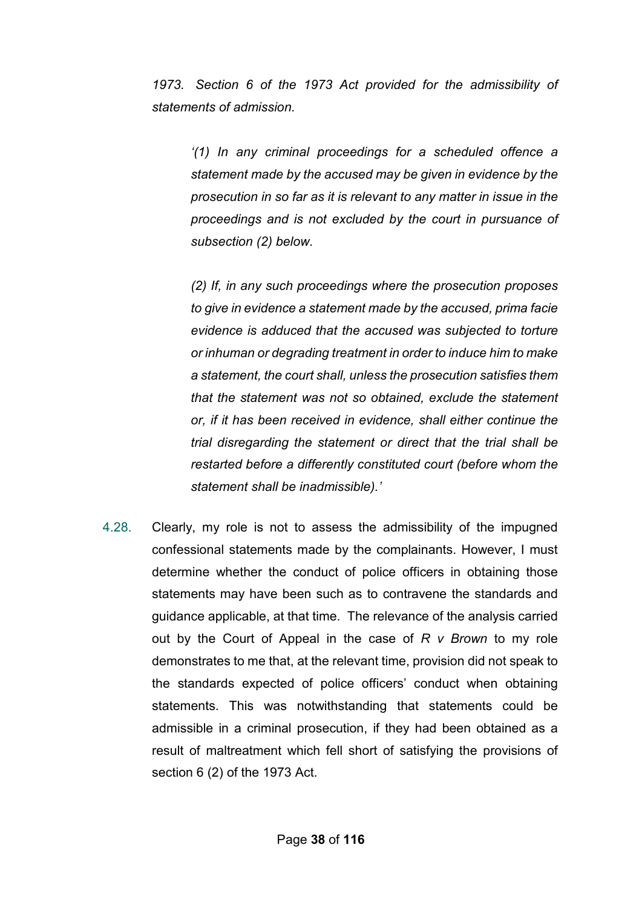*1973. Section 6 of the 1973 Act provided for the admissibility of statements of admission.*

> *'(1) In any criminal proceedings for a scheduled offence a statement made by the accused may be given in evidence by the prosecution in so far as it is relevant to any matter in issue in the proceedings and is not excluded by the court in pursuance of subsection (2) below.*
>
> *(2) If, in any such proceedings where the prosecution proposes to give in evidence a statement made by the accused, prima facie evidence is adduced that the accused was subjected to torture or inhuman or degrading treatment in order to induce him to make a statement, the court shall, unless the prosecution satisfies them that the statement was not so obtained, exclude the statement or, if it has been received in evidence, shall either continue the trial disregarding the statement or direct that the trial shall be restarted before a differently constituted court (before whom the statement shall be inadmissible).'*

4.28. Clearly, my role is not to assess the admissibility of the impugned confessional statements made by the complainants. However, I must determine whether the conduct of police officers in obtaining those statements may have been such as to contravene the standards and guidance applicable, at that time. The relevance of the analysis carried out by the Court of Appeal in the case of *R v Brown* to my role demonstrates to me that, at the relevant time, provision did not speak to the standards expected of police officers' conduct when obtaining statements. This was notwithstanding that statements could be admissible in a criminal prosecution, if they had been obtained as a result of maltreatment which fell short of satisfying the provisions of section 6 (2) of the 1973 Act.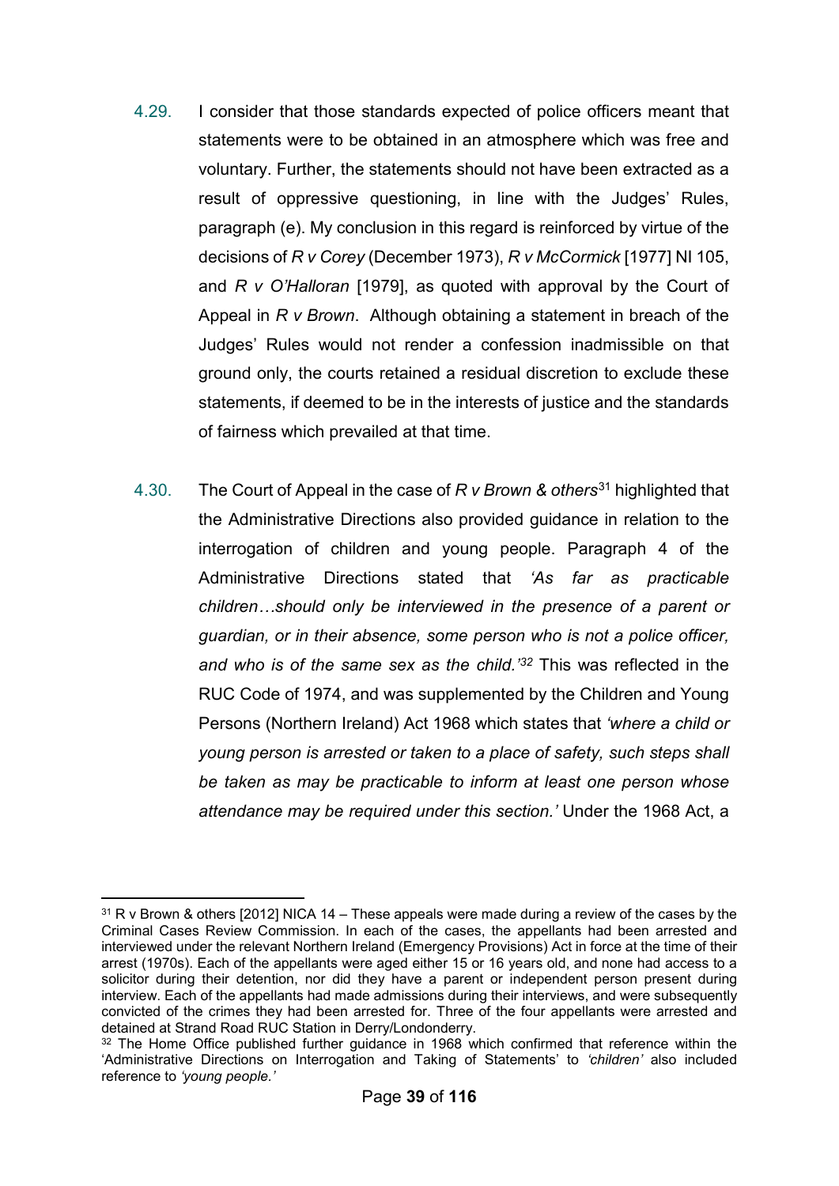4.29. I consider that those standards expected of police officers meant that statements were to be obtained in an atmosphere which was free and voluntary. Further, the statements should not have been extracted as a result of oppressive questioning, in line with the Judges' Rules, paragraph (e). My conclusion in this regard is reinforced by virtue of the decisions of *R v Corey* (December 1973), *R v McCormick* [1977] NI 105, and *R v O'Halloran* [1979], as quoted with approval by the Court of Appeal in *R v Brown*. Although obtaining a statement in breach of the Judges' Rules would not render a confession inadmissible on that ground only, the courts retained a residual discretion to exclude these statements, if deemed to be in the interests of justice and the standards of fairness which prevailed at that time.

4.30. The Court of Appeal in the case of *R v Brown & others*[31] highlighted that the Administrative Directions also provided guidance in relation to the interrogation of children and young people. Paragraph 4 of the Administrative Directions stated that *'As far as practicable children…should only be interviewed in the presence of a parent or guardian, or in their absence, some person who is not a police officer, and who is of the same sex as the child.'*[32] This was reflected in the RUC Code of 1974, and was supplemented by the Children and Young Persons (Northern Ireland) Act 1968 which states that *'where a child or young person is arrested or taken to a place of safety, such steps shall be taken as may be practicable to inform at least one person whose attendance may be required under this section.'* Under the 1968 Act, a

---

[31] R v Brown & others [2012] NICA 14 – These appeals were made during a review of the cases by the Criminal Cases Review Commission. In each of the cases, the appellants had been arrested and interviewed under the relevant Northern Ireland (Emergency Provisions) Act in force at the time of their arrest (1970s). Each of the appellants were aged either 15 or 16 years old, and none had access to a solicitor during their detention, nor did they have a parent or independent person present during interview. Each of the appellants had made admissions during their interviews, and were subsequently convicted of the crimes they had been arrested for. Three of the four appellants were arrested and detained at Strand Road RUC Station in Derry/Londonderry.

[32] The Home Office published further guidance in 1968 which confirmed that reference within the 'Administrative Directions on Interrogation and Taking of Statements' to *'children'* also included reference to *'young people.'*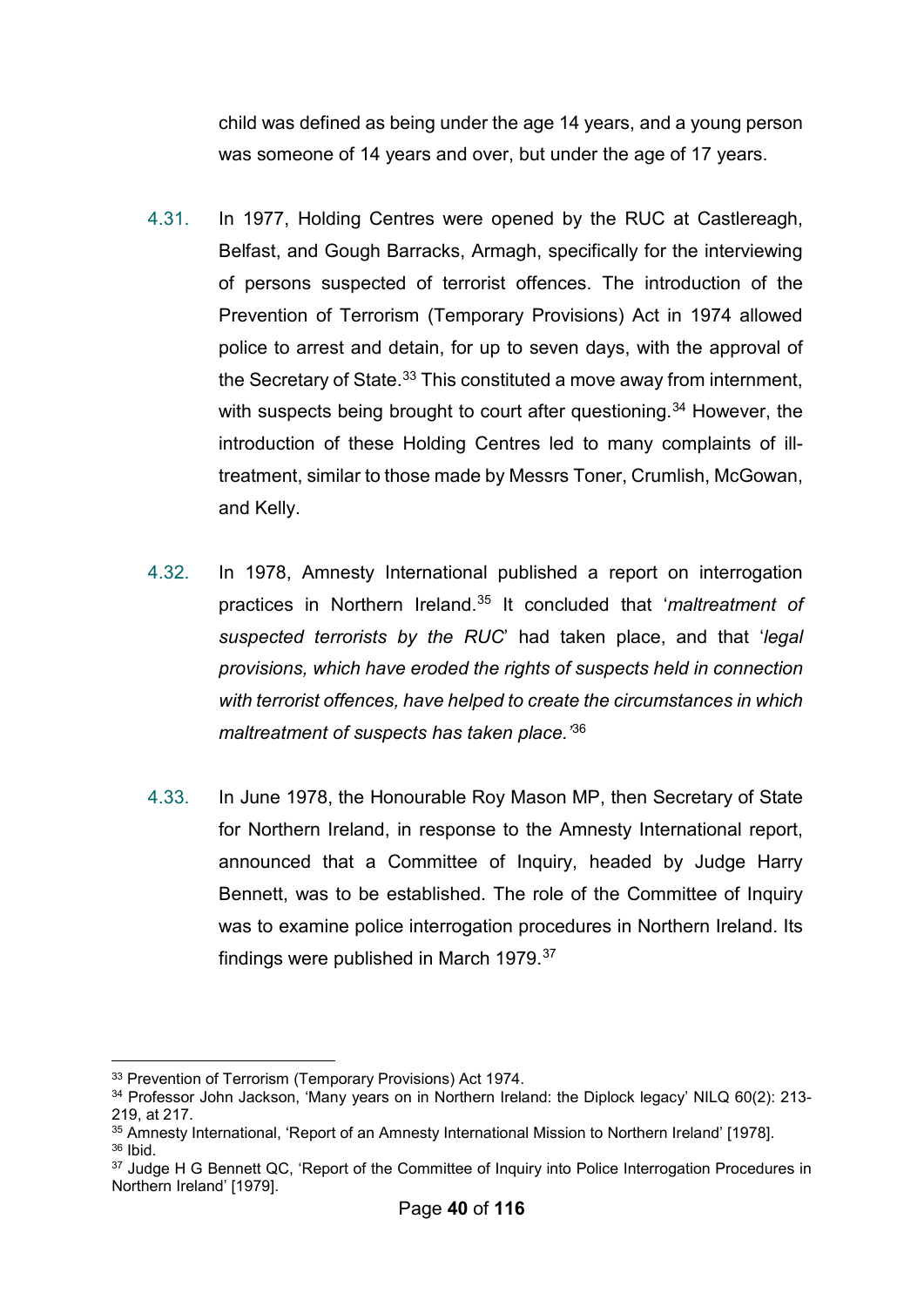child was defined as being under the age 14 years, and a young person was someone of 14 years and over, but under the age of 17 years.

4.31. In 1977, Holding Centres were opened by the RUC at Castlereagh, Belfast, and Gough Barracks, Armagh, specifically for the interviewing of persons suspected of terrorist offences. The introduction of the Prevention of Terrorism (Temporary Provisions) Act in 1974 allowed police to arrest and detain, for up to seven days, with the approval of the Secretary of State.[33] This constituted a move away from internment, with suspects being brought to court after questioning.[34] However, the introduction of these Holding Centres led to many complaints of ill-treatment, similar to those made by Messrs Toner, Crumlish, McGowan, and Kelly.

4.32. In 1978, Amnesty International published a report on interrogation practices in Northern Ireland.[35] It concluded that '*maltreatment of suspected terrorists by the RUC*' had taken place, and that '*legal provisions, which have eroded the rights of suspects held in connection with terrorist offences, have helped to create the circumstances in which maltreatment of suspects has taken place.*'[36]

4.33. In June 1978, the Honourable Roy Mason MP, then Secretary of State for Northern Ireland, in response to the Amnesty International report, announced that a Committee of Inquiry, headed by Judge Harry Bennett, was to be established. The role of the Committee of Inquiry was to examine police interrogation procedures in Northern Ireland. Its findings were published in March 1979.[37]

---

[33] Prevention of Terrorism (Temporary Provisions) Act 1974.

[34] Professor John Jackson, 'Many years on in Northern Ireland: the Diplock legacy' NILQ 60(2): 213-219, at 217.

[35] Amnesty International, 'Report of an Amnesty International Mission to Northern Ireland' [1978].

[36] Ibid.

[37] Judge H G Bennett QC, 'Report of the Committee of Inquiry into Police Interrogation Procedures in Northern Ireland' [1979].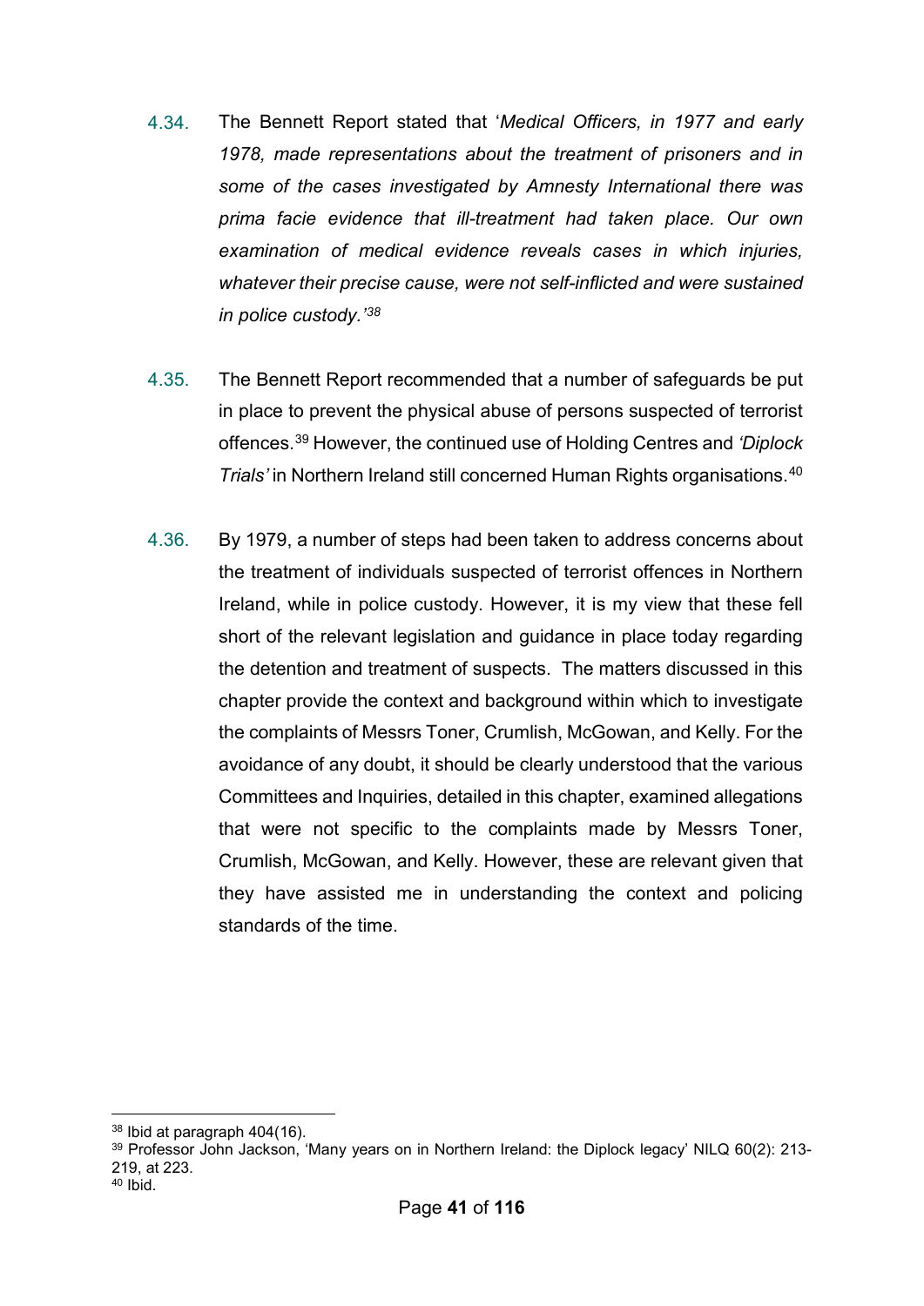4.34. The Bennett Report stated that '*Medical Officers, in 1977 and early 1978, made representations about the treatment of prisoners and in some of the cases investigated by Amnesty International there was prima facie evidence that ill-treatment had taken place. Our own examination of medical evidence reveals cases in which injuries, whatever their precise cause, were not self-inflicted and were sustained in police custody.'*[38]

4.35. The Bennett Report recommended that a number of safeguards be put in place to prevent the physical abuse of persons suspected of terrorist offences.[39] However, the continued use of Holding Centres and *'Diplock Trials'* in Northern Ireland still concerned Human Rights organisations.[40]

4.36. By 1979, a number of steps had been taken to address concerns about the treatment of individuals suspected of terrorist offences in Northern Ireland, while in police custody. However, it is my view that these fell short of the relevant legislation and guidance in place today regarding the detention and treatment of suspects. The matters discussed in this chapter provide the context and background within which to investigate the complaints of Messrs Toner, Crumlish, McGowan, and Kelly. For the avoidance of any doubt, it should be clearly understood that the various Committees and Inquiries, detailed in this chapter, examined allegations that were not specific to the complaints made by Messrs Toner, Crumlish, McGowan, and Kelly. However, these are relevant given that they have assisted me in understanding the context and policing standards of the time.

---

[38] Ibid at paragraph 404(16).

[39] Professor John Jackson, 'Many years on in Northern Ireland: the Diplock legacy' NILQ 60(2): 213-219, at 223.

[40] Ibid.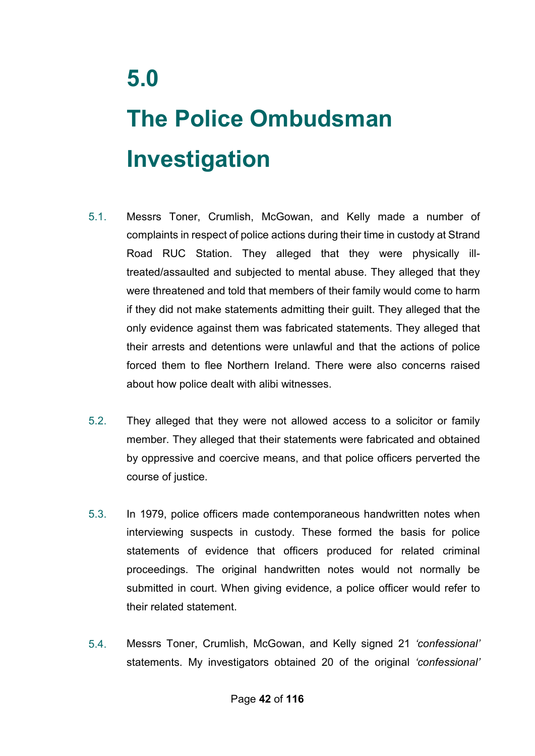# 5.0 The Police Ombudsman Investigation

5.1. Messrs Toner, Crumlish, McGowan, and Kelly made a number of complaints in respect of police actions during their time in custody at Strand Road RUC Station. They alleged that they were physically ill-treated/assaulted and subjected to mental abuse. They alleged that they were threatened and told that members of their family would come to harm if they did not make statements admitting their guilt. They alleged that the only evidence against them was fabricated statements. They alleged that their arrests and detentions were unlawful and that the actions of police forced them to flee Northern Ireland. There were also concerns raised about how police dealt with alibi witnesses.

5.2. They alleged that they were not allowed access to a solicitor or family member. They alleged that their statements were fabricated and obtained by oppressive and coercive means, and that police officers perverted the course of justice.

5.3. In 1979, police officers made contemporaneous handwritten notes when interviewing suspects in custody. These formed the basis for police statements of evidence that officers produced for related criminal proceedings. The original handwritten notes would not normally be submitted in court. When giving evidence, a police officer would refer to their related statement.

5.4. Messrs Toner, Crumlish, McGowan, and Kelly signed 21 *'confessional'* statements. My investigators obtained 20 of the original *'confessional'*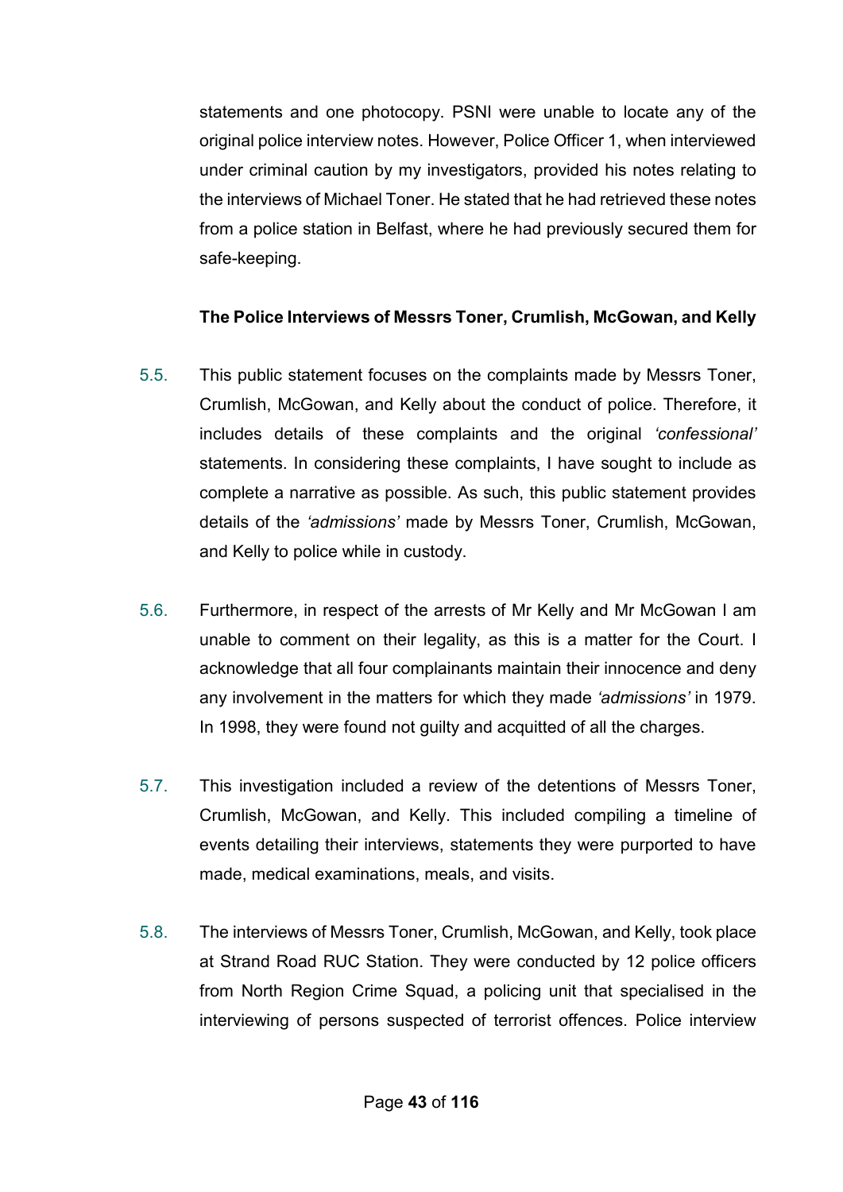statements and one photocopy. PSNI were unable to locate any of the original police interview notes. However, Police Officer 1, when interviewed under criminal caution by my investigators, provided his notes relating to the interviews of Michael Toner. He stated that he had retrieved these notes from a police station in Belfast, where he had previously secured them for safe-keeping.

**The Police Interviews of Messrs Toner, Crumlish, McGowan, and Kelly**

5.5. This public statement focuses on the complaints made by Messrs Toner, Crumlish, McGowan, and Kelly about the conduct of police. Therefore, it includes details of these complaints and the original *'confessional'* statements. In considering these complaints, I have sought to include as complete a narrative as possible. As such, this public statement provides details of the *'admissions'* made by Messrs Toner, Crumlish, McGowan, and Kelly to police while in custody.

5.6. Furthermore, in respect of the arrests of Mr Kelly and Mr McGowan I am unable to comment on their legality, as this is a matter for the Court. I acknowledge that all four complainants maintain their innocence and deny any involvement in the matters for which they made *'admissions'* in 1979. In 1998, they were found not guilty and acquitted of all the charges.

5.7. This investigation included a review of the detentions of Messrs Toner, Crumlish, McGowan, and Kelly. This included compiling a timeline of events detailing their interviews, statements they were purported to have made, medical examinations, meals, and visits.

5.8. The interviews of Messrs Toner, Crumlish, McGowan, and Kelly, took place at Strand Road RUC Station. They were conducted by 12 police officers from North Region Crime Squad, a policing unit that specialised in the interviewing of persons suspected of terrorist offences. Police interview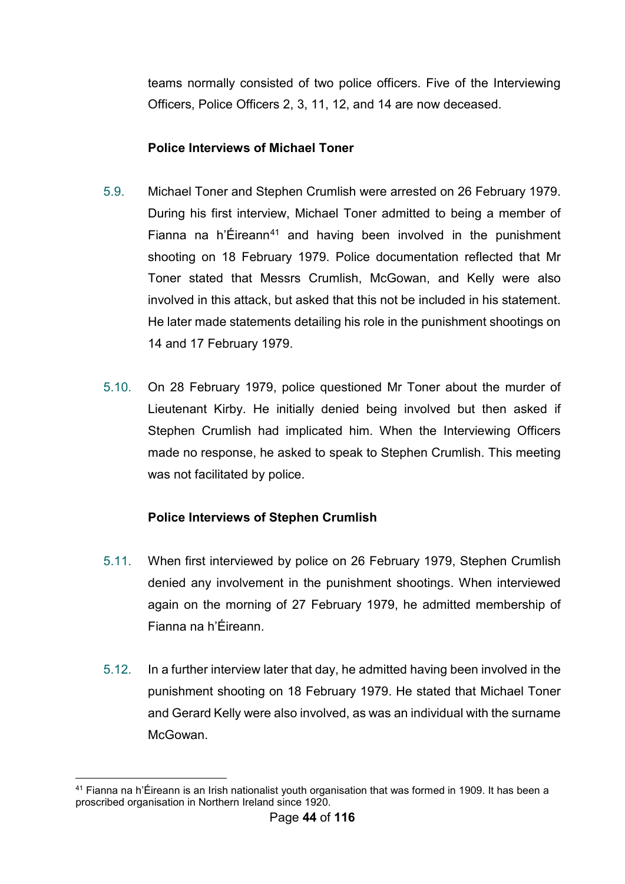teams normally consisted of two police officers. Five of the Interviewing Officers, Police Officers 2, 3, 11, 12, and 14 are now deceased.

**Police Interviews of Michael Toner**

5.9. Michael Toner and Stephen Crumlish were arrested on 26 February 1979. During his first interview, Michael Toner admitted to being a member of Fianna na h'Éireann[41] and having been involved in the punishment shooting on 18 February 1979. Police documentation reflected that Mr Toner stated that Messrs Crumlish, McGowan, and Kelly were also involved in this attack, but asked that this not be included in his statement. He later made statements detailing his role in the punishment shootings on 14 and 17 February 1979.

5.10. On 28 February 1979, police questioned Mr Toner about the murder of Lieutenant Kirby. He initially denied being involved but then asked if Stephen Crumlish had implicated him. When the Interviewing Officers made no response, he asked to speak to Stephen Crumlish. This meeting was not facilitated by police.

**Police Interviews of Stephen Crumlish**

5.11. When first interviewed by police on 26 February 1979, Stephen Crumlish denied any involvement in the punishment shootings. When interviewed again on the morning of 27 February 1979, he admitted membership of Fianna na h'Éireann.

5.12. In a further interview later that day, he admitted having been involved in the punishment shooting on 18 February 1979. He stated that Michael Toner and Gerard Kelly were also involved, as was an individual with the surname McGowan.

[41] Fianna na h'Éireann is an Irish nationalist youth organisation that was formed in 1909. It has been a proscribed organisation in Northern Ireland since 1920.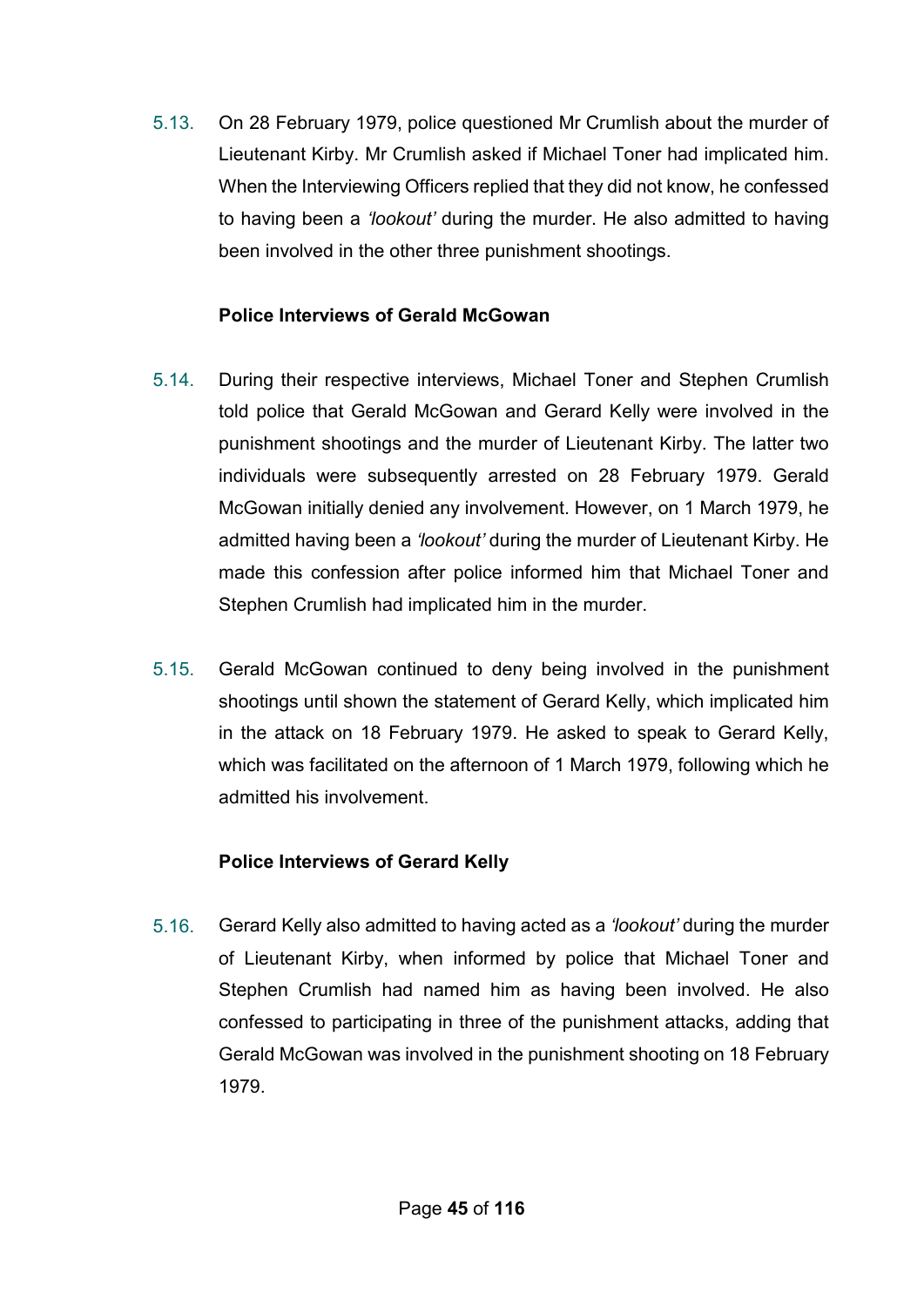5.13. On 28 February 1979, police questioned Mr Crumlish about the murder of Lieutenant Kirby. Mr Crumlish asked if Michael Toner had implicated him. When the Interviewing Officers replied that they did not know, he confessed to having been a *'lookout'* during the murder. He also admitted to having been involved in the other three punishment shootings.

**Police Interviews of Gerald McGowan**

5.14. During their respective interviews, Michael Toner and Stephen Crumlish told police that Gerald McGowan and Gerard Kelly were involved in the punishment shootings and the murder of Lieutenant Kirby. The latter two individuals were subsequently arrested on 28 February 1979. Gerald McGowan initially denied any involvement. However, on 1 March 1979, he admitted having been a *'lookout'* during the murder of Lieutenant Kirby. He made this confession after police informed him that Michael Toner and Stephen Crumlish had implicated him in the murder.

5.15. Gerald McGowan continued to deny being involved in the punishment shootings until shown the statement of Gerard Kelly, which implicated him in the attack on 18 February 1979. He asked to speak to Gerard Kelly, which was facilitated on the afternoon of 1 March 1979, following which he admitted his involvement.

**Police Interviews of Gerard Kelly**

5.16. Gerard Kelly also admitted to having acted as a *'lookout'* during the murder of Lieutenant Kirby, when informed by police that Michael Toner and Stephen Crumlish had named him as having been involved. He also confessed to participating in three of the punishment attacks, adding that Gerald McGowan was involved in the punishment shooting on 18 February 1979.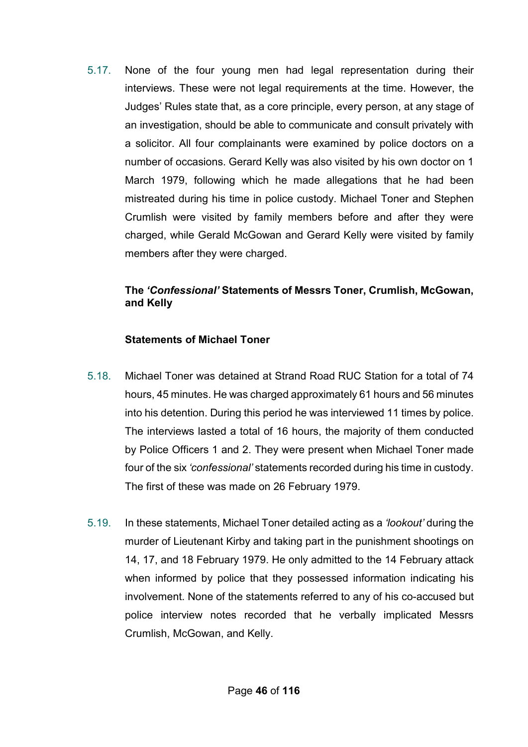5.17. None of the four young men had legal representation during their interviews. These were not legal requirements at the time. However, the Judges' Rules state that, as a core principle, every person, at any stage of an investigation, should be able to communicate and consult privately with a solicitor. All four complainants were examined by police doctors on a number of occasions. Gerard Kelly was also visited by his own doctor on 1 March 1979, following which he made allegations that he had been mistreated during his time in police custody. Michael Toner and Stephen Crumlish were visited by family members before and after they were charged, while Gerald McGowan and Gerard Kelly were visited by family members after they were charged.

### The *'Confessional'* Statements of Messrs Toner, Crumlish, McGowan, and Kelly

#### Statements of Michael Toner

5.18. Michael Toner was detained at Strand Road RUC Station for a total of 74 hours, 45 minutes. He was charged approximately 61 hours and 56 minutes into his detention. During this period he was interviewed 11 times by police. The interviews lasted a total of 16 hours, the majority of them conducted by Police Officers 1 and 2. They were present when Michael Toner made four of the six *'confessional'* statements recorded during his time in custody. The first of these was made on 26 February 1979.

5.19. In these statements, Michael Toner detailed acting as a *'lookout'* during the murder of Lieutenant Kirby and taking part in the punishment shootings on 14, 17, and 18 February 1979. He only admitted to the 14 February attack when informed by police that they possessed information indicating his involvement. None of the statements referred to any of his co-accused but police interview notes recorded that he verbally implicated Messrs Crumlish, McGowan, and Kelly.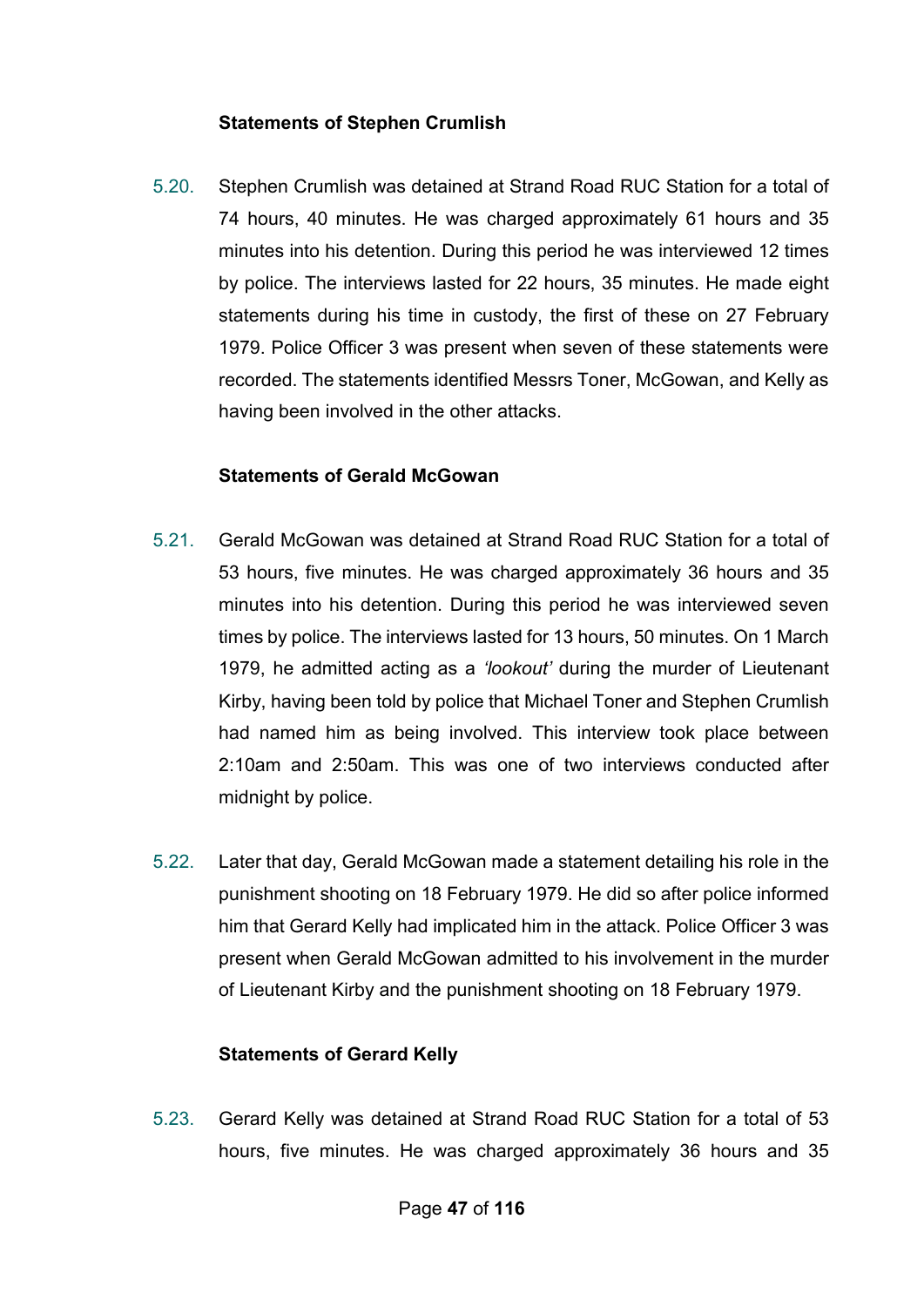### Statements of Stephen Crumlish

5.20. Stephen Crumlish was detained at Strand Road RUC Station for a total of 74 hours, 40 minutes. He was charged approximately 61 hours and 35 minutes into his detention. During this period he was interviewed 12 times by police. The interviews lasted for 22 hours, 35 minutes. He made eight statements during his time in custody, the first of these on 27 February 1979. Police Officer 3 was present when seven of these statements were recorded. The statements identified Messrs Toner, McGowan, and Kelly as having been involved in the other attacks.

### Statements of Gerald McGowan

5.21. Gerald McGowan was detained at Strand Road RUC Station for a total of 53 hours, five minutes. He was charged approximately 36 hours and 35 minutes into his detention. During this period he was interviewed seven times by police. The interviews lasted for 13 hours, 50 minutes. On 1 March 1979, he admitted acting as a *'lookout'* during the murder of Lieutenant Kirby, having been told by police that Michael Toner and Stephen Crumlish had named him as being involved. This interview took place between 2:10am and 2:50am. This was one of two interviews conducted after midnight by police.

5.22. Later that day, Gerald McGowan made a statement detailing his role in the punishment shooting on 18 February 1979. He did so after police informed him that Gerard Kelly had implicated him in the attack. Police Officer 3 was present when Gerald McGowan admitted to his involvement in the murder of Lieutenant Kirby and the punishment shooting on 18 February 1979.

### Statements of Gerard Kelly

5.23. Gerard Kelly was detained at Strand Road RUC Station for a total of 53 hours, five minutes. He was charged approximately 36 hours and 35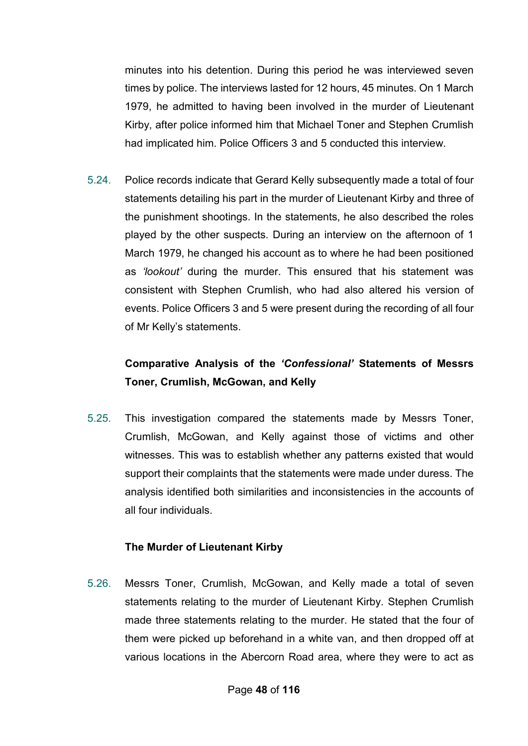minutes into his detention. During this period he was interviewed seven times by police. The interviews lasted for 12 hours, 45 minutes. On 1 March 1979, he admitted to having been involved in the murder of Lieutenant Kirby, after police informed him that Michael Toner and Stephen Crumlish had implicated him. Police Officers 3 and 5 conducted this interview.

5.24. Police records indicate that Gerard Kelly subsequently made a total of four statements detailing his part in the murder of Lieutenant Kirby and three of the punishment shootings. In the statements, he also described the roles played by the other suspects. During an interview on the afternoon of 1 March 1979, he changed his account as to where he had been positioned as *'lookout'* during the murder. This ensured that his statement was consistent with Stephen Crumlish, who had also altered his version of events. Police Officers 3 and 5 were present during the recording of all four of Mr Kelly's statements.

### Comparative Analysis of the *'Confessional'* Statements of Messrs Toner, Crumlish, McGowan, and Kelly

5.25. This investigation compared the statements made by Messrs Toner, Crumlish, McGowan, and Kelly against those of victims and other witnesses. This was to establish whether any patterns existed that would support their complaints that the statements were made under duress. The analysis identified both similarities and inconsistencies in the accounts of all four individuals.

#### The Murder of Lieutenant Kirby

5.26. Messrs Toner, Crumlish, McGowan, and Kelly made a total of seven statements relating to the murder of Lieutenant Kirby. Stephen Crumlish made three statements relating to the murder. He stated that the four of them were picked up beforehand in a white van, and then dropped off at various locations in the Abercorn Road area, where they were to act as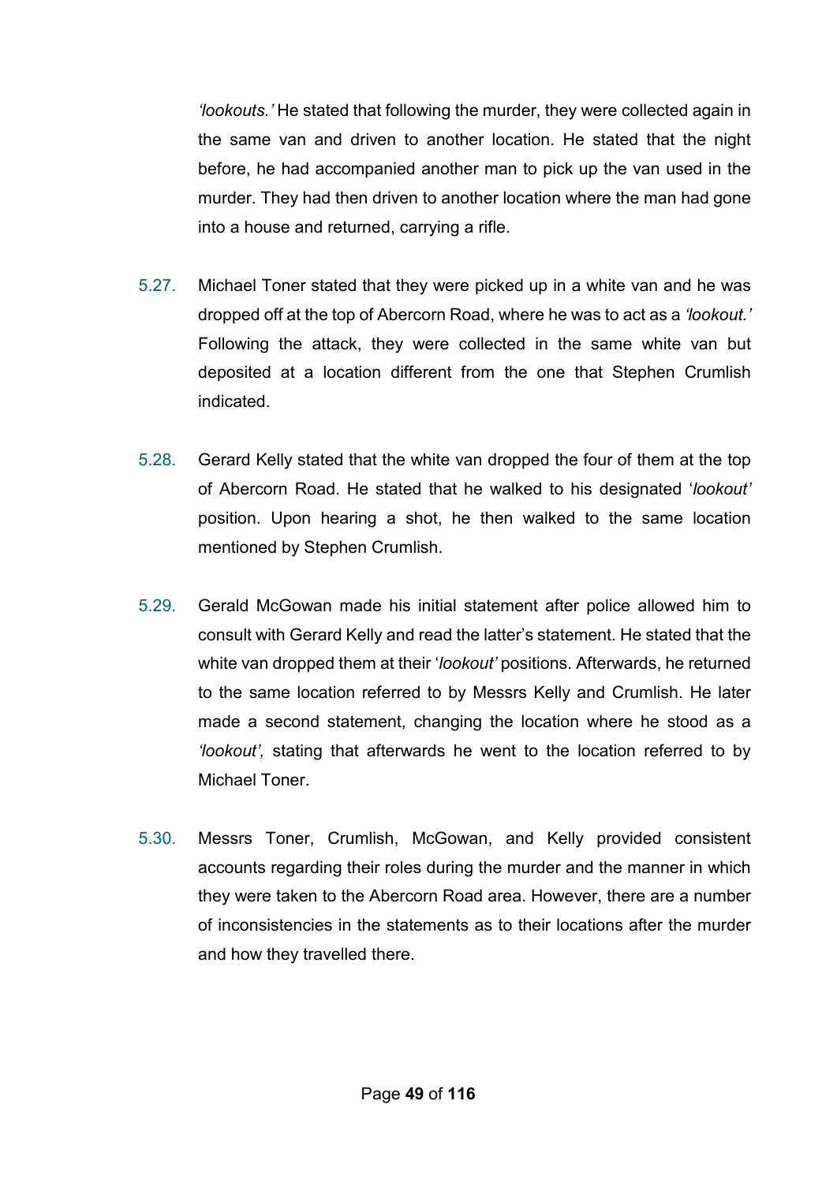*'lookouts.'* He stated that following the murder, they were collected again in the same van and driven to another location. He stated that the night before, he had accompanied another man to pick up the van used in the murder. They had then driven to another location where the man had gone into a house and returned, carrying a rifle.

5.27. Michael Toner stated that they were picked up in a white van and he was dropped off at the top of Abercorn Road, where he was to act as a *'lookout.'* Following the attack, they were collected in the same white van but deposited at a location different from the one that Stephen Crumlish indicated.

5.28. Gerard Kelly stated that the white van dropped the four of them at the top of Abercorn Road. He stated that he walked to his designated '*lookout'* position. Upon hearing a shot, he then walked to the same location mentioned by Stephen Crumlish.

5.29. Gerald McGowan made his initial statement after police allowed him to consult with Gerard Kelly and read the latter's statement. He stated that the white van dropped them at their '*lookout'* positions. Afterwards, he returned to the same location referred to by Messrs Kelly and Crumlish. He later made a second statement, changing the location where he stood as a *'lookout',* stating that afterwards he went to the location referred to by Michael Toner.

5.30. Messrs Toner, Crumlish, McGowan, and Kelly provided consistent accounts regarding their roles during the murder and the manner in which they were taken to the Abercorn Road area. However, there are a number of inconsistencies in the statements as to their locations after the murder and how they travelled there.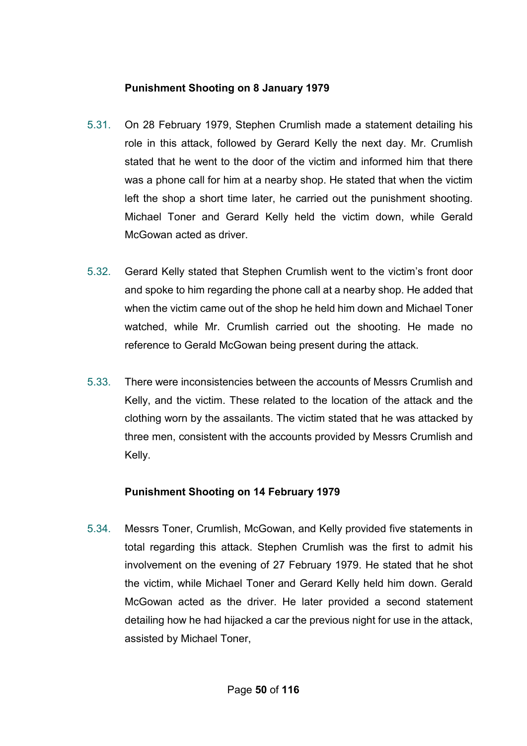**Punishment Shooting on 8 January 1979**

5.31. On 28 February 1979, Stephen Crumlish made a statement detailing his role in this attack, followed by Gerard Kelly the next day. Mr. Crumlish stated that he went to the door of the victim and informed him that there was a phone call for him at a nearby shop. He stated that when the victim left the shop a short time later, he carried out the punishment shooting. Michael Toner and Gerard Kelly held the victim down, while Gerald McGowan acted as driver.

5.32. Gerard Kelly stated that Stephen Crumlish went to the victim's front door and spoke to him regarding the phone call at a nearby shop. He added that when the victim came out of the shop he held him down and Michael Toner watched, while Mr. Crumlish carried out the shooting. He made no reference to Gerald McGowan being present during the attack.

5.33. There were inconsistencies between the accounts of Messrs Crumlish and Kelly, and the victim. These related to the location of the attack and the clothing worn by the assailants. The victim stated that he was attacked by three men, consistent with the accounts provided by Messrs Crumlish and Kelly.

**Punishment Shooting on 14 February 1979**

5.34. Messrs Toner, Crumlish, McGowan, and Kelly provided five statements in total regarding this attack. Stephen Crumlish was the first to admit his involvement on the evening of 27 February 1979. He stated that he shot the victim, while Michael Toner and Gerard Kelly held him down. Gerald McGowan acted as the driver. He later provided a second statement detailing how he had hijacked a car the previous night for use in the attack, assisted by Michael Toner,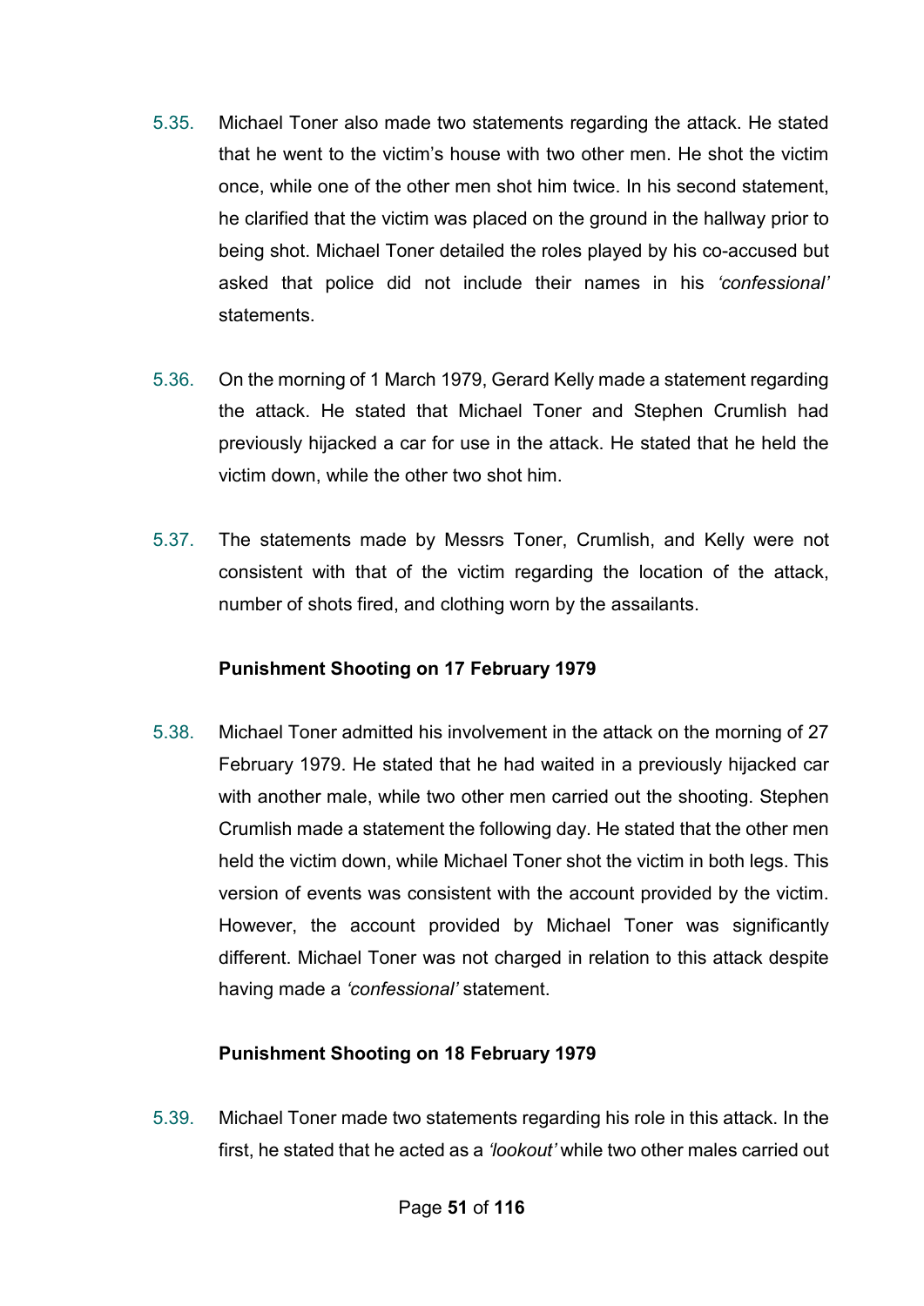5.35. Michael Toner also made two statements regarding the attack. He stated that he went to the victim's house with two other men. He shot the victim once, while one of the other men shot him twice. In his second statement, he clarified that the victim was placed on the ground in the hallway prior to being shot. Michael Toner detailed the roles played by his co-accused but asked that police did not include their names in his *'confessional'* statements.

5.36. On the morning of 1 March 1979, Gerard Kelly made a statement regarding the attack. He stated that Michael Toner and Stephen Crumlish had previously hijacked a car for use in the attack. He stated that he held the victim down, while the other two shot him.

5.37. The statements made by Messrs Toner, Crumlish, and Kelly were not consistent with that of the victim regarding the location of the attack, number of shots fired, and clothing worn by the assailants.

**Punishment Shooting on 17 February 1979**

5.38. Michael Toner admitted his involvement in the attack on the morning of 27 February 1979. He stated that he had waited in a previously hijacked car with another male, while two other men carried out the shooting. Stephen Crumlish made a statement the following day. He stated that the other men held the victim down, while Michael Toner shot the victim in both legs. This version of events was consistent with the account provided by the victim. However, the account provided by Michael Toner was significantly different. Michael Toner was not charged in relation to this attack despite having made a *'confessional'* statement.

**Punishment Shooting on 18 February 1979**

5.39. Michael Toner made two statements regarding his role in this attack. In the first, he stated that he acted as a *'lookout'* while two other males carried out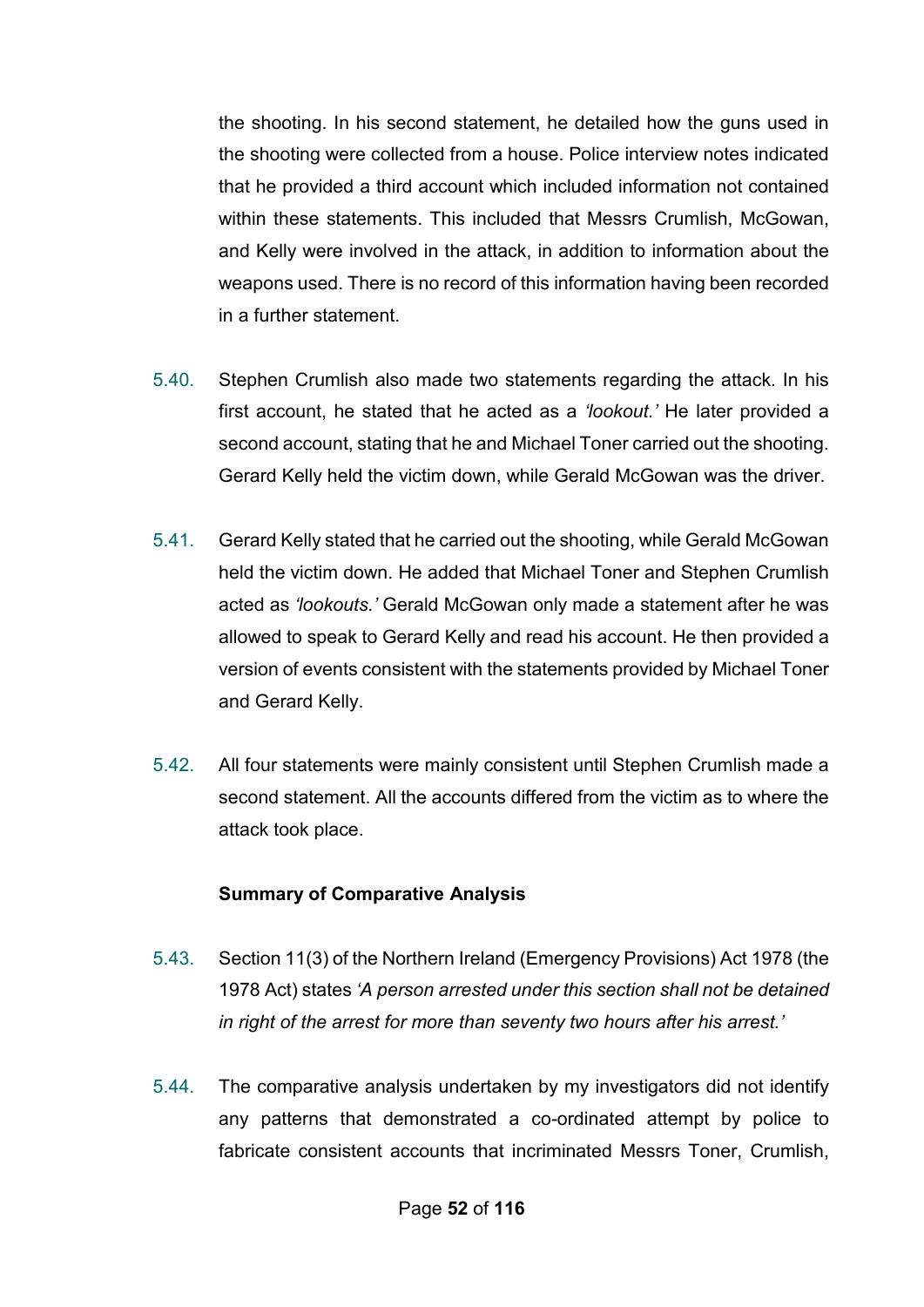the shooting. In his second statement, he detailed how the guns used in the shooting were collected from a house. Police interview notes indicated that he provided a third account which included information not contained within these statements. This included that Messrs Crumlish, McGowan, and Kelly were involved in the attack, in addition to information about the weapons used. There is no record of this information having been recorded in a further statement.

5.40. Stephen Crumlish also made two statements regarding the attack. In his first account, he stated that he acted as a *'lookout.'* He later provided a second account, stating that he and Michael Toner carried out the shooting. Gerard Kelly held the victim down, while Gerald McGowan was the driver.

5.41. Gerard Kelly stated that he carried out the shooting, while Gerald McGowan held the victim down. He added that Michael Toner and Stephen Crumlish acted as *'lookouts.'* Gerald McGowan only made a statement after he was allowed to speak to Gerard Kelly and read his account. He then provided a version of events consistent with the statements provided by Michael Toner and Gerard Kelly.

5.42. All four statements were mainly consistent until Stephen Crumlish made a second statement. All the accounts differed from the victim as to where the attack took place.

**Summary of Comparative Analysis**

5.43. Section 11(3) of the Northern Ireland (Emergency Provisions) Act 1978 (the 1978 Act) states *'A person arrested under this section shall not be detained in right of the arrest for more than seventy two hours after his arrest.'*

5.44. The comparative analysis undertaken by my investigators did not identify any patterns that demonstrated a co-ordinated attempt by police to fabricate consistent accounts that incriminated Messrs Toner, Crumlish,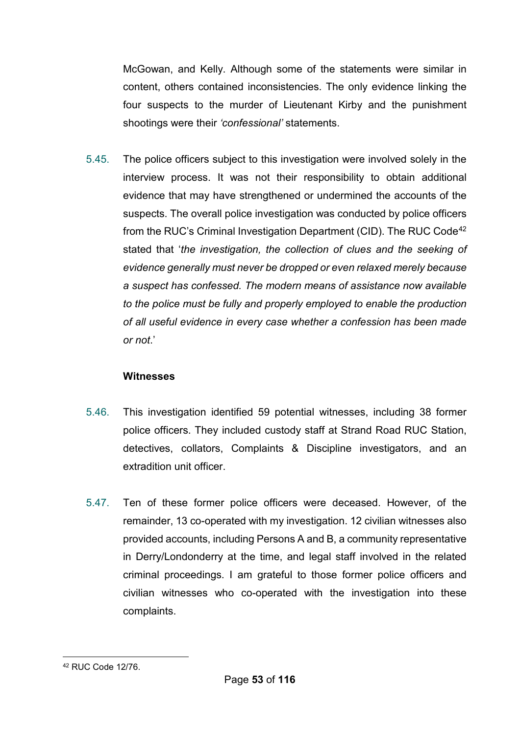McGowan, and Kelly. Although some of the statements were similar in content, others contained inconsistencies. The only evidence linking the four suspects to the murder of Lieutenant Kirby and the punishment shootings were their *'confessional'* statements.

5.45. The police officers subject to this investigation were involved solely in the interview process. It was not their responsibility to obtain additional evidence that may have strengthened or undermined the accounts of the suspects. The overall police investigation was conducted by police officers from the RUC's Criminal Investigation Department (CID). The RUC Code[42] stated that '*the investigation, the collection of clues and the seeking of evidence generally must never be dropped or even relaxed merely because a suspect has confessed. The modern means of assistance now available to the police must be fully and properly employed to enable the production of all useful evidence in every case whether a confession has been made or not*.'

**Witnesses**

5.46. This investigation identified 59 potential witnesses, including 38 former police officers. They included custody staff at Strand Road RUC Station, detectives, collators, Complaints & Discipline investigators, and an extradition unit officer.

5.47. Ten of these former police officers were deceased. However, of the remainder, 13 co-operated with my investigation. 12 civilian witnesses also provided accounts, including Persons A and B, a community representative in Derry/Londonderry at the time, and legal staff involved in the related criminal proceedings. I am grateful to those former police officers and civilian witnesses who co-operated with the investigation into these complaints.

[42] RUC Code 12/76.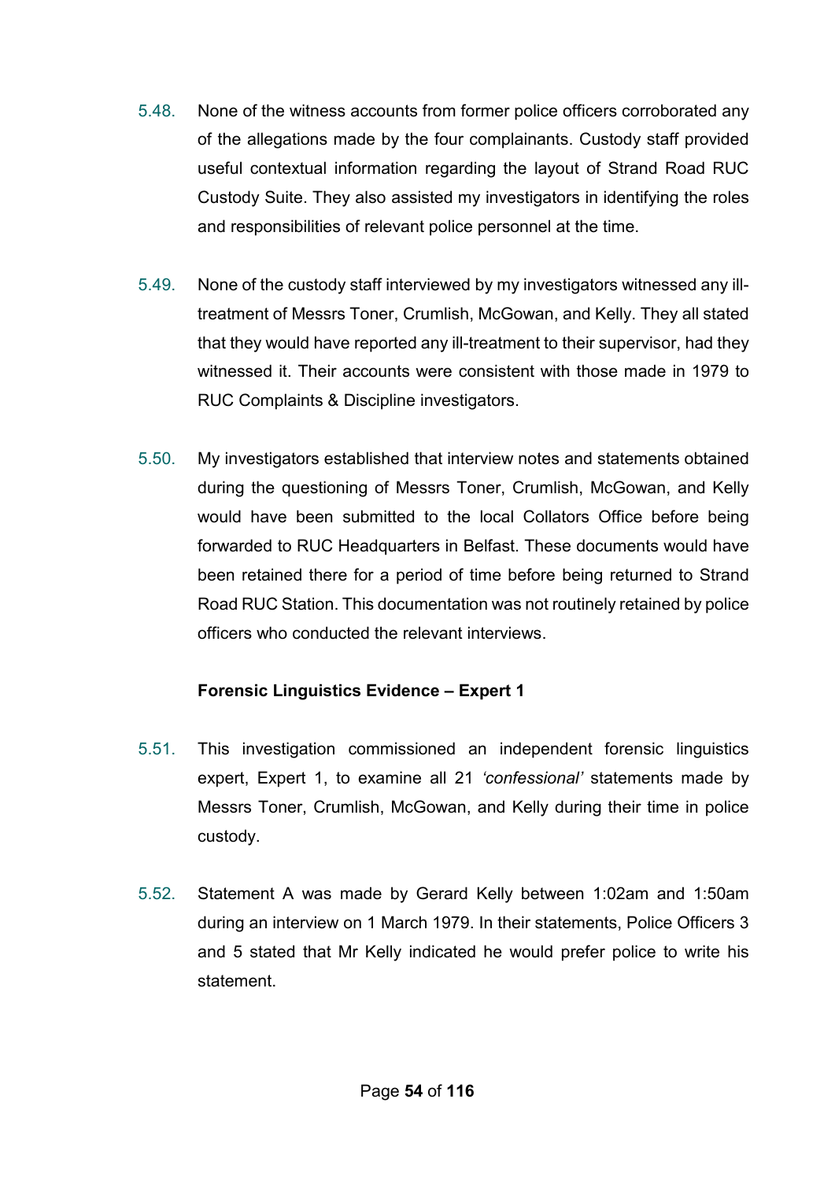5.48. None of the witness accounts from former police officers corroborated any of the allegations made by the four complainants. Custody staff provided useful contextual information regarding the layout of Strand Road RUC Custody Suite. They also assisted my investigators in identifying the roles and responsibilities of relevant police personnel at the time.

5.49. None of the custody staff interviewed by my investigators witnessed any ill-treatment of Messrs Toner, Crumlish, McGowan, and Kelly. They all stated that they would have reported any ill-treatment to their supervisor, had they witnessed it. Their accounts were consistent with those made in 1979 to RUC Complaints & Discipline investigators.

5.50. My investigators established that interview notes and statements obtained during the questioning of Messrs Toner, Crumlish, McGowan, and Kelly would have been submitted to the local Collators Office before being forwarded to RUC Headquarters in Belfast. These documents would have been retained there for a period of time before being returned to Strand Road RUC Station. This documentation was not routinely retained by police officers who conducted the relevant interviews.

**Forensic Linguistics Evidence – Expert 1**

5.51. This investigation commissioned an independent forensic linguistics expert, Expert 1, to examine all 21 *'confessional'* statements made by Messrs Toner, Crumlish, McGowan, and Kelly during their time in police custody.

5.52. Statement A was made by Gerard Kelly between 1:02am and 1:50am during an interview on 1 March 1979. In their statements, Police Officers 3 and 5 stated that Mr Kelly indicated he would prefer police to write his statement.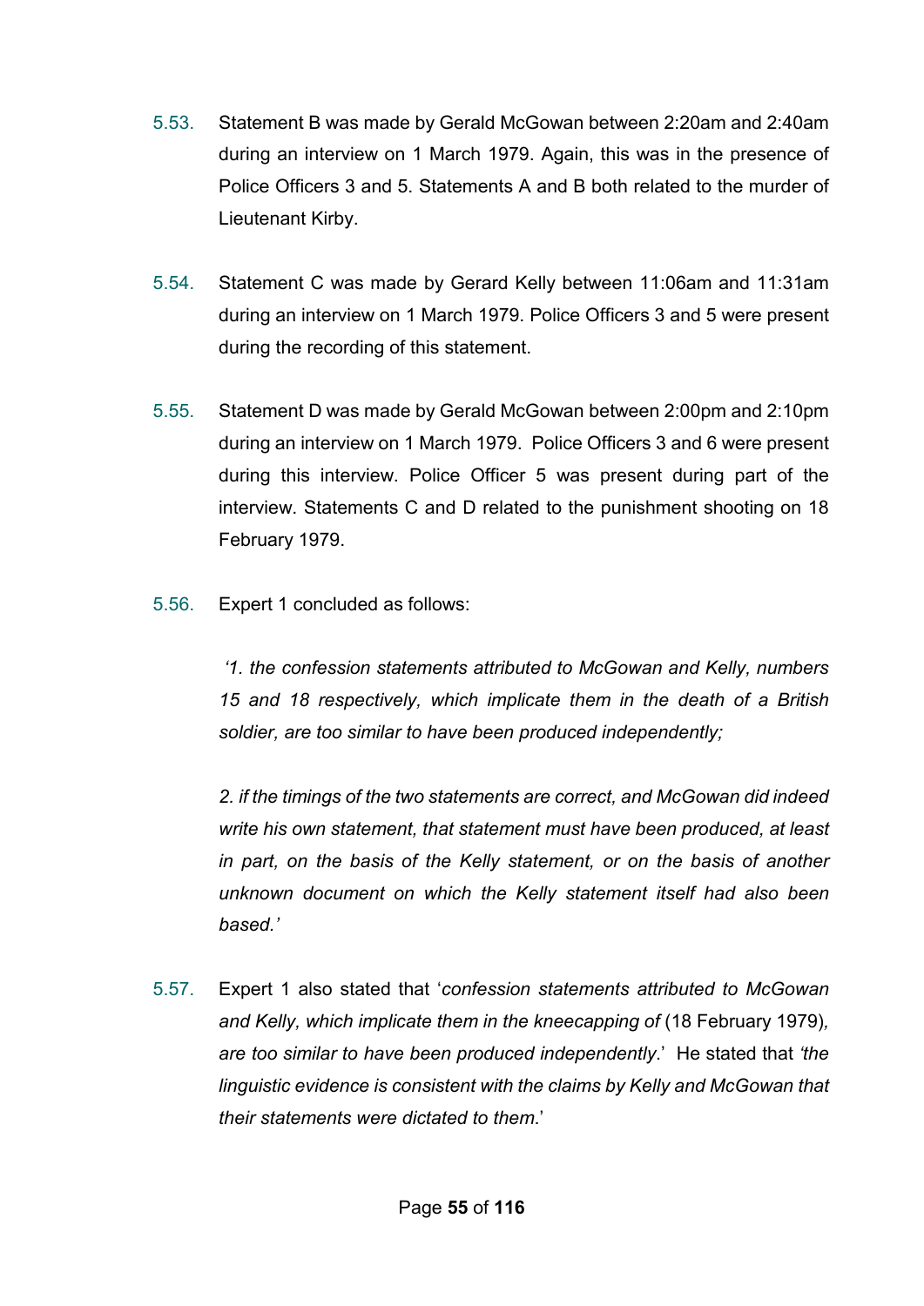5.53. Statement B was made by Gerald McGowan between 2:20am and 2:40am during an interview on 1 March 1979. Again, this was in the presence of Police Officers 3 and 5. Statements A and B both related to the murder of Lieutenant Kirby.

5.54. Statement C was made by Gerard Kelly between 11:06am and 11:31am during an interview on 1 March 1979. Police Officers 3 and 5 were present during the recording of this statement.

5.55. Statement D was made by Gerald McGowan between 2:00pm and 2:10pm during an interview on 1 March 1979. Police Officers 3 and 6 were present during this interview. Police Officer 5 was present during part of the interview. Statements C and D related to the punishment shooting on 18 February 1979.

5.56. Expert 1 concluded as follows:

> *'1. the confession statements attributed to McGowan and Kelly, numbers 15 and 18 respectively, which implicate them in the death of a British soldier, are too similar to have been produced independently;*
>
> *2. if the timings of the two statements are correct, and McGowan did indeed write his own statement, that statement must have been produced, at least in part, on the basis of the Kelly statement, or on the basis of another unknown document on which the Kelly statement itself had also been based.'*

5.57. Expert 1 also stated that '*confession statements attributed to McGowan and Kelly, which implicate them in the kneecapping of* (18 February 1979)*, are too similar to have been produced independently*.' He stated that *'the linguistic evidence is consistent with the claims by Kelly and McGowan that their statements were dictated to them*.'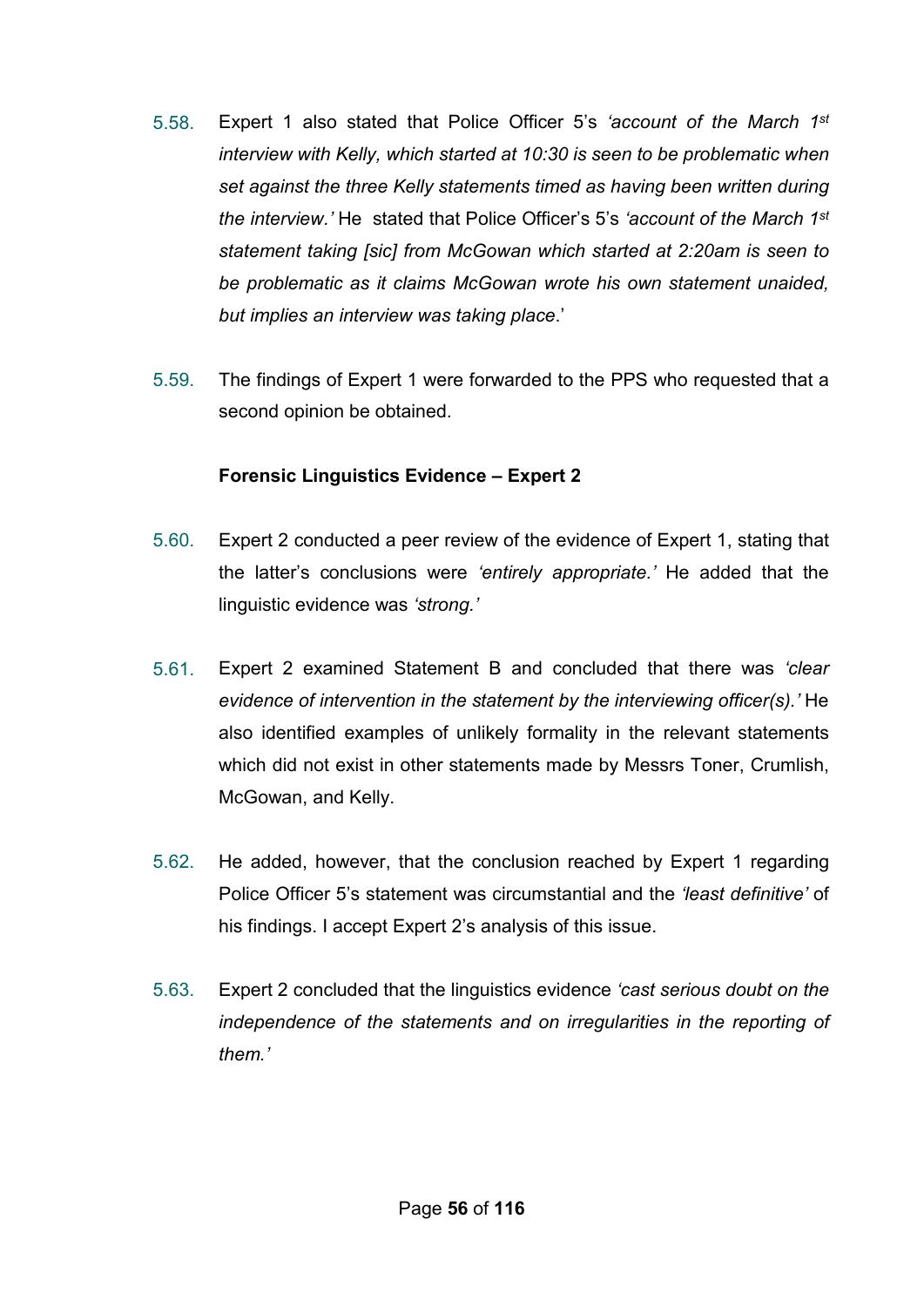5.58. Expert 1 also stated that Police Officer 5's *'account of the March 1st interview with Kelly, which started at 10:30 is seen to be problematic when set against the three Kelly statements timed as having been written during the interview.'* He stated that Police Officer's 5's *'account of the March 1st statement taking [sic] from McGowan which started at 2:20am is seen to be problematic as it claims McGowan wrote his own statement unaided, but implies an interview was taking place*.'

5.59. The findings of Expert 1 were forwarded to the PPS who requested that a second opinion be obtained.

**Forensic Linguistics Evidence – Expert 2**

5.60. Expert 2 conducted a peer review of the evidence of Expert 1, stating that the latter's conclusions were *'entirely appropriate.'* He added that the linguistic evidence was *'strong.'*

5.61. Expert 2 examined Statement B and concluded that there was *'clear evidence of intervention in the statement by the interviewing officer(s).'* He also identified examples of unlikely formality in the relevant statements which did not exist in other statements made by Messrs Toner, Crumlish, McGowan, and Kelly.

5.62. He added, however, that the conclusion reached by Expert 1 regarding Police Officer 5's statement was circumstantial and the *'least definitive'* of his findings. I accept Expert 2's analysis of this issue.

5.63. Expert 2 concluded that the linguistics evidence *'cast serious doubt on the independence of the statements and on irregularities in the reporting of them.'*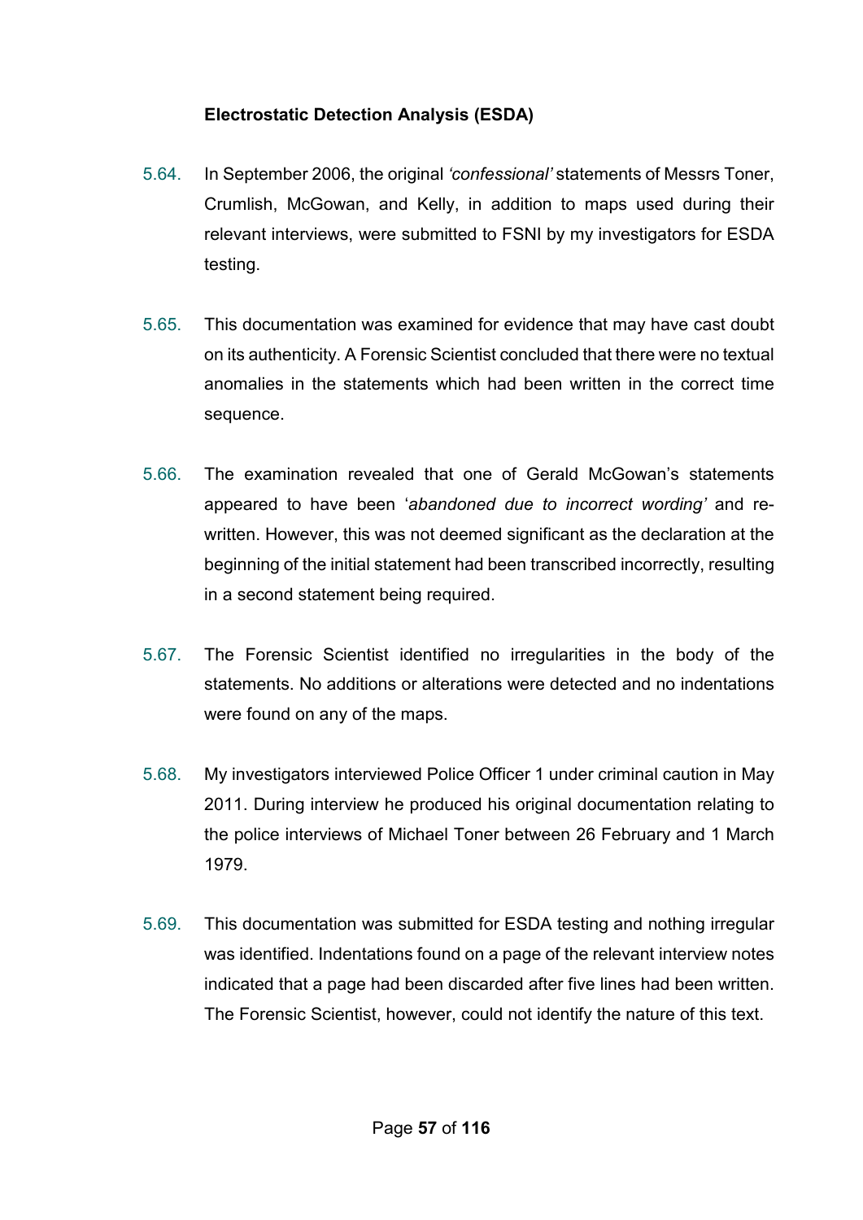### Electrostatic Detection Analysis (ESDA)

5.64. In September 2006, the original *'confessional'* statements of Messrs Toner, Crumlish, McGowan, and Kelly, in addition to maps used during their relevant interviews, were submitted to FSNI by my investigators for ESDA testing.

5.65. This documentation was examined for evidence that may have cast doubt on its authenticity. A Forensic Scientist concluded that there were no textual anomalies in the statements which had been written in the correct time sequence.

5.66. The examination revealed that one of Gerald McGowan's statements appeared to have been '*abandoned due to incorrect wording'* and re-written. However, this was not deemed significant as the declaration at the beginning of the initial statement had been transcribed incorrectly, resulting in a second statement being required.

5.67. The Forensic Scientist identified no irregularities in the body of the statements. No additions or alterations were detected and no indentations were found on any of the maps.

5.68. My investigators interviewed Police Officer 1 under criminal caution in May 2011. During interview he produced his original documentation relating to the police interviews of Michael Toner between 26 February and 1 March 1979.

5.69. This documentation was submitted for ESDA testing and nothing irregular was identified. Indentations found on a page of the relevant interview notes indicated that a page had been discarded after five lines had been written. The Forensic Scientist, however, could not identify the nature of this text.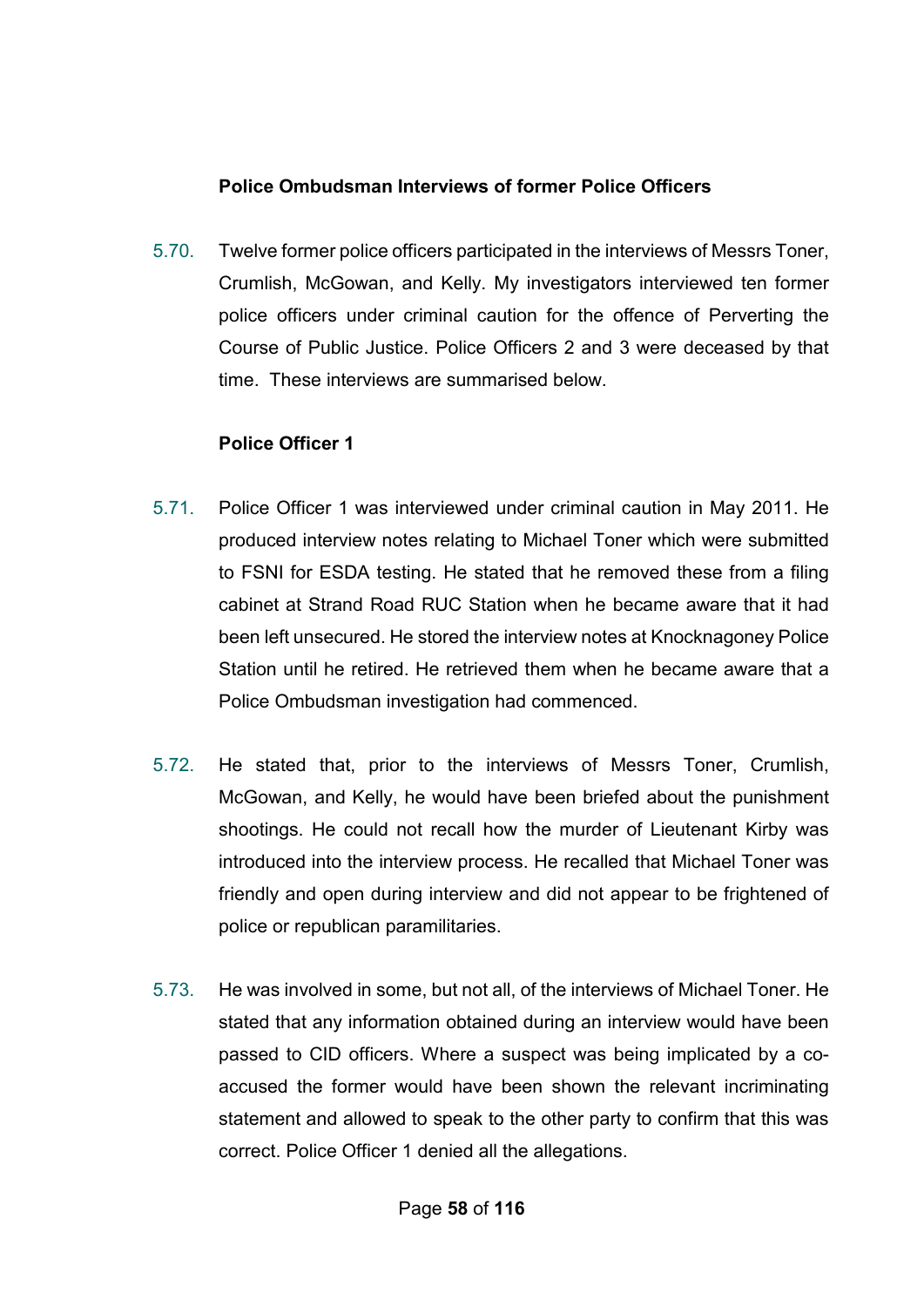**Police Ombudsman Interviews of former Police Officers**

5.70. Twelve former police officers participated in the interviews of Messrs Toner, Crumlish, McGowan, and Kelly. My investigators interviewed ten former police officers under criminal caution for the offence of Perverting the Course of Public Justice. Police Officers 2 and 3 were deceased by that time. These interviews are summarised below.

**Police Officer 1**

5.71. Police Officer 1 was interviewed under criminal caution in May 2011. He produced interview notes relating to Michael Toner which were submitted to FSNI for ESDA testing. He stated that he removed these from a filing cabinet at Strand Road RUC Station when he became aware that it had been left unsecured. He stored the interview notes at Knocknagoney Police Station until he retired. He retrieved them when he became aware that a Police Ombudsman investigation had commenced.

5.72. He stated that, prior to the interviews of Messrs Toner, Crumlish, McGowan, and Kelly, he would have been briefed about the punishment shootings. He could not recall how the murder of Lieutenant Kirby was introduced into the interview process. He recalled that Michael Toner was friendly and open during interview and did not appear to be frightened of police or republican paramilitaries.

5.73. He was involved in some, but not all, of the interviews of Michael Toner. He stated that any information obtained during an interview would have been passed to CID officers. Where a suspect was being implicated by a co-accused the former would have been shown the relevant incriminating statement and allowed to speak to the other party to confirm that this was correct. Police Officer 1 denied all the allegations.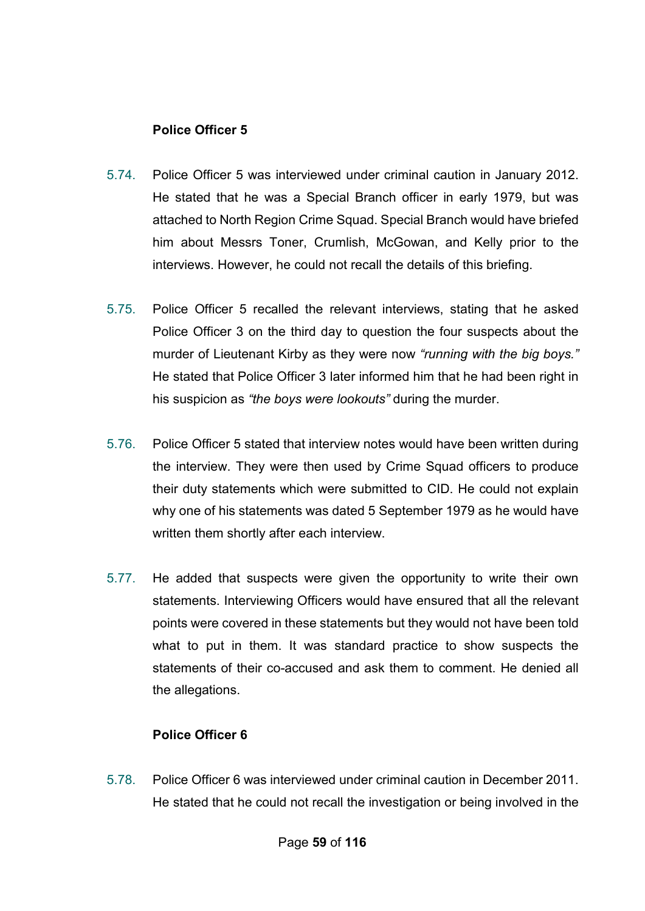**Police Officer 5**

5.74. Police Officer 5 was interviewed under criminal caution in January 2012. He stated that he was a Special Branch officer in early 1979, but was attached to North Region Crime Squad. Special Branch would have briefed him about Messrs Toner, Crumlish, McGowan, and Kelly prior to the interviews. However, he could not recall the details of this briefing.

5.75. Police Officer 5 recalled the relevant interviews, stating that he asked Police Officer 3 on the third day to question the four suspects about the murder of Lieutenant Kirby as they were now *"running with the big boys."* He stated that Police Officer 3 later informed him that he had been right in his suspicion as *"the boys were lookouts"* during the murder.

5.76. Police Officer 5 stated that interview notes would have been written during the interview. They were then used by Crime Squad officers to produce their duty statements which were submitted to CID. He could not explain why one of his statements was dated 5 September 1979 as he would have written them shortly after each interview.

5.77. He added that suspects were given the opportunity to write their own statements. Interviewing Officers would have ensured that all the relevant points were covered in these statements but they would not have been told what to put in them. It was standard practice to show suspects the statements of their co-accused and ask them to comment. He denied all the allegations.

**Police Officer 6**

5.78. Police Officer 6 was interviewed under criminal caution in December 2011. He stated that he could not recall the investigation or being involved in the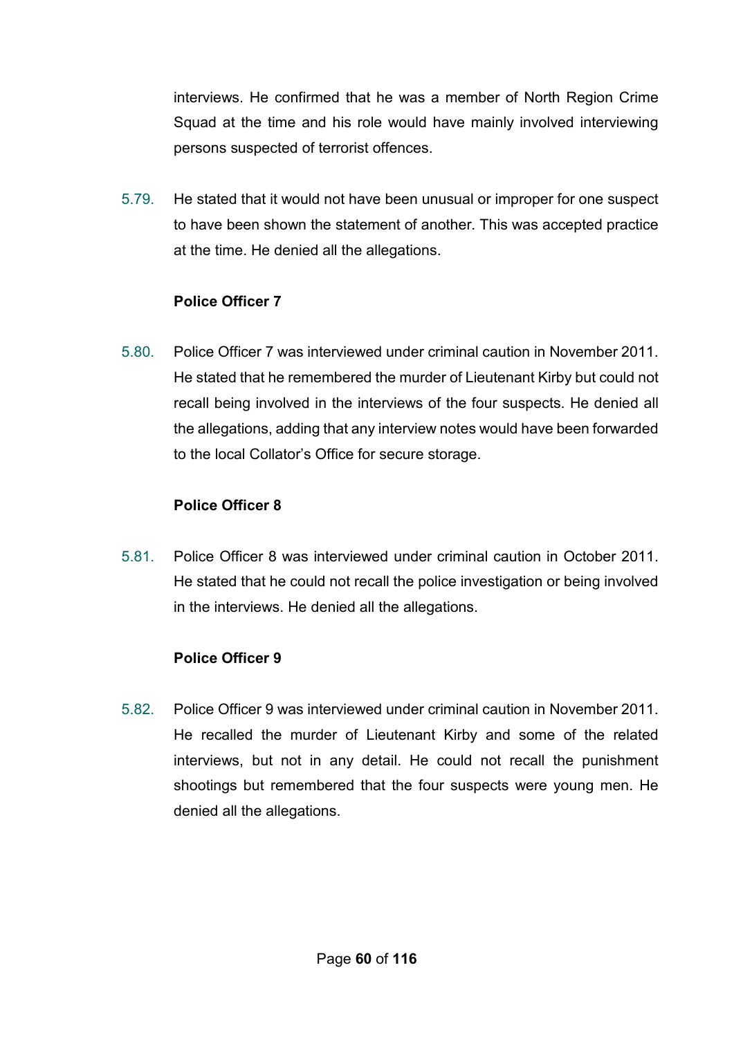interviews. He confirmed that he was a member of North Region Crime Squad at the time and his role would have mainly involved interviewing persons suspected of terrorist offences.

5.79. He stated that it would not have been unusual or improper for one suspect to have been shown the statement of another. This was accepted practice at the time. He denied all the allegations.

**Police Officer 7**

5.80. Police Officer 7 was interviewed under criminal caution in November 2011. He stated that he remembered the murder of Lieutenant Kirby but could not recall being involved in the interviews of the four suspects. He denied all the allegations, adding that any interview notes would have been forwarded to the local Collator's Office for secure storage.

**Police Officer 8**

5.81. Police Officer 8 was interviewed under criminal caution in October 2011. He stated that he could not recall the police investigation or being involved in the interviews. He denied all the allegations.

**Police Officer 9**

5.82. Police Officer 9 was interviewed under criminal caution in November 2011. He recalled the murder of Lieutenant Kirby and some of the related interviews, but not in any detail. He could not recall the punishment shootings but remembered that the four suspects were young men. He denied all the allegations.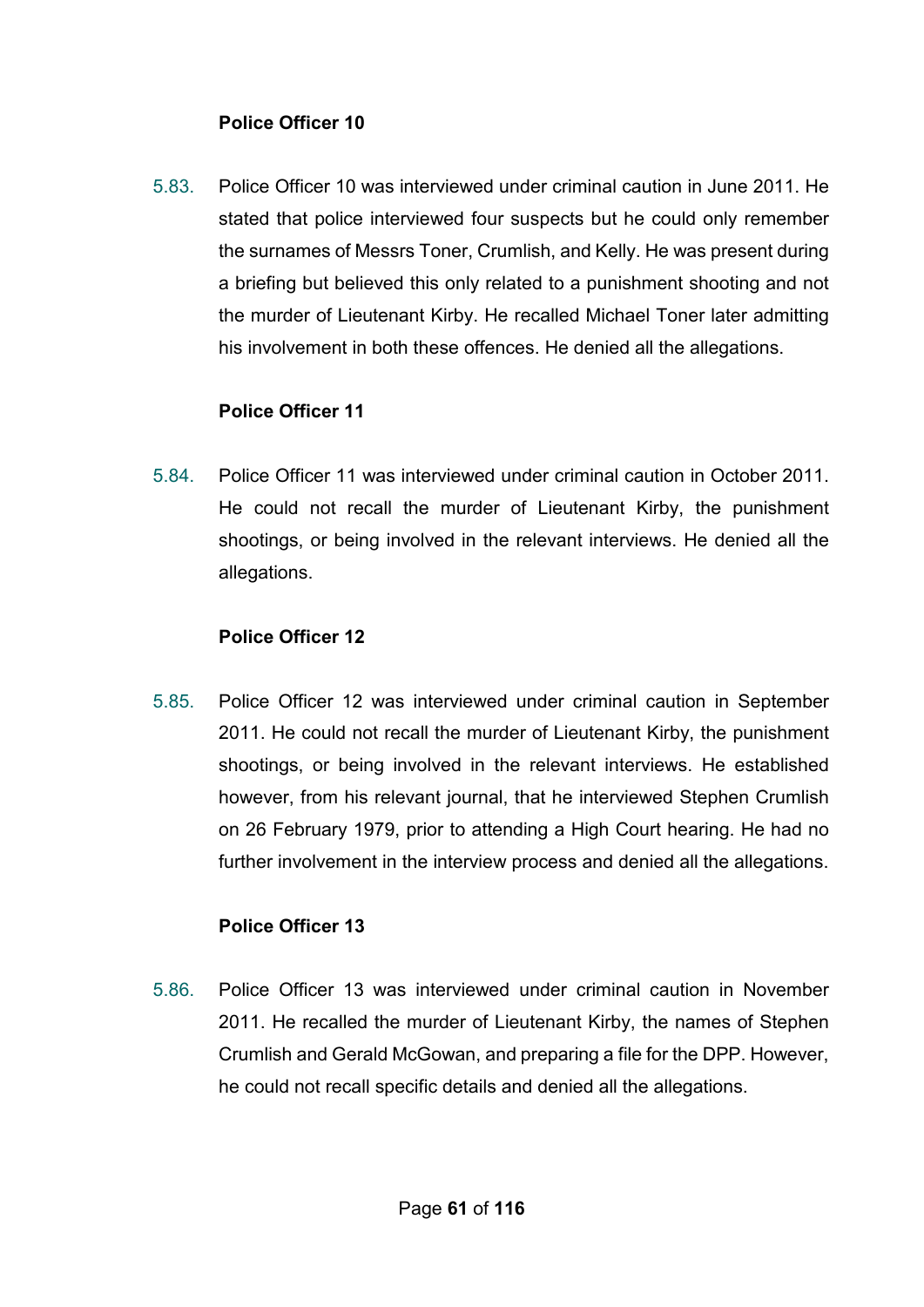**Police Officer 10**

5.83. Police Officer 10 was interviewed under criminal caution in June 2011. He stated that police interviewed four suspects but he could only remember the surnames of Messrs Toner, Crumlish, and Kelly. He was present during a briefing but believed this only related to a punishment shooting and not the murder of Lieutenant Kirby. He recalled Michael Toner later admitting his involvement in both these offences. He denied all the allegations.

**Police Officer 11**

5.84. Police Officer 11 was interviewed under criminal caution in October 2011. He could not recall the murder of Lieutenant Kirby, the punishment shootings, or being involved in the relevant interviews. He denied all the allegations.

**Police Officer 12**

5.85. Police Officer 12 was interviewed under criminal caution in September 2011. He could not recall the murder of Lieutenant Kirby, the punishment shootings, or being involved in the relevant interviews. He established however, from his relevant journal, that he interviewed Stephen Crumlish on 26 February 1979, prior to attending a High Court hearing. He had no further involvement in the interview process and denied all the allegations.

**Police Officer 13**

5.86. Police Officer 13 was interviewed under criminal caution in November 2011. He recalled the murder of Lieutenant Kirby, the names of Stephen Crumlish and Gerald McGowan, and preparing a file for the DPP. However, he could not recall specific details and denied all the allegations.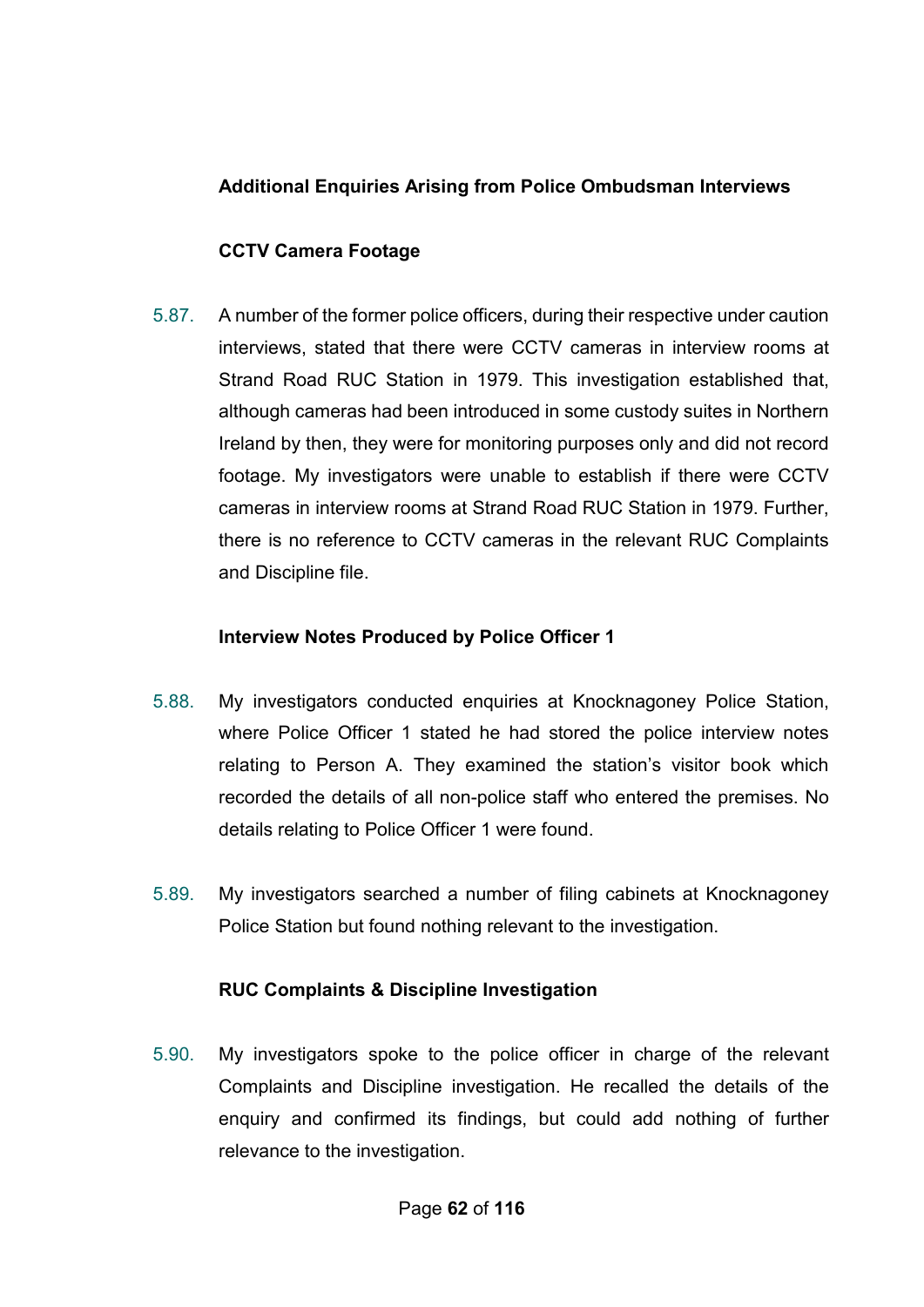**Additional Enquiries Arising from Police Ombudsman Interviews**

**CCTV Camera Footage**

5.87. A number of the former police officers, during their respective under caution interviews, stated that there were CCTV cameras in interview rooms at Strand Road RUC Station in 1979. This investigation established that, although cameras had been introduced in some custody suites in Northern Ireland by then, they were for monitoring purposes only and did not record footage. My investigators were unable to establish if there were CCTV cameras in interview rooms at Strand Road RUC Station in 1979. Further, there is no reference to CCTV cameras in the relevant RUC Complaints and Discipline file.

**Interview Notes Produced by Police Officer 1**

5.88. My investigators conducted enquiries at Knocknagoney Police Station, where Police Officer 1 stated he had stored the police interview notes relating to Person A. They examined the station's visitor book which recorded the details of all non-police staff who entered the premises. No details relating to Police Officer 1 were found.

5.89. My investigators searched a number of filing cabinets at Knocknagoney Police Station but found nothing relevant to the investigation.

**RUC Complaints & Discipline Investigation**

5.90. My investigators spoke to the police officer in charge of the relevant Complaints and Discipline investigation. He recalled the details of the enquiry and confirmed its findings, but could add nothing of further relevance to the investigation.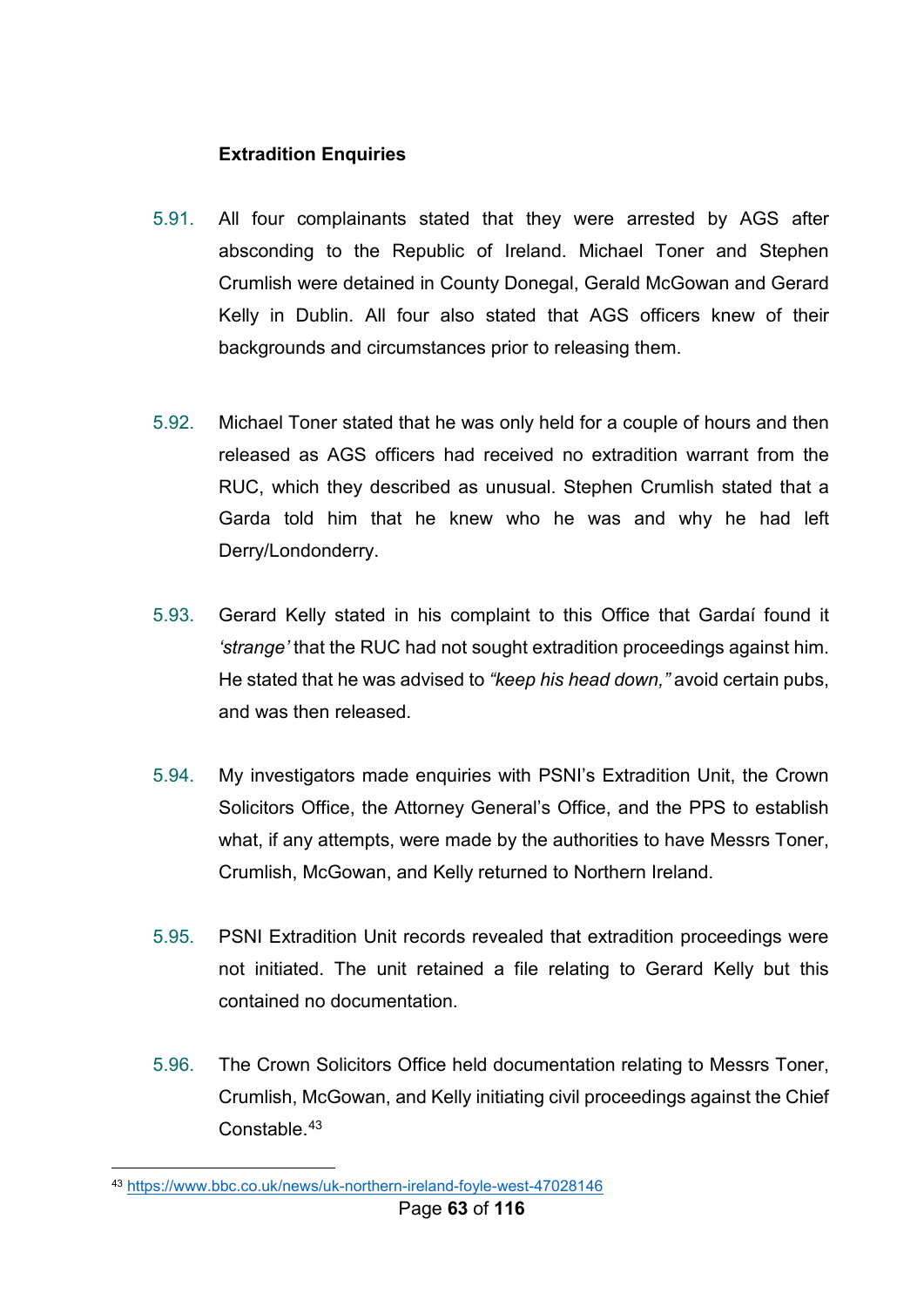### Extradition Enquiries

5.91. All four complainants stated that they were arrested by AGS after absconding to the Republic of Ireland. Michael Toner and Stephen Crumlish were detained in County Donegal, Gerald McGowan and Gerard Kelly in Dublin. All four also stated that AGS officers knew of their backgrounds and circumstances prior to releasing them.

5.92. Michael Toner stated that he was only held for a couple of hours and then released as AGS officers had received no extradition warrant from the RUC, which they described as unusual. Stephen Crumlish stated that a Garda told him that he knew who he was and why he had left Derry/Londonderry.

5.93. Gerard Kelly stated in his complaint to this Office that Gardaí found it *'strange'* that the RUC had not sought extradition proceedings against him. He stated that he was advised to *"keep his head down,"* avoid certain pubs, and was then released.

5.94. My investigators made enquiries with PSNI's Extradition Unit, the Crown Solicitors Office, the Attorney General's Office, and the PPS to establish what, if any attempts, were made by the authorities to have Messrs Toner, Crumlish, McGowan, and Kelly returned to Northern Ireland.

5.95. PSNI Extradition Unit records revealed that extradition proceedings were not initiated. The unit retained a file relating to Gerard Kelly but this contained no documentation.

5.96. The Crown Solicitors Office held documentation relating to Messrs Toner, Crumlish, McGowan, and Kelly initiating civil proceedings against the Chief Constable.[43]

---

[43] https://www.bbc.co.uk/news/uk-northern-ireland-foyle-west-47028146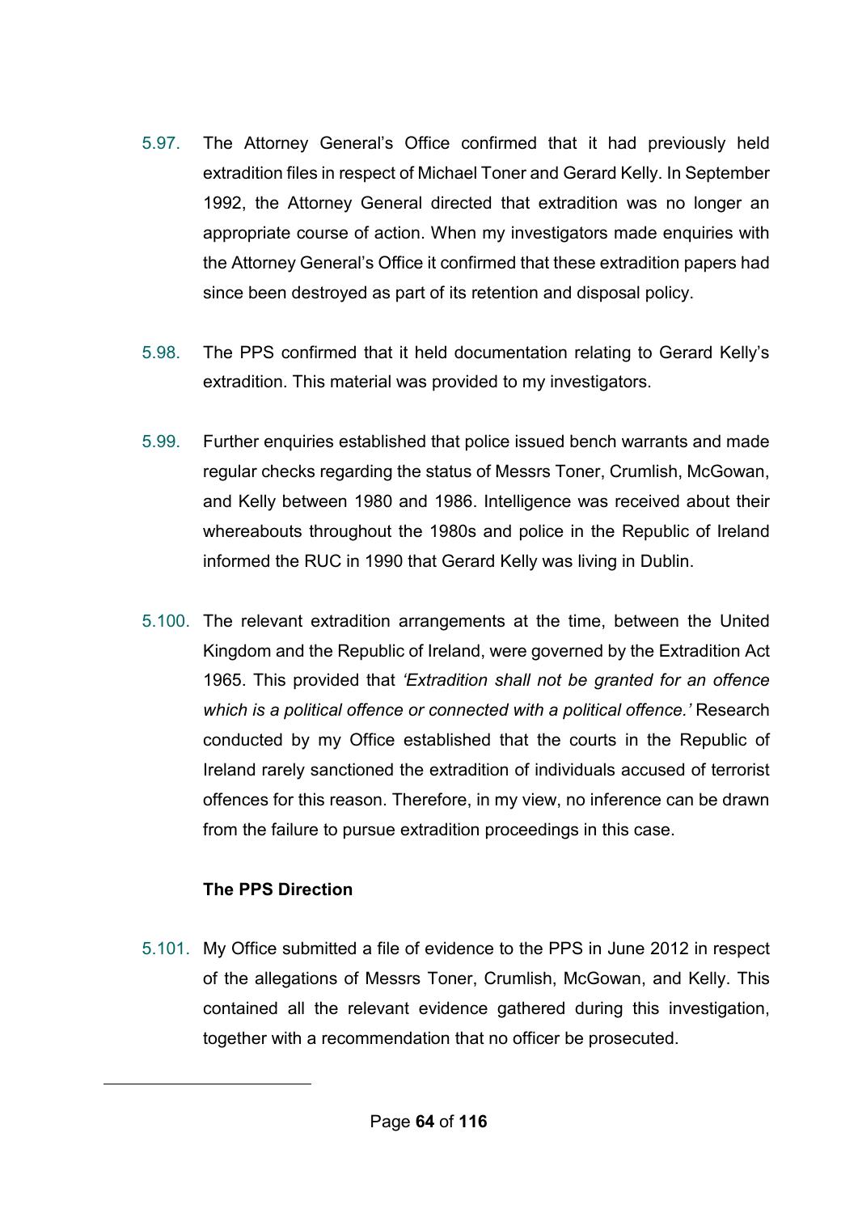5.97. The Attorney General's Office confirmed that it had previously held extradition files in respect of Michael Toner and Gerard Kelly. In September 1992, the Attorney General directed that extradition was no longer an appropriate course of action. When my investigators made enquiries with the Attorney General's Office it confirmed that these extradition papers had since been destroyed as part of its retention and disposal policy.

5.98. The PPS confirmed that it held documentation relating to Gerard Kelly's extradition. This material was provided to my investigators.

5.99. Further enquiries established that police issued bench warrants and made regular checks regarding the status of Messrs Toner, Crumlish, McGowan, and Kelly between 1980 and 1986. Intelligence was received about their whereabouts throughout the 1980s and police in the Republic of Ireland informed the RUC in 1990 that Gerard Kelly was living in Dublin.

5.100. The relevant extradition arrangements at the time, between the United Kingdom and the Republic of Ireland, were governed by the Extradition Act 1965. This provided that *'Extradition shall not be granted for an offence which is a political offence or connected with a political offence.'* Research conducted by my Office established that the courts in the Republic of Ireland rarely sanctioned the extradition of individuals accused of terrorist offences for this reason. Therefore, in my view, no inference can be drawn from the failure to pursue extradition proceedings in this case.

**The PPS Direction**

5.101. My Office submitted a file of evidence to the PPS in June 2012 in respect of the allegations of Messrs Toner, Crumlish, McGowan, and Kelly. This contained all the relevant evidence gathered during this investigation, together with a recommendation that no officer be prosecuted.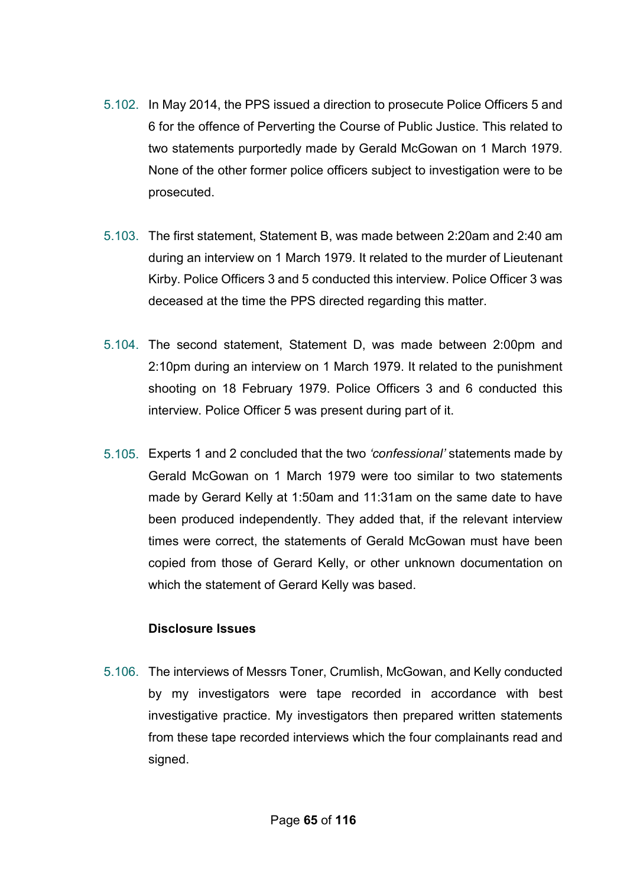5.102. In May 2014, the PPS issued a direction to prosecute Police Officers 5 and 6 for the offence of Perverting the Course of Public Justice. This related to two statements purportedly made by Gerald McGowan on 1 March 1979. None of the other former police officers subject to investigation were to be prosecuted.

5.103. The first statement, Statement B, was made between 2:20am and 2:40 am during an interview on 1 March 1979. It related to the murder of Lieutenant Kirby. Police Officers 3 and 5 conducted this interview. Police Officer 3 was deceased at the time the PPS directed regarding this matter.

5.104. The second statement, Statement D, was made between 2:00pm and 2:10pm during an interview on 1 March 1979. It related to the punishment shooting on 18 February 1979. Police Officers 3 and 6 conducted this interview. Police Officer 5 was present during part of it.

5.105. Experts 1 and 2 concluded that the two *'confessional'* statements made by Gerald McGowan on 1 March 1979 were too similar to two statements made by Gerard Kelly at 1:50am and 11:31am on the same date to have been produced independently. They added that, if the relevant interview times were correct, the statements of Gerald McGowan must have been copied from those of Gerard Kelly, or other unknown documentation on which the statement of Gerard Kelly was based.

**Disclosure Issues**

5.106. The interviews of Messrs Toner, Crumlish, McGowan, and Kelly conducted by my investigators were tape recorded in accordance with best investigative practice. My investigators then prepared written statements from these tape recorded interviews which the four complainants read and signed.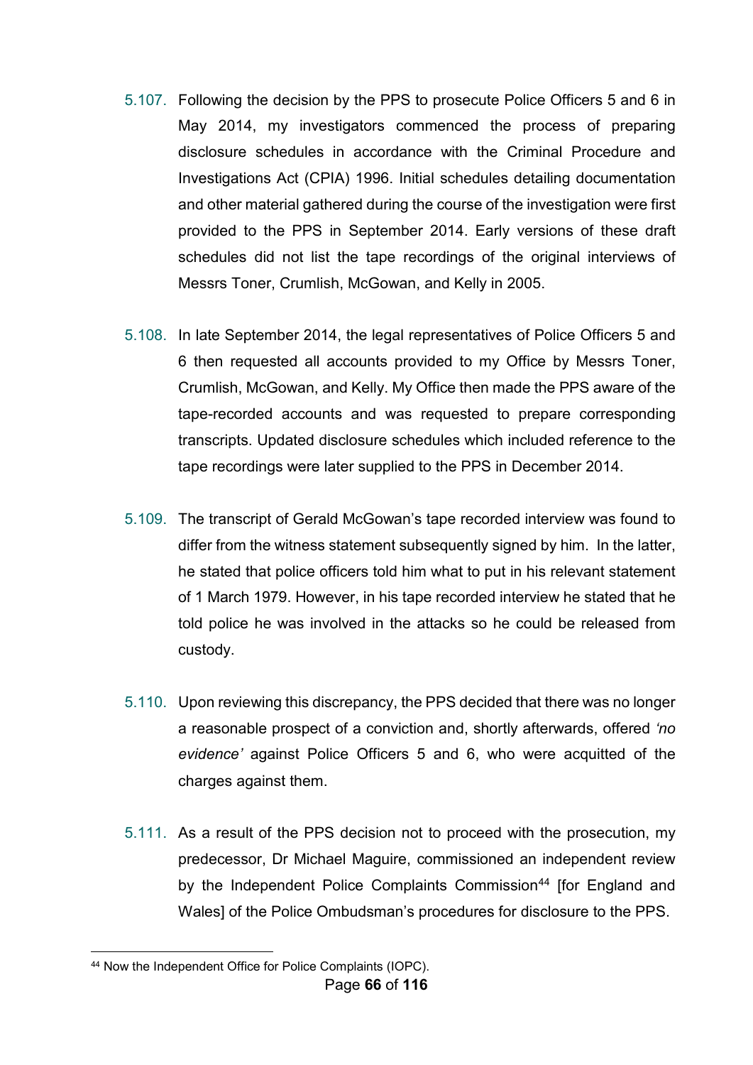5.107. Following the decision by the PPS to prosecute Police Officers 5 and 6 in May 2014, my investigators commenced the process of preparing disclosure schedules in accordance with the Criminal Procedure and Investigations Act (CPIA) 1996. Initial schedules detailing documentation and other material gathered during the course of the investigation were first provided to the PPS in September 2014. Early versions of these draft schedules did not list the tape recordings of the original interviews of Messrs Toner, Crumlish, McGowan, and Kelly in 2005.

5.108. In late September 2014, the legal representatives of Police Officers 5 and 6 then requested all accounts provided to my Office by Messrs Toner, Crumlish, McGowan, and Kelly. My Office then made the PPS aware of the tape-recorded accounts and was requested to prepare corresponding transcripts. Updated disclosure schedules which included reference to the tape recordings were later supplied to the PPS in December 2014.

5.109. The transcript of Gerald McGowan's tape recorded interview was found to differ from the witness statement subsequently signed by him. In the latter, he stated that police officers told him what to put in his relevant statement of 1 March 1979. However, in his tape recorded interview he stated that he told police he was involved in the attacks so he could be released from custody.

5.110. Upon reviewing this discrepancy, the PPS decided that there was no longer a reasonable prospect of a conviction and, shortly afterwards, offered *'no evidence'* against Police Officers 5 and 6, who were acquitted of the charges against them.

5.111. As a result of the PPS decision not to proceed with the prosecution, my predecessor, Dr Michael Maguire, commissioned an independent review by the Independent Police Complaints Commission[44] [for England and Wales] of the Police Ombudsman's procedures for disclosure to the PPS.

---

[44] Now the Independent Office for Police Complaints (IOPC).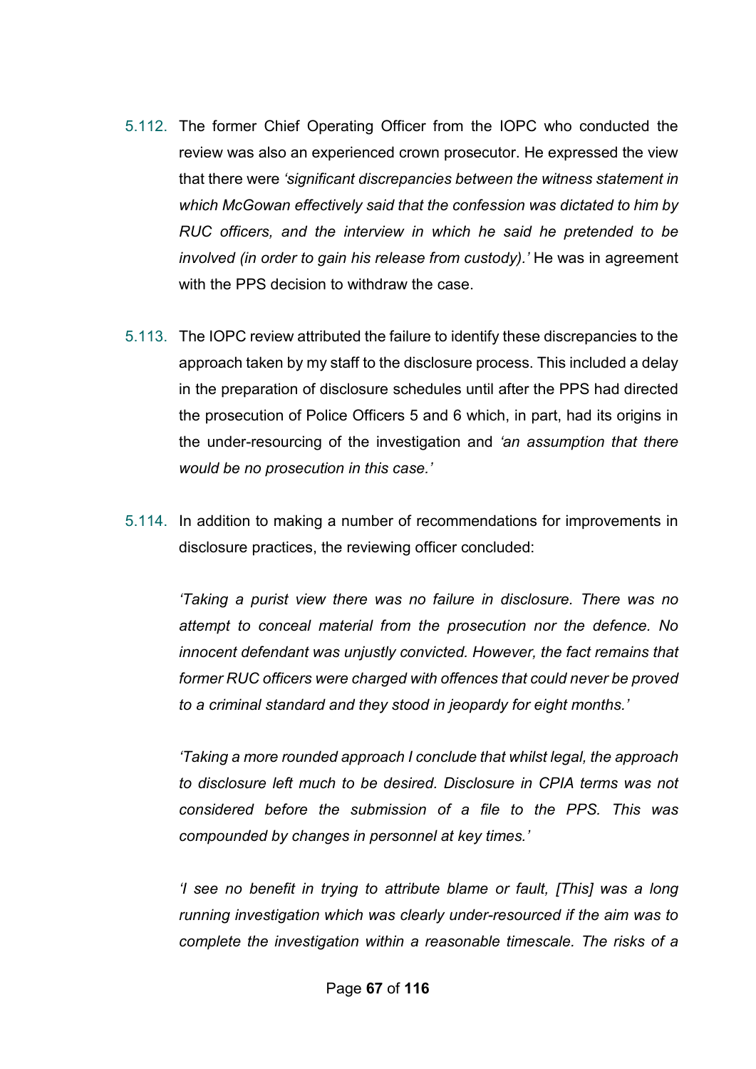5.112. The former Chief Operating Officer from the IOPC who conducted the review was also an experienced crown prosecutor. He expressed the view that there were *'significant discrepancies between the witness statement in which McGowan effectively said that the confession was dictated to him by RUC officers, and the interview in which he said he pretended to be involved (in order to gain his release from custody).'* He was in agreement with the PPS decision to withdraw the case.

5.113. The IOPC review attributed the failure to identify these discrepancies to the approach taken by my staff to the disclosure process. This included a delay in the preparation of disclosure schedules until after the PPS had directed the prosecution of Police Officers 5 and 6 which, in part, had its origins in the under-resourcing of the investigation and *'an assumption that there would be no prosecution in this case.'*

5.114. In addition to making a number of recommendations for improvements in disclosure practices, the reviewing officer concluded:

> *'Taking a purist view there was no failure in disclosure. There was no attempt to conceal material from the prosecution nor the defence. No innocent defendant was unjustly convicted. However, the fact remains that former RUC officers were charged with offences that could never be proved to a criminal standard and they stood in jeopardy for eight months.'*
>
> *'Taking a more rounded approach I conclude that whilst legal, the approach to disclosure left much to be desired. Disclosure in CPIA terms was not considered before the submission of a file to the PPS. This was compounded by changes in personnel at key times.'*
>
> *'I see no benefit in trying to attribute blame or fault, [This] was a long running investigation which was clearly under-resourced if the aim was to complete the investigation within a reasonable timescale. The risks of a*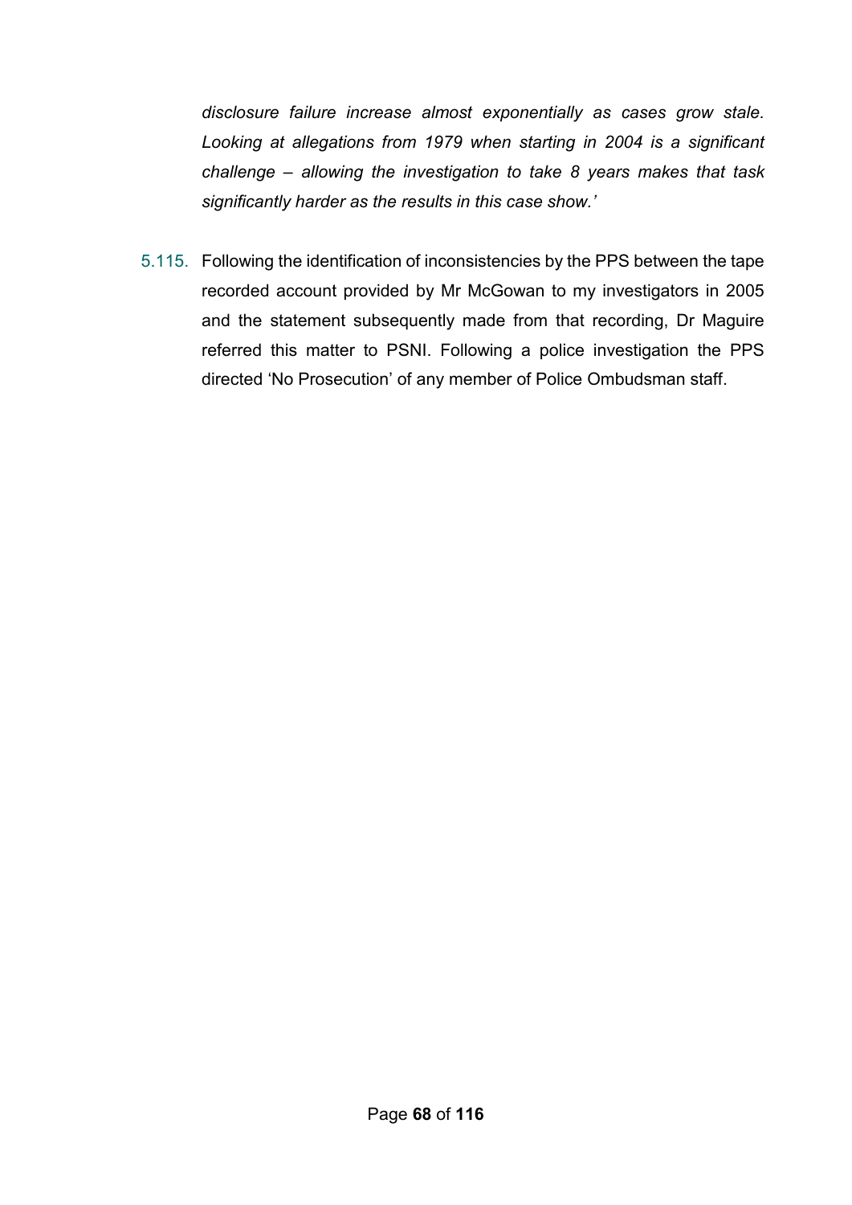*disclosure failure increase almost exponentially as cases grow stale. Looking at allegations from 1979 when starting in 2004 is a significant challenge – allowing the investigation to take 8 years makes that task significantly harder as the results in this case show.'*

5.115. Following the identification of inconsistencies by the PPS between the tape recorded account provided by Mr McGowan to my investigators in 2005 and the statement subsequently made from that recording, Dr Maguire referred this matter to PSNI. Following a police investigation the PPS directed 'No Prosecution' of any member of Police Ombudsman staff.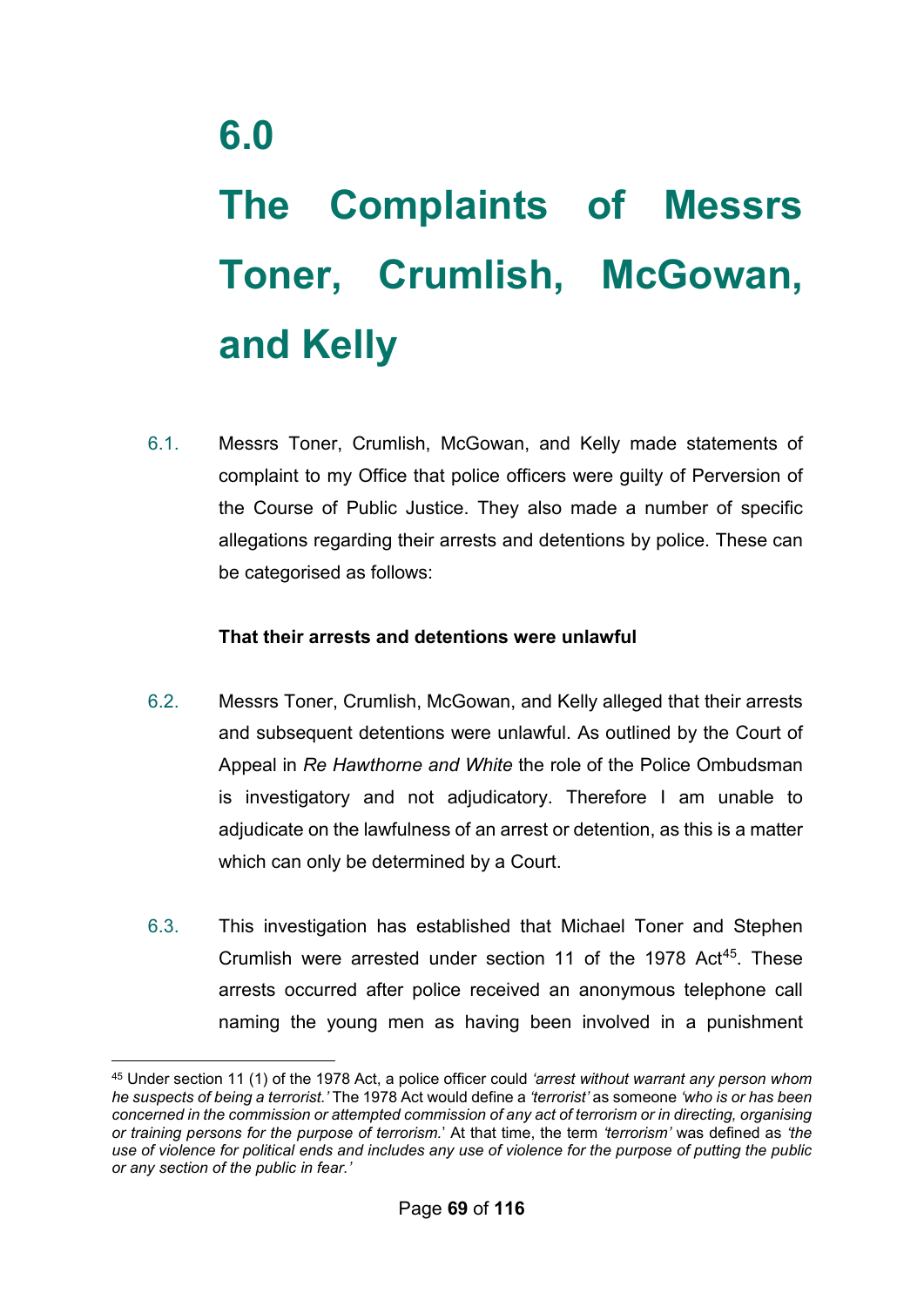# 6.0

# The Complaints of Messrs Toner, Crumlish, McGowan, and Kelly

6.1. Messrs Toner, Crumlish, McGowan, and Kelly made statements of complaint to my Office that police officers were guilty of Perversion of the Course of Public Justice. They also made a number of specific allegations regarding their arrests and detentions by police. These can be categorised as follows:

**That their arrests and detentions were unlawful**

6.2. Messrs Toner, Crumlish, McGowan, and Kelly alleged that their arrests and subsequent detentions were unlawful. As outlined by the Court of Appeal in *Re Hawthorne and White* the role of the Police Ombudsman is investigatory and not adjudicatory. Therefore I am unable to adjudicate on the lawfulness of an arrest or detention, as this is a matter which can only be determined by a Court.

6.3. This investigation has established that Michael Toner and Stephen Crumlish were arrested under section 11 of the 1978 Act[45]. These arrests occurred after police received an anonymous telephone call naming the young men as having been involved in a punishment

---

[45] Under section 11 (1) of the 1978 Act, a police officer could *'arrest without warrant any person whom he suspects of being a terrorist.'* The 1978 Act would define a *'terrorist'* as someone *'who is or has been concerned in the commission or attempted commission of any act of terrorism or in directing, organising or training persons for the purpose of terrorism.'* At that time, the term *'terrorism'* was defined as *'the use of violence for political ends and includes any use of violence for the purpose of putting the public or any section of the public in fear.'*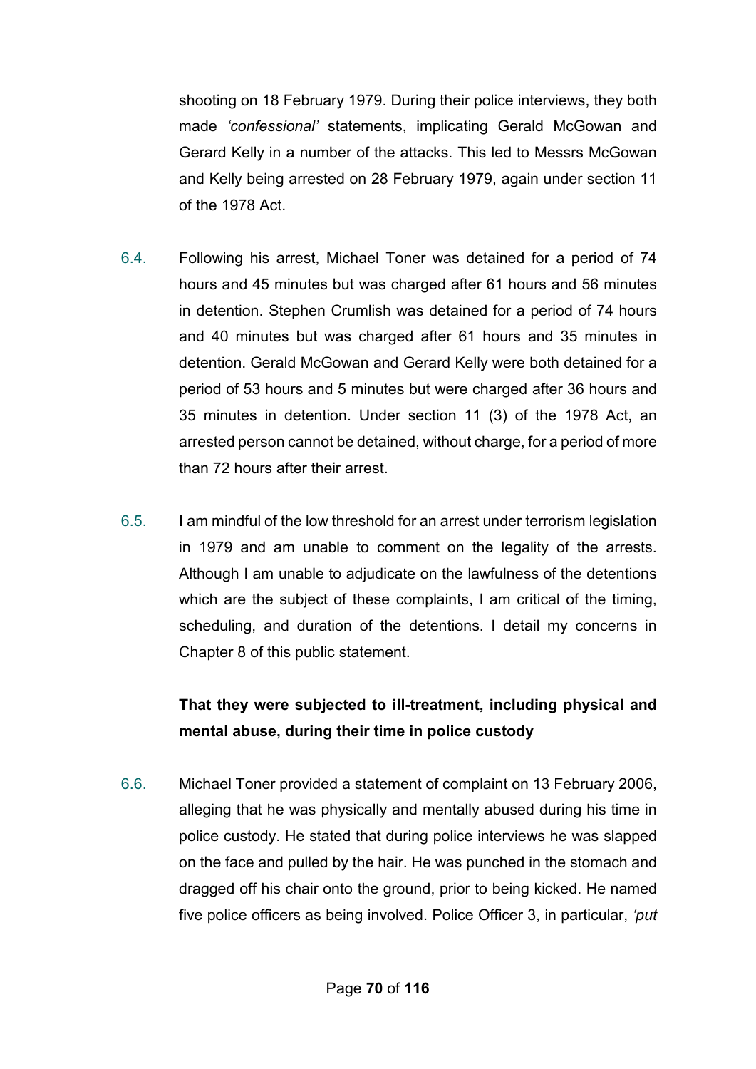shooting on 18 February 1979. During their police interviews, they both made *'confessional'* statements, implicating Gerald McGowan and Gerard Kelly in a number of the attacks. This led to Messrs McGowan and Kelly being arrested on 28 February 1979, again under section 11 of the 1978 Act.

6.4. Following his arrest, Michael Toner was detained for a period of 74 hours and 45 minutes but was charged after 61 hours and 56 minutes in detention. Stephen Crumlish was detained for a period of 74 hours and 40 minutes but was charged after 61 hours and 35 minutes in detention. Gerald McGowan and Gerard Kelly were both detained for a period of 53 hours and 5 minutes but were charged after 36 hours and 35 minutes in detention. Under section 11 (3) of the 1978 Act, an arrested person cannot be detained, without charge, for a period of more than 72 hours after their arrest.

6.5. I am mindful of the low threshold for an arrest under terrorism legislation in 1979 and am unable to comment on the legality of the arrests. Although I am unable to adjudicate on the lawfulness of the detentions which are the subject of these complaints, I am critical of the timing, scheduling, and duration of the detentions. I detail my concerns in Chapter 8 of this public statement.

**That they were subjected to ill-treatment, including physical and mental abuse, during their time in police custody**

6.6. Michael Toner provided a statement of complaint on 13 February 2006, alleging that he was physically and mentally abused during his time in police custody. He stated that during police interviews he was slapped on the face and pulled by the hair. He was punched in the stomach and dragged off his chair onto the ground, prior to being kicked. He named five police officers as being involved. Police Officer 3, in particular, *'put*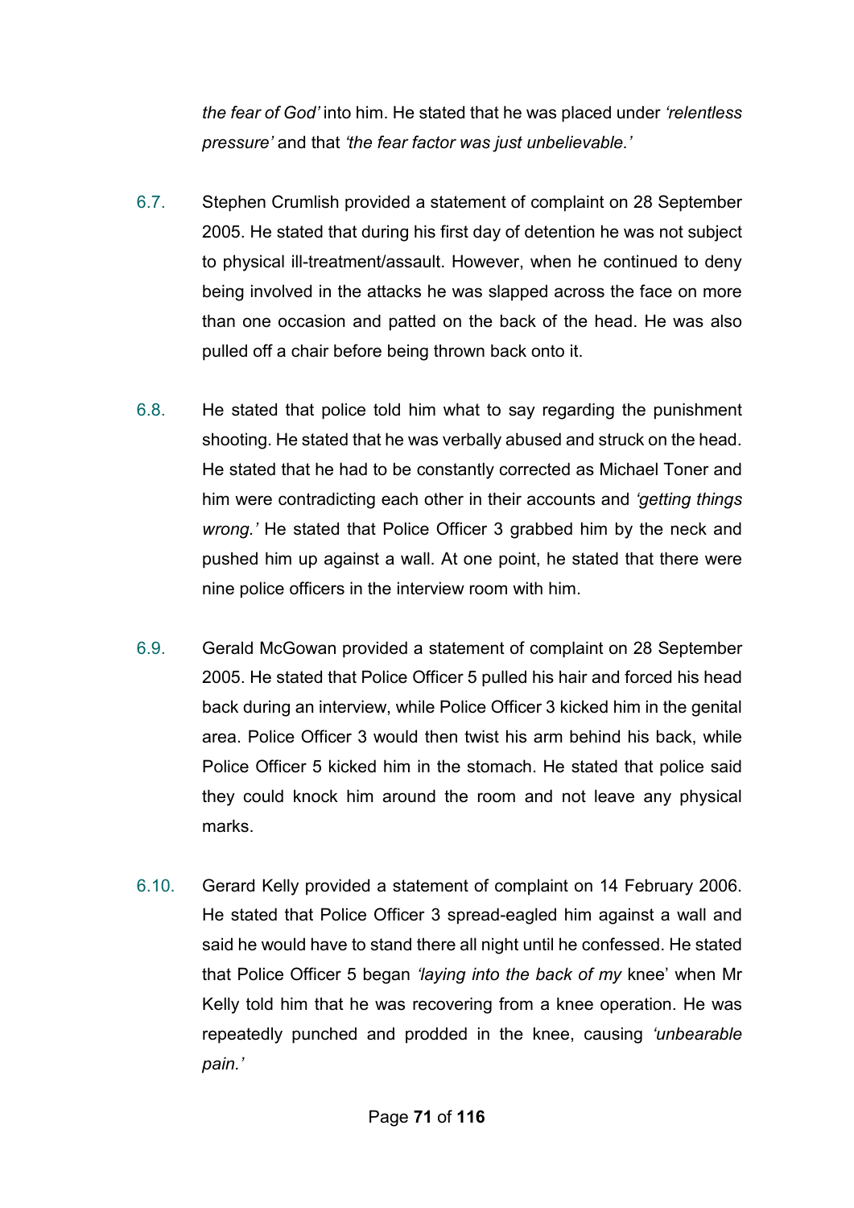*the fear of God'* into him. He stated that he was placed under *'relentless pressure'* and that *'the fear factor was just unbelievable.'*

6.7. Stephen Crumlish provided a statement of complaint on 28 September 2005. He stated that during his first day of detention he was not subject to physical ill-treatment/assault. However, when he continued to deny being involved in the attacks he was slapped across the face on more than one occasion and patted on the back of the head. He was also pulled off a chair before being thrown back onto it.

6.8. He stated that police told him what to say regarding the punishment shooting. He stated that he was verbally abused and struck on the head. He stated that he had to be constantly corrected as Michael Toner and him were contradicting each other in their accounts and *'getting things wrong.'* He stated that Police Officer 3 grabbed him by the neck and pushed him up against a wall. At one point, he stated that there were nine police officers in the interview room with him.

6.9. Gerald McGowan provided a statement of complaint on 28 September 2005. He stated that Police Officer 5 pulled his hair and forced his head back during an interview, while Police Officer 3 kicked him in the genital area. Police Officer 3 would then twist his arm behind his back, while Police Officer 5 kicked him in the stomach. He stated that police said they could knock him around the room and not leave any physical marks.

6.10. Gerard Kelly provided a statement of complaint on 14 February 2006. He stated that Police Officer 3 spread-eagled him against a wall and said he would have to stand there all night until he confessed. He stated that Police Officer 5 began *'laying into the back of my* knee' when Mr Kelly told him that he was recovering from a knee operation. He was repeatedly punched and prodded in the knee, causing *'unbearable pain.'*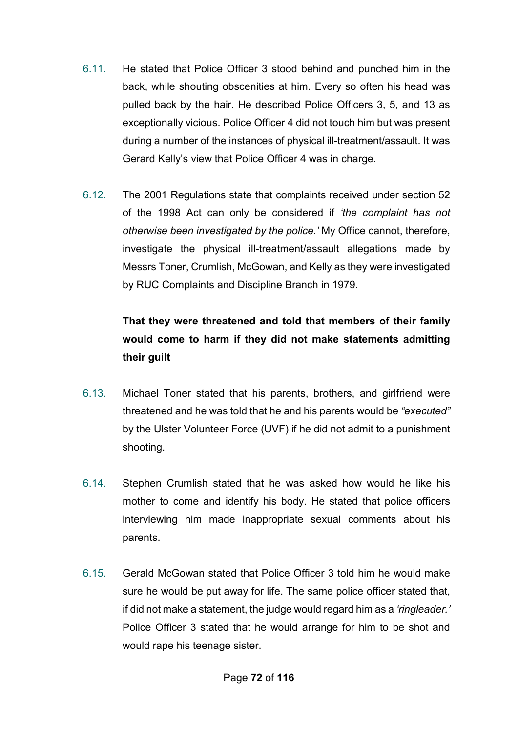6.11. He stated that Police Officer 3 stood behind and punched him in the back, while shouting obscenities at him. Every so often his head was pulled back by the hair. He described Police Officers 3, 5, and 13 as exceptionally vicious. Police Officer 4 did not touch him but was present during a number of the instances of physical ill-treatment/assault. It was Gerard Kelly's view that Police Officer 4 was in charge.

6.12. The 2001 Regulations state that complaints received under section 52 of the 1998 Act can only be considered if *'the complaint has not otherwise been investigated by the police.'* My Office cannot, therefore, investigate the physical ill-treatment/assault allegations made by Messrs Toner, Crumlish, McGowan, and Kelly as they were investigated by RUC Complaints and Discipline Branch in 1979.

**That they were threatened and told that members of their family would come to harm if they did not make statements admitting their guilt**

6.13. Michael Toner stated that his parents, brothers, and girlfriend were threatened and he was told that he and his parents would be *"executed"* by the Ulster Volunteer Force (UVF) if he did not admit to a punishment shooting.

6.14. Stephen Crumlish stated that he was asked how would he like his mother to come and identify his body. He stated that police officers interviewing him made inappropriate sexual comments about his parents.

6.15. Gerald McGowan stated that Police Officer 3 told him he would make sure he would be put away for life. The same police officer stated that, if did not make a statement, the judge would regard him as a *'ringleader.'* Police Officer 3 stated that he would arrange for him to be shot and would rape his teenage sister.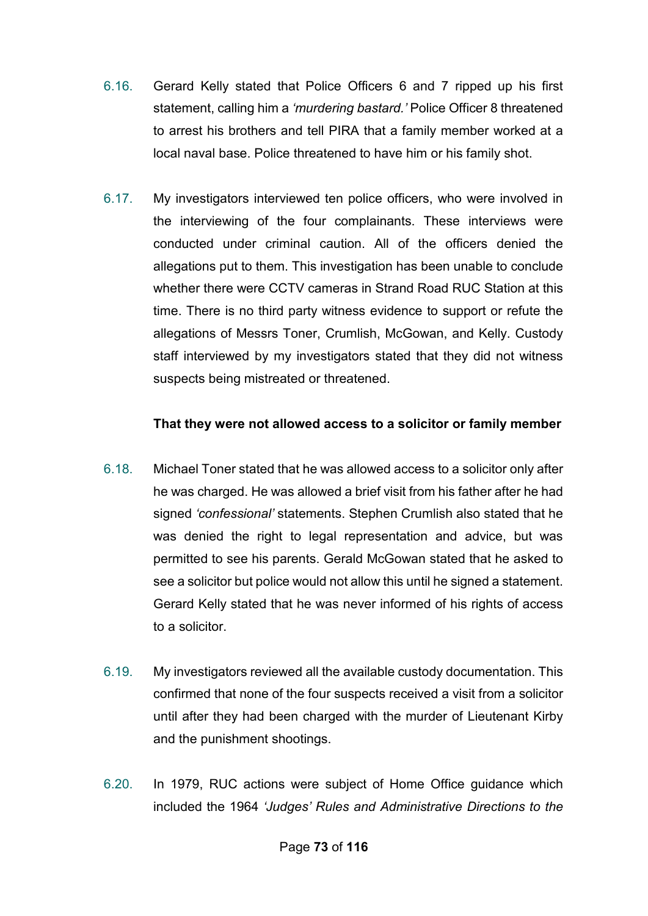6.16. Gerard Kelly stated that Police Officers 6 and 7 ripped up his first statement, calling him a *'murdering bastard.'* Police Officer 8 threatened to arrest his brothers and tell PIRA that a family member worked at a local naval base. Police threatened to have him or his family shot.

6.17. My investigators interviewed ten police officers, who were involved in the interviewing of the four complainants. These interviews were conducted under criminal caution. All of the officers denied the allegations put to them. This investigation has been unable to conclude whether there were CCTV cameras in Strand Road RUC Station at this time. There is no third party witness evidence to support or refute the allegations of Messrs Toner, Crumlish, McGowan, and Kelly. Custody staff interviewed by my investigators stated that they did not witness suspects being mistreated or threatened.

**That they were not allowed access to a solicitor or family member**

6.18. Michael Toner stated that he was allowed access to a solicitor only after he was charged. He was allowed a brief visit from his father after he had signed *'confessional'* statements. Stephen Crumlish also stated that he was denied the right to legal representation and advice, but was permitted to see his parents. Gerald McGowan stated that he asked to see a solicitor but police would not allow this until he signed a statement. Gerard Kelly stated that he was never informed of his rights of access to a solicitor.

6.19. My investigators reviewed all the available custody documentation. This confirmed that none of the four suspects received a visit from a solicitor until after they had been charged with the murder of Lieutenant Kirby and the punishment shootings.

6.20. In 1979, RUC actions were subject of Home Office guidance which included the 1964 *'Judges' Rules and Administrative Directions to the*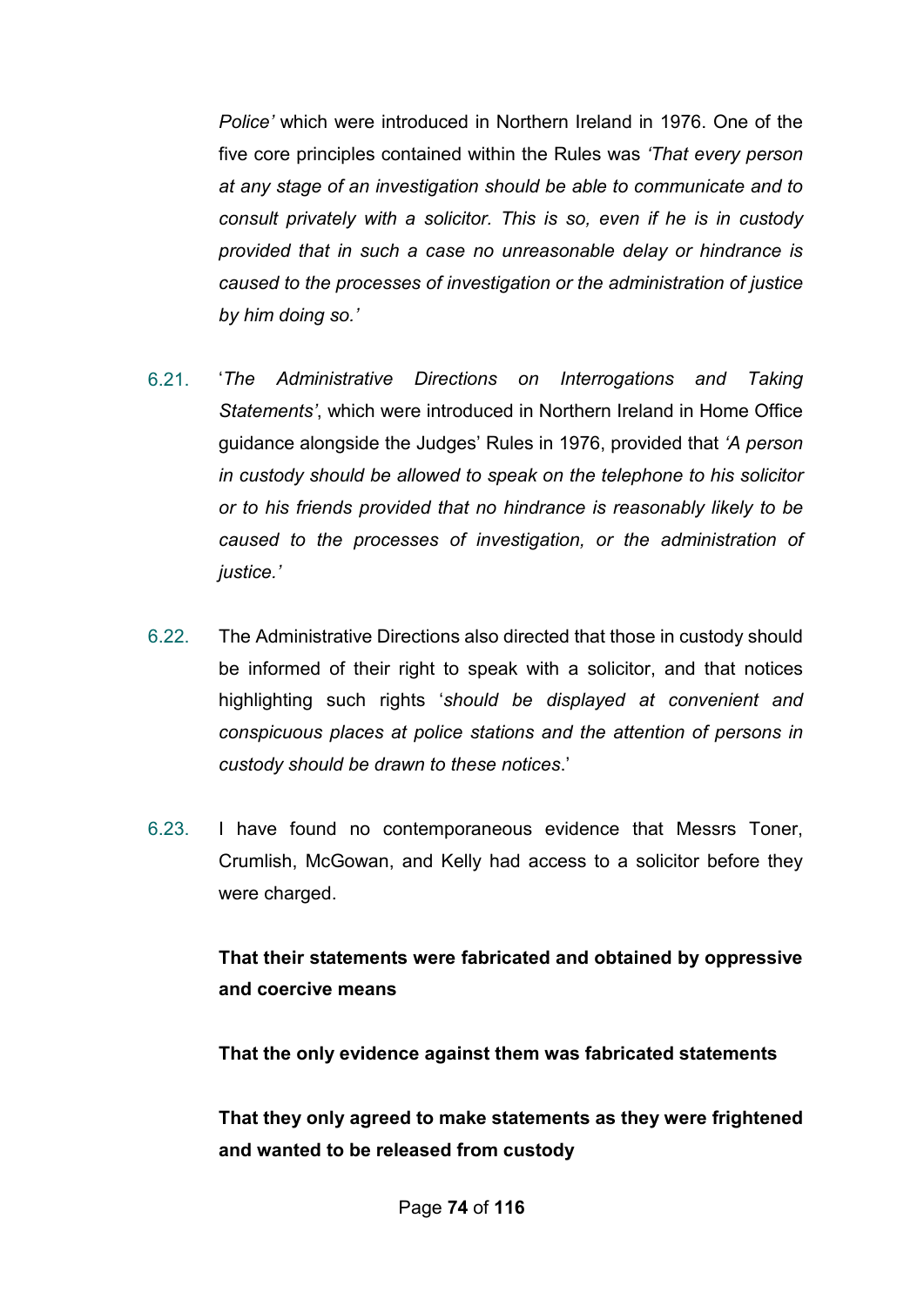*Police'* which were introduced in Northern Ireland in 1976. One of the five core principles contained within the Rules was *'That every person at any stage of an investigation should be able to communicate and to consult privately with a solicitor. This is so, even if he is in custody provided that in such a case no unreasonable delay or hindrance is caused to the processes of investigation or the administration of justice by him doing so.'*

6.21. '*The Administrative Directions on Interrogations and Taking Statements'*, which were introduced in Northern Ireland in Home Office guidance alongside the Judges' Rules in 1976, provided that *'A person in custody should be allowed to speak on the telephone to his solicitor or to his friends provided that no hindrance is reasonably likely to be caused to the processes of investigation, or the administration of justice.'*

6.22. The Administrative Directions also directed that those in custody should be informed of their right to speak with a solicitor, and that notices highlighting such rights '*should be displayed at convenient and conspicuous places at police stations and the attention of persons in custody should be drawn to these notices*.'

6.23. I have found no contemporaneous evidence that Messrs Toner, Crumlish, McGowan, and Kelly had access to a solicitor before they were charged.

**That their statements were fabricated and obtained by oppressive and coercive means**

**That the only evidence against them was fabricated statements**

**That they only agreed to make statements as they were frightened and wanted to be released from custody**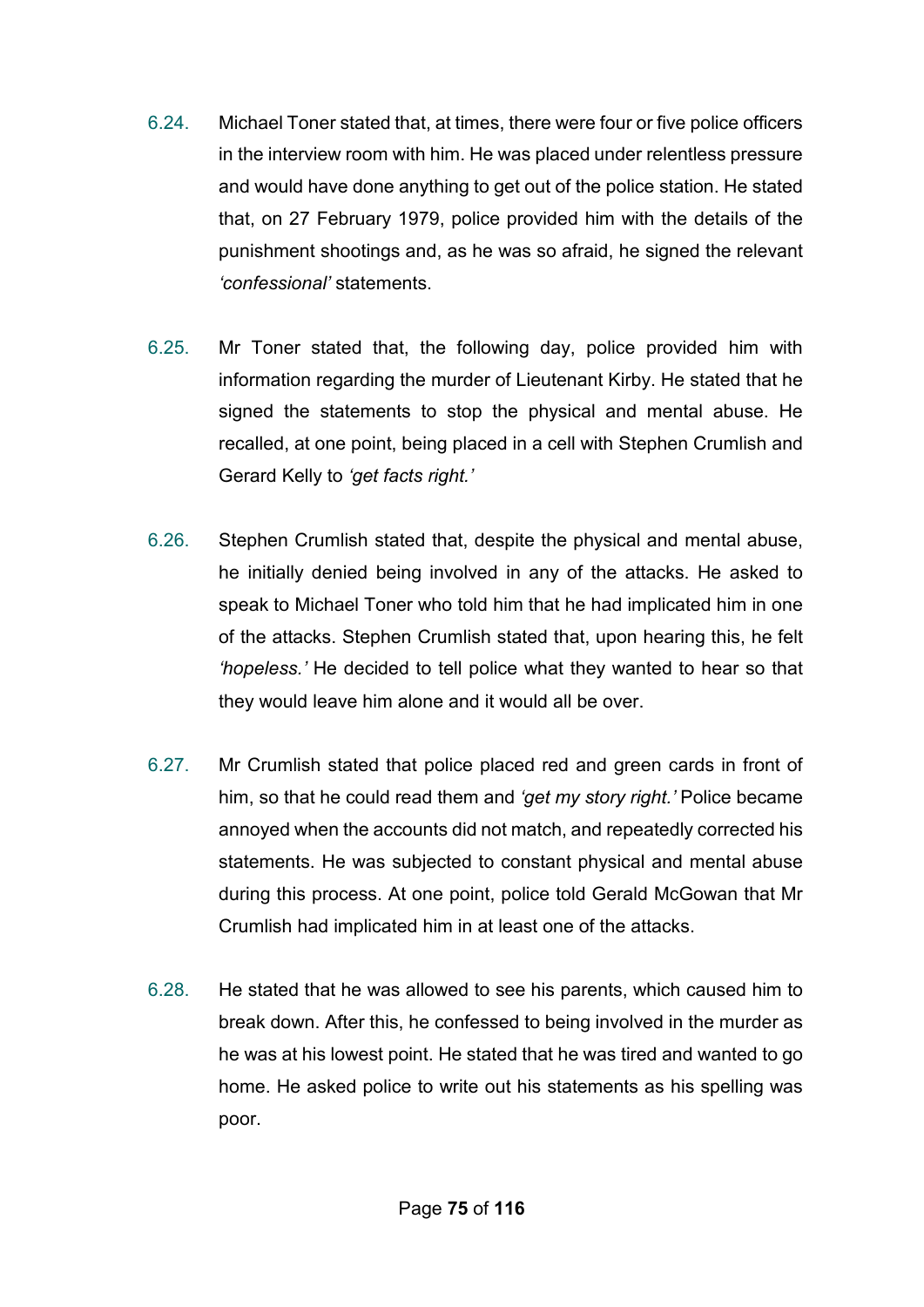6.24. Michael Toner stated that, at times, there were four or five police officers in the interview room with him. He was placed under relentless pressure and would have done anything to get out of the police station. He stated that, on 27 February 1979, police provided him with the details of the punishment shootings and, as he was so afraid, he signed the relevant *'confessional'* statements.

6.25. Mr Toner stated that, the following day, police provided him with information regarding the murder of Lieutenant Kirby. He stated that he signed the statements to stop the physical and mental abuse. He recalled, at one point, being placed in a cell with Stephen Crumlish and Gerard Kelly to *'get facts right.'*

6.26. Stephen Crumlish stated that, despite the physical and mental abuse, he initially denied being involved in any of the attacks. He asked to speak to Michael Toner who told him that he had implicated him in one of the attacks. Stephen Crumlish stated that, upon hearing this, he felt *'hopeless.'* He decided to tell police what they wanted to hear so that they would leave him alone and it would all be over.

6.27. Mr Crumlish stated that police placed red and green cards in front of him, so that he could read them and *'get my story right.'* Police became annoyed when the accounts did not match, and repeatedly corrected his statements. He was subjected to constant physical and mental abuse during this process. At one point, police told Gerald McGowan that Mr Crumlish had implicated him in at least one of the attacks.

6.28. He stated that he was allowed to see his parents, which caused him to break down. After this, he confessed to being involved in the murder as he was at his lowest point. He stated that he was tired and wanted to go home. He asked police to write out his statements as his spelling was poor.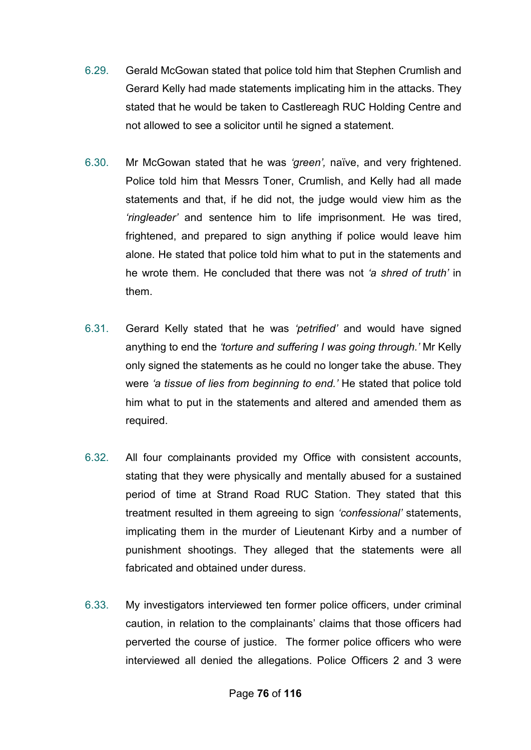6.29. Gerald McGowan stated that police told him that Stephen Crumlish and Gerard Kelly had made statements implicating him in the attacks. They stated that he would be taken to Castlereagh RUC Holding Centre and not allowed to see a solicitor until he signed a statement.

6.30. Mr McGowan stated that he was *'green',* naïve, and very frightened. Police told him that Messrs Toner, Crumlish, and Kelly had all made statements and that, if he did not, the judge would view him as the *'ringleader'* and sentence him to life imprisonment. He was tired, frightened, and prepared to sign anything if police would leave him alone. He stated that police told him what to put in the statements and he wrote them. He concluded that there was not *'a shred of truth'* in them.

6.31. Gerard Kelly stated that he was *'petrified'* and would have signed anything to end the *'torture and suffering I was going through.'* Mr Kelly only signed the statements as he could no longer take the abuse. They were *'a tissue of lies from beginning to end.'* He stated that police told him what to put in the statements and altered and amended them as required.

6.32. All four complainants provided my Office with consistent accounts, stating that they were physically and mentally abused for a sustained period of time at Strand Road RUC Station. They stated that this treatment resulted in them agreeing to sign *'confessional'* statements, implicating them in the murder of Lieutenant Kirby and a number of punishment shootings. They alleged that the statements were all fabricated and obtained under duress.

6.33. My investigators interviewed ten former police officers, under criminal caution, in relation to the complainants' claims that those officers had perverted the course of justice. The former police officers who were interviewed all denied the allegations. Police Officers 2 and 3 were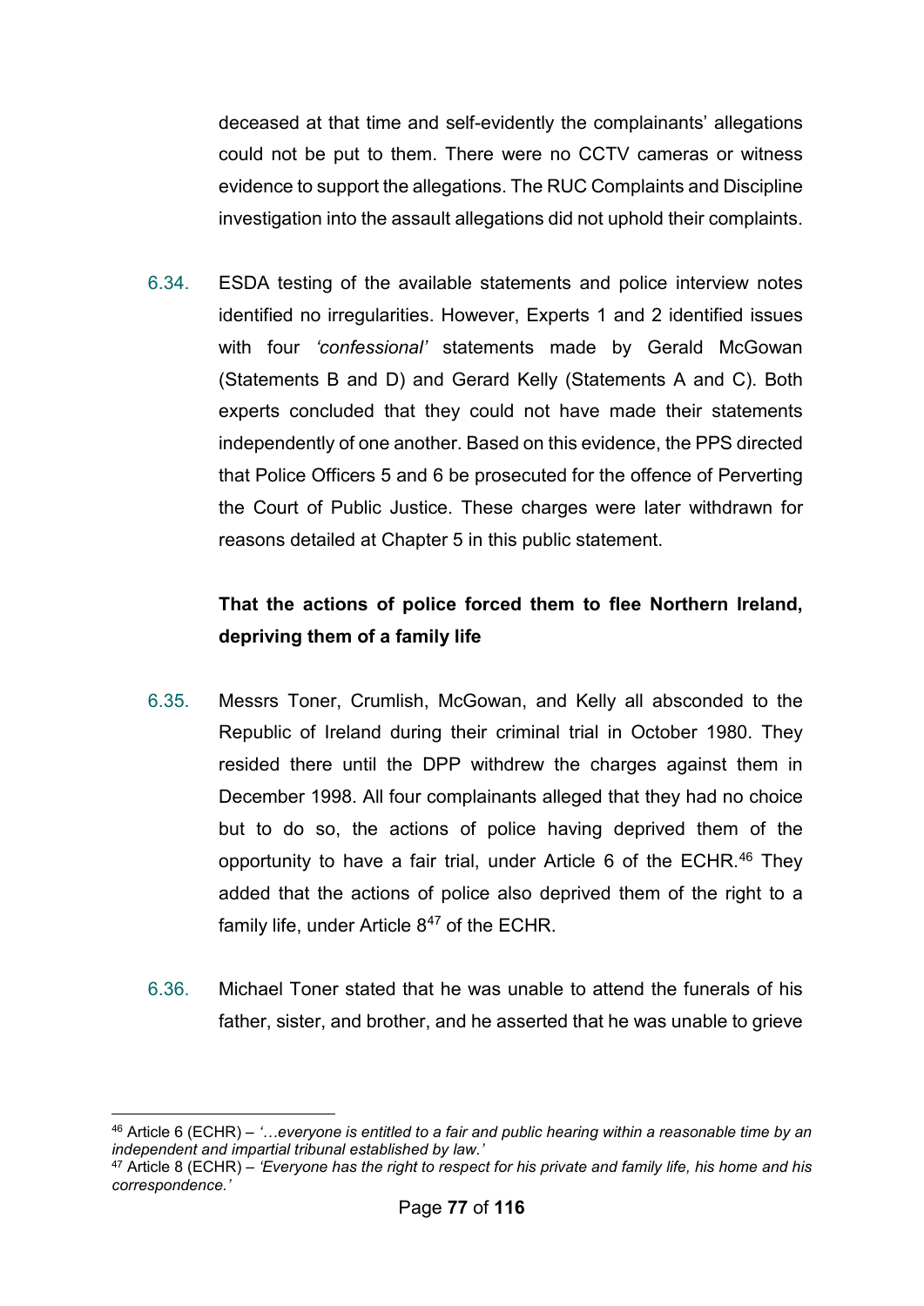deceased at that time and self-evidently the complainants' allegations could not be put to them. There were no CCTV cameras or witness evidence to support the allegations. The RUC Complaints and Discipline investigation into the assault allegations did not uphold their complaints.

6.34. ESDA testing of the available statements and police interview notes identified no irregularities. However, Experts 1 and 2 identified issues with four *'confessional'* statements made by Gerald McGowan (Statements B and D) and Gerard Kelly (Statements A and C). Both experts concluded that they could not have made their statements independently of one another. Based on this evidence, the PPS directed that Police Officers 5 and 6 be prosecuted for the offence of Perverting the Court of Public Justice. These charges were later withdrawn for reasons detailed at Chapter 5 in this public statement.

**That the actions of police forced them to flee Northern Ireland, depriving them of a family life**

6.35. Messrs Toner, Crumlish, McGowan, and Kelly all absconded to the Republic of Ireland during their criminal trial in October 1980. They resided there until the DPP withdrew the charges against them in December 1998. All four complainants alleged that they had no choice but to do so, the actions of police having deprived them of the opportunity to have a fair trial, under Article 6 of the ECHR.[46] They added that the actions of police also deprived them of the right to a family life, under Article 8[47] of the ECHR.

6.36. Michael Toner stated that he was unable to attend the funerals of his father, sister, and brother, and he asserted that he was unable to grieve

---

[46] Article 6 (ECHR) – *'…everyone is entitled to a fair and public hearing within a reasonable time by an independent and impartial tribunal established by law.'*

[47] Article 8 (ECHR) – *'Everyone has the right to respect for his private and family life, his home and his correspondence.'*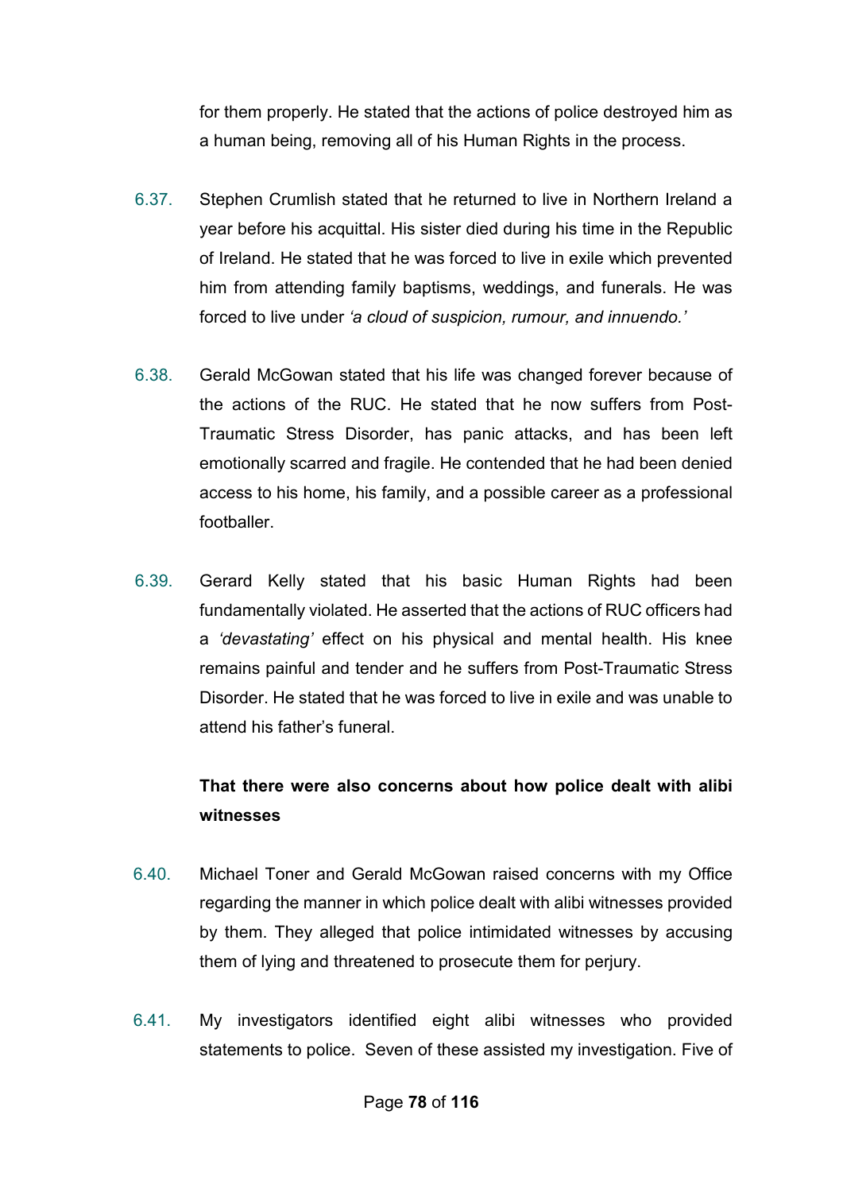for them properly. He stated that the actions of police destroyed him as a human being, removing all of his Human Rights in the process.

6.37. Stephen Crumlish stated that he returned to live in Northern Ireland a year before his acquittal. His sister died during his time in the Republic of Ireland. He stated that he was forced to live in exile which prevented him from attending family baptisms, weddings, and funerals. He was forced to live under *'a cloud of suspicion, rumour, and innuendo.'*

6.38. Gerald McGowan stated that his life was changed forever because of the actions of the RUC. He stated that he now suffers from Post-Traumatic Stress Disorder, has panic attacks, and has been left emotionally scarred and fragile. He contended that he had been denied access to his home, his family, and a possible career as a professional footballer.

6.39. Gerard Kelly stated that his basic Human Rights had been fundamentally violated. He asserted that the actions of RUC officers had a *'devastating'* effect on his physical and mental health. His knee remains painful and tender and he suffers from Post-Traumatic Stress Disorder. He stated that he was forced to live in exile and was unable to attend his father's funeral.

**That there were also concerns about how police dealt with alibi witnesses**

6.40. Michael Toner and Gerald McGowan raised concerns with my Office regarding the manner in which police dealt with alibi witnesses provided by them. They alleged that police intimidated witnesses by accusing them of lying and threatened to prosecute them for perjury.

6.41. My investigators identified eight alibi witnesses who provided statements to police. Seven of these assisted my investigation. Five of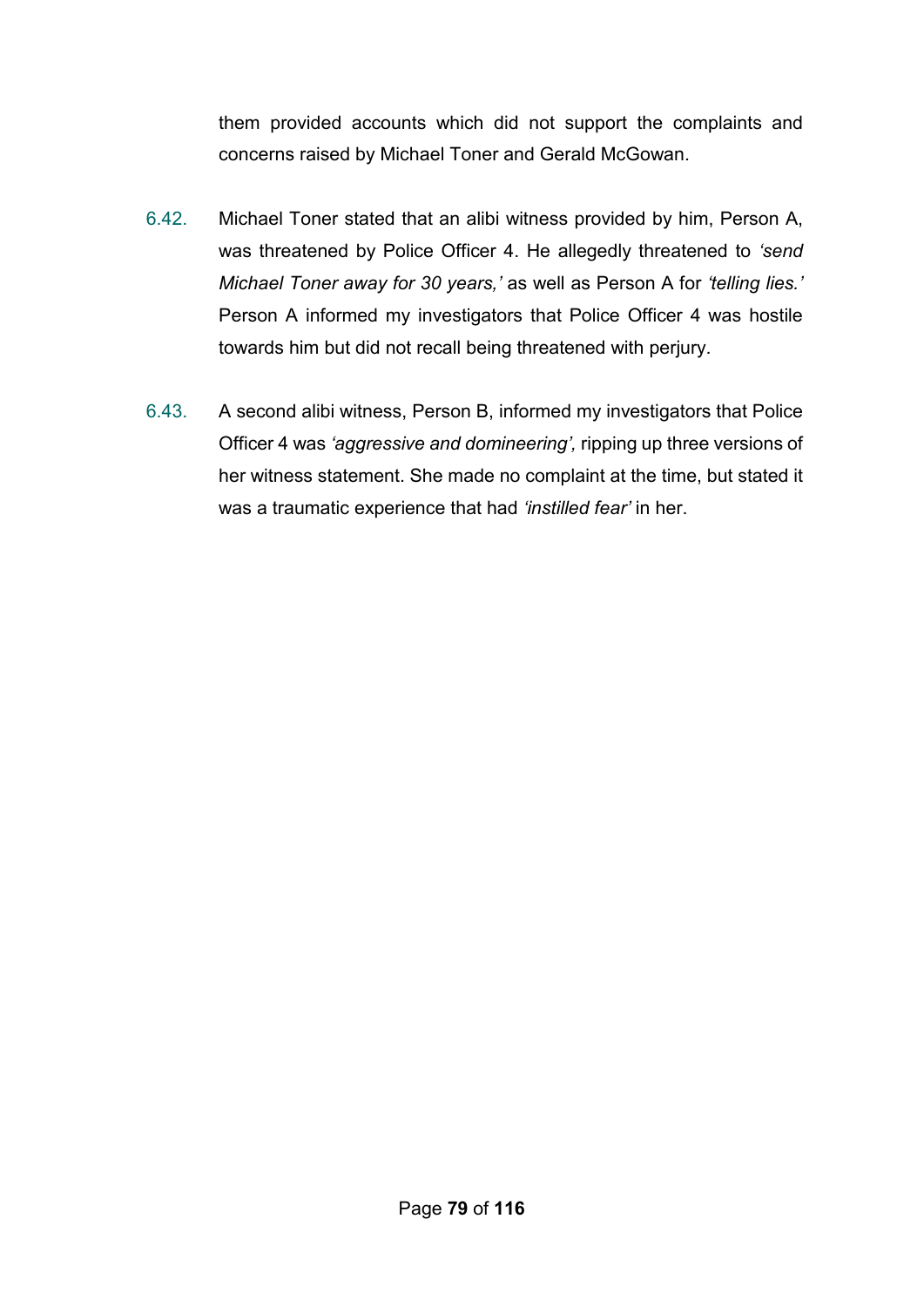them provided accounts which did not support the complaints and concerns raised by Michael Toner and Gerald McGowan.

6.42. Michael Toner stated that an alibi witness provided by him, Person A, was threatened by Police Officer 4. He allegedly threatened to *'send Michael Toner away for 30 years,'* as well as Person A for *'telling lies.'* Person A informed my investigators that Police Officer 4 was hostile towards him but did not recall being threatened with perjury.

6.43. A second alibi witness, Person B, informed my investigators that Police Officer 4 was *'aggressive and domineering',* ripping up three versions of her witness statement. She made no complaint at the time, but stated it was a traumatic experience that had *'instilled fear'* in her.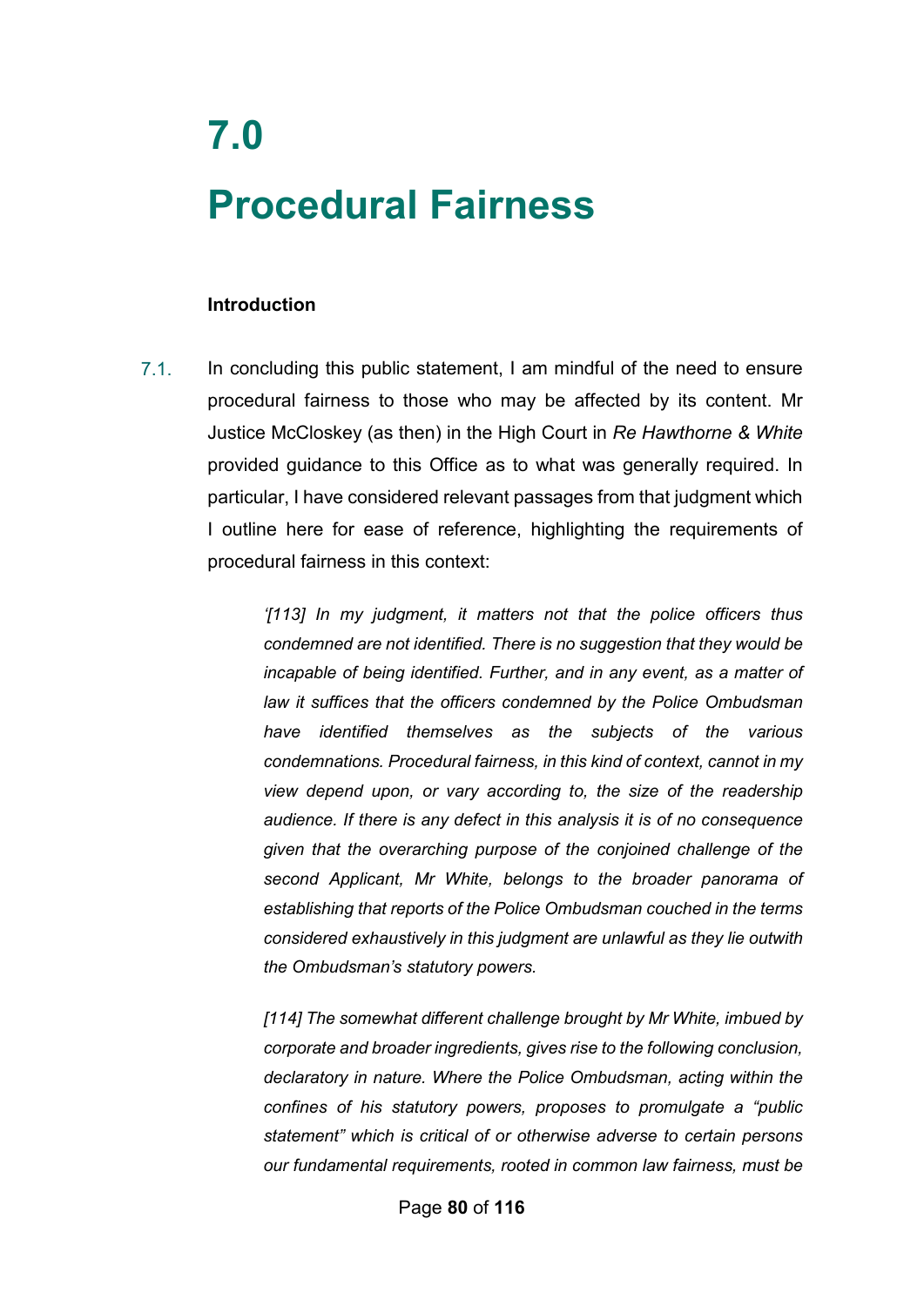# 7.0

# Procedural Fairness

**Introduction**

7.1. In concluding this public statement, I am mindful of the need to ensure procedural fairness to those who may be affected by its content. Mr Justice McCloskey (as then) in the High Court in *Re Hawthorne & White* provided guidance to this Office as to what was generally required. In particular, I have considered relevant passages from that judgment which I outline here for ease of reference, highlighting the requirements of procedural fairness in this context:

> *'[113] In my judgment, it matters not that the police officers thus condemned are not identified. There is no suggestion that they would be incapable of being identified. Further, and in any event, as a matter of law it suffices that the officers condemned by the Police Ombudsman have identified themselves as the subjects of the various condemnations. Procedural fairness, in this kind of context, cannot in my view depend upon, or vary according to, the size of the readership audience. If there is any defect in this analysis it is of no consequence given that the overarching purpose of the conjoined challenge of the second Applicant, Mr White, belongs to the broader panorama of establishing that reports of the Police Ombudsman couched in the terms considered exhaustively in this judgment are unlawful as they lie outwith the Ombudsman's statutory powers.*
>
> *[114] The somewhat different challenge brought by Mr White, imbued by corporate and broader ingredients, gives rise to the following conclusion, declaratory in nature. Where the Police Ombudsman, acting within the confines of his statutory powers, proposes to promulgate a "public statement" which is critical of or otherwise adverse to certain persons our fundamental requirements, rooted in common law fairness, must be*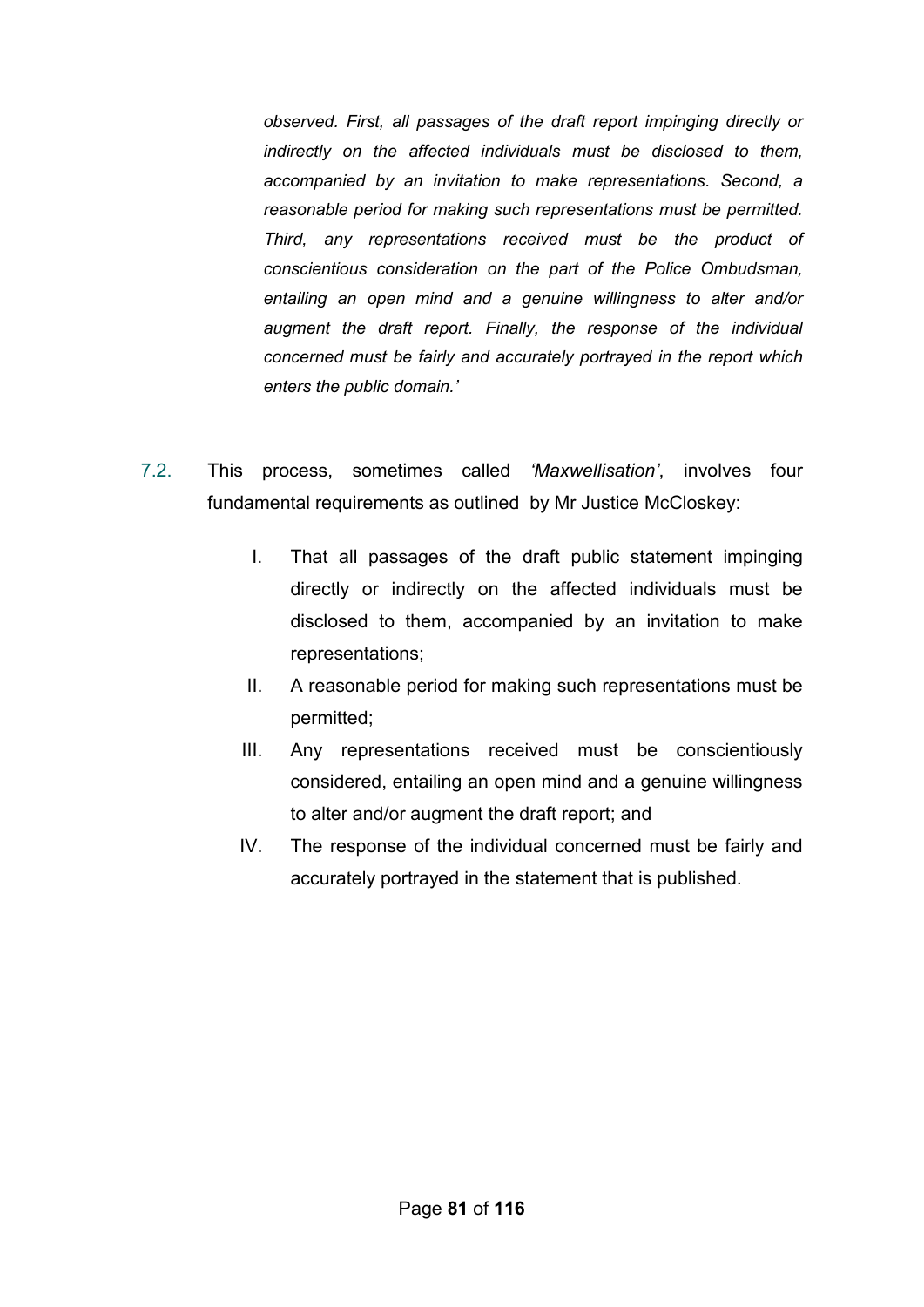*observed. First, all passages of the draft report impinging directly or indirectly on the affected individuals must be disclosed to them, accompanied by an invitation to make representations. Second, a reasonable period for making such representations must be permitted. Third, any representations received must be the product of conscientious consideration on the part of the Police Ombudsman, entailing an open mind and a genuine willingness to alter and/or augment the draft report. Finally, the response of the individual concerned must be fairly and accurately portrayed in the report which enters the public domain.'*

7.2. This process, sometimes called *'Maxwellisation'*, involves four fundamental requirements as outlined by Mr Justice McCloskey:

I. That all passages of the draft public statement impinging directly or indirectly on the affected individuals must be disclosed to them, accompanied by an invitation to make representations;

II. A reasonable period for making such representations must be permitted;

III. Any representations received must be conscientiously considered, entailing an open mind and a genuine willingness to alter and/or augment the draft report; and

IV. The response of the individual concerned must be fairly and accurately portrayed in the statement that is published.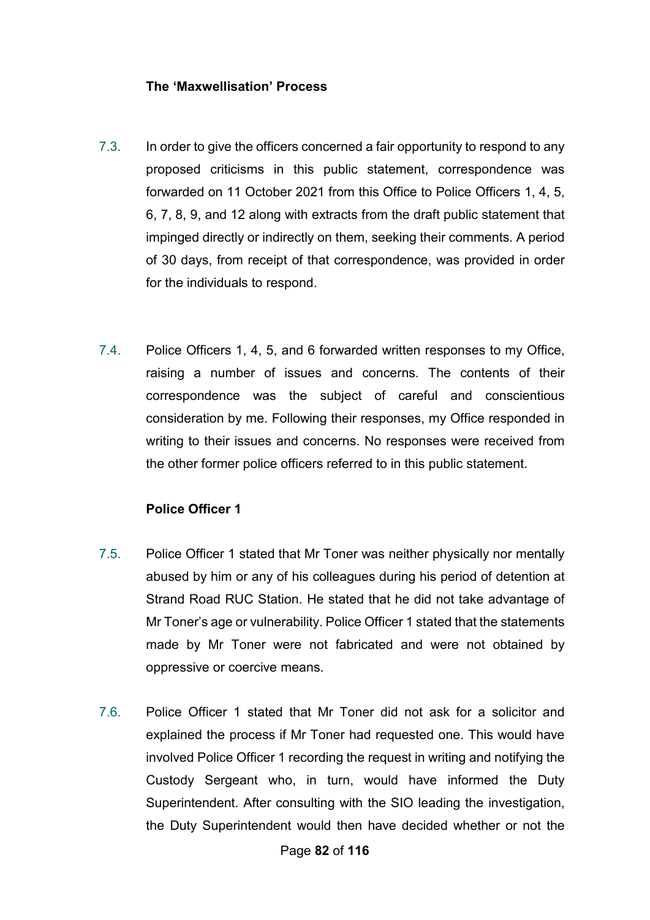### The 'Maxwellisation' Process

7.3. In order to give the officers concerned a fair opportunity to respond to any proposed criticisms in this public statement, correspondence was forwarded on 11 October 2021 from this Office to Police Officers 1, 4, 5, 6, 7, 8, 9, and 12 along with extracts from the draft public statement that impinged directly or indirectly on them, seeking their comments. A period of 30 days, from receipt of that correspondence, was provided in order for the individuals to respond.

7.4. Police Officers 1, 4, 5, and 6 forwarded written responses to my Office, raising a number of issues and concerns. The contents of their correspondence was the subject of careful and conscientious consideration by me. Following their responses, my Office responded in writing to their issues and concerns. No responses were received from the other former police officers referred to in this public statement.

### Police Officer 1

7.5. Police Officer 1 stated that Mr Toner was neither physically nor mentally abused by him or any of his colleagues during his period of detention at Strand Road RUC Station. He stated that he did not take advantage of Mr Toner's age or vulnerability. Police Officer 1 stated that the statements made by Mr Toner were not fabricated and were not obtained by oppressive or coercive means.

7.6. Police Officer 1 stated that Mr Toner did not ask for a solicitor and explained the process if Mr Toner had requested one. This would have involved Police Officer 1 recording the request in writing and notifying the Custody Sergeant who, in turn, would have informed the Duty Superintendent. After consulting with the SIO leading the investigation, the Duty Superintendent would then have decided whether or not the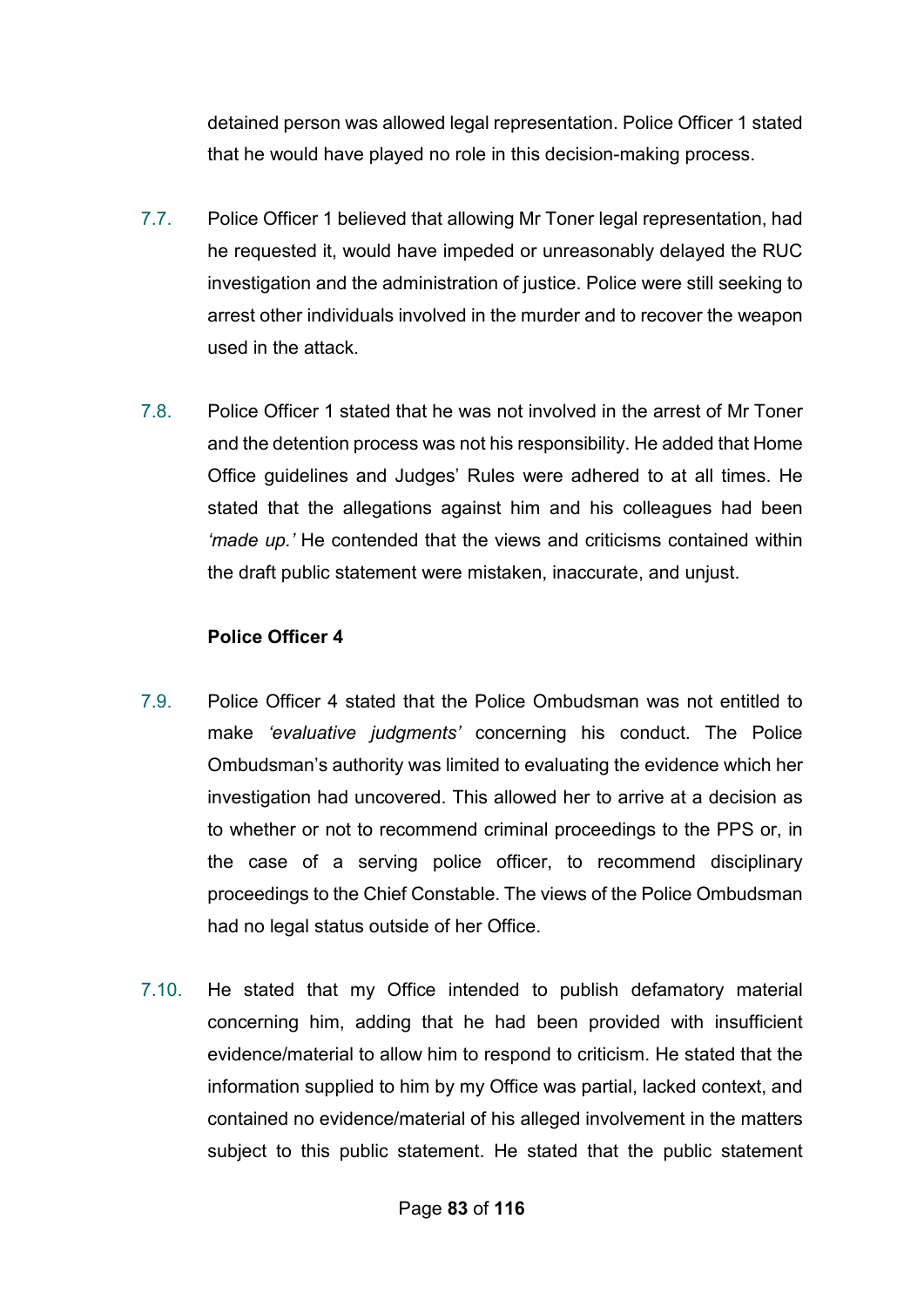detained person was allowed legal representation. Police Officer 1 stated that he would have played no role in this decision-making process.

7.7. Police Officer 1 believed that allowing Mr Toner legal representation, had he requested it, would have impeded or unreasonably delayed the RUC investigation and the administration of justice. Police were still seeking to arrest other individuals involved in the murder and to recover the weapon used in the attack.

7.8. Police Officer 1 stated that he was not involved in the arrest of Mr Toner and the detention process was not his responsibility. He added that Home Office guidelines and Judges' Rules were adhered to at all times. He stated that the allegations against him and his colleagues had been *'made up.'* He contended that the views and criticisms contained within the draft public statement were mistaken, inaccurate, and unjust.

**Police Officer 4**

7.9. Police Officer 4 stated that the Police Ombudsman was not entitled to make *'evaluative judgments'* concerning his conduct. The Police Ombudsman's authority was limited to evaluating the evidence which her investigation had uncovered. This allowed her to arrive at a decision as to whether or not to recommend criminal proceedings to the PPS or, in the case of a serving police officer, to recommend disciplinary proceedings to the Chief Constable. The views of the Police Ombudsman had no legal status outside of her Office.

7.10. He stated that my Office intended to publish defamatory material concerning him, adding that he had been provided with insufficient evidence/material to allow him to respond to criticism. He stated that the information supplied to him by my Office was partial, lacked context, and contained no evidence/material of his alleged involvement in the matters subject to this public statement. He stated that the public statement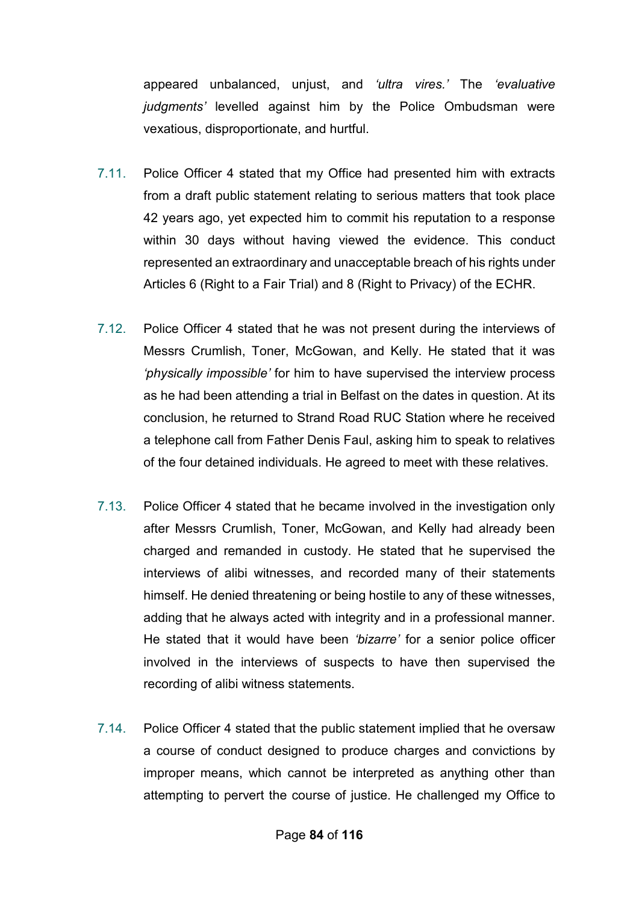appeared unbalanced, unjust, and *'ultra vires.'* The *'evaluative judgments'* levelled against him by the Police Ombudsman were vexatious, disproportionate, and hurtful.

7.11. Police Officer 4 stated that my Office had presented him with extracts from a draft public statement relating to serious matters that took place 42 years ago, yet expected him to commit his reputation to a response within 30 days without having viewed the evidence. This conduct represented an extraordinary and unacceptable breach of his rights under Articles 6 (Right to a Fair Trial) and 8 (Right to Privacy) of the ECHR.

7.12. Police Officer 4 stated that he was not present during the interviews of Messrs Crumlish, Toner, McGowan, and Kelly. He stated that it was *'physically impossible'* for him to have supervised the interview process as he had been attending a trial in Belfast on the dates in question. At its conclusion, he returned to Strand Road RUC Station where he received a telephone call from Father Denis Faul, asking him to speak to relatives of the four detained individuals. He agreed to meet with these relatives.

7.13. Police Officer 4 stated that he became involved in the investigation only after Messrs Crumlish, Toner, McGowan, and Kelly had already been charged and remanded in custody. He stated that he supervised the interviews of alibi witnesses, and recorded many of their statements himself. He denied threatening or being hostile to any of these witnesses, adding that he always acted with integrity and in a professional manner. He stated that it would have been *'bizarre'* for a senior police officer involved in the interviews of suspects to have then supervised the recording of alibi witness statements.

7.14. Police Officer 4 stated that the public statement implied that he oversaw a course of conduct designed to produce charges and convictions by improper means, which cannot be interpreted as anything other than attempting to pervert the course of justice. He challenged my Office to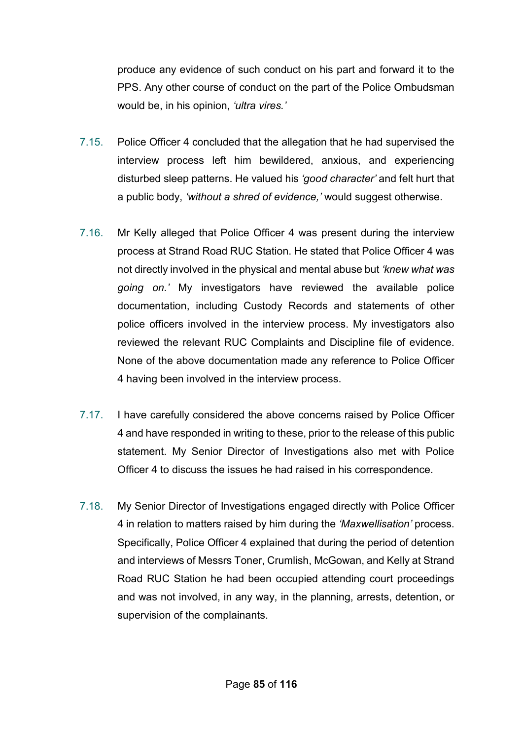produce any evidence of such conduct on his part and forward it to the PPS. Any other course of conduct on the part of the Police Ombudsman would be, in his opinion, *'ultra vires.'*

7.15. Police Officer 4 concluded that the allegation that he had supervised the interview process left him bewildered, anxious, and experiencing disturbed sleep patterns. He valued his *'good character'* and felt hurt that a public body, *'without a shred of evidence,'* would suggest otherwise.

7.16. Mr Kelly alleged that Police Officer 4 was present during the interview process at Strand Road RUC Station. He stated that Police Officer 4 was not directly involved in the physical and mental abuse but *'knew what was going on.'* My investigators have reviewed the available police documentation, including Custody Records and statements of other police officers involved in the interview process. My investigators also reviewed the relevant RUC Complaints and Discipline file of evidence. None of the above documentation made any reference to Police Officer 4 having been involved in the interview process.

7.17. I have carefully considered the above concerns raised by Police Officer 4 and have responded in writing to these, prior to the release of this public statement. My Senior Director of Investigations also met with Police Officer 4 to discuss the issues he had raised in his correspondence.

7.18. My Senior Director of Investigations engaged directly with Police Officer 4 in relation to matters raised by him during the *'Maxwellisation'* process. Specifically, Police Officer 4 explained that during the period of detention and interviews of Messrs Toner, Crumlish, McGowan, and Kelly at Strand Road RUC Station he had been occupied attending court proceedings and was not involved, in any way, in the planning, arrests, detention, or supervision of the complainants.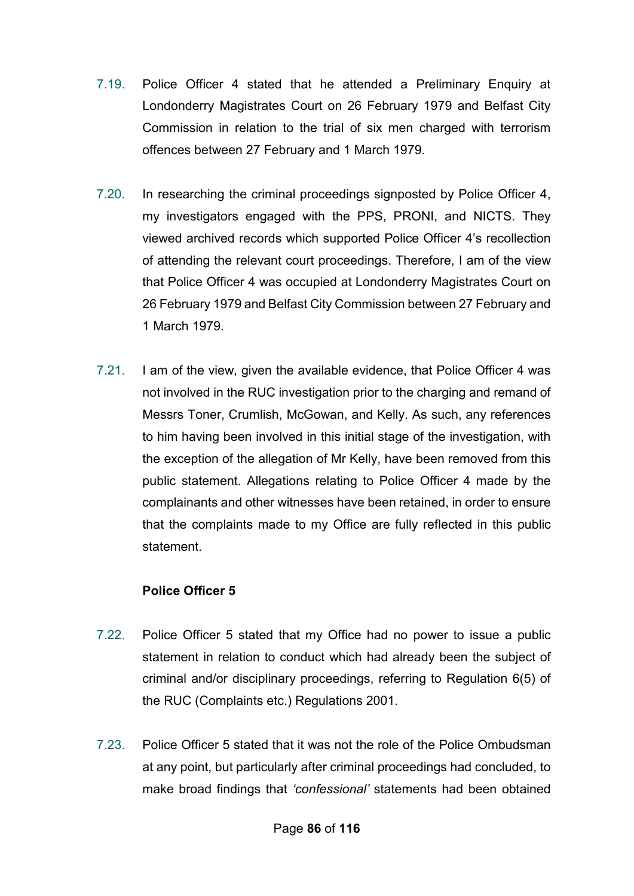7.19. Police Officer 4 stated that he attended a Preliminary Enquiry at Londonderry Magistrates Court on 26 February 1979 and Belfast City Commission in relation to the trial of six men charged with terrorism offences between 27 February and 1 March 1979.

7.20. In researching the criminal proceedings signposted by Police Officer 4, my investigators engaged with the PPS, PRONI, and NICTS. They viewed archived records which supported Police Officer 4's recollection of attending the relevant court proceedings. Therefore, I am of the view that Police Officer 4 was occupied at Londonderry Magistrates Court on 26 February 1979 and Belfast City Commission between 27 February and 1 March 1979.

7.21. I am of the view, given the available evidence, that Police Officer 4 was not involved in the RUC investigation prior to the charging and remand of Messrs Toner, Crumlish, McGowan, and Kelly. As such, any references to him having been involved in this initial stage of the investigation, with the exception of the allegation of Mr Kelly, have been removed from this public statement. Allegations relating to Police Officer 4 made by the complainants and other witnesses have been retained, in order to ensure that the complaints made to my Office are fully reflected in this public statement.

**Police Officer 5**

7.22. Police Officer 5 stated that my Office had no power to issue a public statement in relation to conduct which had already been the subject of criminal and/or disciplinary proceedings, referring to Regulation 6(5) of the RUC (Complaints etc.) Regulations 2001.

7.23. Police Officer 5 stated that it was not the role of the Police Ombudsman at any point, but particularly after criminal proceedings had concluded, to make broad findings that *'confessional'* statements had been obtained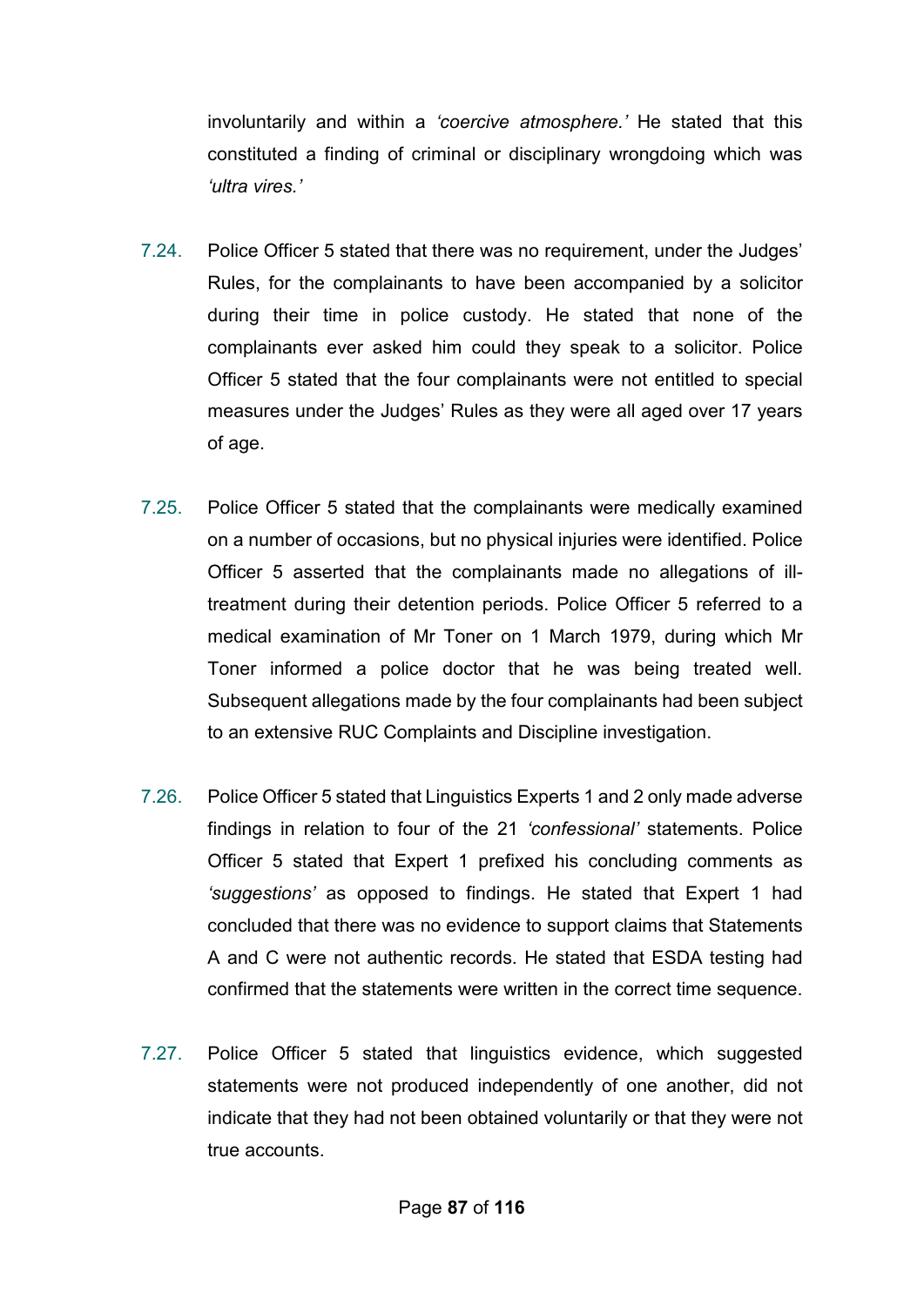involuntarily and within a *'coercive atmosphere.'* He stated that this constituted a finding of criminal or disciplinary wrongdoing which was *'ultra vires.'*

7.24. Police Officer 5 stated that there was no requirement, under the Judges' Rules, for the complainants to have been accompanied by a solicitor during their time in police custody. He stated that none of the complainants ever asked him could they speak to a solicitor. Police Officer 5 stated that the four complainants were not entitled to special measures under the Judges' Rules as they were all aged over 17 years of age.

7.25. Police Officer 5 stated that the complainants were medically examined on a number of occasions, but no physical injuries were identified. Police Officer 5 asserted that the complainants made no allegations of ill-treatment during their detention periods. Police Officer 5 referred to a medical examination of Mr Toner on 1 March 1979, during which Mr Toner informed a police doctor that he was being treated well. Subsequent allegations made by the four complainants had been subject to an extensive RUC Complaints and Discipline investigation.

7.26. Police Officer 5 stated that Linguistics Experts 1 and 2 only made adverse findings in relation to four of the 21 *'confessional'* statements. Police Officer 5 stated that Expert 1 prefixed his concluding comments as *'suggestions'* as opposed to findings. He stated that Expert 1 had concluded that there was no evidence to support claims that Statements A and C were not authentic records. He stated that ESDA testing had confirmed that the statements were written in the correct time sequence.

7.27. Police Officer 5 stated that linguistics evidence, which suggested statements were not produced independently of one another, did not indicate that they had not been obtained voluntarily or that they were not true accounts.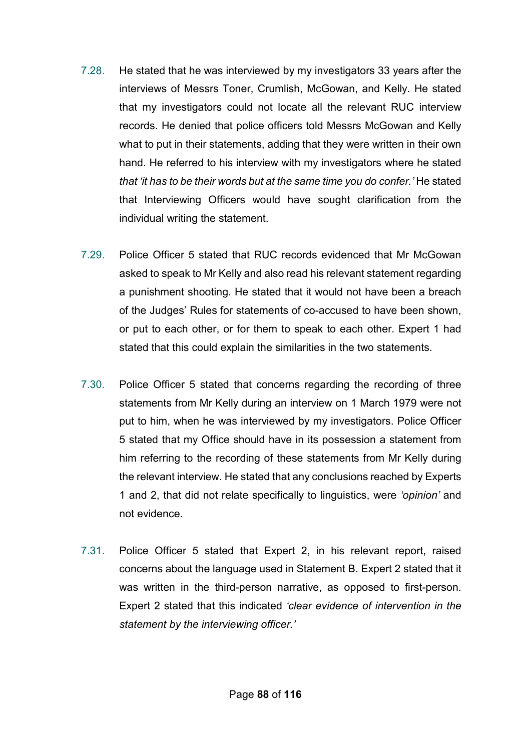7.28. He stated that he was interviewed by my investigators 33 years after the interviews of Messrs Toner, Crumlish, McGowan, and Kelly. He stated that my investigators could not locate all the relevant RUC interview records. He denied that police officers told Messrs McGowan and Kelly what to put in their statements, adding that they were written in their own hand. He referred to his interview with my investigators where he stated *that 'it has to be their words but at the same time you do confer.'* He stated that Interviewing Officers would have sought clarification from the individual writing the statement.

7.29. Police Officer 5 stated that RUC records evidenced that Mr McGowan asked to speak to Mr Kelly and also read his relevant statement regarding a punishment shooting. He stated that it would not have been a breach of the Judges' Rules for statements of co-accused to have been shown, or put to each other, or for them to speak to each other. Expert 1 had stated that this could explain the similarities in the two statements.

7.30. Police Officer 5 stated that concerns regarding the recording of three statements from Mr Kelly during an interview on 1 March 1979 were not put to him, when he was interviewed by my investigators. Police Officer 5 stated that my Office should have in its possession a statement from him referring to the recording of these statements from Mr Kelly during the relevant interview. He stated that any conclusions reached by Experts 1 and 2, that did not relate specifically to linguistics, were *'opinion'* and not evidence.

7.31. Police Officer 5 stated that Expert 2, in his relevant report, raised concerns about the language used in Statement B. Expert 2 stated that it was written in the third-person narrative, as opposed to first-person. Expert 2 stated that this indicated *'clear evidence of intervention in the statement by the interviewing officer.'*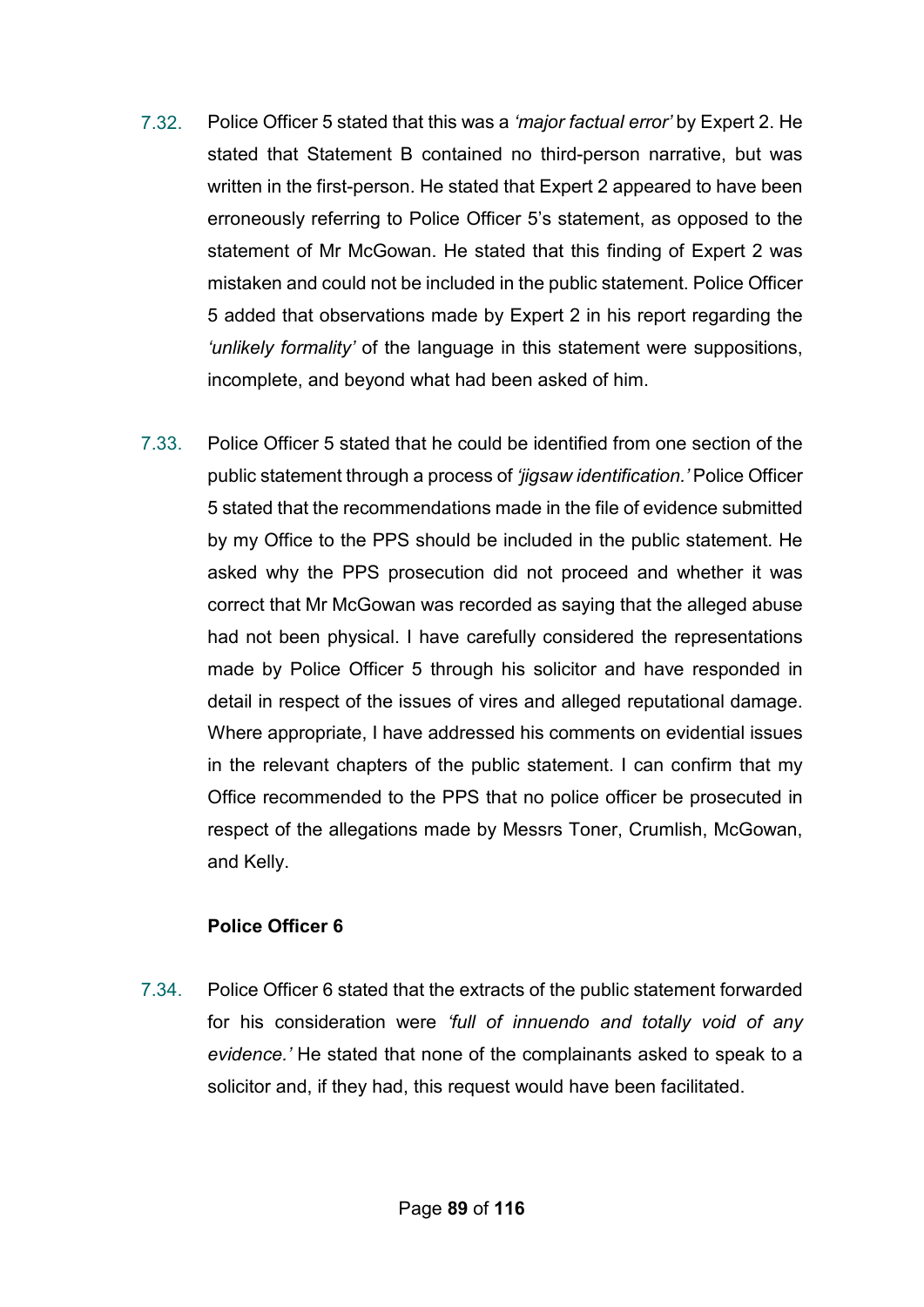7.32. Police Officer 5 stated that this was a *'major factual error'* by Expert 2. He stated that Statement B contained no third-person narrative, but was written in the first-person. He stated that Expert 2 appeared to have been erroneously referring to Police Officer 5's statement, as opposed to the statement of Mr McGowan. He stated that this finding of Expert 2 was mistaken and could not be included in the public statement. Police Officer 5 added that observations made by Expert 2 in his report regarding the *'unlikely formality'* of the language in this statement were suppositions, incomplete, and beyond what had been asked of him.

7.33. Police Officer 5 stated that he could be identified from one section of the public statement through a process of *'jigsaw identification.'* Police Officer 5 stated that the recommendations made in the file of evidence submitted by my Office to the PPS should be included in the public statement. He asked why the PPS prosecution did not proceed and whether it was correct that Mr McGowan was recorded as saying that the alleged abuse had not been physical. I have carefully considered the representations made by Police Officer 5 through his solicitor and have responded in detail in respect of the issues of vires and alleged reputational damage. Where appropriate, I have addressed his comments on evidential issues in the relevant chapters of the public statement. I can confirm that my Office recommended to the PPS that no police officer be prosecuted in respect of the allegations made by Messrs Toner, Crumlish, McGowan, and Kelly.

**Police Officer 6**

7.34. Police Officer 6 stated that the extracts of the public statement forwarded for his consideration were *'full of innuendo and totally void of any evidence.'* He stated that none of the complainants asked to speak to a solicitor and, if they had, this request would have been facilitated.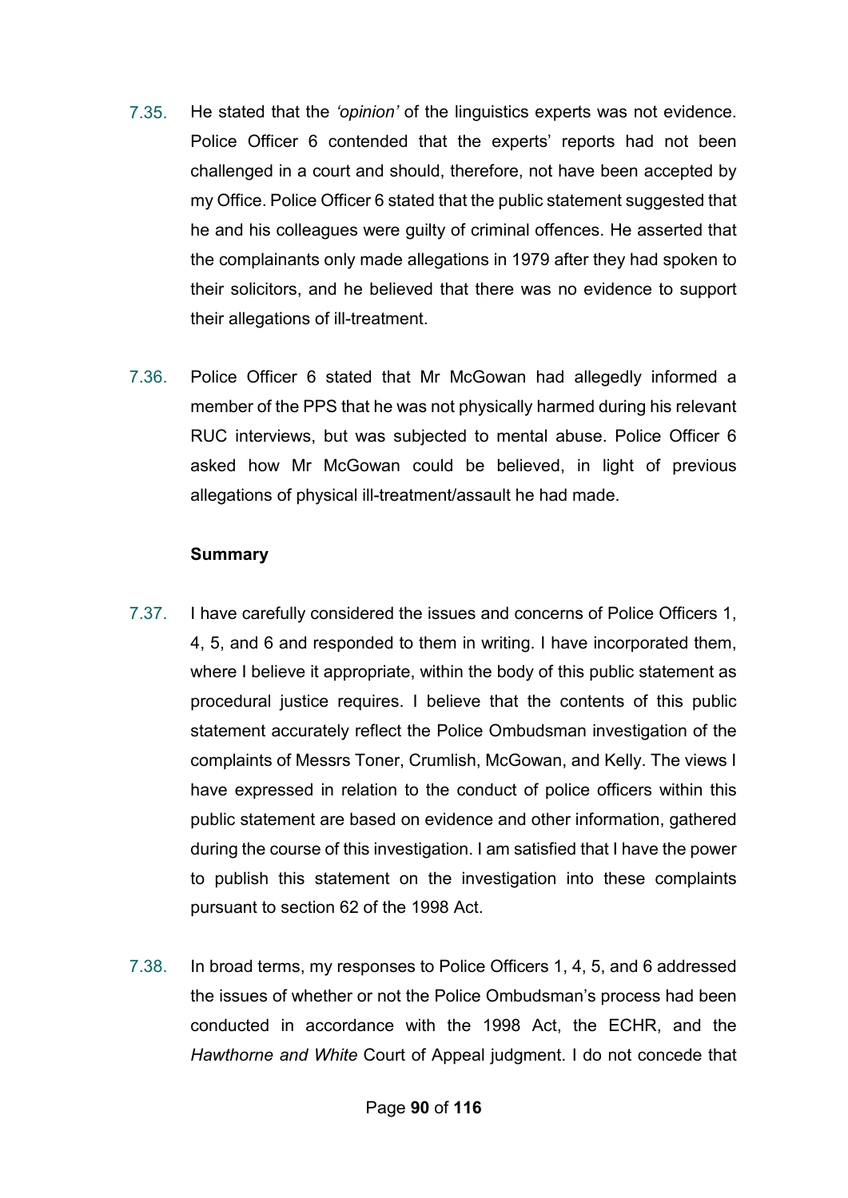7.35. He stated that the *'opinion'* of the linguistics experts was not evidence. Police Officer 6 contended that the experts' reports had not been challenged in a court and should, therefore, not have been accepted by my Office. Police Officer 6 stated that the public statement suggested that he and his colleagues were guilty of criminal offences. He asserted that the complainants only made allegations in 1979 after they had spoken to their solicitors, and he believed that there was no evidence to support their allegations of ill-treatment.

7.36. Police Officer 6 stated that Mr McGowan had allegedly informed a member of the PPS that he was not physically harmed during his relevant RUC interviews, but was subjected to mental abuse. Police Officer 6 asked how Mr McGowan could be believed, in light of previous allegations of physical ill-treatment/assault he had made.

**Summary**

7.37. I have carefully considered the issues and concerns of Police Officers 1, 4, 5, and 6 and responded to them in writing. I have incorporated them, where I believe it appropriate, within the body of this public statement as procedural justice requires. I believe that the contents of this public statement accurately reflect the Police Ombudsman investigation of the complaints of Messrs Toner, Crumlish, McGowan, and Kelly. The views I have expressed in relation to the conduct of police officers within this public statement are based on evidence and other information, gathered during the course of this investigation. I am satisfied that I have the power to publish this statement on the investigation into these complaints pursuant to section 62 of the 1998 Act.

7.38. In broad terms, my responses to Police Officers 1, 4, 5, and 6 addressed the issues of whether or not the Police Ombudsman's process had been conducted in accordance with the 1998 Act, the ECHR, and the *Hawthorne and White* Court of Appeal judgment. I do not concede that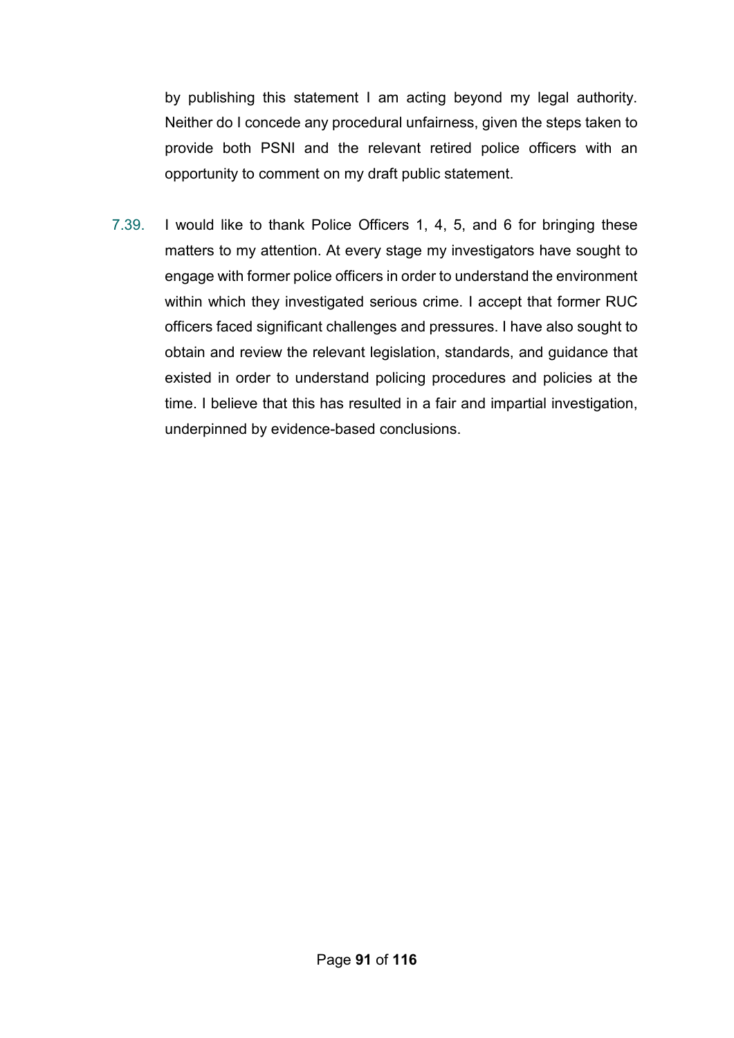by publishing this statement I am acting beyond my legal authority. Neither do I concede any procedural unfairness, given the steps taken to provide both PSNI and the relevant retired police officers with an opportunity to comment on my draft public statement.

7.39. I would like to thank Police Officers 1, 4, 5, and 6 for bringing these matters to my attention. At every stage my investigators have sought to engage with former police officers in order to understand the environment within which they investigated serious crime. I accept that former RUC officers faced significant challenges and pressures. I have also sought to obtain and review the relevant legislation, standards, and guidance that existed in order to understand policing procedures and policies at the time. I believe that this has resulted in a fair and impartial investigation, underpinned by evidence-based conclusions.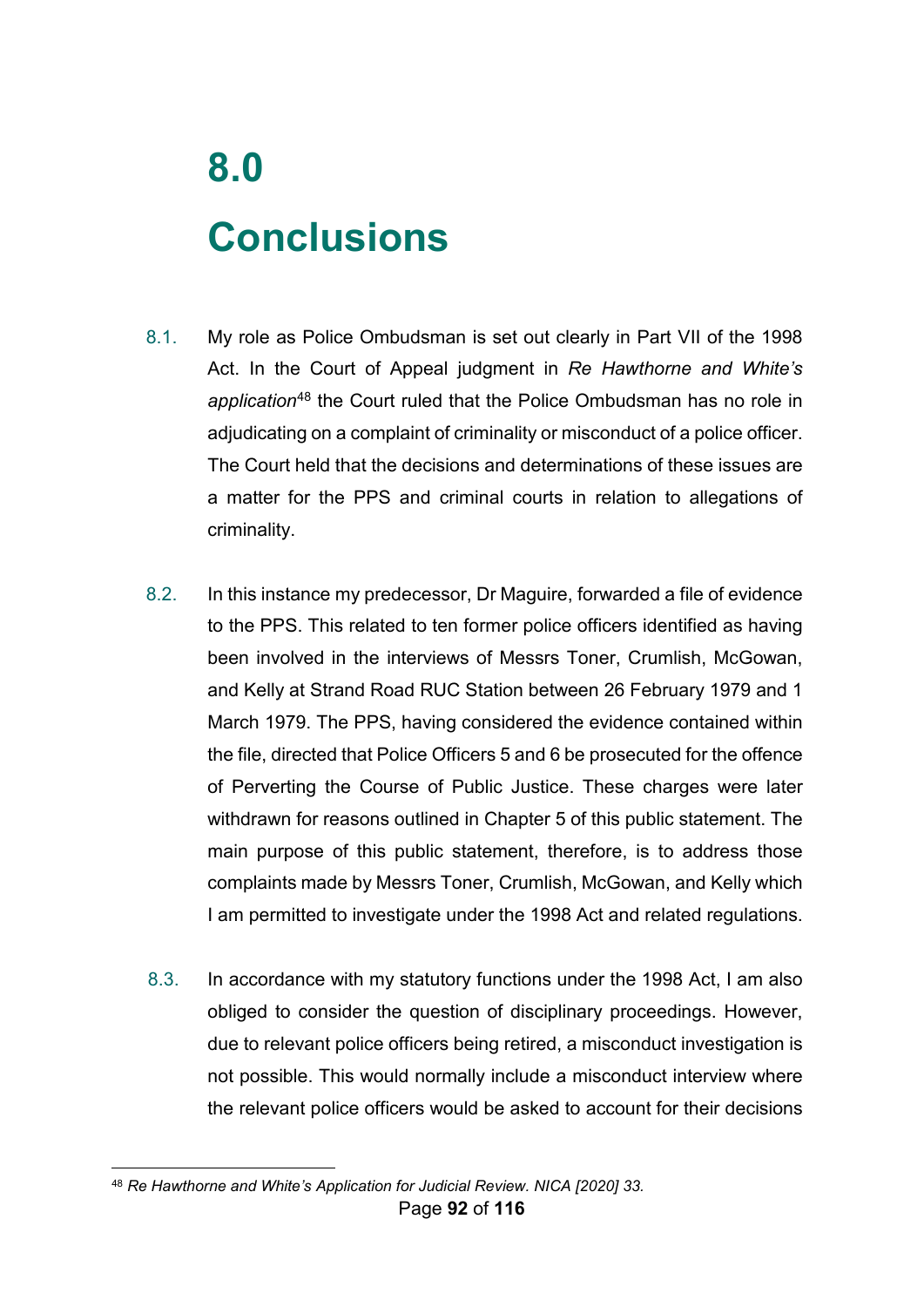# 8.0

# Conclusions

8.1. My role as Police Ombudsman is set out clearly in Part VII of the 1998 Act. In the Court of Appeal judgment in *Re Hawthorne and White's application*[48] the Court ruled that the Police Ombudsman has no role in adjudicating on a complaint of criminality or misconduct of a police officer. The Court held that the decisions and determinations of these issues are a matter for the PPS and criminal courts in relation to allegations of criminality.

8.2. In this instance my predecessor, Dr Maguire, forwarded a file of evidence to the PPS. This related to ten former police officers identified as having been involved in the interviews of Messrs Toner, Crumlish, McGowan, and Kelly at Strand Road RUC Station between 26 February 1979 and 1 March 1979. The PPS, having considered the evidence contained within the file, directed that Police Officers 5 and 6 be prosecuted for the offence of Perverting the Course of Public Justice. These charges were later withdrawn for reasons outlined in Chapter 5 of this public statement. The main purpose of this public statement, therefore, is to address those complaints made by Messrs Toner, Crumlish, McGowan, and Kelly which I am permitted to investigate under the 1998 Act and related regulations.

8.3. In accordance with my statutory functions under the 1998 Act, I am also obliged to consider the question of disciplinary proceedings. However, due to relevant police officers being retired, a misconduct investigation is not possible. This would normally include a misconduct interview where the relevant police officers would be asked to account for their decisions

[48] *Re Hawthorne and White's Application for Judicial Review. NICA [2020] 33.*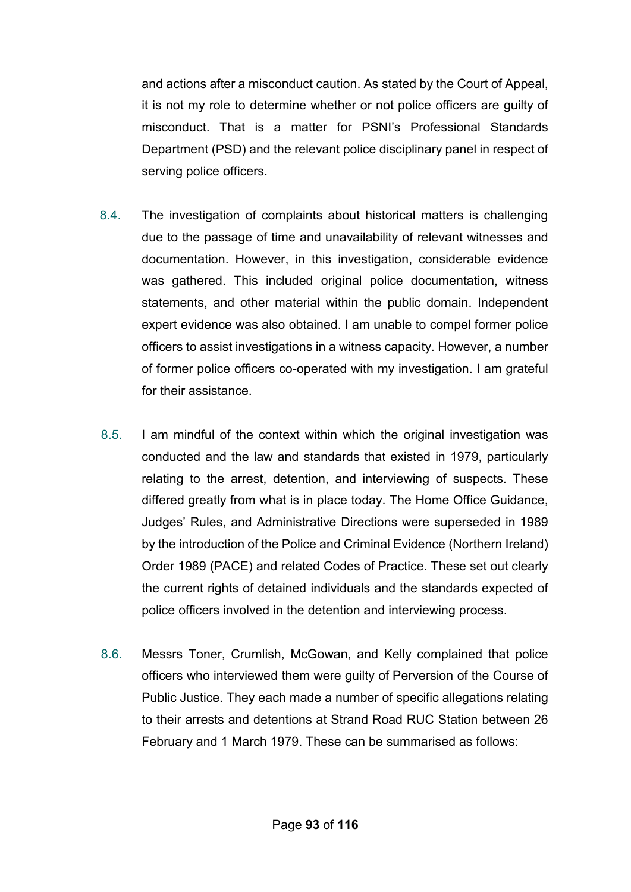and actions after a misconduct caution. As stated by the Court of Appeal, it is not my role to determine whether or not police officers are guilty of misconduct. That is a matter for PSNI's Professional Standards Department (PSD) and the relevant police disciplinary panel in respect of serving police officers.

8.4. The investigation of complaints about historical matters is challenging due to the passage of time and unavailability of relevant witnesses and documentation. However, in this investigation, considerable evidence was gathered. This included original police documentation, witness statements, and other material within the public domain. Independent expert evidence was also obtained. I am unable to compel former police officers to assist investigations in a witness capacity. However, a number of former police officers co-operated with my investigation. I am grateful for their assistance.

8.5. I am mindful of the context within which the original investigation was conducted and the law and standards that existed in 1979, particularly relating to the arrest, detention, and interviewing of suspects. These differed greatly from what is in place today. The Home Office Guidance, Judges' Rules, and Administrative Directions were superseded in 1989 by the introduction of the Police and Criminal Evidence (Northern Ireland) Order 1989 (PACE) and related Codes of Practice. These set out clearly the current rights of detained individuals and the standards expected of police officers involved in the detention and interviewing process.

8.6. Messrs Toner, Crumlish, McGowan, and Kelly complained that police officers who interviewed them were guilty of Perversion of the Course of Public Justice. They each made a number of specific allegations relating to their arrests and detentions at Strand Road RUC Station between 26 February and 1 March 1979. These can be summarised as follows: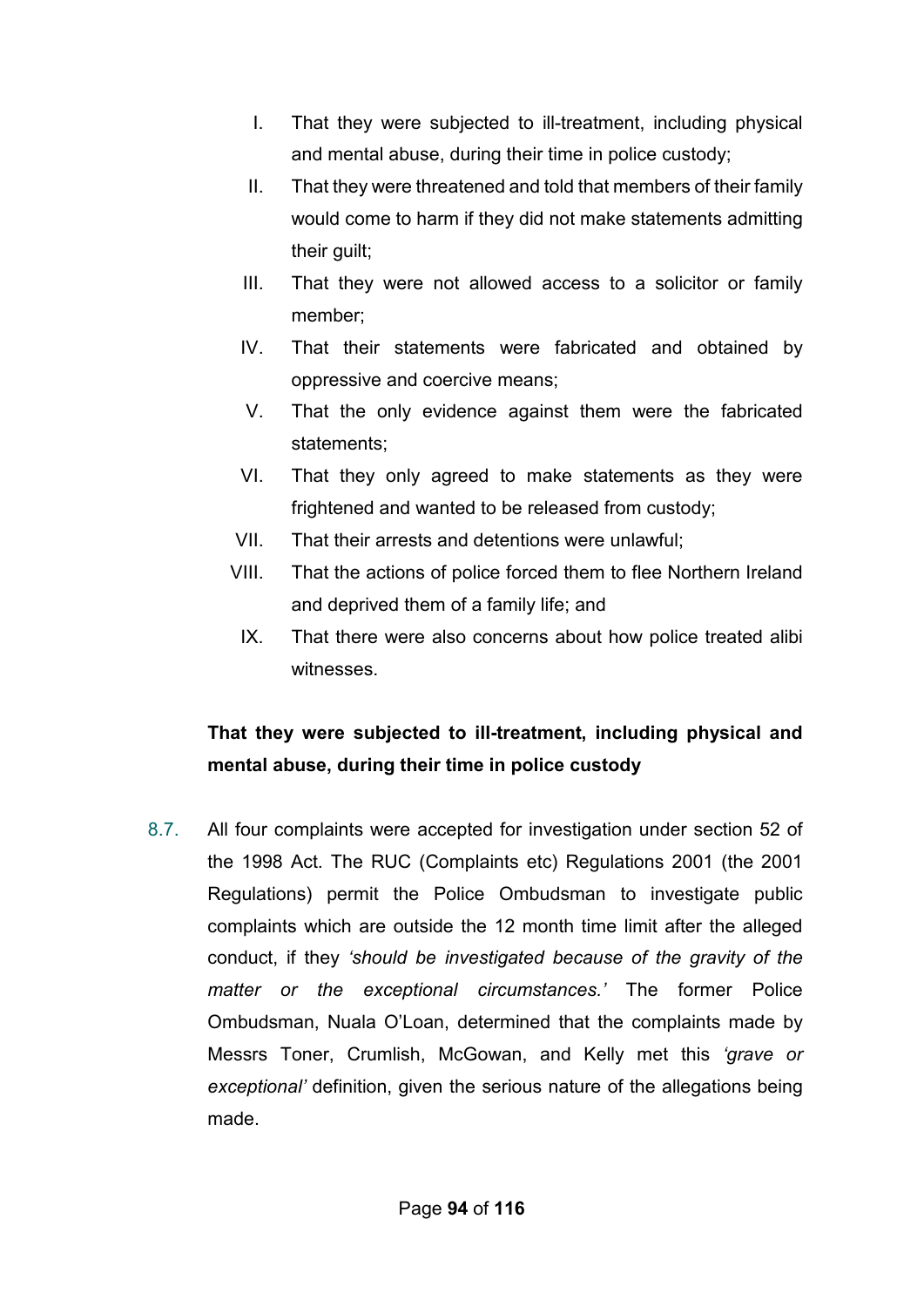I. That they were subjected to ill-treatment, including physical and mental abuse, during their time in police custody;

II. That they were threatened and told that members of their family would come to harm if they did not make statements admitting their guilt;

III. That they were not allowed access to a solicitor or family member;

IV. That their statements were fabricated and obtained by oppressive and coercive means;

V. That the only evidence against them were the fabricated statements;

VI. That they only agreed to make statements as they were frightened and wanted to be released from custody;

VII. That their arrests and detentions were unlawful;

VIII. That the actions of police forced them to flee Northern Ireland and deprived them of a family life; and

IX. That there were also concerns about how police treated alibi witnesses.

**That they were subjected to ill-treatment, including physical and mental abuse, during their time in police custody**

8.7. All four complaints were accepted for investigation under section 52 of the 1998 Act. The RUC (Complaints etc) Regulations 2001 (the 2001 Regulations) permit the Police Ombudsman to investigate public complaints which are outside the 12 month time limit after the alleged conduct, if they *'should be investigated because of the gravity of the matter or the exceptional circumstances.'* The former Police Ombudsman, Nuala O'Loan, determined that the complaints made by Messrs Toner, Crumlish, McGowan, and Kelly met this *'grave or exceptional'* definition, given the serious nature of the allegations being made.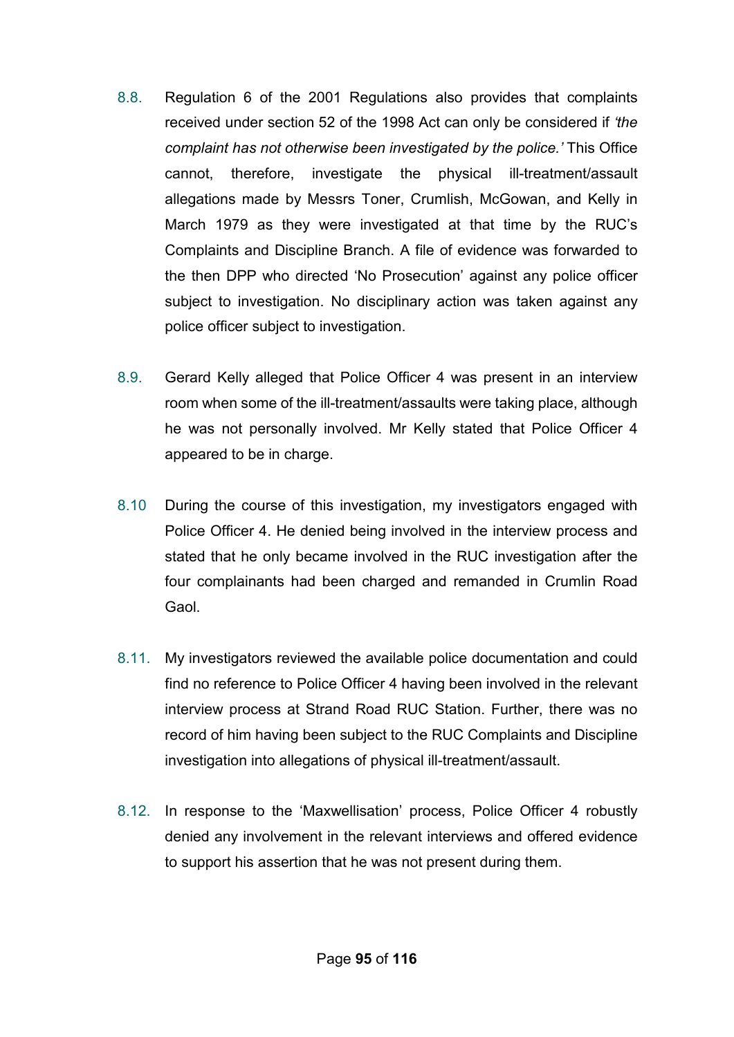8.8. Regulation 6 of the 2001 Regulations also provides that complaints received under section 52 of the 1998 Act can only be considered if *'the complaint has not otherwise been investigated by the police.'* This Office cannot, therefore, investigate the physical ill-treatment/assault allegations made by Messrs Toner, Crumlish, McGowan, and Kelly in March 1979 as they were investigated at that time by the RUC's Complaints and Discipline Branch. A file of evidence was forwarded to the then DPP who directed 'No Prosecution' against any police officer subject to investigation. No disciplinary action was taken against any police officer subject to investigation.

8.9. Gerard Kelly alleged that Police Officer 4 was present in an interview room when some of the ill-treatment/assaults were taking place, although he was not personally involved. Mr Kelly stated that Police Officer 4 appeared to be in charge.

8.10 During the course of this investigation, my investigators engaged with Police Officer 4. He denied being involved in the interview process and stated that he only became involved in the RUC investigation after the four complainants had been charged and remanded in Crumlin Road Gaol.

8.11. My investigators reviewed the available police documentation and could find no reference to Police Officer 4 having been involved in the relevant interview process at Strand Road RUC Station. Further, there was no record of him having been subject to the RUC Complaints and Discipline investigation into allegations of physical ill-treatment/assault.

8.12. In response to the 'Maxwellisation' process, Police Officer 4 robustly denied any involvement in the relevant interviews and offered evidence to support his assertion that he was not present during them.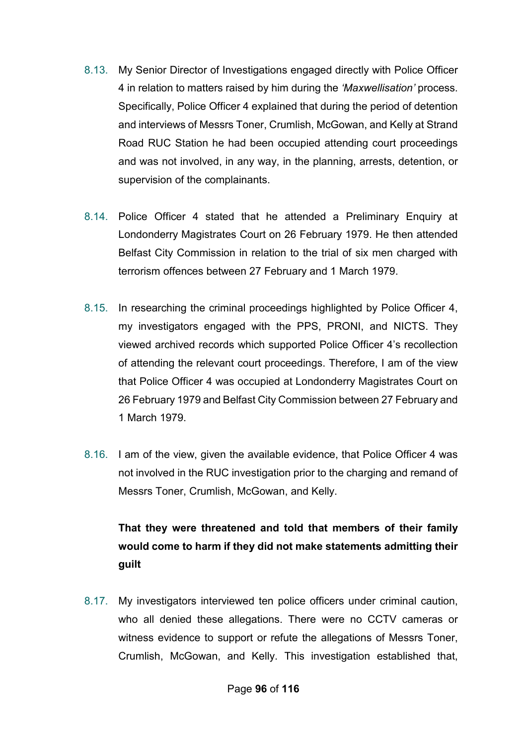8.13. My Senior Director of Investigations engaged directly with Police Officer 4 in relation to matters raised by him during the *'Maxwellisation'* process. Specifically, Police Officer 4 explained that during the period of detention and interviews of Messrs Toner, Crumlish, McGowan, and Kelly at Strand Road RUC Station he had been occupied attending court proceedings and was not involved, in any way, in the planning, arrests, detention, or supervision of the complainants.

8.14. Police Officer 4 stated that he attended a Preliminary Enquiry at Londonderry Magistrates Court on 26 February 1979. He then attended Belfast City Commission in relation to the trial of six men charged with terrorism offences between 27 February and 1 March 1979.

8.15. In researching the criminal proceedings highlighted by Police Officer 4, my investigators engaged with the PPS, PRONI, and NICTS. They viewed archived records which supported Police Officer 4's recollection of attending the relevant court proceedings. Therefore, I am of the view that Police Officer 4 was occupied at Londonderry Magistrates Court on 26 February 1979 and Belfast City Commission between 27 February and 1 March 1979.

8.16. I am of the view, given the available evidence, that Police Officer 4 was not involved in the RUC investigation prior to the charging and remand of Messrs Toner, Crumlish, McGowan, and Kelly.

**That they were threatened and told that members of their family would come to harm if they did not make statements admitting their guilt**

8.17. My investigators interviewed ten police officers under criminal caution, who all denied these allegations. There were no CCTV cameras or witness evidence to support or refute the allegations of Messrs Toner, Crumlish, McGowan, and Kelly. This investigation established that,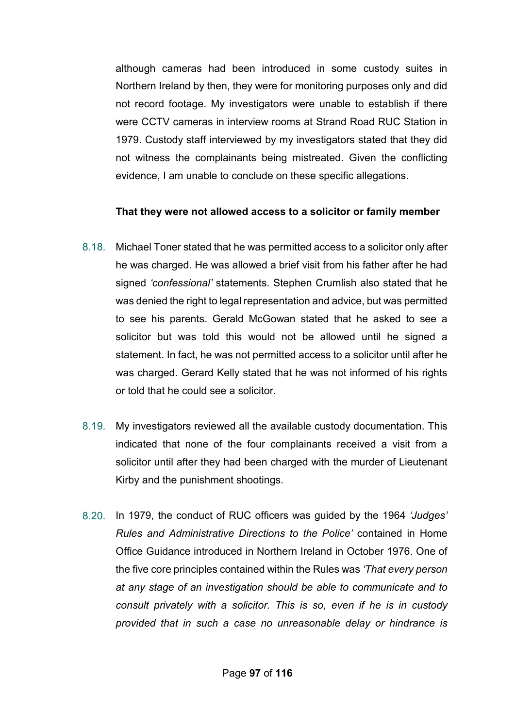although cameras had been introduced in some custody suites in Northern Ireland by then, they were for monitoring purposes only and did not record footage. My investigators were unable to establish if there were CCTV cameras in interview rooms at Strand Road RUC Station in 1979. Custody staff interviewed by my investigators stated that they did not witness the complainants being mistreated. Given the conflicting evidence, I am unable to conclude on these specific allegations.

**That they were not allowed access to a solicitor or family member**

8.18. Michael Toner stated that he was permitted access to a solicitor only after he was charged. He was allowed a brief visit from his father after he had signed *'confessional'* statements. Stephen Crumlish also stated that he was denied the right to legal representation and advice, but was permitted to see his parents. Gerald McGowan stated that he asked to see a solicitor but was told this would not be allowed until he signed a statement. In fact, he was not permitted access to a solicitor until after he was charged. Gerard Kelly stated that he was not informed of his rights or told that he could see a solicitor.

8.19. My investigators reviewed all the available custody documentation. This indicated that none of the four complainants received a visit from a solicitor until after they had been charged with the murder of Lieutenant Kirby and the punishment shootings.

8.20. In 1979, the conduct of RUC officers was guided by the 1964 *'Judges' Rules and Administrative Directions to the Police'* contained in Home Office Guidance introduced in Northern Ireland in October 1976. One of the five core principles contained within the Rules was *'That every person at any stage of an investigation should be able to communicate and to consult privately with a solicitor. This is so, even if he is in custody provided that in such a case no unreasonable delay or hindrance is*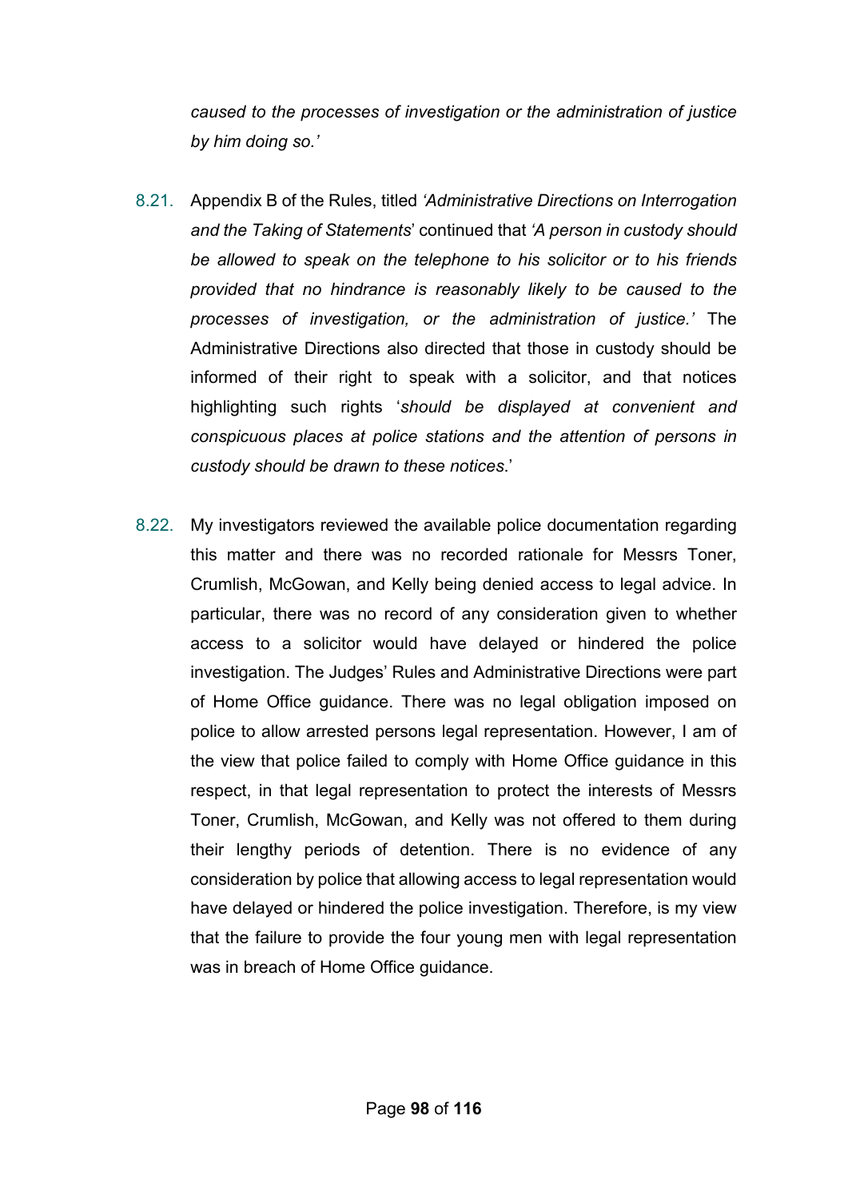*caused to the processes of investigation or the administration of justice by him doing so.'*

8.21. Appendix B of the Rules, titled *'Administrative Directions on Interrogation and the Taking of Statements*' continued that *'A person in custody should be allowed to speak on the telephone to his solicitor or to his friends provided that no hindrance is reasonably likely to be caused to the processes of investigation, or the administration of justice.'* The Administrative Directions also directed that those in custody should be informed of their right to speak with a solicitor, and that notices highlighting such rights '*should be displayed at convenient and conspicuous places at police stations and the attention of persons in custody should be drawn to these notices*.'

8.22. My investigators reviewed the available police documentation regarding this matter and there was no recorded rationale for Messrs Toner, Crumlish, McGowan, and Kelly being denied access to legal advice. In particular, there was no record of any consideration given to whether access to a solicitor would have delayed or hindered the police investigation. The Judges' Rules and Administrative Directions were part of Home Office guidance. There was no legal obligation imposed on police to allow arrested persons legal representation. However, I am of the view that police failed to comply with Home Office guidance in this respect, in that legal representation to protect the interests of Messrs Toner, Crumlish, McGowan, and Kelly was not offered to them during their lengthy periods of detention. There is no evidence of any consideration by police that allowing access to legal representation would have delayed or hindered the police investigation. Therefore, is my view that the failure to provide the four young men with legal representation was in breach of Home Office guidance.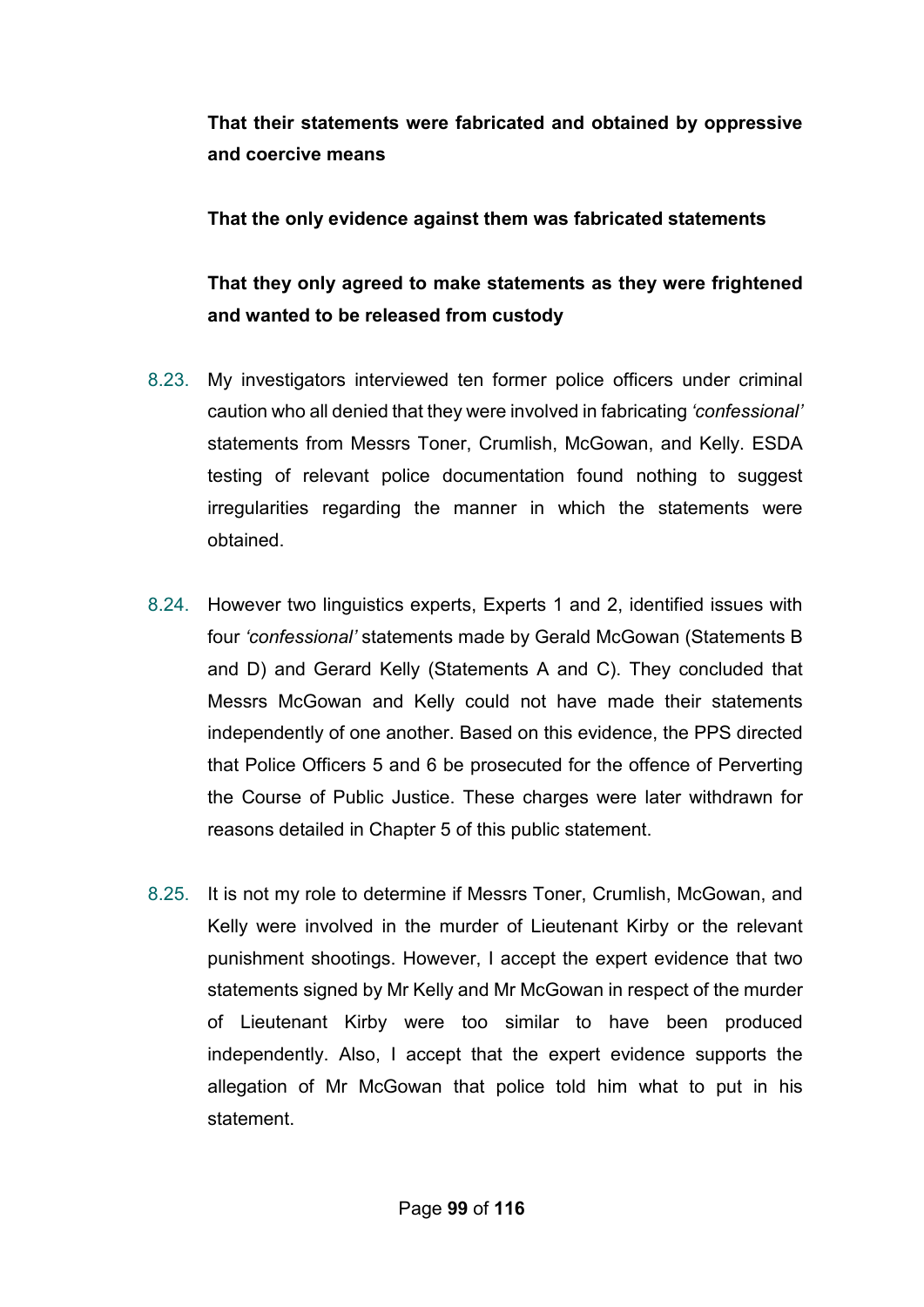**That their statements were fabricated and obtained by oppressive and coercive means**

**That the only evidence against them was fabricated statements**

**That they only agreed to make statements as they were frightened and wanted to be released from custody**

8.23. My investigators interviewed ten former police officers under criminal caution who all denied that they were involved in fabricating *'confessional'* statements from Messrs Toner, Crumlish, McGowan, and Kelly. ESDA testing of relevant police documentation found nothing to suggest irregularities regarding the manner in which the statements were obtained.

8.24. However two linguistics experts, Experts 1 and 2, identified issues with four *'confessional'* statements made by Gerald McGowan (Statements B and D) and Gerard Kelly (Statements A and C). They concluded that Messrs McGowan and Kelly could not have made their statements independently of one another. Based on this evidence, the PPS directed that Police Officers 5 and 6 be prosecuted for the offence of Perverting the Course of Public Justice. These charges were later withdrawn for reasons detailed in Chapter 5 of this public statement.

8.25. It is not my role to determine if Messrs Toner, Crumlish, McGowan, and Kelly were involved in the murder of Lieutenant Kirby or the relevant punishment shootings. However, I accept the expert evidence that two statements signed by Mr Kelly and Mr McGowan in respect of the murder of Lieutenant Kirby were too similar to have been produced independently. Also, I accept that the expert evidence supports the allegation of Mr McGowan that police told him what to put in his statement.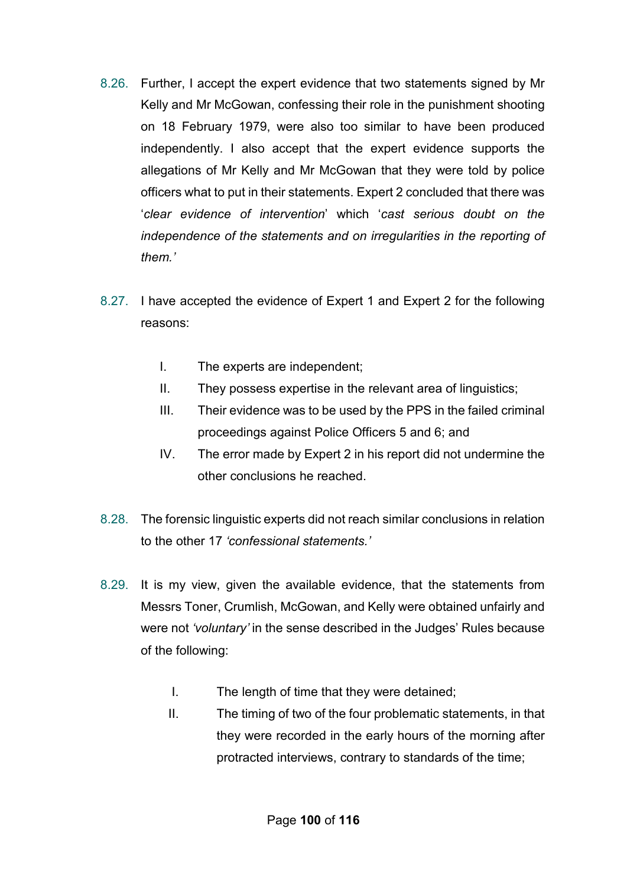8.26. Further, I accept the expert evidence that two statements signed by Mr Kelly and Mr McGowan, confessing their role in the punishment shooting on 18 February 1979, were also too similar to have been produced independently. I also accept that the expert evidence supports the allegations of Mr Kelly and Mr McGowan that they were told by police officers what to put in their statements. Expert 2 concluded that there was '*clear evidence of intervention*' which '*cast serious doubt on the independence of the statements and on irregularities in the reporting of them.'*

8.27. I have accepted the evidence of Expert 1 and Expert 2 for the following reasons:

I. The experts are independent;

II. They possess expertise in the relevant area of linguistics;

III. Their evidence was to be used by the PPS in the failed criminal proceedings against Police Officers 5 and 6; and

IV. The error made by Expert 2 in his report did not undermine the other conclusions he reached.

8.28. The forensic linguistic experts did not reach similar conclusions in relation to the other 17 *'confessional statements.'*

8.29. It is my view, given the available evidence, that the statements from Messrs Toner, Crumlish, McGowan, and Kelly were obtained unfairly and were not *'voluntary'* in the sense described in the Judges' Rules because of the following:

I. The length of time that they were detained;

II. The timing of two of the four problematic statements, in that they were recorded in the early hours of the morning after protracted interviews, contrary to standards of the time;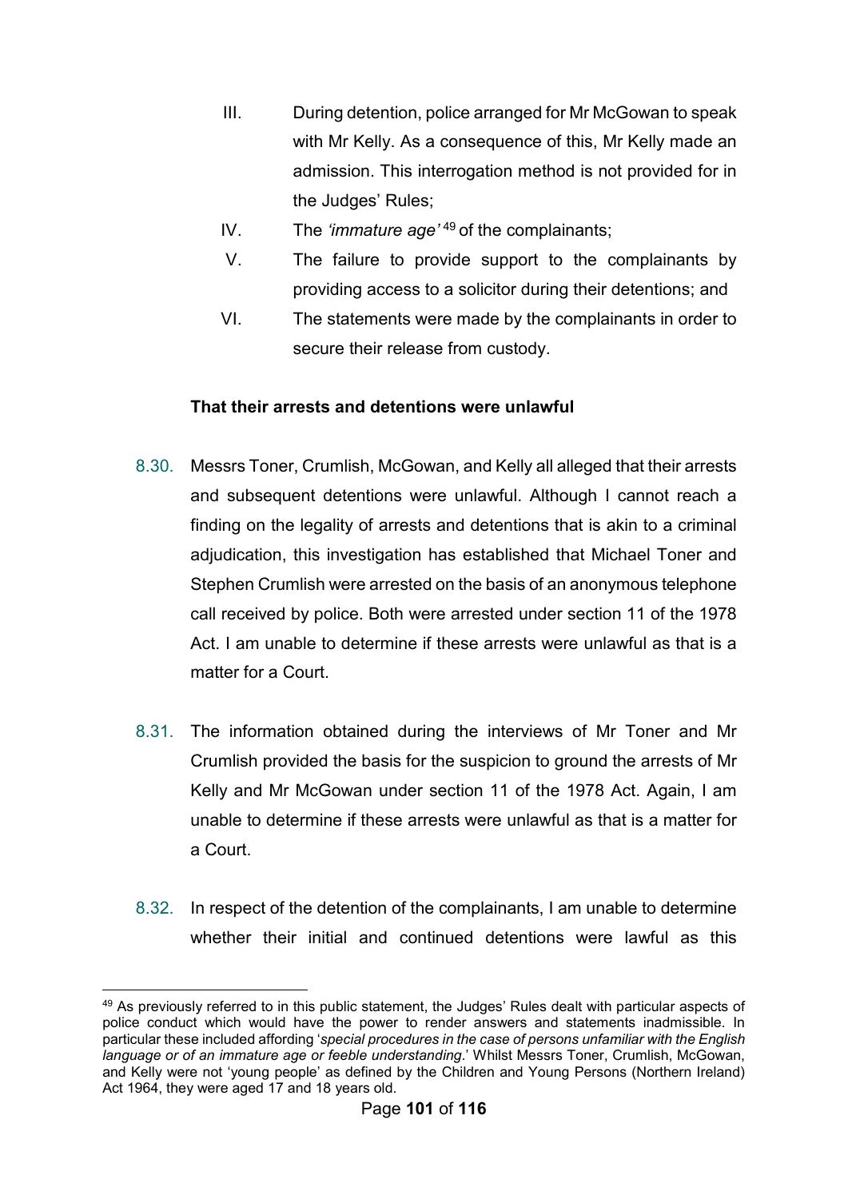III. During detention, police arranged for Mr McGowan to speak with Mr Kelly. As a consequence of this, Mr Kelly made an admission. This interrogation method is not provided for in the Judges' Rules;

IV. The *'immature age'*[49] of the complainants;

V. The failure to provide support to the complainants by providing access to a solicitor during their detentions; and

VI. The statements were made by the complainants in order to secure their release from custody.

**That their arrests and detentions were unlawful**

8.30. Messrs Toner, Crumlish, McGowan, and Kelly all alleged that their arrests and subsequent detentions were unlawful. Although I cannot reach a finding on the legality of arrests and detentions that is akin to a criminal adjudication, this investigation has established that Michael Toner and Stephen Crumlish were arrested on the basis of an anonymous telephone call received by police. Both were arrested under section 11 of the 1978 Act. I am unable to determine if these arrests were unlawful as that is a matter for a Court.

8.31. The information obtained during the interviews of Mr Toner and Mr Crumlish provided the basis for the suspicion to ground the arrests of Mr Kelly and Mr McGowan under section 11 of the 1978 Act. Again, I am unable to determine if these arrests were unlawful as that is a matter for a Court.

8.32. In respect of the detention of the complainants, I am unable to determine whether their initial and continued detentions were lawful as this

---

[49] As previously referred to in this public statement, the Judges' Rules dealt with particular aspects of police conduct which would have the power to render answers and statements inadmissible. In particular these included affording '*special procedures in the case of persons unfamiliar with the English language or of an immature age or feeble understanding*.' Whilst Messrs Toner, Crumlish, McGowan, and Kelly were not 'young people' as defined by the Children and Young Persons (Northern Ireland) Act 1964, they were aged 17 and 18 years old.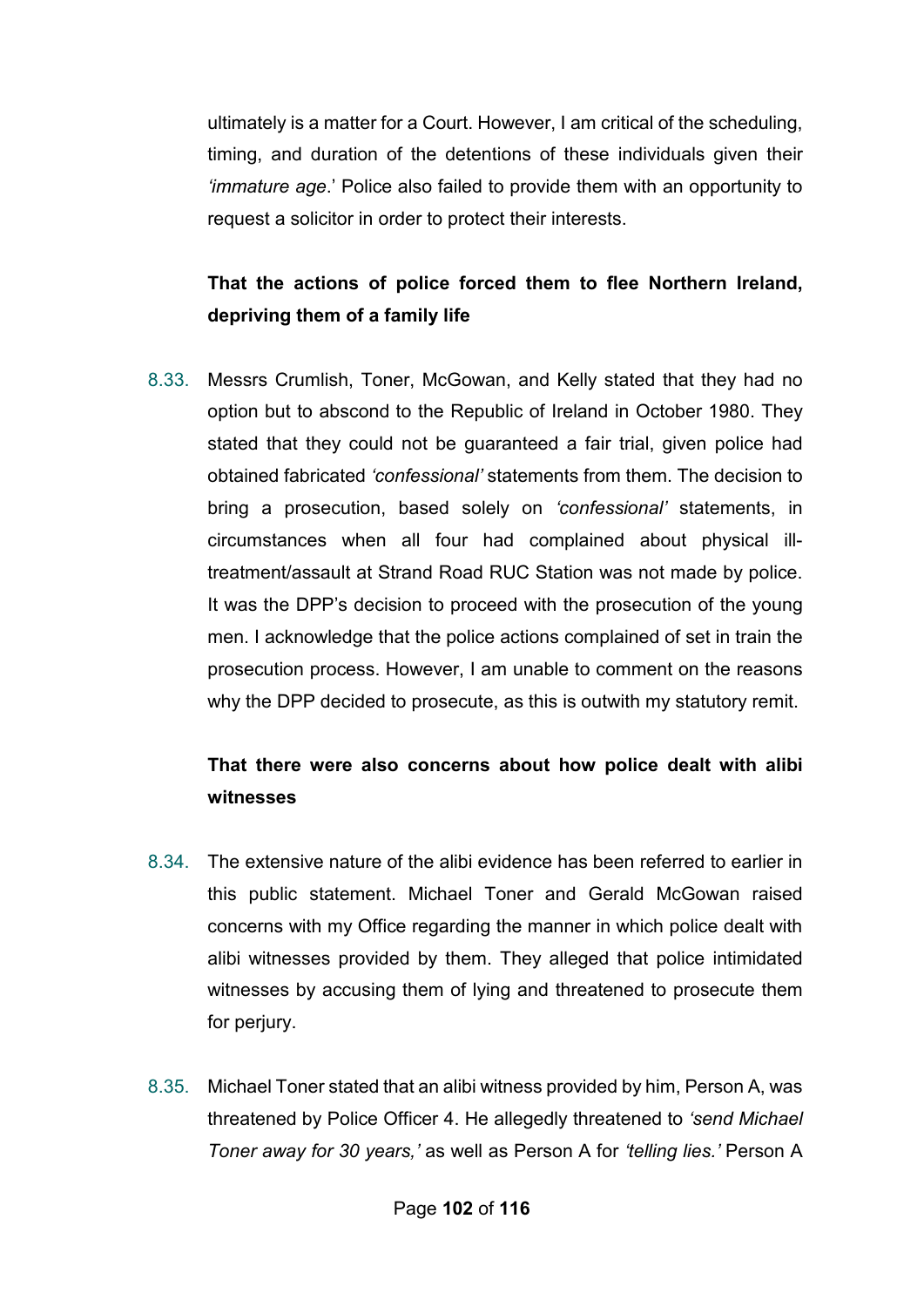ultimately is a matter for a Court. However, I am critical of the scheduling, timing, and duration of the detentions of these individuals given their *'immature age*.' Police also failed to provide them with an opportunity to request a solicitor in order to protect their interests.

**That the actions of police forced them to flee Northern Ireland, depriving them of a family life**

8.33. Messrs Crumlish, Toner, McGowan, and Kelly stated that they had no option but to abscond to the Republic of Ireland in October 1980. They stated that they could not be guaranteed a fair trial, given police had obtained fabricated *'confessional'* statements from them. The decision to bring a prosecution, based solely on *'confessional'* statements, in circumstances when all four had complained about physical ill-treatment/assault at Strand Road RUC Station was not made by police. It was the DPP's decision to proceed with the prosecution of the young men. I acknowledge that the police actions complained of set in train the prosecution process. However, I am unable to comment on the reasons why the DPP decided to prosecute, as this is outwith my statutory remit.

**That there were also concerns about how police dealt with alibi witnesses**

8.34. The extensive nature of the alibi evidence has been referred to earlier in this public statement. Michael Toner and Gerald McGowan raised concerns with my Office regarding the manner in which police dealt with alibi witnesses provided by them. They alleged that police intimidated witnesses by accusing them of lying and threatened to prosecute them for perjury.

8.35. Michael Toner stated that an alibi witness provided by him, Person A, was threatened by Police Officer 4. He allegedly threatened to *'send Michael Toner away for 30 years,'* as well as Person A for *'telling lies.'* Person A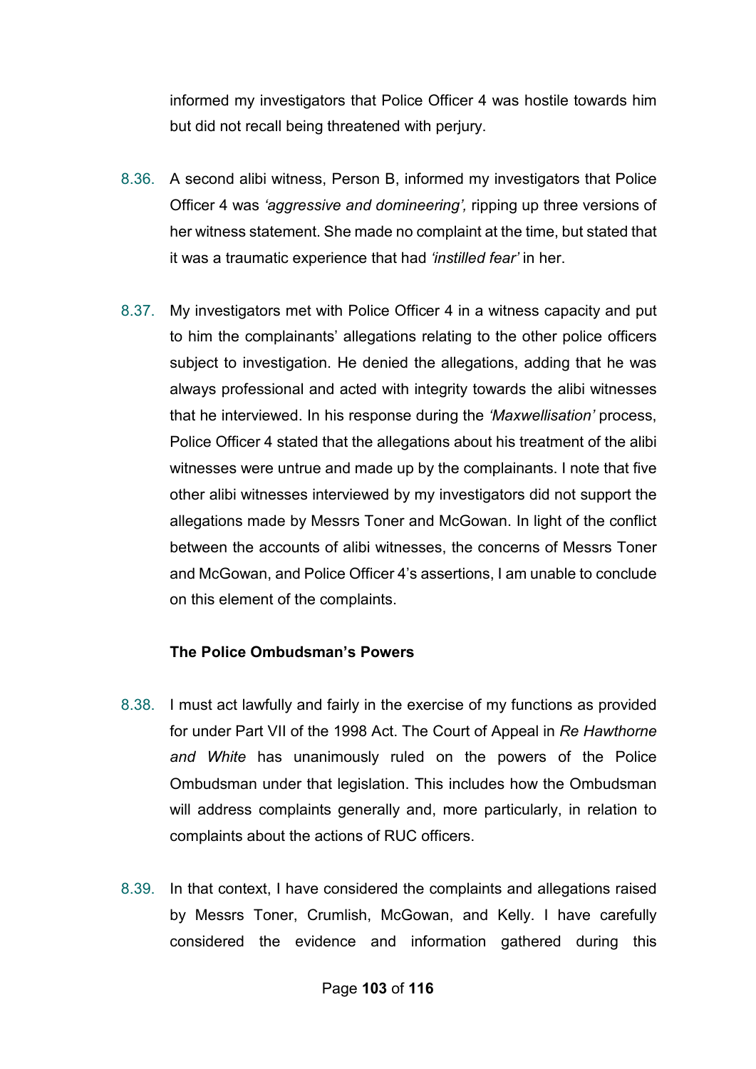informed my investigators that Police Officer 4 was hostile towards him but did not recall being threatened with perjury.

8.36. A second alibi witness, Person B, informed my investigators that Police Officer 4 was *'aggressive and domineering',* ripping up three versions of her witness statement. She made no complaint at the time, but stated that it was a traumatic experience that had *'instilled fear'* in her.

8.37. My investigators met with Police Officer 4 in a witness capacity and put to him the complainants' allegations relating to the other police officers subject to investigation. He denied the allegations, adding that he was always professional and acted with integrity towards the alibi witnesses that he interviewed. In his response during the *'Maxwellisation'* process, Police Officer 4 stated that the allegations about his treatment of the alibi witnesses were untrue and made up by the complainants. I note that five other alibi witnesses interviewed by my investigators did not support the allegations made by Messrs Toner and McGowan. In light of the conflict between the accounts of alibi witnesses, the concerns of Messrs Toner and McGowan, and Police Officer 4's assertions, I am unable to conclude on this element of the complaints.

**The Police Ombudsman's Powers**

8.38. I must act lawfully and fairly in the exercise of my functions as provided for under Part VII of the 1998 Act. The Court of Appeal in *Re Hawthorne and White* has unanimously ruled on the powers of the Police Ombudsman under that legislation. This includes how the Ombudsman will address complaints generally and, more particularly, in relation to complaints about the actions of RUC officers.

8.39. In that context, I have considered the complaints and allegations raised by Messrs Toner, Crumlish, McGowan, and Kelly. I have carefully considered the evidence and information gathered during this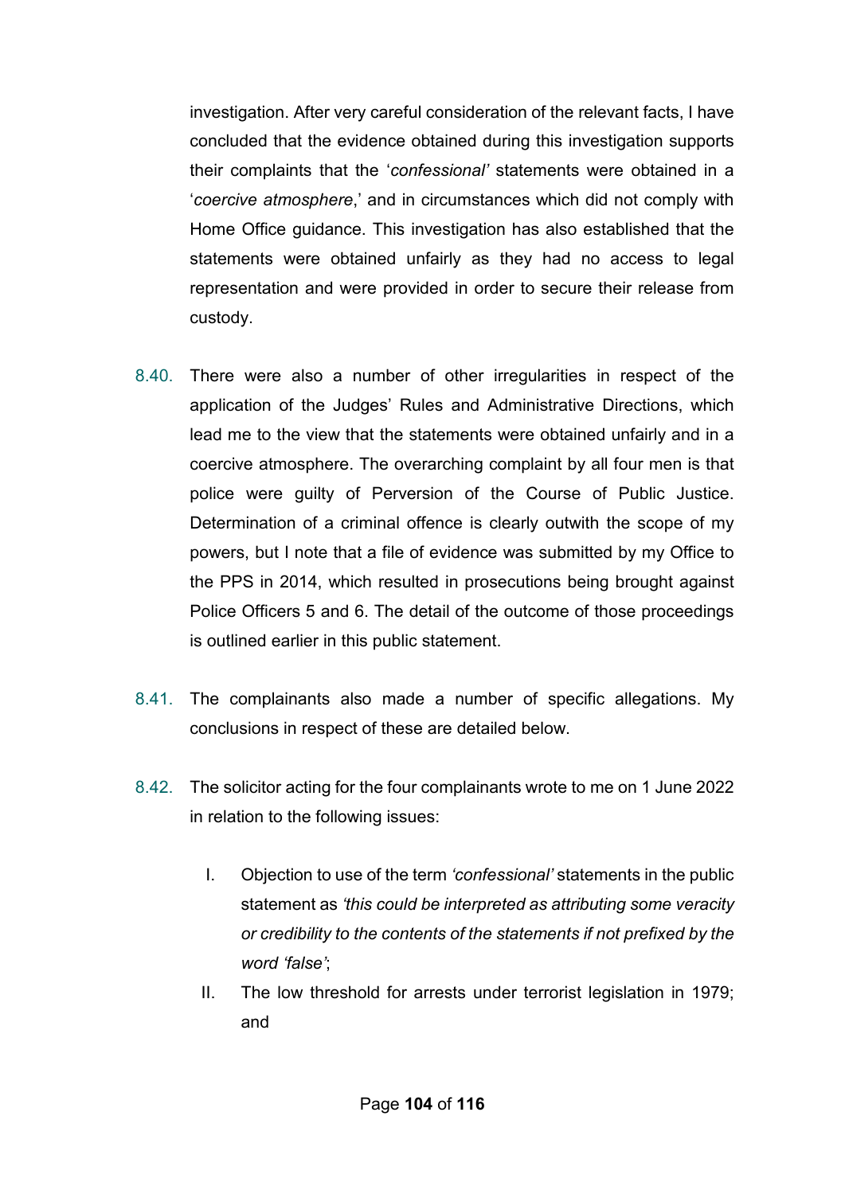investigation. After very careful consideration of the relevant facts, I have concluded that the evidence obtained during this investigation supports their complaints that the '*confessional'* statements were obtained in a '*coercive atmosphere*,' and in circumstances which did not comply with Home Office guidance. This investigation has also established that the statements were obtained unfairly as they had no access to legal representation and were provided in order to secure their release from custody.

8.40. There were also a number of other irregularities in respect of the application of the Judges' Rules and Administrative Directions, which lead me to the view that the statements were obtained unfairly and in a coercive atmosphere. The overarching complaint by all four men is that police were guilty of Perversion of the Course of Public Justice. Determination of a criminal offence is clearly outwith the scope of my powers, but I note that a file of evidence was submitted by my Office to the PPS in 2014, which resulted in prosecutions being brought against Police Officers 5 and 6. The detail of the outcome of those proceedings is outlined earlier in this public statement.

8.41. The complainants also made a number of specific allegations. My conclusions in respect of these are detailed below.

8.42. The solicitor acting for the four complainants wrote to me on 1 June 2022 in relation to the following issues:

I. Objection to use of the term *'confessional'* statements in the public statement as *'this could be interpreted as attributing some veracity or credibility to the contents of the statements if not prefixed by the word 'false'*;

II. The low threshold for arrests under terrorist legislation in 1979; and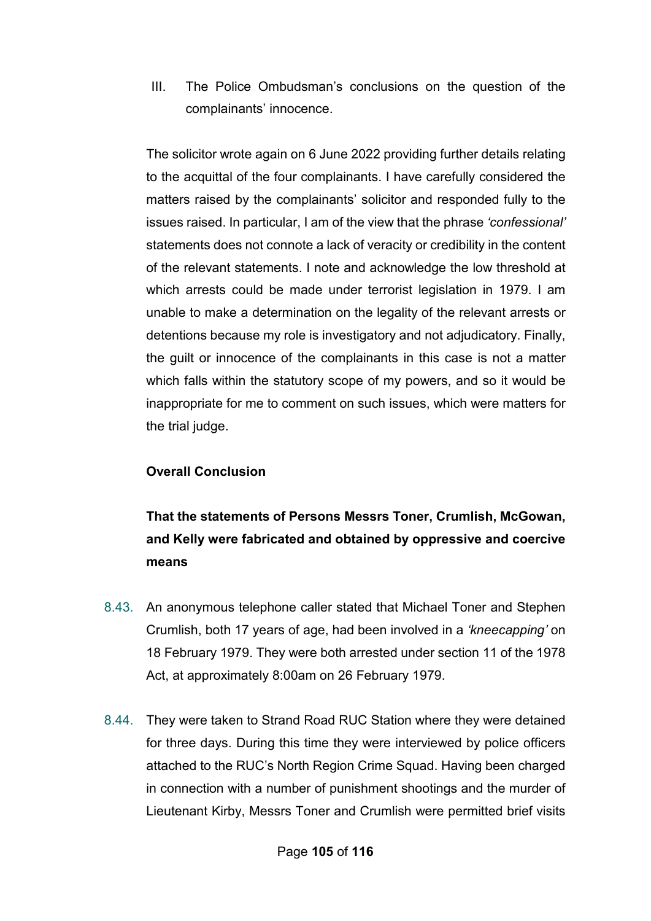III. The Police Ombudsman's conclusions on the question of the complainants' innocence.

The solicitor wrote again on 6 June 2022 providing further details relating to the acquittal of the four complainants. I have carefully considered the matters raised by the complainants' solicitor and responded fully to the issues raised. In particular, I am of the view that the phrase *'confessional'* statements does not connote a lack of veracity or credibility in the content of the relevant statements. I note and acknowledge the low threshold at which arrests could be made under terrorist legislation in 1979. I am unable to make a determination on the legality of the relevant arrests or detentions because my role is investigatory and not adjudicatory. Finally, the guilt or innocence of the complainants in this case is not a matter which falls within the statutory scope of my powers, and so it would be inappropriate for me to comment on such issues, which were matters for the trial judge.

**Overall Conclusion**

**That the statements of Persons Messrs Toner, Crumlish, McGowan, and Kelly were fabricated and obtained by oppressive and coercive means**

8.43. An anonymous telephone caller stated that Michael Toner and Stephen Crumlish, both 17 years of age, had been involved in a *'kneecapping'* on 18 February 1979. They were both arrested under section 11 of the 1978 Act, at approximately 8:00am on 26 February 1979.

8.44. They were taken to Strand Road RUC Station where they were detained for three days. During this time they were interviewed by police officers attached to the RUC's North Region Crime Squad. Having been charged in connection with a number of punishment shootings and the murder of Lieutenant Kirby, Messrs Toner and Crumlish were permitted brief visits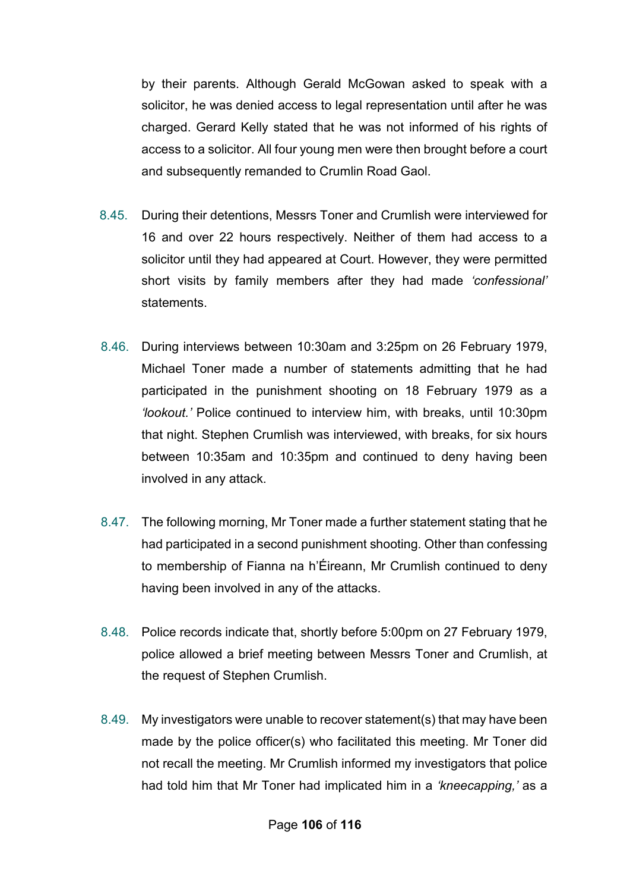by their parents. Although Gerald McGowan asked to speak with a solicitor, he was denied access to legal representation until after he was charged. Gerard Kelly stated that he was not informed of his rights of access to a solicitor. All four young men were then brought before a court and subsequently remanded to Crumlin Road Gaol.

8.45. During their detentions, Messrs Toner and Crumlish were interviewed for 16 and over 22 hours respectively. Neither of them had access to a solicitor until they had appeared at Court. However, they were permitted short visits by family members after they had made *'confessional'* statements.

8.46. During interviews between 10:30am and 3:25pm on 26 February 1979, Michael Toner made a number of statements admitting that he had participated in the punishment shooting on 18 February 1979 as a *'lookout.'* Police continued to interview him, with breaks, until 10:30pm that night. Stephen Crumlish was interviewed, with breaks, for six hours between 10:35am and 10:35pm and continued to deny having been involved in any attack.

8.47. The following morning, Mr Toner made a further statement stating that he had participated in a second punishment shooting. Other than confessing to membership of Fianna na h'Éireann, Mr Crumlish continued to deny having been involved in any of the attacks.

8.48. Police records indicate that, shortly before 5:00pm on 27 February 1979, police allowed a brief meeting between Messrs Toner and Crumlish, at the request of Stephen Crumlish.

8.49. My investigators were unable to recover statement(s) that may have been made by the police officer(s) who facilitated this meeting. Mr Toner did not recall the meeting. Mr Crumlish informed my investigators that police had told him that Mr Toner had implicated him in a *'kneecapping,'* as a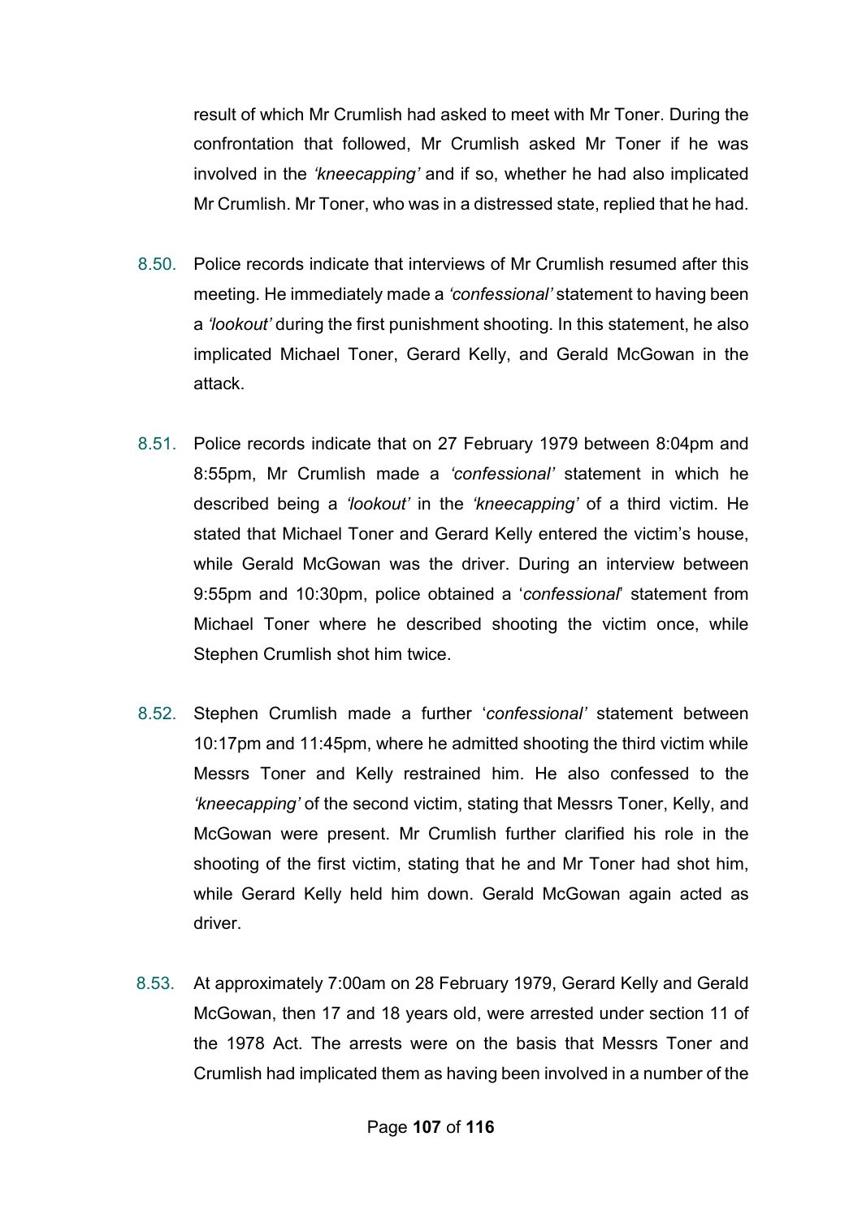result of which Mr Crumlish had asked to meet with Mr Toner. During the confrontation that followed, Mr Crumlish asked Mr Toner if he was involved in the *'kneecapping'* and if so, whether he had also implicated Mr Crumlish. Mr Toner, who was in a distressed state, replied that he had.

8.50. Police records indicate that interviews of Mr Crumlish resumed after this meeting. He immediately made a *'confessional'* statement to having been a *'lookout'* during the first punishment shooting. In this statement, he also implicated Michael Toner, Gerard Kelly, and Gerald McGowan in the attack.

8.51. Police records indicate that on 27 February 1979 between 8:04pm and 8:55pm, Mr Crumlish made a *'confessional'* statement in which he described being a *'lookout'* in the *'kneecapping'* of a third victim. He stated that Michael Toner and Gerard Kelly entered the victim's house, while Gerald McGowan was the driver. During an interview between 9:55pm and 10:30pm, police obtained a '*confessional*' statement from Michael Toner where he described shooting the victim once, while Stephen Crumlish shot him twice.

8.52. Stephen Crumlish made a further '*confessional'* statement between 10:17pm and 11:45pm, where he admitted shooting the third victim while Messrs Toner and Kelly restrained him. He also confessed to the *'kneecapping'* of the second victim, stating that Messrs Toner, Kelly, and McGowan were present. Mr Crumlish further clarified his role in the shooting of the first victim, stating that he and Mr Toner had shot him, while Gerard Kelly held him down. Gerald McGowan again acted as driver.

8.53. At approximately 7:00am on 28 February 1979, Gerard Kelly and Gerald McGowan, then 17 and 18 years old, were arrested under section 11 of the 1978 Act. The arrests were on the basis that Messrs Toner and Crumlish had implicated them as having been involved in a number of the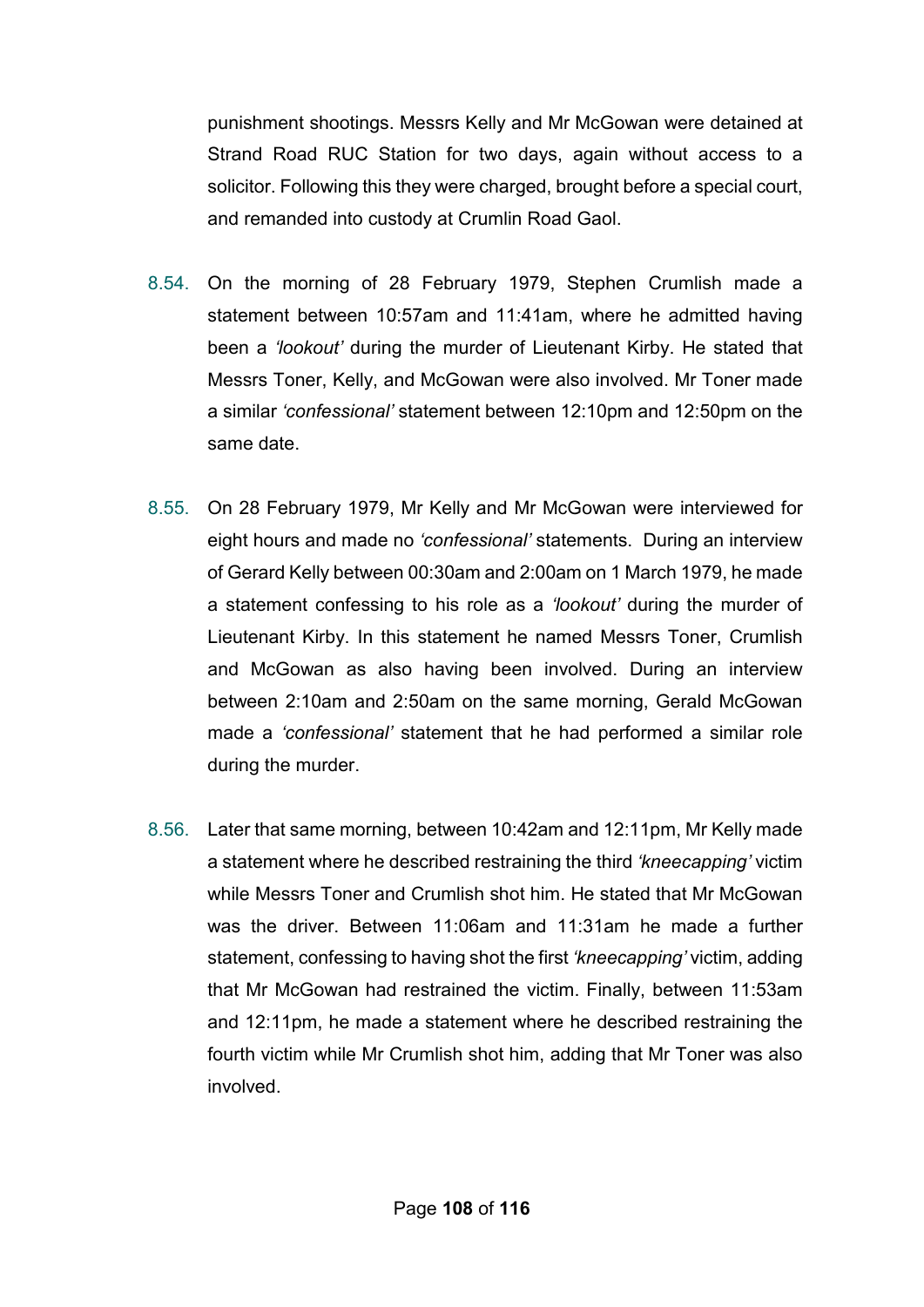punishment shootings. Messrs Kelly and Mr McGowan were detained at Strand Road RUC Station for two days, again without access to a solicitor. Following this they were charged, brought before a special court, and remanded into custody at Crumlin Road Gaol.

8.54. On the morning of 28 February 1979, Stephen Crumlish made a statement between 10:57am and 11:41am, where he admitted having been a *'lookout'* during the murder of Lieutenant Kirby. He stated that Messrs Toner, Kelly, and McGowan were also involved. Mr Toner made a similar *'confessional'* statement between 12:10pm and 12:50pm on the same date.

8.55. On 28 February 1979, Mr Kelly and Mr McGowan were interviewed for eight hours and made no *'confessional'* statements. During an interview of Gerard Kelly between 00:30am and 2:00am on 1 March 1979, he made a statement confessing to his role as a *'lookout'* during the murder of Lieutenant Kirby. In this statement he named Messrs Toner, Crumlish and McGowan as also having been involved. During an interview between 2:10am and 2:50am on the same morning, Gerald McGowan made a *'confessional'* statement that he had performed a similar role during the murder.

8.56. Later that same morning, between 10:42am and 12:11pm, Mr Kelly made a statement where he described restraining the third *'kneecapping'* victim while Messrs Toner and Crumlish shot him. He stated that Mr McGowan was the driver. Between 11:06am and 11:31am he made a further statement, confessing to having shot the first *'kneecapping'* victim, adding that Mr McGowan had restrained the victim. Finally, between 11:53am and 12:11pm, he made a statement where he described restraining the fourth victim while Mr Crumlish shot him, adding that Mr Toner was also involved.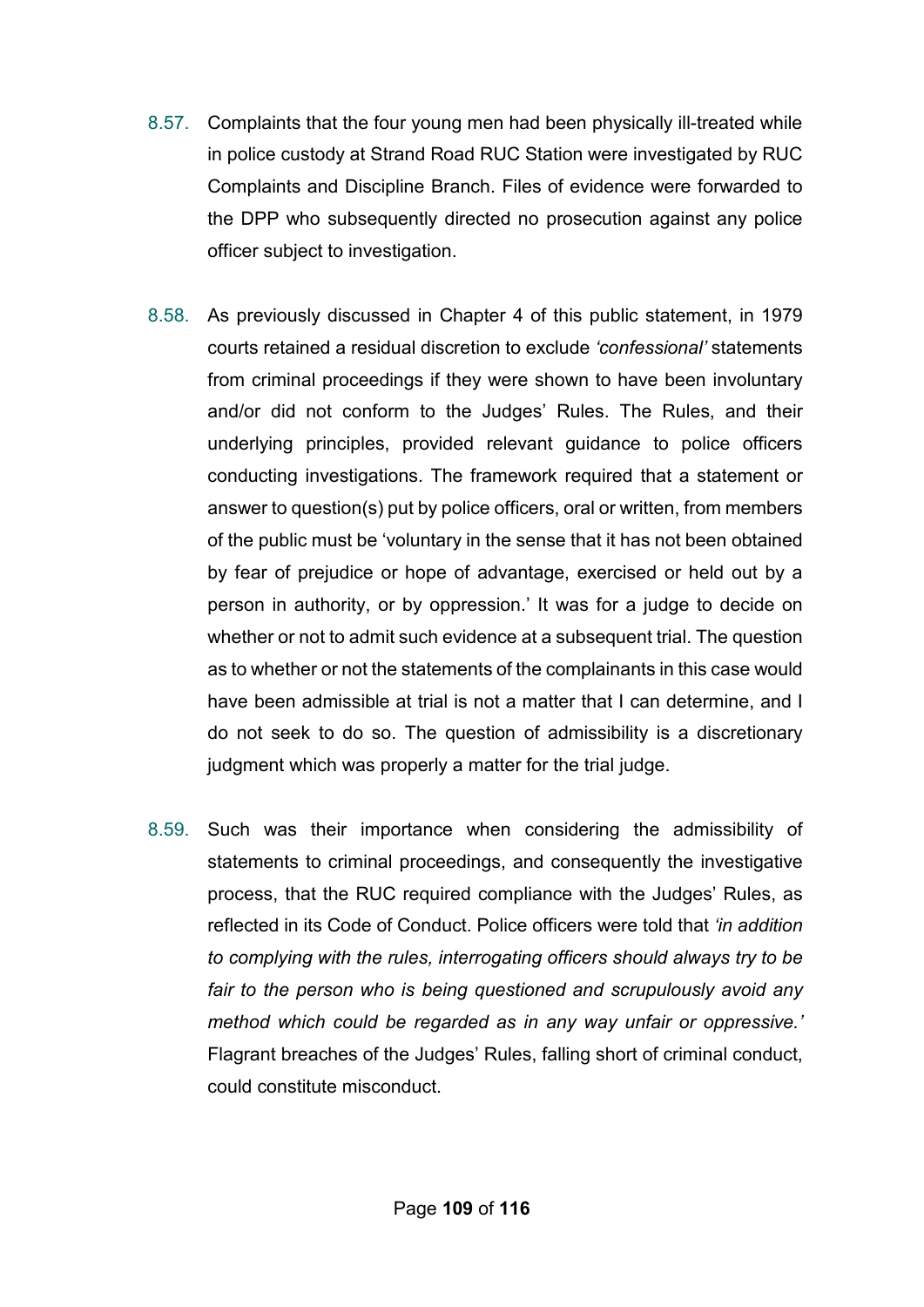8.57. Complaints that the four young men had been physically ill-treated while in police custody at Strand Road RUC Station were investigated by RUC Complaints and Discipline Branch. Files of evidence were forwarded to the DPP who subsequently directed no prosecution against any police officer subject to investigation.

8.58. As previously discussed in Chapter 4 of this public statement, in 1979 courts retained a residual discretion to exclude *'confessional'* statements from criminal proceedings if they were shown to have been involuntary and/or did not conform to the Judges' Rules. The Rules, and their underlying principles, provided relevant guidance to police officers conducting investigations. The framework required that a statement or answer to question(s) put by police officers, oral or written, from members of the public must be 'voluntary in the sense that it has not been obtained by fear of prejudice or hope of advantage, exercised or held out by a person in authority, or by oppression.' It was for a judge to decide on whether or not to admit such evidence at a subsequent trial. The question as to whether or not the statements of the complainants in this case would have been admissible at trial is not a matter that I can determine, and I do not seek to do so. The question of admissibility is a discretionary judgment which was properly a matter for the trial judge.

8.59. Such was their importance when considering the admissibility of statements to criminal proceedings, and consequently the investigative process, that the RUC required compliance with the Judges' Rules, as reflected in its Code of Conduct. Police officers were told that *'in addition to complying with the rules, interrogating officers should always try to be fair to the person who is being questioned and scrupulously avoid any method which could be regarded as in any way unfair or oppressive.'* Flagrant breaches of the Judges' Rules, falling short of criminal conduct, could constitute misconduct.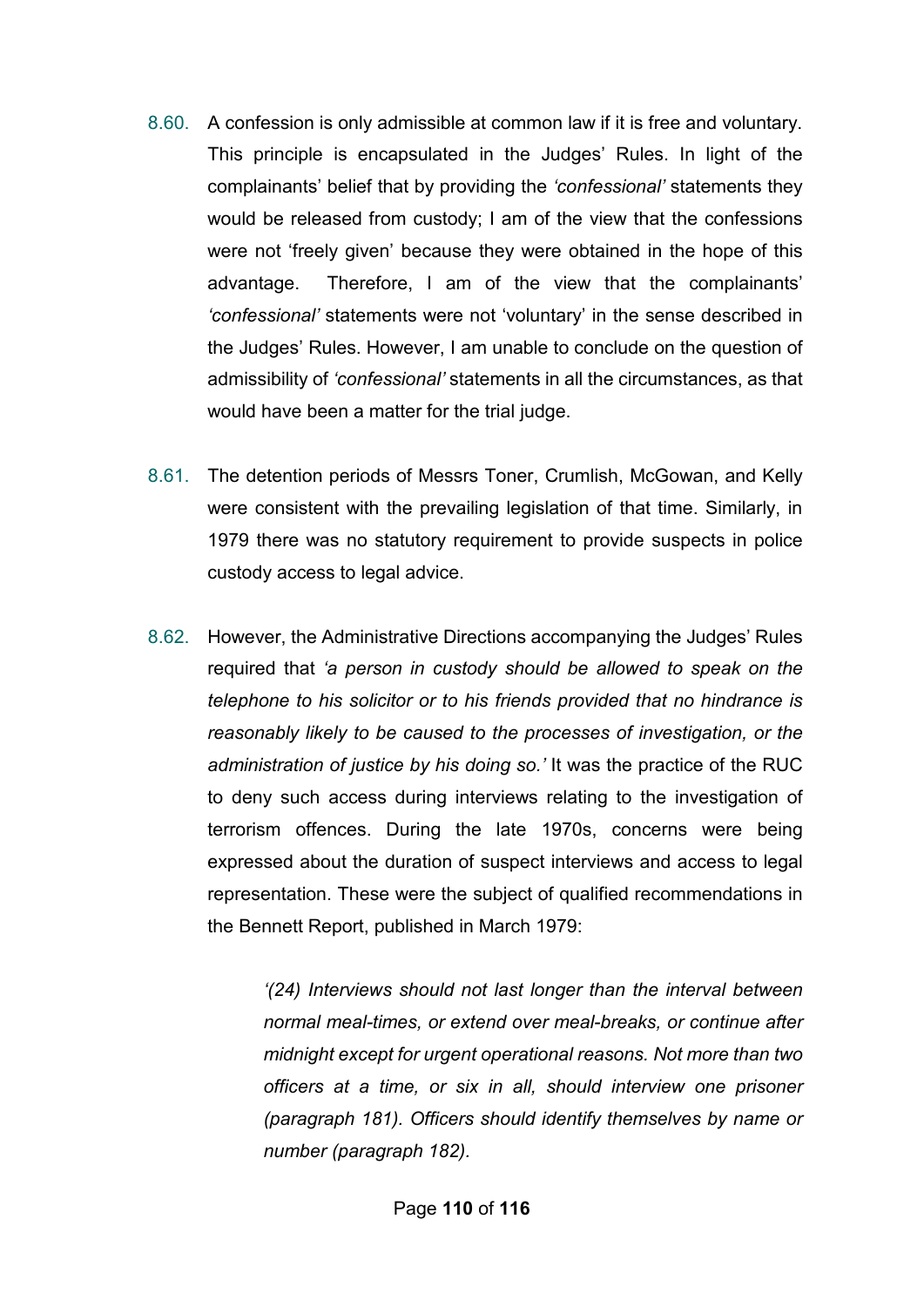8.60. A confession is only admissible at common law if it is free and voluntary. This principle is encapsulated in the Judges' Rules. In light of the complainants' belief that by providing the *'confessional'* statements they would be released from custody; I am of the view that the confessions were not 'freely given' because they were obtained in the hope of this advantage. Therefore, I am of the view that the complainants' *'confessional'* statements were not 'voluntary' in the sense described in the Judges' Rules. However, I am unable to conclude on the question of admissibility of *'confessional'* statements in all the circumstances, as that would have been a matter for the trial judge.

8.61. The detention periods of Messrs Toner, Crumlish, McGowan, and Kelly were consistent with the prevailing legislation of that time. Similarly, in 1979 there was no statutory requirement to provide suspects in police custody access to legal advice.

8.62. However, the Administrative Directions accompanying the Judges' Rules required that *'a person in custody should be allowed to speak on the telephone to his solicitor or to his friends provided that no hindrance is reasonably likely to be caused to the processes of investigation, or the administration of justice by his doing so.'* It was the practice of the RUC to deny such access during interviews relating to the investigation of terrorism offences. During the late 1970s, concerns were being expressed about the duration of suspect interviews and access to legal representation. These were the subject of qualified recommendations in the Bennett Report, published in March 1979:

> *'(24) Interviews should not last longer than the interval between normal meal-times, or extend over meal-breaks, or continue after midnight except for urgent operational reasons. Not more than two officers at a time, or six in all, should interview one prisoner (paragraph 181). Officers should identify themselves by name or number (paragraph 182).*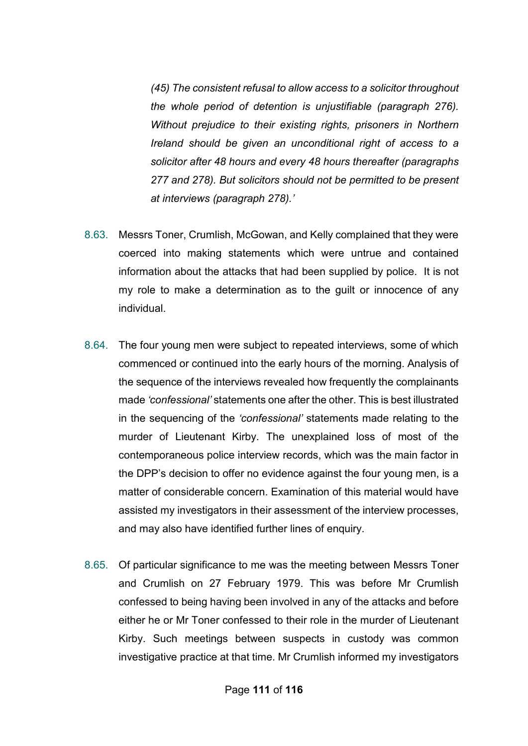*(45) The consistent refusal to allow access to a solicitor throughout the whole period of detention is unjustifiable (paragraph 276). Without prejudice to their existing rights, prisoners in Northern Ireland should be given an unconditional right of access to a solicitor after 48 hours and every 48 hours thereafter (paragraphs 277 and 278). But solicitors should not be permitted to be present at interviews (paragraph 278).'*

8.63. Messrs Toner, Crumlish, McGowan, and Kelly complained that they were coerced into making statements which were untrue and contained information about the attacks that had been supplied by police. It is not my role to make a determination as to the guilt or innocence of any individual.

8.64. The four young men were subject to repeated interviews, some of which commenced or continued into the early hours of the morning. Analysis of the sequence of the interviews revealed how frequently the complainants made *'confessional'* statements one after the other. This is best illustrated in the sequencing of the *'confessional'* statements made relating to the murder of Lieutenant Kirby. The unexplained loss of most of the contemporaneous police interview records, which was the main factor in the DPP's decision to offer no evidence against the four young men, is a matter of considerable concern. Examination of this material would have assisted my investigators in their assessment of the interview processes, and may also have identified further lines of enquiry.

8.65. Of particular significance to me was the meeting between Messrs Toner and Crumlish on 27 February 1979. This was before Mr Crumlish confessed to being having been involved in any of the attacks and before either he or Mr Toner confessed to their role in the murder of Lieutenant Kirby. Such meetings between suspects in custody was common investigative practice at that time. Mr Crumlish informed my investigators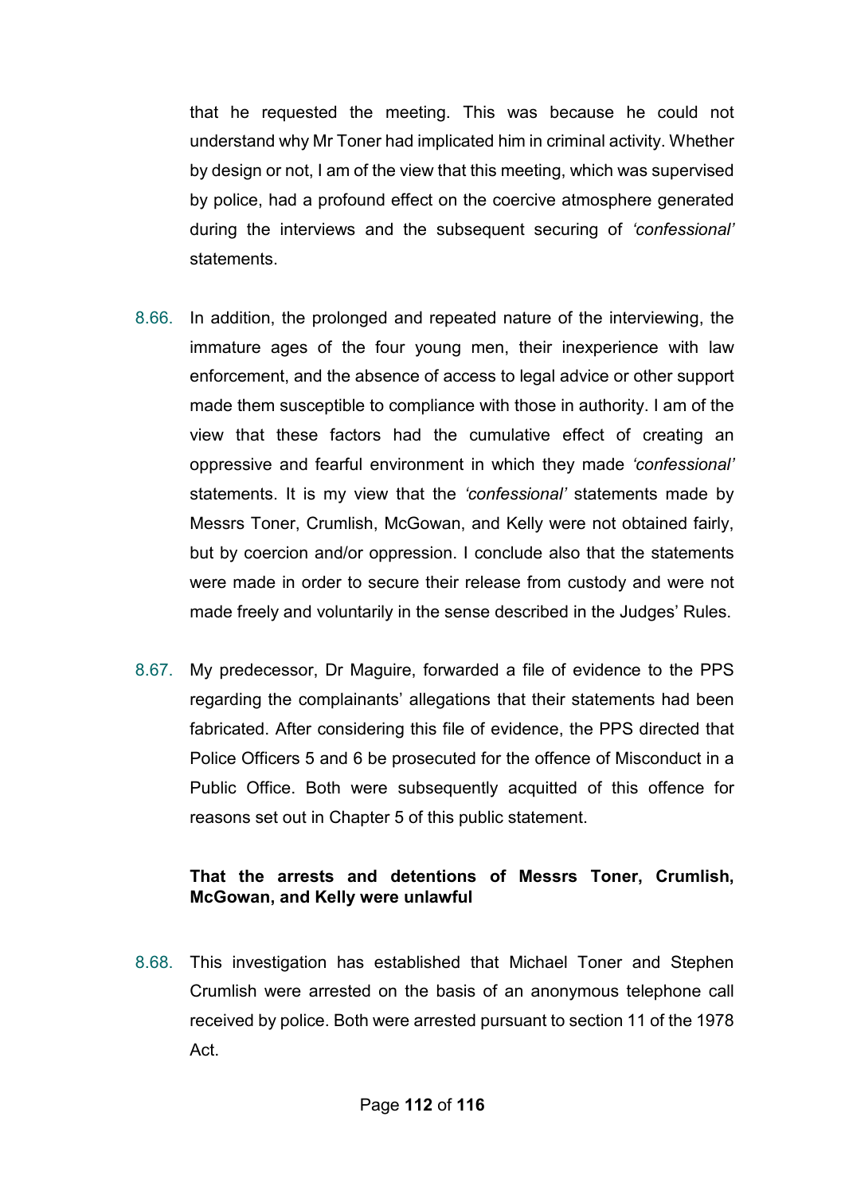that he requested the meeting. This was because he could not understand why Mr Toner had implicated him in criminal activity. Whether by design or not, I am of the view that this meeting, which was supervised by police, had a profound effect on the coercive atmosphere generated during the interviews and the subsequent securing of *'confessional'* statements.

8.66. In addition, the prolonged and repeated nature of the interviewing, the immature ages of the four young men, their inexperience with law enforcement, and the absence of access to legal advice or other support made them susceptible to compliance with those in authority. I am of the view that these factors had the cumulative effect of creating an oppressive and fearful environment in which they made *'confessional'* statements. It is my view that the *'confessional'* statements made by Messrs Toner, Crumlish, McGowan, and Kelly were not obtained fairly, but by coercion and/or oppression. I conclude also that the statements were made in order to secure their release from custody and were not made freely and voluntarily in the sense described in the Judges' Rules.

8.67. My predecessor, Dr Maguire, forwarded a file of evidence to the PPS regarding the complainants' allegations that their statements had been fabricated. After considering this file of evidence, the PPS directed that Police Officers 5 and 6 be prosecuted for the offence of Misconduct in a Public Office. Both were subsequently acquitted of this offence for reasons set out in Chapter 5 of this public statement.

**That the arrests and detentions of Messrs Toner, Crumlish, McGowan, and Kelly were unlawful**

8.68. This investigation has established that Michael Toner and Stephen Crumlish were arrested on the basis of an anonymous telephone call received by police. Both were arrested pursuant to section 11 of the 1978 Act.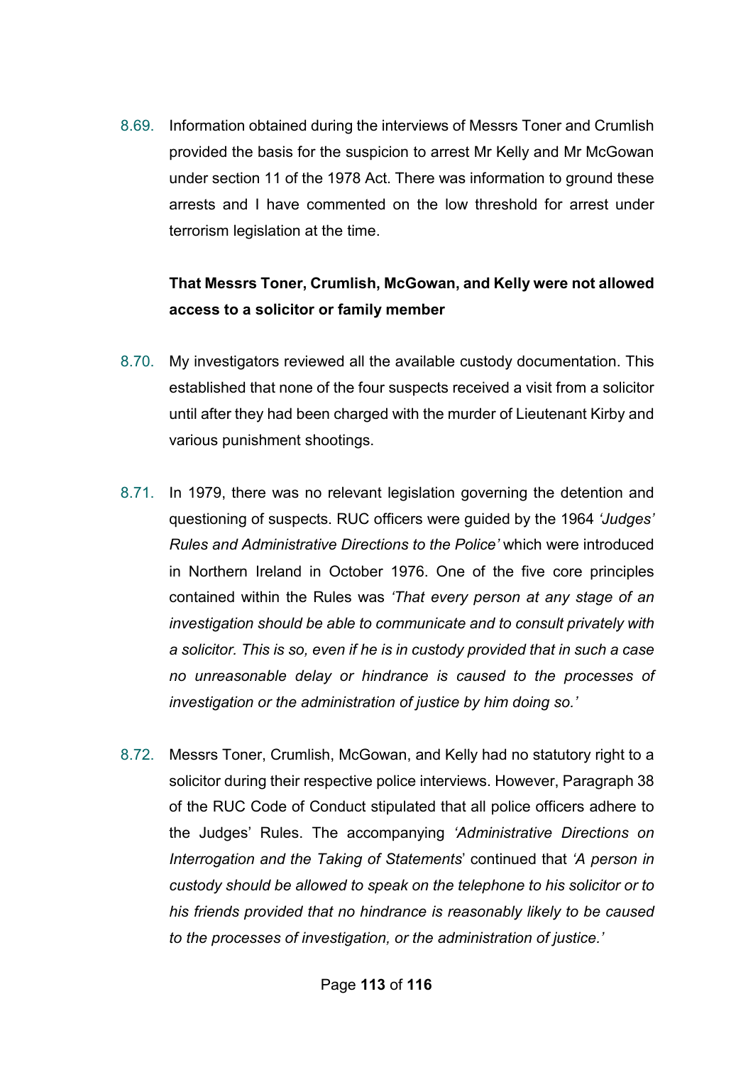8.69. Information obtained during the interviews of Messrs Toner and Crumlish provided the basis for the suspicion to arrest Mr Kelly and Mr McGowan under section 11 of the 1978 Act. There was information to ground these arrests and I have commented on the low threshold for arrest under terrorism legislation at the time.

**That Messrs Toner, Crumlish, McGowan, and Kelly were not allowed access to a solicitor or family member**

8.70. My investigators reviewed all the available custody documentation. This established that none of the four suspects received a visit from a solicitor until after they had been charged with the murder of Lieutenant Kirby and various punishment shootings.

8.71. In 1979, there was no relevant legislation governing the detention and questioning of suspects. RUC officers were guided by the 1964 *'Judges' Rules and Administrative Directions to the Police'* which were introduced in Northern Ireland in October 1976. One of the five core principles contained within the Rules was *'That every person at any stage of an investigation should be able to communicate and to consult privately with a solicitor. This is so, even if he is in custody provided that in such a case no unreasonable delay or hindrance is caused to the processes of investigation or the administration of justice by him doing so.'*

8.72. Messrs Toner, Crumlish, McGowan, and Kelly had no statutory right to a solicitor during their respective police interviews. However, Paragraph 38 of the RUC Code of Conduct stipulated that all police officers adhere to the Judges' Rules. The accompanying *'Administrative Directions on Interrogation and the Taking of Statements*' continued that *'A person in custody should be allowed to speak on the telephone to his solicitor or to his friends provided that no hindrance is reasonably likely to be caused to the processes of investigation, or the administration of justice.'*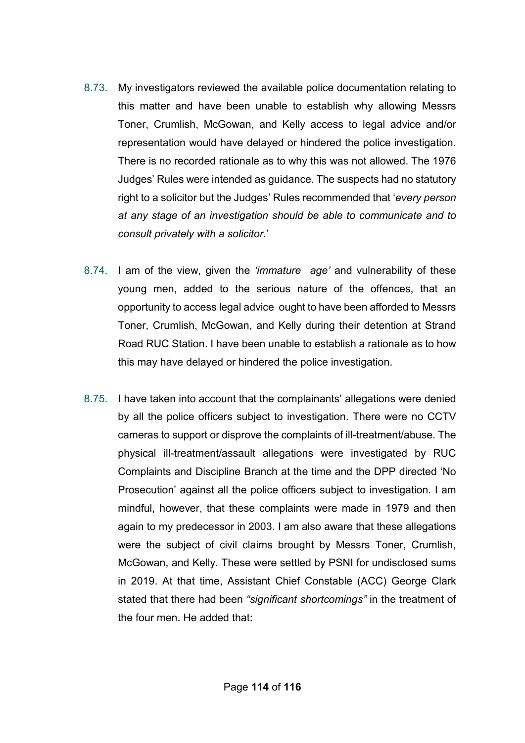8.73. My investigators reviewed the available police documentation relating to this matter and have been unable to establish why allowing Messrs Toner, Crumlish, McGowan, and Kelly access to legal advice and/or representation would have delayed or hindered the police investigation. There is no recorded rationale as to why this was not allowed. The 1976 Judges' Rules were intended as guidance. The suspects had no statutory right to a solicitor but the Judges' Rules recommended that '*every person at any stage of an investigation should be able to communicate and to consult privately with a solicitor*.'

8.74. I am of the view, given the *'immature age'* and vulnerability of these young men, added to the serious nature of the offences, that an opportunity to access legal advice ought to have been afforded to Messrs Toner, Crumlish, McGowan, and Kelly during their detention at Strand Road RUC Station. I have been unable to establish a rationale as to how this may have delayed or hindered the police investigation.

8.75. I have taken into account that the complainants' allegations were denied by all the police officers subject to investigation. There were no CCTV cameras to support or disprove the complaints of ill-treatment/abuse. The physical ill-treatment/assault allegations were investigated by RUC Complaints and Discipline Branch at the time and the DPP directed 'No Prosecution' against all the police officers subject to investigation. I am mindful, however, that these complaints were made in 1979 and then again to my predecessor in 2003. I am also aware that these allegations were the subject of civil claims brought by Messrs Toner, Crumlish, McGowan, and Kelly. These were settled by PSNI for undisclosed sums in 2019. At that time, Assistant Chief Constable (ACC) George Clark stated that there had been *"significant shortcomings"* in the treatment of the four men. He added that: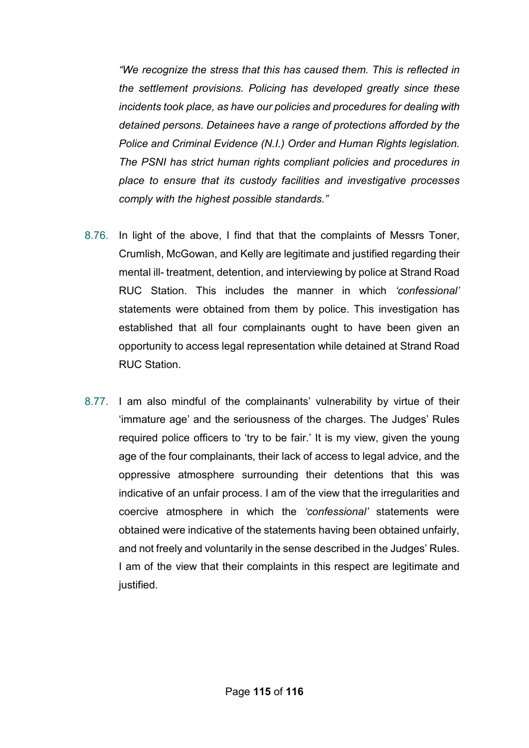*"We recognize the stress that this has caused them. This is reflected in the settlement provisions. Policing has developed greatly since these incidents took place, as have our policies and procedures for dealing with detained persons. Detainees have a range of protections afforded by the Police and Criminal Evidence (N.I.) Order and Human Rights legislation. The PSNI has strict human rights compliant policies and procedures in place to ensure that its custody facilities and investigative processes comply with the highest possible standards."*

8.76. In light of the above, I find that that the complaints of Messrs Toner, Crumlish, McGowan, and Kelly are legitimate and justified regarding their mental ill- treatment, detention, and interviewing by police at Strand Road RUC Station. This includes the manner in which *'confessional'* statements were obtained from them by police. This investigation has established that all four complainants ought to have been given an opportunity to access legal representation while detained at Strand Road RUC Station.

8.77. I am also mindful of the complainants' vulnerability by virtue of their 'immature age' and the seriousness of the charges. The Judges' Rules required police officers to 'try to be fair.' It is my view, given the young age of the four complainants, their lack of access to legal advice, and the oppressive atmosphere surrounding their detentions that this was indicative of an unfair process. I am of the view that the irregularities and coercive atmosphere in which the *'confessional'* statements were obtained were indicative of the statements having been obtained unfairly, and not freely and voluntarily in the sense described in the Judges' Rules. I am of the view that their complaints in this respect are legitimate and justified.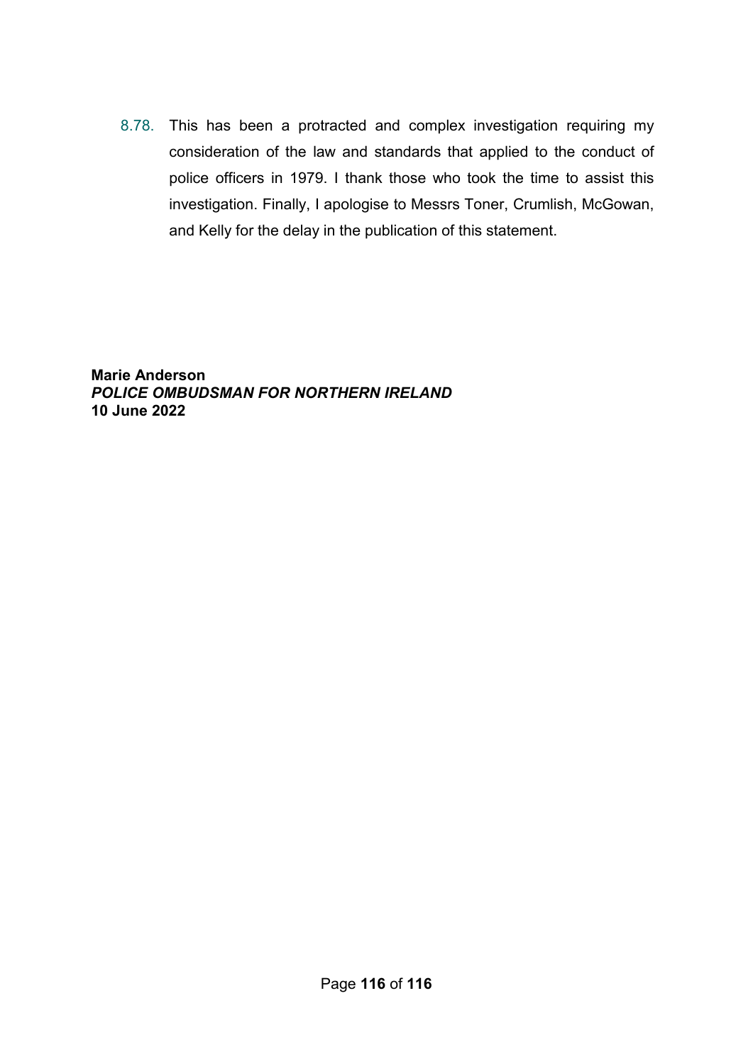8.78. This has been a protracted and complex investigation requiring my consideration of the law and standards that applied to the conduct of police officers in 1979. I thank those who took the time to assist this investigation. Finally, I apologise to Messrs Toner, Crumlish, McGowan, and Kelly for the delay in the publication of this statement.

**Marie Anderson**
***POLICE OMBUDSMAN FOR NORTHERN IRELAND***
**10 June 2022**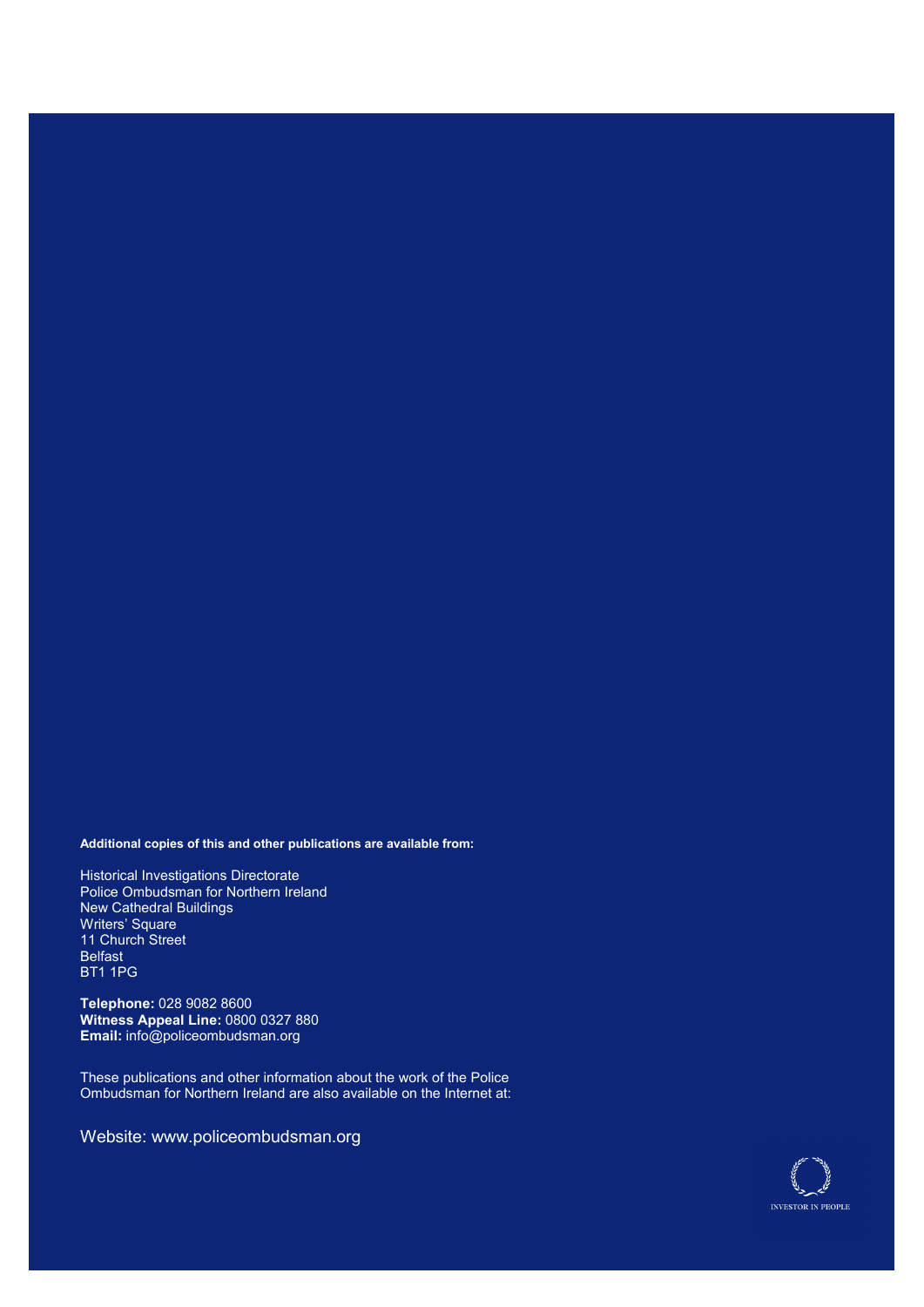**Additional copies of this and other publications are available from:**

Historical Investigations Directorate
Police Ombudsman for Northern Ireland
New Cathedral Buildings
Writers' Square
11 Church Street
Belfast
BT1 1PG

**Telephone:** 028 9082 8600
**Witness Appeal Line:** 0800 0327 880
**Email:** info@policeombudsman.org

These publications and other information about the work of the Police Ombudsman for Northern Ireland are also available on the Internet at:

Website: www.policeombudsman.org

INVESTOR IN PEOPLE